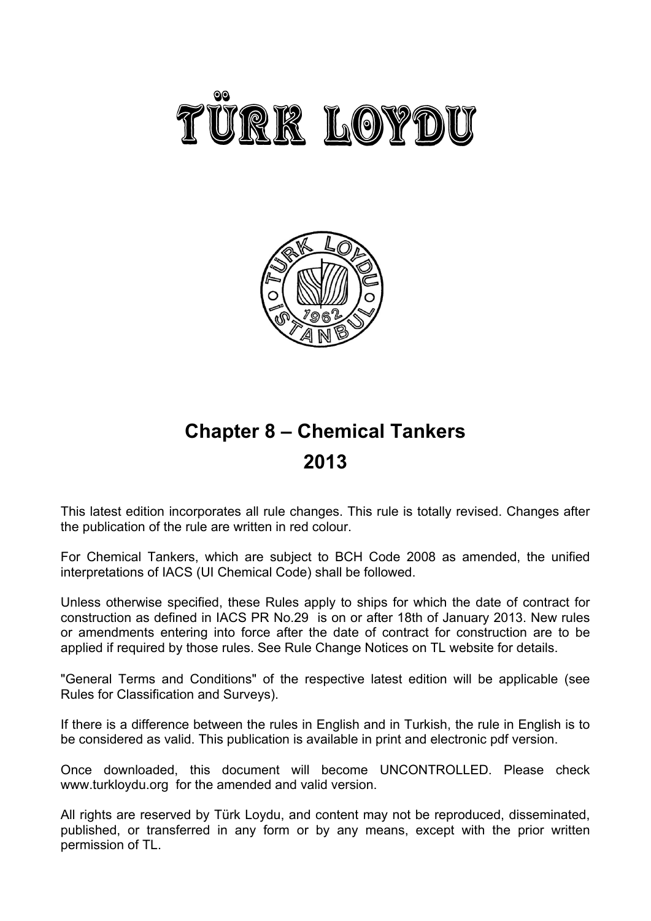# TÜRK LOYDU

## Chapter 8 – Chemical Tankers

## 2013

This latest edition incorporates all rule changes. This rule is totally revised. Changes after the publication of the rule are written in red colour.

For Chemical Tankers, which are subject to BCH Code 2008 as amended, the unified interpretations of IACS (UI Chemical Code) shall be followed.

Unless otherwise specified, these Rules apply to ships for which the date of contract for construction as defined in IACS PR No.29 is on or after 18th of January 2013. New rules or amendments entering into force after the date of contract for construction are to be applied if required by those rules. See Rule Change Notices on TL website for details.

"General Terms and Conditions" of the respective latest edition will be applicable (see Rules for Classification and Surveys).

If there is a difference between the rules in English and in Turkish, the rule in English is to be considered as valid. This publication is available in print and electronic pdf version.

Once downloaded, this document will become UNCONTROLLED. Please check www.turkloydu.org for the amended and valid version.

All rights are reserved by Türk Loydu, and content may not be reproduced, disseminated, published, or transferred in any form or by any means, except with the prior written permission of TL.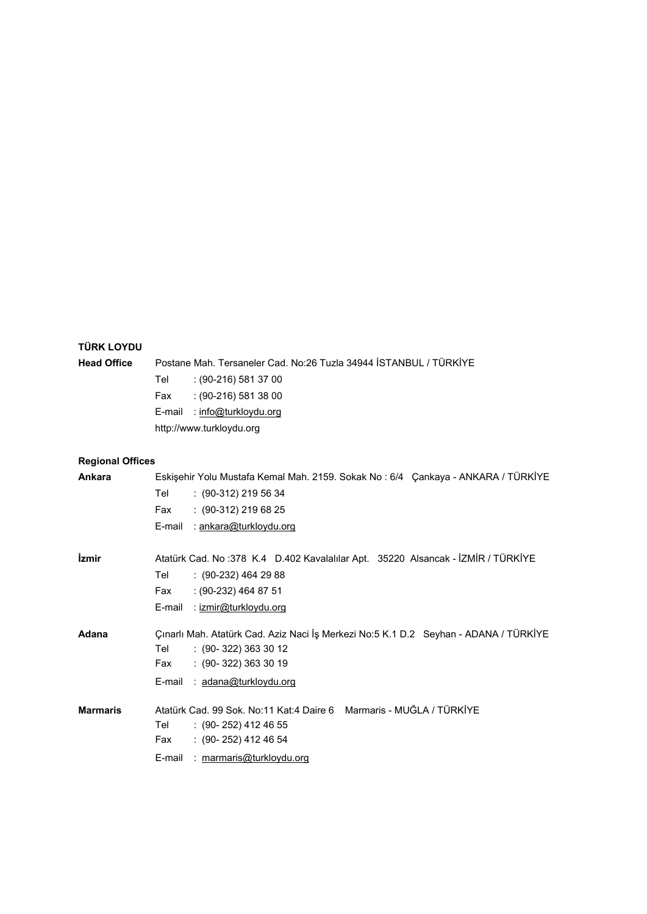**TÜRK LOYDU**

**Head Office** Postane Mah. Tersaneler Cad. No:26 Tuzla 34944 İSTANBUL / TÜRKİYE

Tel : (90-216) 581 37 00

Fax : (90-216) 581 38 00

E-mail : info@turkloydu.org

http://www.turkloydu.org

**Regional Offices**

**Ankara** Eskişehir Yolu Mustafa Kemal Mah. 2159. Sokak No : 6/4 Çankaya - ANKARA / TÜRKİYE

Tel : (90-312) 219 56 34

Fax : (90-312) 219 68 25

E-mail : ankara@turkloydu.org

**İzmir** Atatürk Cad. No :378 K.4 D.402 Kavalalılar Apt. 35220 Alsancak - İZMİR / TÜRKİYE

Tel : (90-232) 464 29 88

Fax : (90-232) 464 87 51

E-mail : izmir@turkloydu.org

**Adana** Çınarlı Mah. Atatürk Cad. Aziz Naci İş Merkezi No:5 K.1 D.2 Seyhan - ADANA / TÜRKİYE

Tel : (90- 322) 363 30 12

Fax : (90- 322) 363 30 19

E-mail : adana@turkloydu.org

**Marmaris** Atatürk Cad. 99 Sok. No:11 Kat:4 Daire 6 Marmaris - MUĞLA / TÜRKİYE

Tel : (90- 252) 412 46 55

Fax : (90- 252) 412 46 54

E-mail : marmaris@turkloydu.org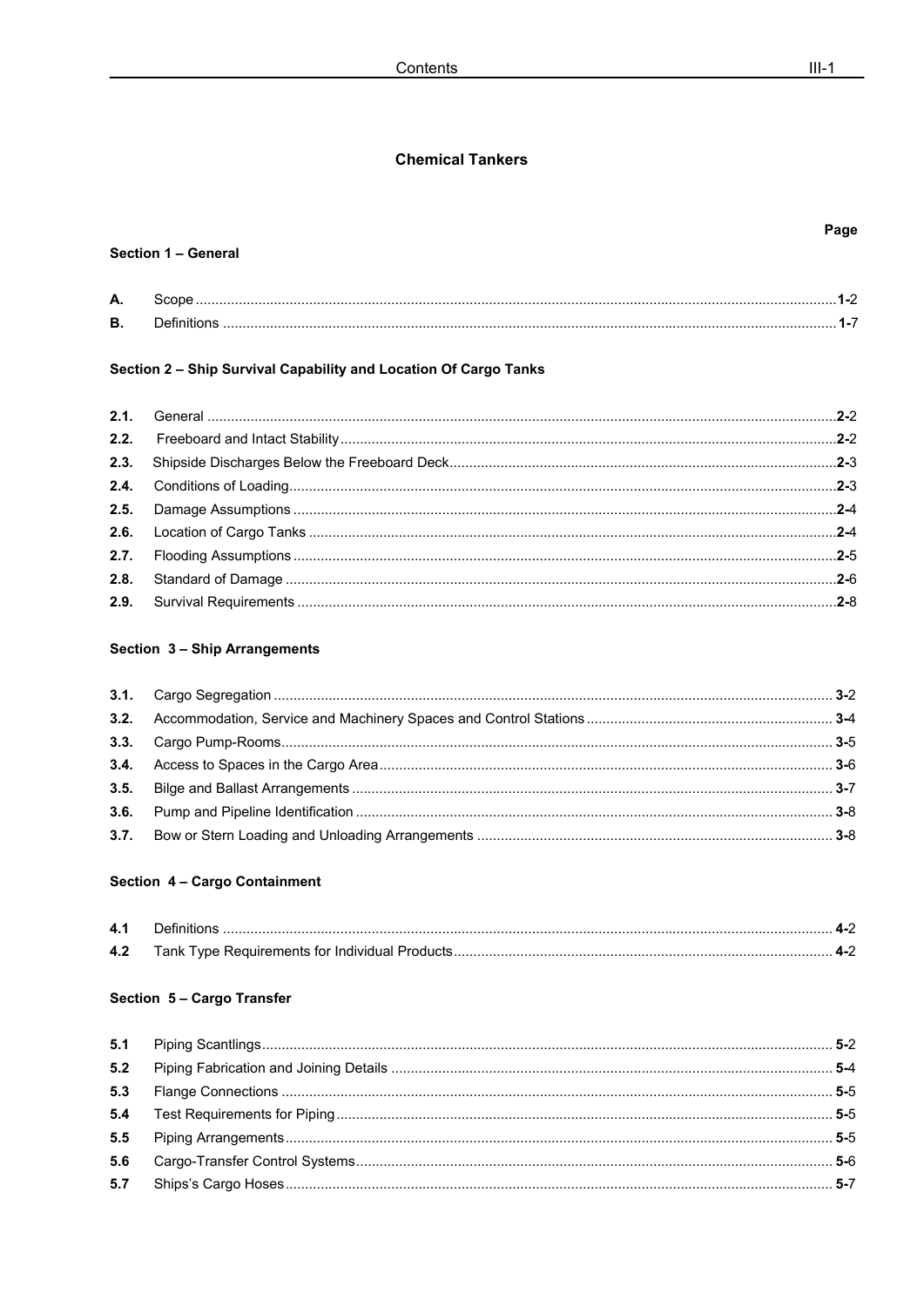# Chemical Tankers

| | | Page |
|---|---|---|
| **Section 1 – General** | | |
| **A.** | Scope | **1-**2 |
| **B.** | Definitions | **1-**7 |
| **Section 2 – Ship Survival Capability and Location Of Cargo Tanks** | | |
| **2.1.** | General | **2-**2 |
| **2.2.** | Freeboard and Intact Stability | **2-**2 |
| **2.3.** | Shipside Discharges Below the Freeboard Deck | **2-**3 |
| **2.4.** | Conditions of Loading | **2-**3 |
| **2.5.** | Damage Assumptions | **2-**4 |
| **2.6.** | Location of Cargo Tanks | **2-**4 |
| **2.7.** | Flooding Assumptions | **2-**5 |
| **2.8.** | Standard of Damage | **2-**6 |
| **2.9.** | Survival Requirements | **2-**8 |
| **Section 3 – Ship Arrangements** | | |
| **3.1.** | Cargo Segregation | **3-**2 |
| **3.2.** | Accommodation, Service and Machinery Spaces and Control Stations | **3-**4 |
| **3.3.** | Cargo Pump-Rooms | **3-**5 |
| **3.4.** | Access to Spaces in the Cargo Area | **3-**6 |
| **3.5.** | Bilge and Ballast Arrangements | **3-**7 |
| **3.6.** | Pump and Pipeline Identification | **3-**8 |
| **3.7.** | Bow or Stern Loading and Unloading Arrangements | **3-**8 |
| **Section 4 – Cargo Containment** | | |
| **4.1** | Definitions | **4-**2 |
| **4.2** | Tank Type Requirements for Individual Products | **4-**2 |
| **Section 5 – Cargo Transfer** | | |
| **5.1** | Piping Scantlings | **5-**2 |
| **5.2** | Piping Fabrication and Joining Details | **5-**4 |
| **5.3** | Flange Connections | **5-**5 |
| **5.4** | Test Requirements for Piping | **5-**5 |
| **5.5** | Piping Arrangements | **5-**5 |
| **5.6** | Cargo-Transfer Control Systems | **5-**6 |
| **5.7** | Ships's Cargo Hoses | **5-**7 |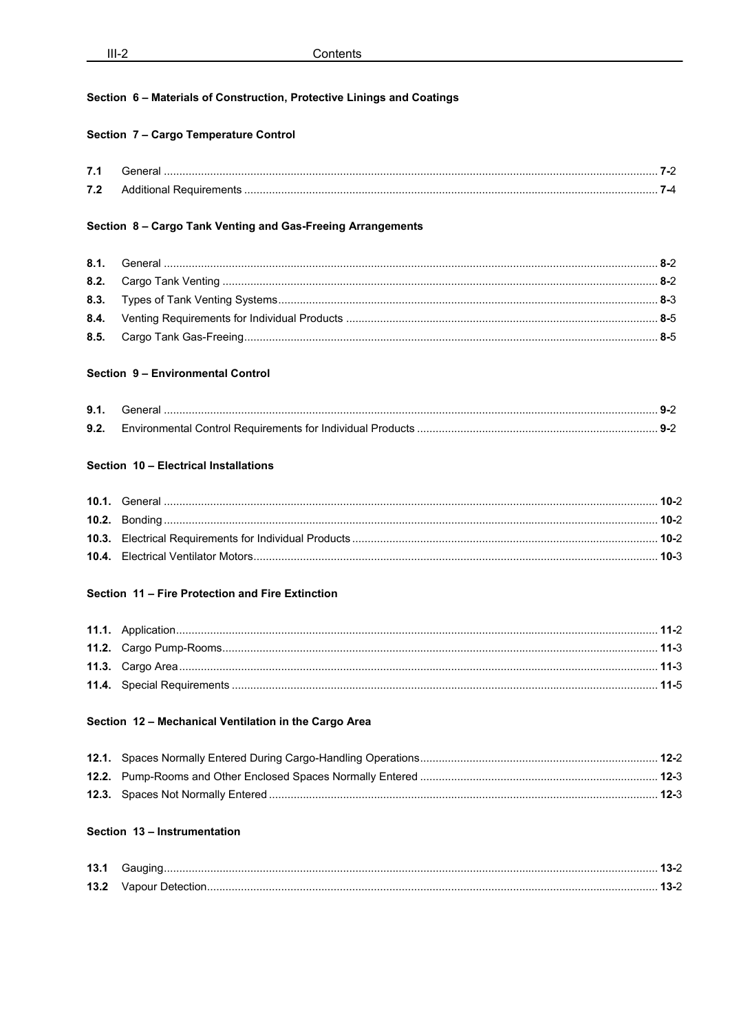**Section 6 – Materials of Construction, Protective Linings and Coatings**

**Section 7 – Cargo Temperature Control**

| | | |
|---|---|---|
| **7.1** | General | **7-**2 |
| **7.2** | Additional Requirements | **7-**4 |

**Section 8 – Cargo Tank Venting and Gas-Freeing Arrangements**

| | | |
|---|---|---|
| **8.1.** | General | **8-**2 |
| **8.2.** | Cargo Tank Venting | **8-**2 |
| **8.3.** | Types of Tank Venting Systems | **8-**3 |
| **8.4.** | Venting Requirements for Individual Products | **8-**5 |
| **8.5.** | Cargo Tank Gas-Freeing | **8-**5 |

**Section 9 – Environmental Control**

| | | |
|---|---|---|
| **9.1.** | General | **9-**2 |
| **9.2.** | Environmental Control Requirements for Individual Products | **9-**2 |

**Section 10 – Electrical Installations**

| | | |
|---|---|---|
| **10.1.** | General | **10-**2 |
| **10.2.** | Bonding | **10-**2 |
| **10.3.** | Electrical Requirements for Individual Products | **10-**2 |
| **10.4.** | Electrical Ventilator Motors | **10-**3 |

**Section 11 – Fire Protection and Fire Extinction**

| | | |
|---|---|---|
| **11.1.** | Application | **11-**2 |
| **11.2.** | Cargo Pump-Rooms | **11-**3 |
| **11.3.** | Cargo Area | **11-**3 |
| **11.4.** | Special Requirements | **11-**5 |

**Section 12 – Mechanical Ventilation in the Cargo Area**

| | | |
|---|---|---|
| **12.1.** | Spaces Normally Entered During Cargo-Handling Operations | **12-**2 |
| **12.2.** | Pump-Rooms and Other Enclosed Spaces Normally Entered | **12-**3 |
| **12.3.** | Spaces Not Normally Entered | **12-**3 |

**Section 13 – Instrumentation**

| | | |
|---|---|---|
| **13.1** | Gauging | **13-**2 |
| **13.2** | Vapour Detection | **13-**2 |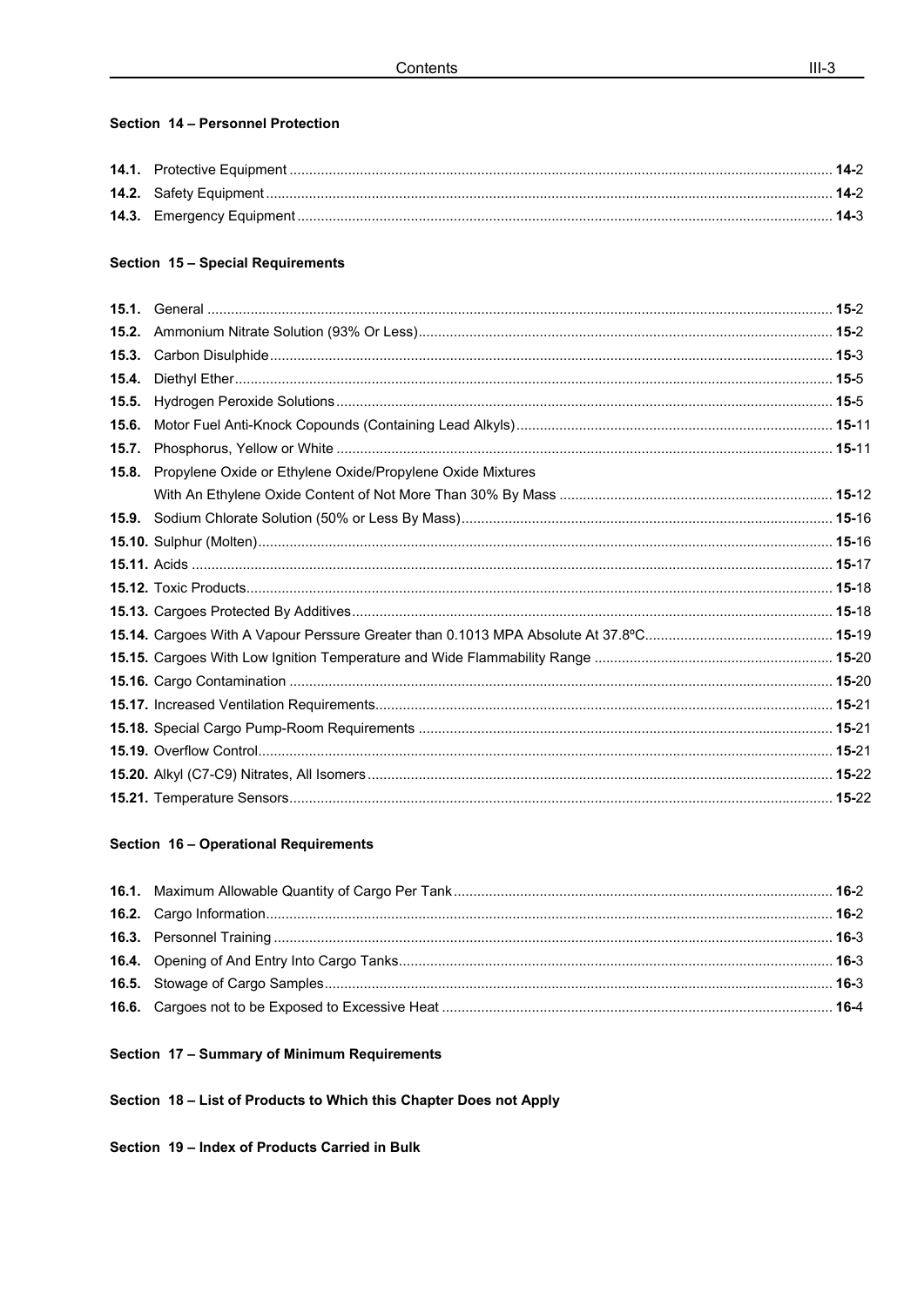## Section 14 – Personnel Protection

| | | |
|---|---|---|
| **14.1.** | Protective Equipment | **14-**2 |
| **14.2.** | Safety Equipment | **14-**2 |
| **14.3.** | Emergency Equipment | **14-**3 |

## Section 15 – Special Requirements

| | | |
|---|---|---|
| **15.1.** | General | **15-**2 |
| **15.2.** | Ammonium Nitrate Solution (93% Or Less) | **15-**2 |
| **15.3.** | Carbon Disulphide | **15-**3 |
| **15.4.** | Diethyl Ether | **15-**5 |
| **15.5.** | Hydrogen Peroxide Solutions | **15-**5 |
| **15.6.** | Motor Fuel Anti-Knock Copounds (Containing Lead Alkyls) | **15-**11 |
| **15.7.** | Phosphorus, Yellow or White | **15-**11 |
| **15.8.** | Propylene Oxide or Ethylene Oxide/Propylene Oxide Mixtures With An Ethylene Oxide Content of Not More Than 30% By Mass | **15-**12 |
| **15.9.** | Sodium Chlorate Solution (50% or Less By Mass) | **15-**16 |
| **15.10.** | Sulphur (Molten) | **15-**16 |
| **15.11.** | Acids | **15-**17 |
| **15.12.** | Toxic Products | **15-**18 |
| **15.13.** | Cargoes Protected By Additives | **15-**18 |
| **15.14.** | Cargoes With A Vapour Perssure Greater than 0.1013 MPA Absolute At 37.8ºC | **15-**19 |
| **15.15.** | Cargoes With Low Ignition Temperature and Wide Flammability Range | **15-**20 |
| **15.16.** | Cargo Contamination | **15-**20 |
| **15.17.** | Increased Ventilation Requirements | **15-**21 |
| **15.18.** | Special Cargo Pump-Room Requirements | **15-**21 |
| **15.19.** | Overflow Control | **15-**21 |
| **15.20.** | Alkyl (C7-C9) Nitrates, All Isomers | **15-**22 |
| **15.21.** | Temperature Sensors | **15-**22 |

## Section 16 – Operational Requirements

| | | |
|---|---|---|
| **16.1.** | Maximum Allowable Quantity of Cargo Per Tank | **16-**2 |
| **16.2.** | Cargo Information | **16-**2 |
| **16.3.** | Personnel Training | **16-**3 |
| **16.4.** | Opening of And Entry Into Cargo Tanks | **16-**3 |
| **16.5.** | Stowage of Cargo Samples | **16-**3 |
| **16.6.** | Cargoes not to be Exposed to Excessive Heat | **16-**4 |

## Section 17 – Summary of Minimum Requirements

## Section 18 – List of Products to Which this Chapter Does not Apply

## Section 19 – Index of Products Carried in Bulk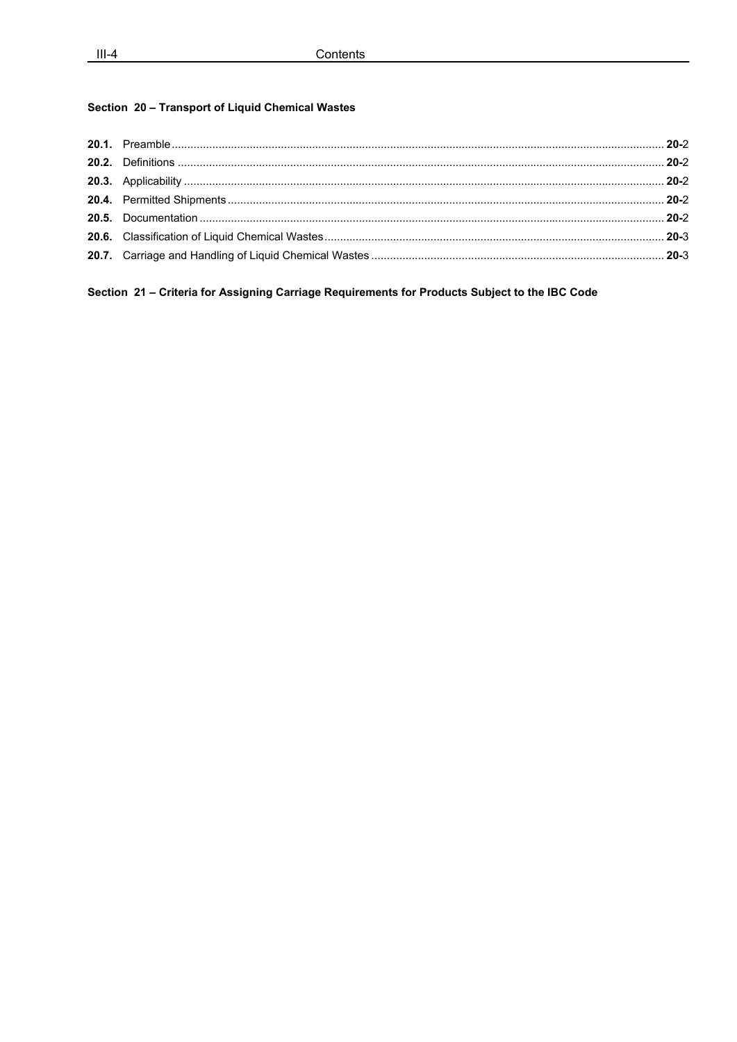## Section 20 – Transport of Liquid Chemical Wastes

| | | |
|---|---|---|
| **20.1.** | Preamble | **20-**2 |
| **20.2.** | Definitions | **20-**2 |
| **20.3.** | Applicability | **20-**2 |
| **20.4.** | Permitted Shipments | **20-**2 |
| **20.5.** | Documentation | **20-**2 |
| **20.6.** | Classification of Liquid Chemical Wastes | **20-**3 |
| **20.7.** | Carriage and Handling of Liquid Chemical Wastes | **20-**3 |

## Section 21 – Criteria for Assigning Carriage Requirements for Products Subject to the IBC Code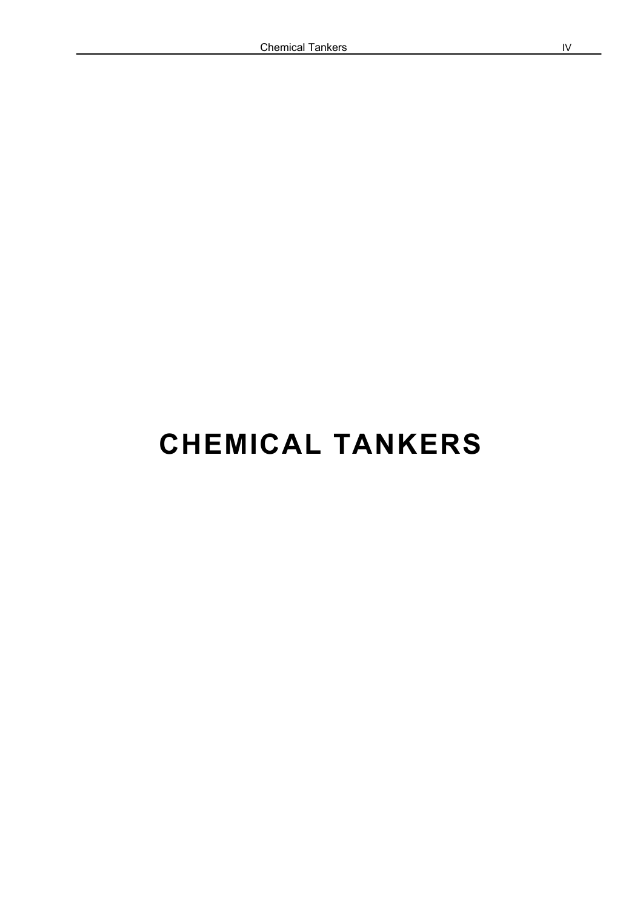# CHEMICAL TANKERS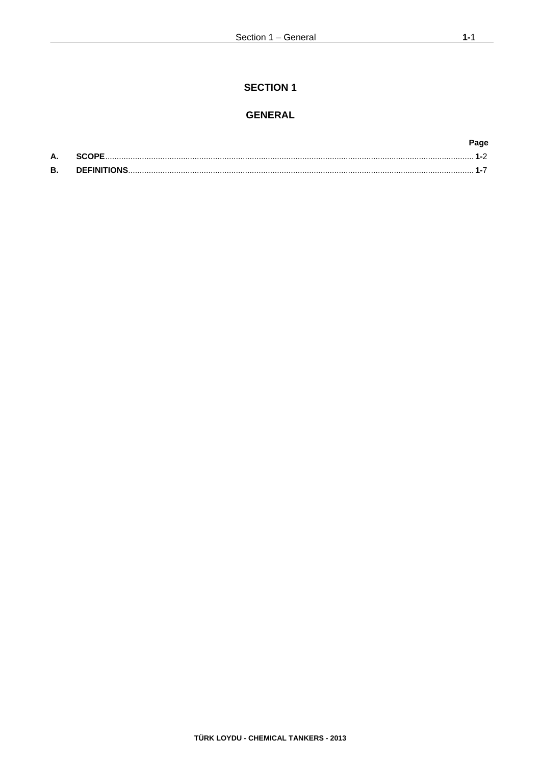# SECTION 1

# GENERAL

| | | Page |
|---|---|---|
| **A.** | **SCOPE** | **1-**2 |
| **B.** | **DEFINITIONS** | **1-**7 |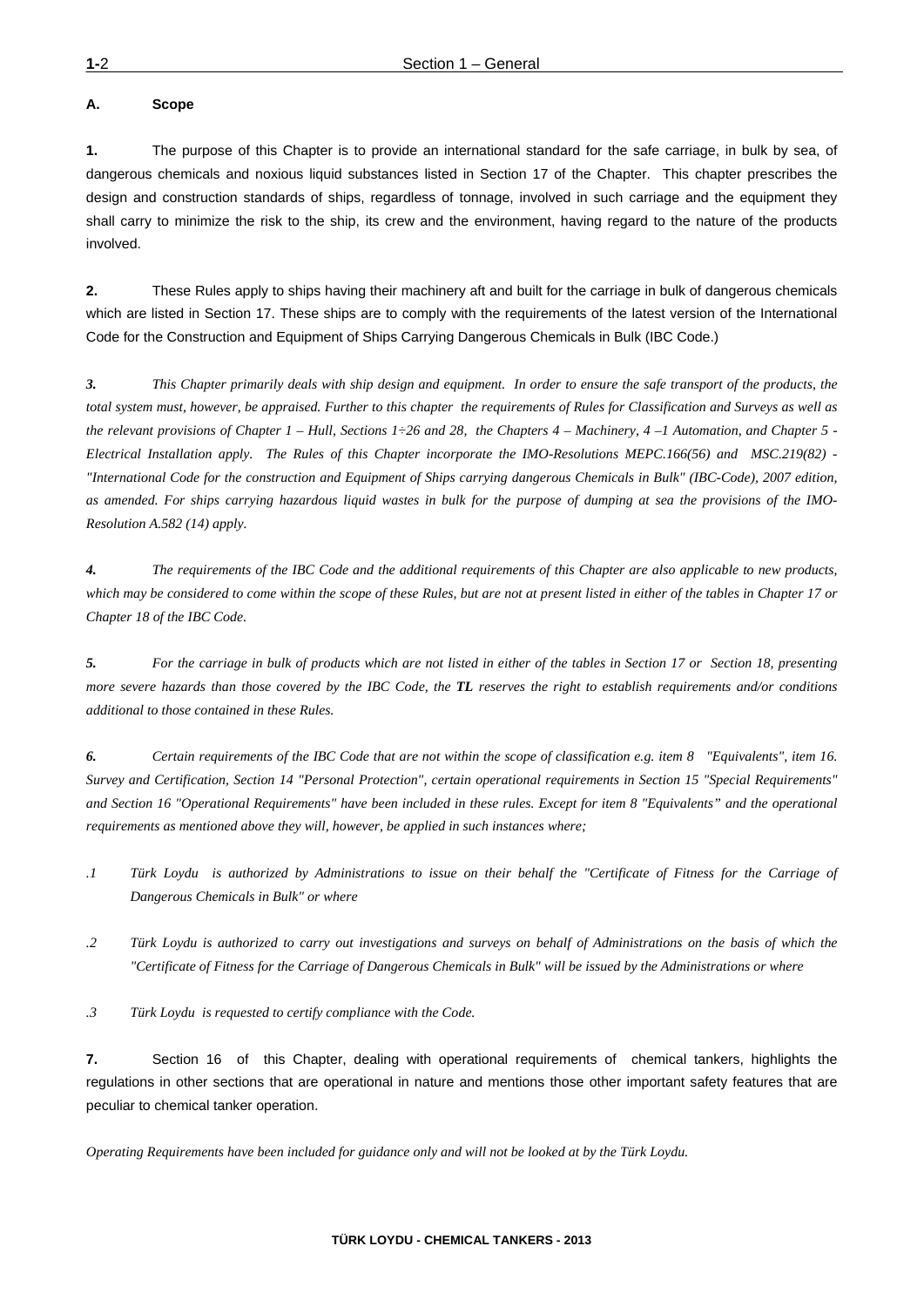### A. Scope

**1.** The purpose of this Chapter is to provide an international standard for the safe carriage, in bulk by sea, of dangerous chemicals and noxious liquid substances listed in Section 17 of the Chapter. This chapter prescribes the design and construction standards of ships, regardless of tonnage, involved in such carriage and the equipment they shall carry to minimize the risk to the ship, its crew and the environment, having regard to the nature of the products involved.

**2.** These Rules apply to ships having their machinery aft and built for the carriage in bulk of dangerous chemicals which are listed in Section 17. These ships are to comply with the requirements of the latest version of the International Code for the Construction and Equipment of Ships Carrying Dangerous Chemicals in Bulk (IBC Code.)

***3.*** *This Chapter primarily deals with ship design and equipment. In order to ensure the safe transport of the products, the total system must, however, be appraised. Further to this chapter the requirements of Rules for Classification and Surveys as well as the relevant provisions of Chapter 1 – Hull, Sections 1÷26 and 28, the Chapters 4 – Machinery, 4 –1 Automation, and Chapter 5 - Electrical Installation apply. The Rules of this Chapter incorporate the IMO-Resolutions MEPC.166(56) and MSC.219(82) - "International Code for the construction and Equipment of Ships carrying dangerous Chemicals in Bulk" (IBC-Code), 2007 edition, as amended. For ships carrying hazardous liquid wastes in bulk for the purpose of dumping at sea the provisions of the IMO-Resolution A.582 (14) apply.*

***4.*** *The requirements of the IBC Code and the additional requirements of this Chapter are also applicable to new products, which may be considered to come within the scope of these Rules, but are not at present listed in either of the tables in Chapter 17 or Chapter 18 of the IBC Code.*

***5.*** *For the carriage in bulk of products which are not listed in either of the tables in Section 17 or Section 18, presenting more severe hazards than those covered by the IBC Code, the **TL** reserves the right to establish requirements and/or conditions additional to those contained in these Rules.*

***6.*** *Certain requirements of the IBC Code that are not within the scope of classification e.g. item 8 "Equivalents", item 16. Survey and Certification, Section 14 "Personal Protection", certain operational requirements in Section 15 "Special Requirements" and Section 16 "Operational Requirements" have been included in these rules. Except for item 8 "Equivalents" and the operational requirements as mentioned above they will, however, be applied in such instances where;*

*.1 Türk Loydu is authorized by Administrations to issue on their behalf the "Certificate of Fitness for the Carriage of Dangerous Chemicals in Bulk" or where*

*.2 Türk Loydu is authorized to carry out investigations and surveys on behalf of Administrations on the basis of which the "Certificate of Fitness for the Carriage of Dangerous Chemicals in Bulk" will be issued by the Administrations or where*

*.3 Türk Loydu is requested to certify compliance with the Code.*

**7.** Section 16 of this Chapter, dealing with operational requirements of chemical tankers, highlights the regulations in other sections that are operational in nature and mentions those other important safety features that are peculiar to chemical tanker operation.

*Operating Requirements have been included for guidance only and will not be looked at by the Türk Loydu.*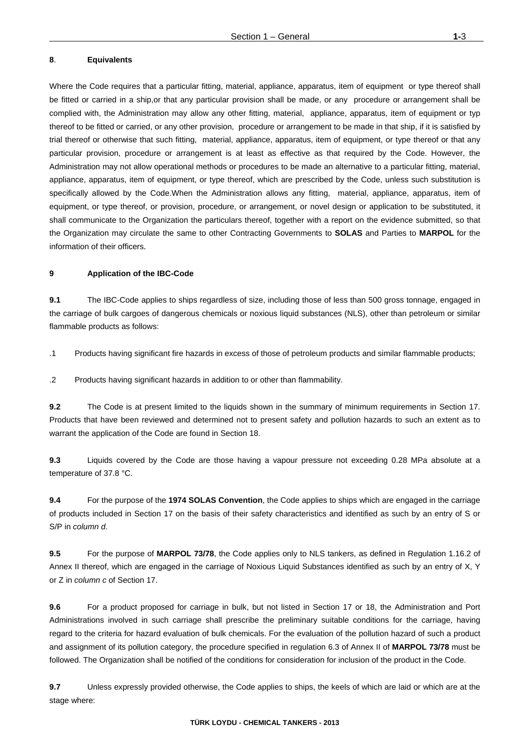**8**. **Equivalents**

Where the Code requires that a particular fitting, material, appliance, apparatus, item of equipment or type thereof shall be fitted or carried in a ship,or that any particular provision shall be made, or any procedure or arrangement shall be complied with, the Administration may allow any other fitting, material, appliance, apparatus, item of equipment or typ thereof to be fitted or carried, or any other provision, procedure or arrangement to be made in that ship, if it is satisfied by trial thereof or otherwise that such fitting, material, appliance, apparatus, item of equipment, or type thereof or that any particular provision, procedure or arrangement is at least as effective as that required by the Code. However, the Administration may not allow operational methods or procedures to be made an alternative to a particular fitting, material, appliance, apparatus, item of equipment, or type thereof, which are prescribed by the Code, unless such substitution is specifically allowed by the Code.When the Administration allows any fitting, material, appliance, apparatus, item of equipment, or type thereof, or provision, procedure, or arrangement, or novel design or application to be substituted, it shall communicate to the Organization the particulars thereof, together with a report on the evidence submitted, so that the Organization may circulate the same to other Contracting Governments to **SOLAS** and Parties to **MARPOL** for the information of their officers.

**9** **Application of the IBC-Code**

**9.1** The IBC-Code applies to ships regardless of size, including those of less than 500 gross tonnage, engaged in the carriage of bulk cargoes of dangerous chemicals or noxious liquid substances (NLS), other than petroleum or similar flammable products as follows:

.1 Products having significant fire hazards in excess of those of petroleum products and similar flammable products;

.2 Products having significant hazards in addition to or other than flammability.

**9.2** The Code is at present limited to the liquids shown in the summary of minimum requirements in Section 17. Products that have been reviewed and determined not to present safety and pollution hazards to such an extent as to warrant the application of the Code are found in Section 18.

**9.3** Liquids covered by the Code are those having a vapour pressure not exceeding 0.28 MPa absolute at a temperature of 37.8 °C.

**9.4** For the purpose of the **1974 SOLAS Convention**, the Code applies to ships which are engaged in the carriage of products included in Section 17 on the basis of their safety characteristics and identified as such by an entry of S or S/P in *column d*.

**9.5** For the purpose of **MARPOL 73/78**, the Code applies only to NLS tankers, as defined in Regulation 1.16.2 of Annex II thereof, which are engaged in the carriage of Noxious Liquid Substances identified as such by an entry of X, Y or Z in *column c* of Section 17.

**9.6** For a product proposed for carriage in bulk, but not listed in Section 17 or 18, the Administration and Port Administrations involved in such carriage shall prescribe the preliminary suitable conditions for the carriage, having regard to the criteria for hazard evaluation of bulk chemicals. For the evaluation of the pollution hazard of such a product and assignment of its pollution category, the procedure specified in regulation 6.3 of Annex II of **MARPOL 73/78** must be followed. The Organization shall be notified of the conditions for consideration for inclusion of the product in the Code.

**9.7** Unless expressly provided otherwise, the Code applies to ships, the keels of which are laid or which are at the stage where: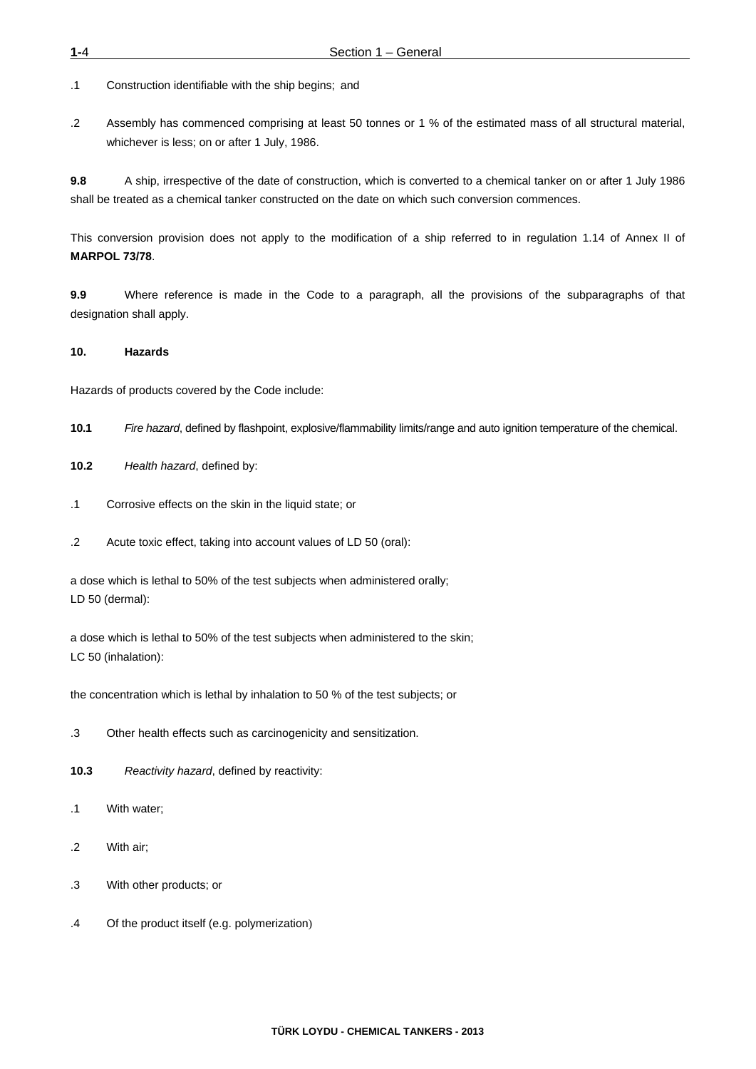.1 Construction identifiable with the ship begins; and

.2 Assembly has commenced comprising at least 50 tonnes or 1 % of the estimated mass of all structural material, whichever is less; on or after 1 July, 1986.

**9.8** A ship, irrespective of the date of construction, which is converted to a chemical tanker on or after 1 July 1986 shall be treated as a chemical tanker constructed on the date on which such conversion commences.

This conversion provision does not apply to the modification of a ship referred to in regulation 1.14 of Annex II of **MARPOL 73/78**.

**9.9** Where reference is made in the Code to a paragraph, all the provisions of the subparagraphs of that designation shall apply.

### 10. Hazards

Hazards of products covered by the Code include:

**10.1** *Fire hazard*, defined by flashpoint, explosive/flammability limits/range and auto ignition temperature of the chemical.

**10.2** *Health hazard*, defined by:

.1 Corrosive effects on the skin in the liquid state; or

.2 Acute toxic effect, taking into account values of LD 50 (oral):

a dose which is lethal to 50% of the test subjects when administered orally;
LD 50 (dermal):

a dose which is lethal to 50% of the test subjects when administered to the skin;
LC 50 (inhalation):

the concentration which is lethal by inhalation to 50 % of the test subjects; or

.3 Other health effects such as carcinogenicity and sensitization.

**10.3** *Reactivity hazard*, defined by reactivity:

.1 With water;

.2 With air;

.3 With other products; or

.4 Of the product itself (e.g. polymerization)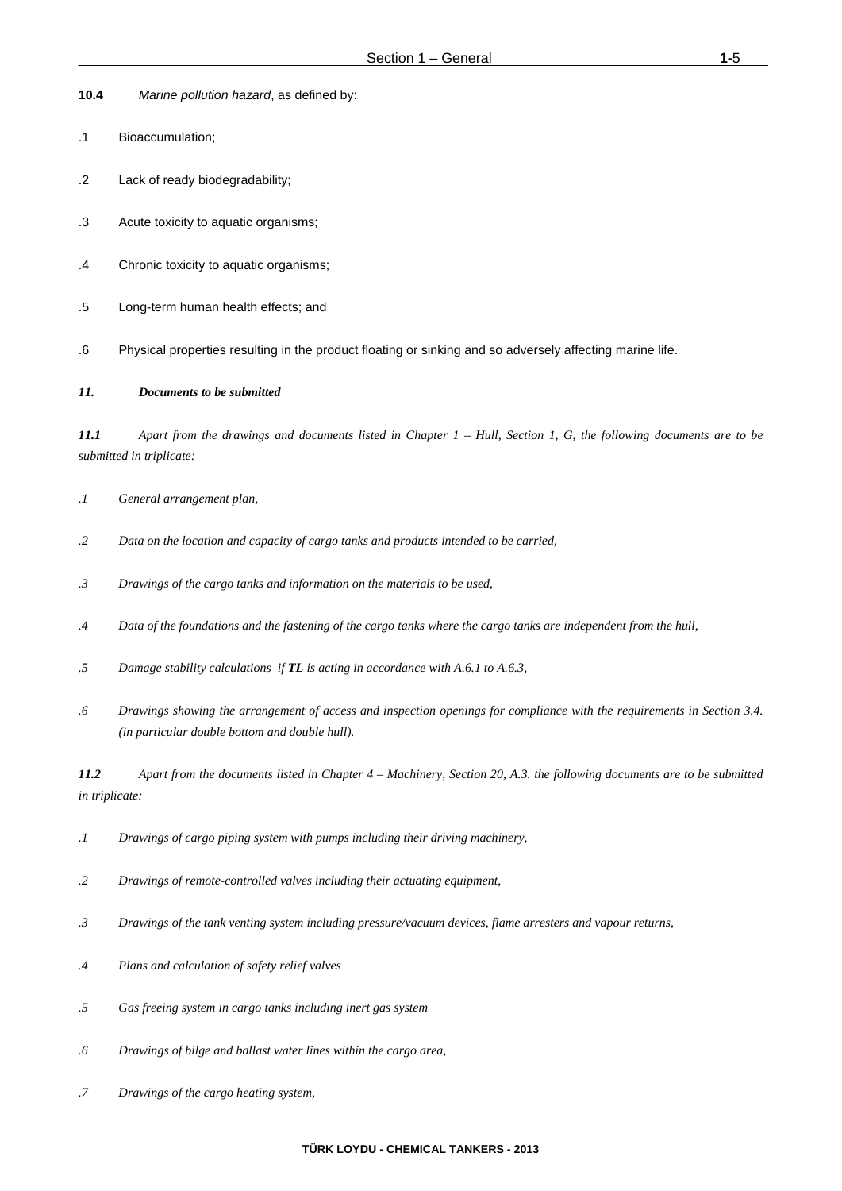**10.4** *Marine pollution hazard*, as defined by:

.1 Bioaccumulation;

.2 Lack of ready biodegradability;

.3 Acute toxicity to aquatic organisms;

.4 Chronic toxicity to aquatic organisms;

.5 Long-term human health effects; and

.6 Physical properties resulting in the product floating or sinking and so adversely affecting marine life.

### *11. Documents to be submitted*

***11.1*** *Apart from the drawings and documents listed in Chapter 1 – Hull, Section 1, G, the following documents are to be submitted in triplicate:*

*.1 General arrangement plan,*

*.2 Data on the location and capacity of cargo tanks and products intended to be carried,*

*.3 Drawings of the cargo tanks and information on the materials to be used,*

*.4 Data of the foundations and the fastening of the cargo tanks where the cargo tanks are independent from the hull,*

*.5 Damage stability calculations if **TL** is acting in accordance with A.6.1 to A.6.3,*

*.6 Drawings showing the arrangement of access and inspection openings for compliance with the requirements in Section 3.4. (in particular double bottom and double hull).*

***11.2*** *Apart from the documents listed in Chapter 4 – Machinery, Section 20, A.3. the following documents are to be submitted in triplicate:*

*.1 Drawings of cargo piping system with pumps including their driving machinery,*

*.2 Drawings of remote-controlled valves including their actuating equipment,*

*.3 Drawings of the tank venting system including pressure/vacuum devices, flame arresters and vapour returns,*

*.4 Plans and calculation of safety relief valves*

*.5 Gas freeing system in cargo tanks including inert gas system*

*.6 Drawings of bilge and ballast water lines within the cargo area,*

*.7 Drawings of the cargo heating system,*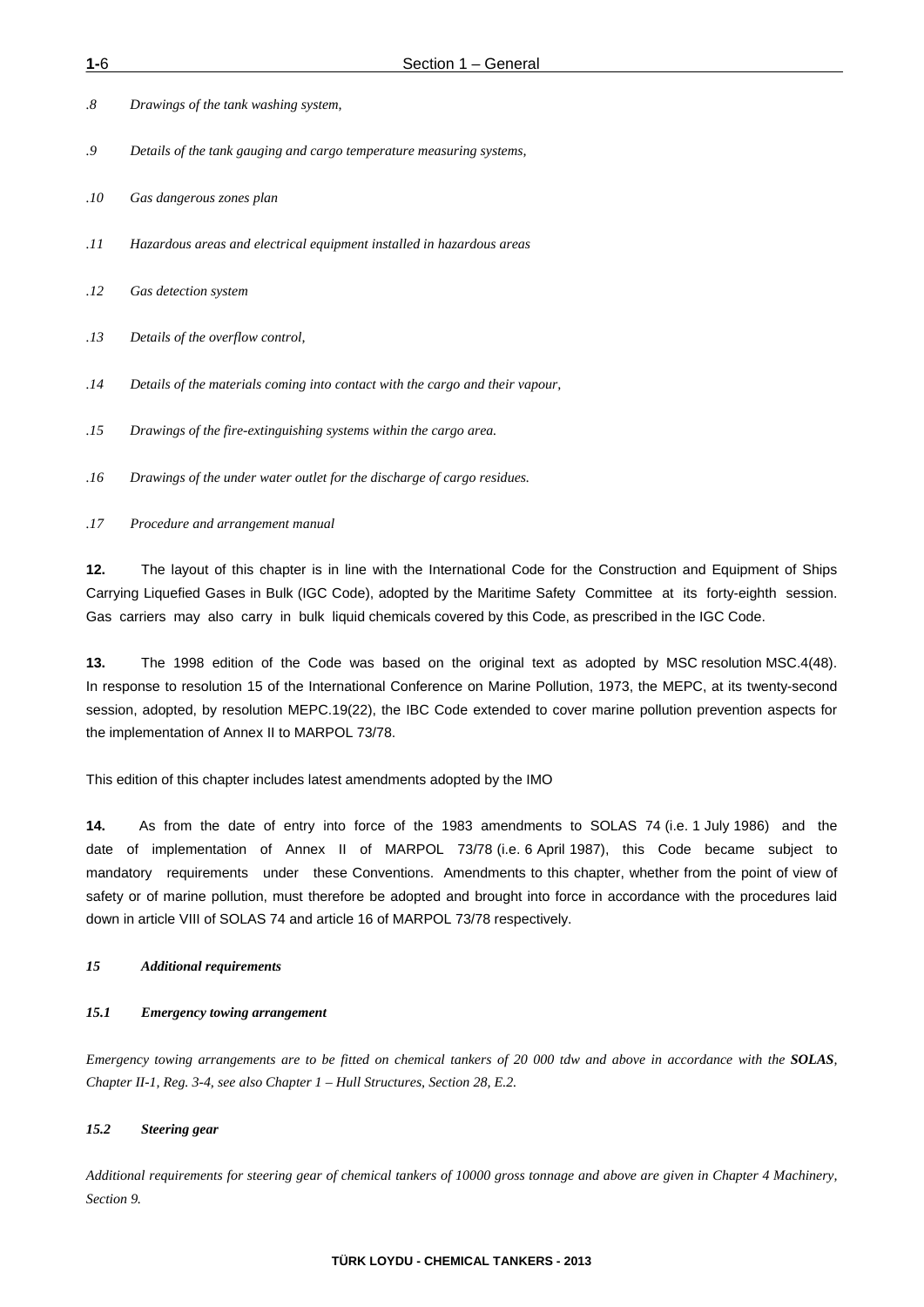*.8 Drawings of the tank washing system,*

*.9 Details of the tank gauging and cargo temperature measuring systems,*

*.10 Gas dangerous zones plan*

*.11 Hazardous areas and electrical equipment installed in hazardous areas*

*.12 Gas detection system*

*.13 Details of the overflow control,*

*.14 Details of the materials coming into contact with the cargo and their vapour,*

*.15 Drawings of the fire-extinguishing systems within the cargo area.*

*.16 Drawings of the under water outlet for the discharge of cargo residues.*

*.17 Procedure and arrangement manual*

**12.** The layout of this chapter is in line with the International Code for the Construction and Equipment of Ships Carrying Liquefied Gases in Bulk (IGC Code), adopted by the Maritime Safety Committee at its forty-eighth session. Gas carriers may also carry in bulk liquid chemicals covered by this Code, as prescribed in the IGC Code.

**13.** The 1998 edition of the Code was based on the original text as adopted by MSC resolution MSC.4(48). In response to resolution 15 of the International Conference on Marine Pollution, 1973, the MEPC, at its twenty-second session, adopted, by resolution MEPC.19(22), the IBC Code extended to cover marine pollution prevention aspects for the implementation of Annex II to MARPOL 73/78.

This edition of this chapter includes latest amendments adopted by the IMO

**14.** As from the date of entry into force of the 1983 amendments to SOLAS 74 (i.e. 1 July 1986) and the date of implementation of Annex II of MARPOL 73/78 (i.e. 6 April 1987), this Code became subject to mandatory requirements under these Conventions. Amendments to this chapter, whether from the point of view of safety or of marine pollution, must therefore be adopted and brought into force in accordance with the procedures laid down in article VIII of SOLAS 74 and article 16 of MARPOL 73/78 respectively.

***15 Additional requirements***

***15.1 Emergency towing arrangement***

*Emergency towing arrangements are to be fitted on chemical tankers of 20 000 tdw and above in accordance with the **SOLAS**, Chapter II-1, Reg. 3-4, see also Chapter 1 – Hull Structures, Section 28, E.2.*

***15.2 Steering gear***

*Additional requirements for steering gear of chemical tankers of 10000 gross tonnage and above are given in Chapter 4 Machinery, Section 9.*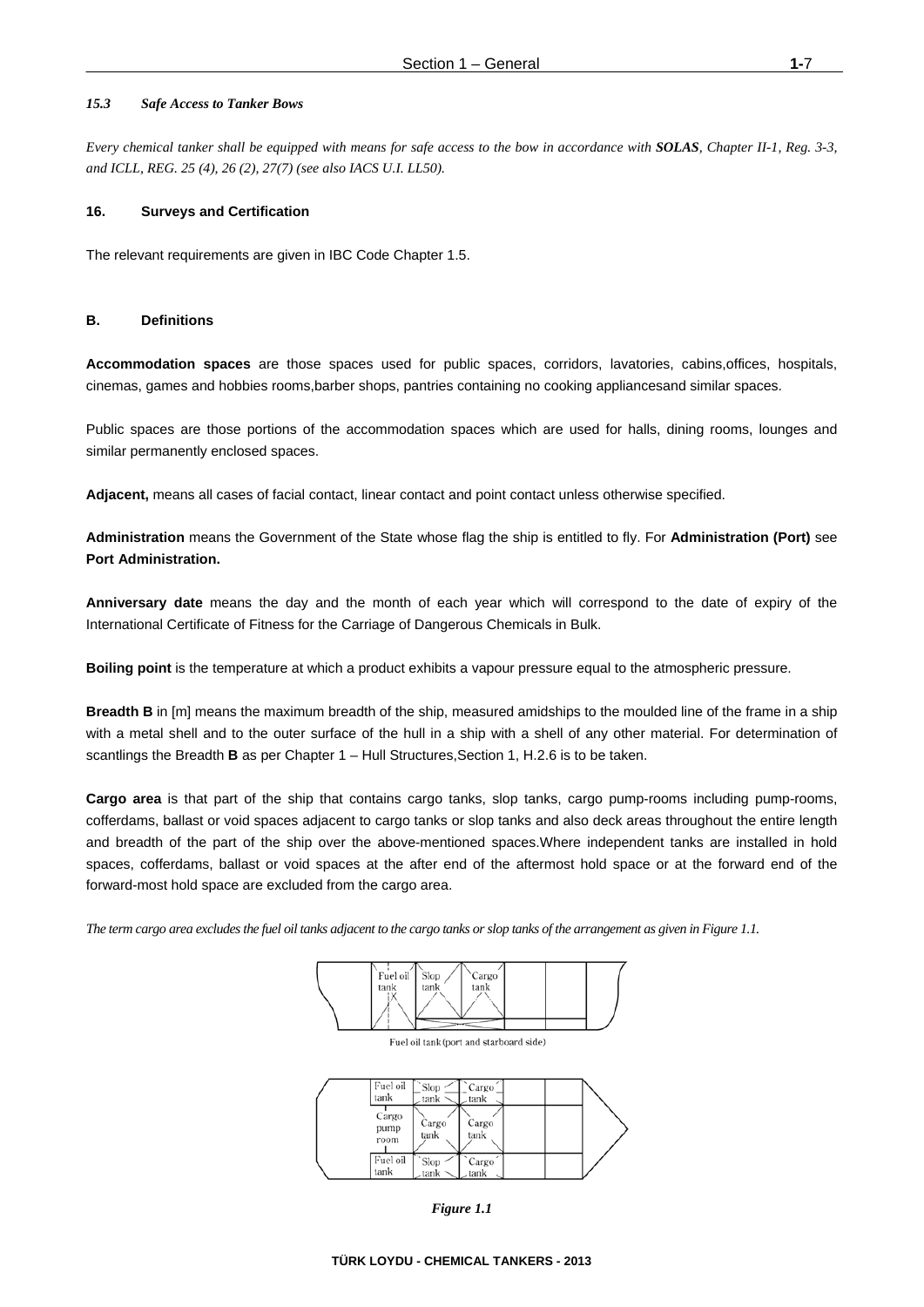### *15.3 Safe Access to Tanker Bows*

*Every chemical tanker shall be equipped with means for safe access to the bow in accordance with **SOLAS**, Chapter II-1, Reg. 3-3, and ICLL, REG. 25 (4), 26 (2), 27(7) (see also IACS U.I. LL50).*

### 16. Surveys and Certification

The relevant requirements are given in IBC Code Chapter 1.5.

## B. Definitions

**Accommodation spaces** are those spaces used for public spaces, corridors, lavatories, cabins,offices, hospitals, cinemas, games and hobbies rooms,barber shops, pantries containing no cooking appliancesand similar spaces.

Public spaces are those portions of the accommodation spaces which are used for halls, dining rooms, lounges and similar permanently enclosed spaces.

**Adjacent,** means all cases of facial contact, linear contact and point contact unless otherwise specified.

**Administration** means the Government of the State whose flag the ship is entitled to fly. For **Administration (Port)** see **Port Administration.**

**Anniversary date** means the day and the month of each year which will correspond to the date of expiry of the International Certificate of Fitness for the Carriage of Dangerous Chemicals in Bulk.

**Boiling point** is the temperature at which a product exhibits a vapour pressure equal to the atmospheric pressure.

**Breadth B** in [m] means the maximum breadth of the ship, measured amidships to the moulded line of the frame in a ship with a metal shell and to the outer surface of the hull in a ship with a shell of any other material. For determination of scantlings the Breadth **B** as per Chapter 1 – Hull Structures,Section 1, H.2.6 is to be taken.

**Cargo area** is that part of the ship that contains cargo tanks, slop tanks, cargo pump-rooms including pump-rooms, cofferdams, ballast or void spaces adjacent to cargo tanks or slop tanks and also deck areas throughout the entire length and breadth of the part of the ship over the above-mentioned spaces.Where independent tanks are installed in hold spaces, cofferdams, ballast or void spaces at the after end of the aftermost hold space or at the forward end of the forward-most hold space are excluded from the cargo area.

*The term cargo area excludes the fuel oil tanks adjacent to the cargo tanks or slop tanks of the arrangement as given in Figure 1.1.*

Fuel oil tank | Slop tank | Cargo tank

Fuel oil tank (port and starboard side)

Fuel oil tank | Slop tank | Cargo tank | Cargo pump room | Cargo tank | Cargo tank | Fuel oil tank | Slop tank | Cargo tank

*Figure 1.1*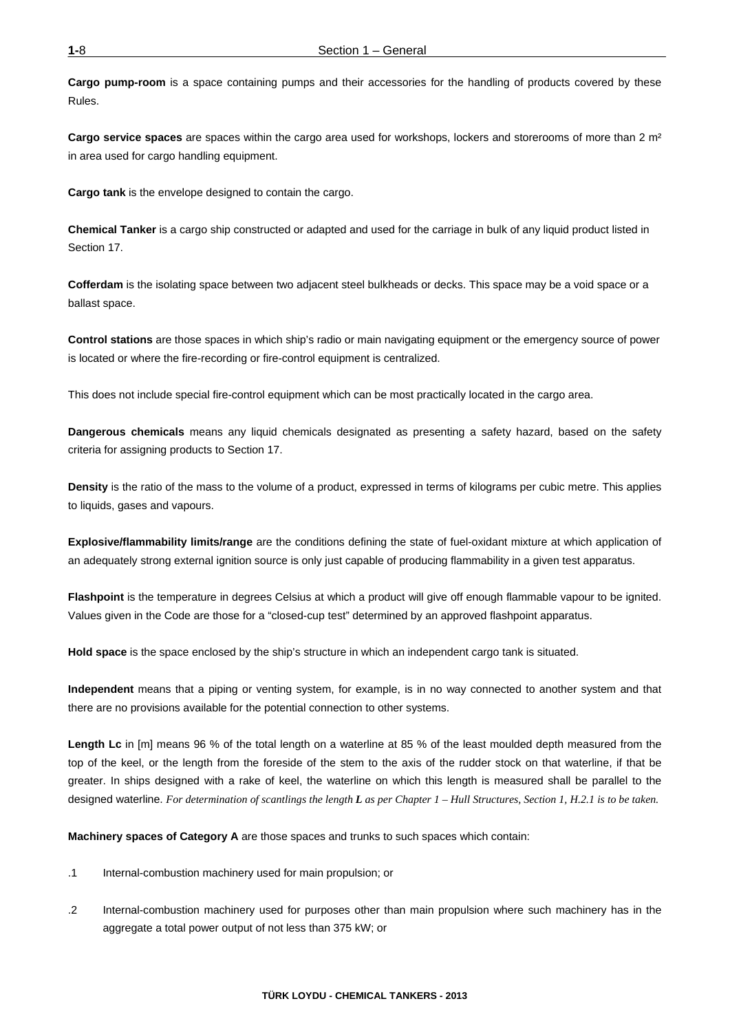**Cargo pump-room** is a space containing pumps and their accessories for the handling of products covered by these Rules.

**Cargo service spaces** are spaces within the cargo area used for workshops, lockers and storerooms of more than 2 m² in area used for cargo handling equipment.

**Cargo tank** is the envelope designed to contain the cargo.

**Chemical Tanker** is a cargo ship constructed or adapted and used for the carriage in bulk of any liquid product listed in Section 17.

**Cofferdam** is the isolating space between two adjacent steel bulkheads or decks. This space may be a void space or a ballast space.

**Control stations** are those spaces in which ship's radio or main navigating equipment or the emergency source of power is located or where the fire-recording or fire-control equipment is centralized.

This does not include special fire-control equipment which can be most practically located in the cargo area.

**Dangerous chemicals** means any liquid chemicals designated as presenting a safety hazard, based on the safety criteria for assigning products to Section 17.

**Density** is the ratio of the mass to the volume of a product, expressed in terms of kilograms per cubic metre. This applies to liquids, gases and vapours.

**Explosive/flammability limits/range** are the conditions defining the state of fuel-oxidant mixture at which application of an adequately strong external ignition source is only just capable of producing flammability in a given test apparatus.

**Flashpoint** is the temperature in degrees Celsius at which a product will give off enough flammable vapour to be ignited. Values given in the Code are those for a "closed-cup test" determined by an approved flashpoint apparatus.

**Hold space** is the space enclosed by the ship's structure in which an independent cargo tank is situated.

**Independent** means that a piping or venting system, for example, is in no way connected to another system and that there are no provisions available for the potential connection to other systems.

**Length Lc** in [m] means 96 % of the total length on a waterline at 85 % of the least moulded depth measured from the top of the keel, or the length from the foreside of the stem to the axis of the rudder stock on that waterline, if that be greater. In ships designed with a rake of keel, the waterline on which this length is measured shall be parallel to the designed waterline. *For determination of scantlings the length **L** as per Chapter 1 – Hull Structures, Section 1, H.2.1 is to be taken.*

**Machinery spaces of Category A** are those spaces and trunks to such spaces which contain:

.1 Internal-combustion machinery used for main propulsion; or

.2 Internal-combustion machinery used for purposes other than main propulsion where such machinery has in the aggregate a total power output of not less than 375 kW; or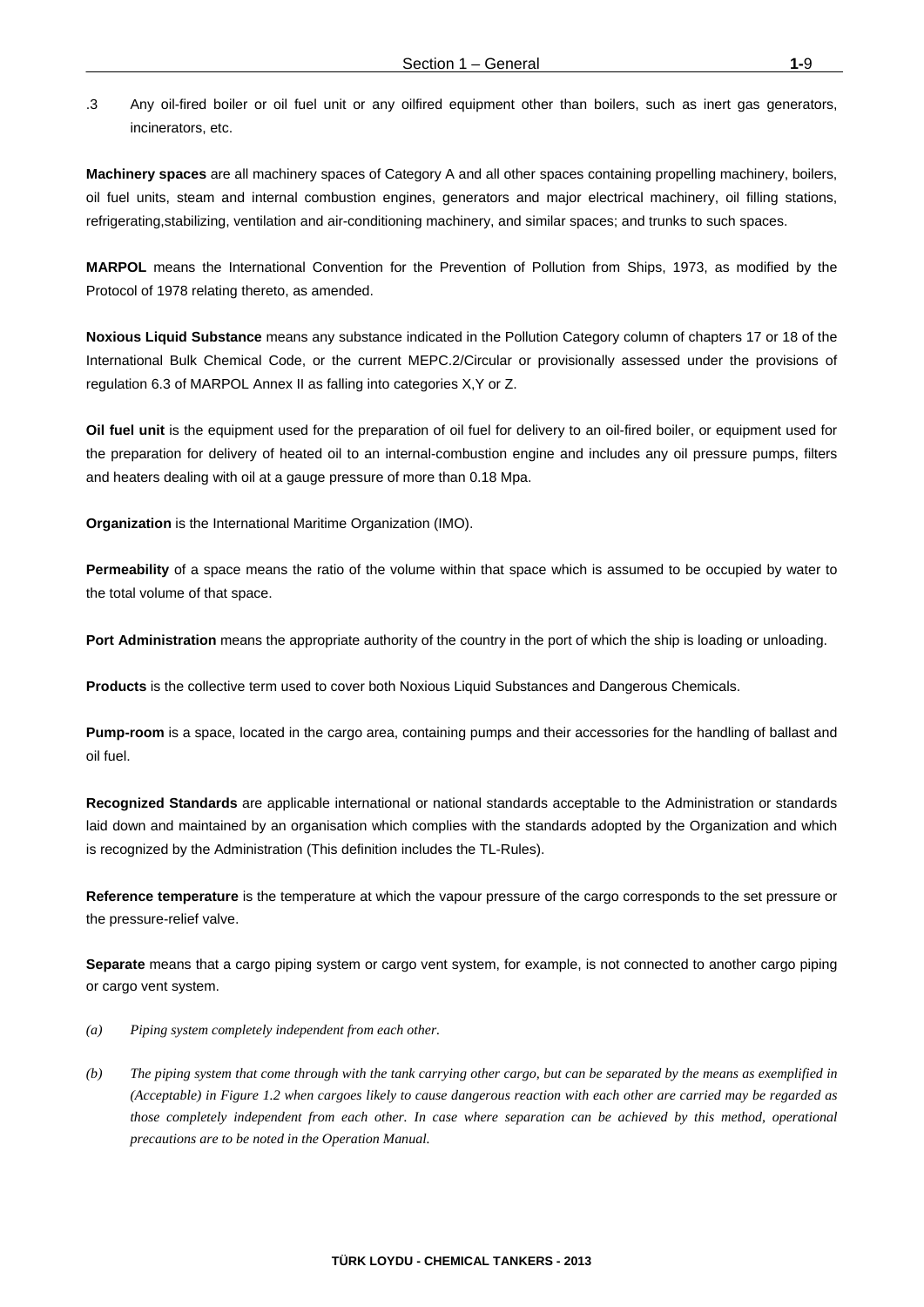.3 Any oil-fired boiler or oil fuel unit or any oilfired equipment other than boilers, such as inert gas generators, incinerators, etc.

**Machinery spaces** are all machinery spaces of Category A and all other spaces containing propelling machinery, boilers, oil fuel units, steam and internal combustion engines, generators and major electrical machinery, oil filling stations, refrigerating,stabilizing, ventilation and air-conditioning machinery, and similar spaces; and trunks to such spaces.

**MARPOL** means the International Convention for the Prevention of Pollution from Ships, 1973, as modified by the Protocol of 1978 relating thereto, as amended.

**Noxious Liquid Substance** means any substance indicated in the Pollution Category column of chapters 17 or 18 of the International Bulk Chemical Code, or the current MEPC.2/Circular or provisionally assessed under the provisions of regulation 6.3 of MARPOL Annex II as falling into categories X,Y or Z.

**Oil fuel unit** is the equipment used for the preparation of oil fuel for delivery to an oil-fired boiler, or equipment used for the preparation for delivery of heated oil to an internal-combustion engine and includes any oil pressure pumps, filters and heaters dealing with oil at a gauge pressure of more than 0.18 Mpa.

**Organization** is the International Maritime Organization (IMO).

**Permeability** of a space means the ratio of the volume within that space which is assumed to be occupied by water to the total volume of that space.

**Port Administration** means the appropriate authority of the country in the port of which the ship is loading or unloading.

**Products** is the collective term used to cover both Noxious Liquid Substances and Dangerous Chemicals.

**Pump-room** is a space, located in the cargo area, containing pumps and their accessories for the handling of ballast and oil fuel.

**Recognized Standards** are applicable international or national standards acceptable to the Administration or standards laid down and maintained by an organisation which complies with the standards adopted by the Organization and which is recognized by the Administration (This definition includes the TL-Rules).

**Reference temperature** is the temperature at which the vapour pressure of the cargo corresponds to the set pressure or the pressure-relief valve.

**Separate** means that a cargo piping system or cargo vent system, for example, is not connected to another cargo piping or cargo vent system.

*(a) Piping system completely independent from each other.*

*(b) The piping system that come through with the tank carrying other cargo, but can be separated by the means as exemplified in (Acceptable) in Figure 1.2 when cargoes likely to cause dangerous reaction with each other are carried may be regarded as those completely independent from each other. In case where separation can be achieved by this method, operational precautions are to be noted in the Operation Manual.*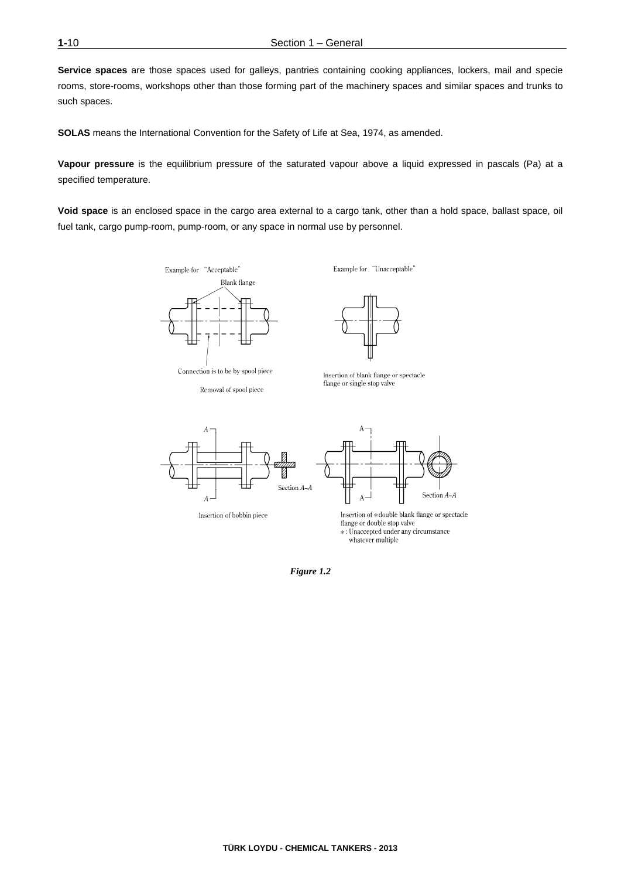**Service spaces** are those spaces used for galleys, pantries containing cooking appliances, lockers, mail and specie rooms, store-rooms, workshops other than those forming part of the machinery spaces and similar spaces and trunks to such spaces.

**SOLAS** means the International Convention for the Safety of Life at Sea, 1974, as amended.

**Vapour pressure** is the equilibrium pressure of the saturated vapour above a liquid expressed in pascals (Pa) at a specified temperature.

**Void space** is an enclosed space in the cargo area external to a cargo tank, other than a hold space, ballast space, oil fuel tank, cargo pump-room, pump-room, or any space in normal use by personnel.

Example for "Acceptable"

Blank flange

Connection is to be by spool piece

Removal of spool piece

Example for "Unacceptable"

Insertion of blank flange or spectacle flange or single stop valve

Section A–A

Insertion of bobbin piece

Section A–A

Insertion of ＊double blank flange or spectacle flange or double stop valve
＊: Unaccepted under any circumstance whatever multiple

***Figure 1.2***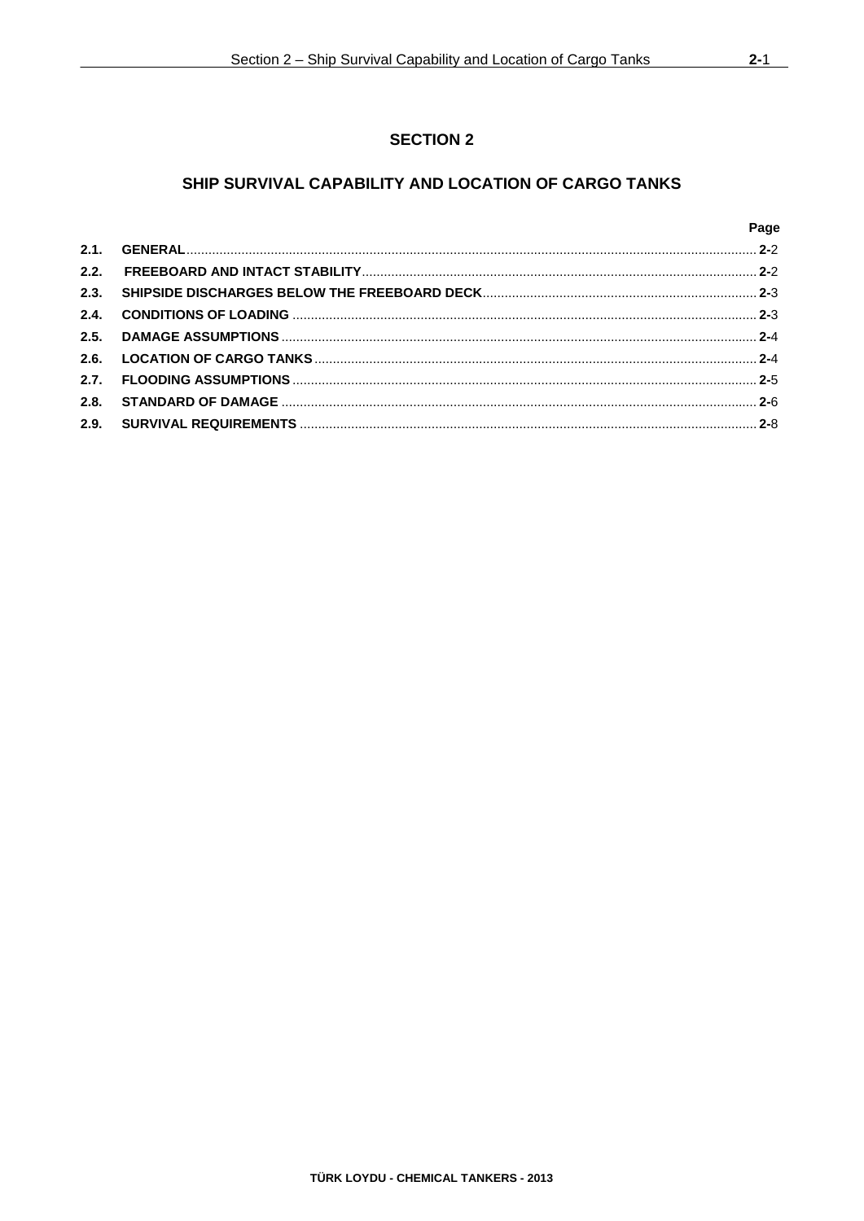# SECTION 2

## SHIP SURVIVAL CAPABILITY AND LOCATION OF CARGO TANKS

| | | Page |
|---|---|---|
| **2.1.** | **GENERAL** | **2-**2 |
| **2.2.** | **FREEBOARD AND INTACT STABILITY** | **2-**2 |
| **2.3.** | **SHIPSIDE DISCHARGES BELOW THE FREEBOARD DECK** | **2-**3 |
| **2.4.** | **CONDITIONS OF LOADING** | **2-**3 |
| **2.5.** | **DAMAGE ASSUMPTIONS** | **2-**4 |
| **2.6.** | **LOCATION OF CARGO TANKS** | **2-**4 |
| **2.7.** | **FLOODING ASSUMPTIONS** | **2-**5 |
| **2.8.** | **STANDARD OF DAMAGE** | **2-**6 |
| **2.9.** | **SURVIVAL REQUIREMENTS** | **2-**8 |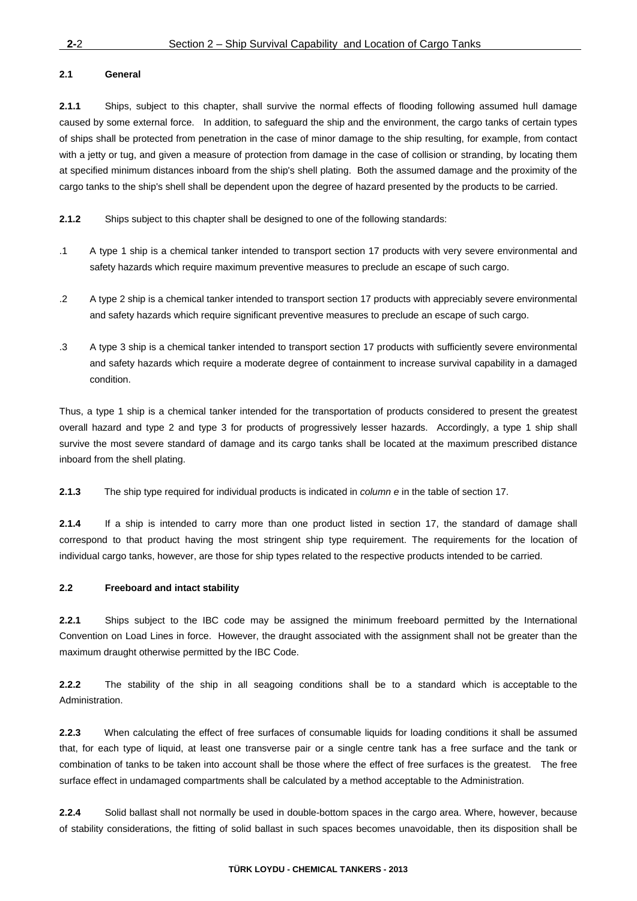### 2.1 General

**2.1.1** Ships, subject to this chapter, shall survive the normal effects of flooding following assumed hull damage caused by some external force. In addition, to safeguard the ship and the environment, the cargo tanks of certain types of ships shall be protected from penetration in the case of minor damage to the ship resulting, for example, from contact with a jetty or tug, and given a measure of protection from damage in the case of collision or stranding, by locating them at specified minimum distances inboard from the ship's shell plating. Both the assumed damage and the proximity of the cargo tanks to the ship's shell shall be dependent upon the degree of hazard presented by the products to be carried.

**2.1.2** Ships subject to this chapter shall be designed to one of the following standards:

.1 A type 1 ship is a chemical tanker intended to transport section 17 products with very severe environmental and safety hazards which require maximum preventive measures to preclude an escape of such cargo.

.2 A type 2 ship is a chemical tanker intended to transport section 17 products with appreciably severe environmental and safety hazards which require significant preventive measures to preclude an escape of such cargo.

.3 A type 3 ship is a chemical tanker intended to transport section 17 products with sufficiently severe environmental and safety hazards which require a moderate degree of containment to increase survival capability in a damaged condition.

Thus, a type 1 ship is a chemical tanker intended for the transportation of products considered to present the greatest overall hazard and type 2 and type 3 for products of progressively lesser hazards. Accordingly, a type 1 ship shall survive the most severe standard of damage and its cargo tanks shall be located at the maximum prescribed distance inboard from the shell plating.

**2.1.3** The ship type required for individual products is indicated in *column e* in the table of section 17.

**2.1.4** If a ship is intended to carry more than one product listed in section 17, the standard of damage shall correspond to that product having the most stringent ship type requirement. The requirements for the location of individual cargo tanks, however, are those for ship types related to the respective products intended to be carried.

### 2.2 Freeboard and intact stability

**2.2.1** Ships subject to the IBC code may be assigned the minimum freeboard permitted by the International Convention on Load Lines in force. However, the draught associated with the assignment shall not be greater than the maximum draught otherwise permitted by the IBC Code.

**2.2.2** The stability of the ship in all seagoing conditions shall be to a standard which is acceptable to the Administration.

**2.2.3** When calculating the effect of free surfaces of consumable liquids for loading conditions it shall be assumed that, for each type of liquid, at least one transverse pair or a single centre tank has a free surface and the tank or combination of tanks to be taken into account shall be those where the effect of free surfaces is the greatest. The free surface effect in undamaged compartments shall be calculated by a method acceptable to the Administration.

**2.2.4** Solid ballast shall not normally be used in double-bottom spaces in the cargo area. Where, however, because of stability considerations, the fitting of solid ballast in such spaces becomes unavoidable, then its disposition shall be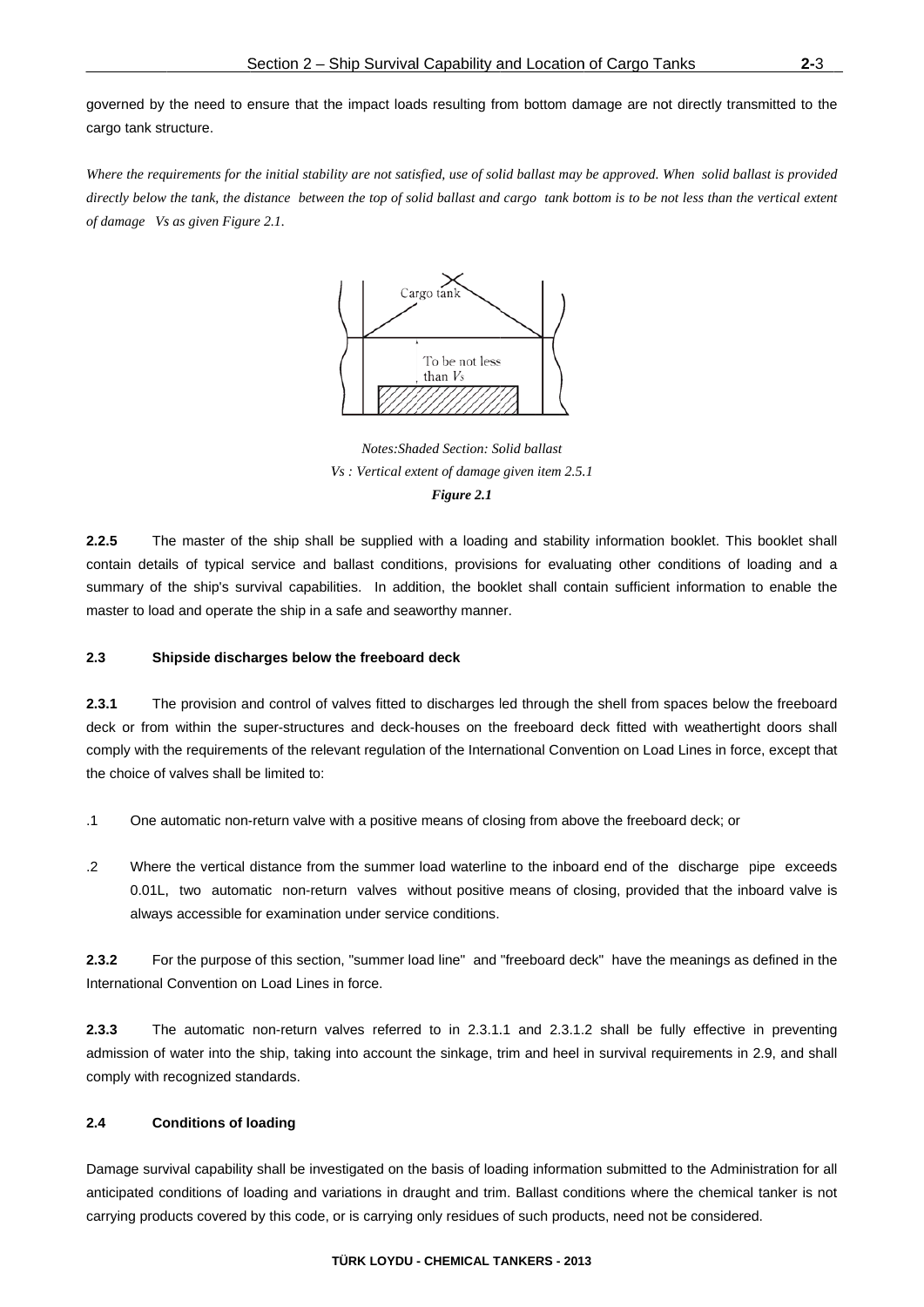governed by the need to ensure that the impact loads resulting from bottom damage are not directly transmitted to the cargo tank structure.

*Where the requirements for the initial stability are not satisfied, use of solid ballast may be approved. When solid ballast is provided directly below the tank, the distance between the top of solid ballast and cargo tank bottom is to be not less than the vertical extent of damage Vs as given Figure 2.1.*

*Notes:Shaded Section: Solid ballast*
*Vs : Vertical extent of damage given item 2.5.1*
***Figure 2.1***

**2.2.5** The master of the ship shall be supplied with a loading and stability information booklet. This booklet shall contain details of typical service and ballast conditions, provisions for evaluating other conditions of loading and a summary of the ship's survival capabilities. In addition, the booklet shall contain sufficient information to enable the master to load and operate the ship in a safe and seaworthy manner.

### 2.3 Shipside discharges below the freeboard deck

**2.3.1** The provision and control of valves fitted to discharges led through the shell from spaces below the freeboard deck or from within the super-structures and deck-houses on the freeboard deck fitted with weathertight doors shall comply with the requirements of the relevant regulation of the International Convention on Load Lines in force, except that the choice of valves shall be limited to:

.1 One automatic non-return valve with a positive means of closing from above the freeboard deck; or

.2 Where the vertical distance from the summer load waterline to the inboard end of the discharge pipe exceeds 0.01L, two automatic non-return valves without positive means of closing, provided that the inboard valve is always accessible for examination under service conditions.

**2.3.2** For the purpose of this section, "summer load line" and "freeboard deck" have the meanings as defined in the International Convention on Load Lines in force.

**2.3.3** The automatic non-return valves referred to in 2.3.1.1 and 2.3.1.2 shall be fully effective in preventing admission of water into the ship, taking into account the sinkage, trim and heel in survival requirements in 2.9, and shall comply with recognized standards.

### 2.4 Conditions of loading

Damage survival capability shall be investigated on the basis of loading information submitted to the Administration for all anticipated conditions of loading and variations in draught and trim. Ballast conditions where the chemical tanker is not carrying products covered by this code, or is carrying only residues of such products, need not be considered.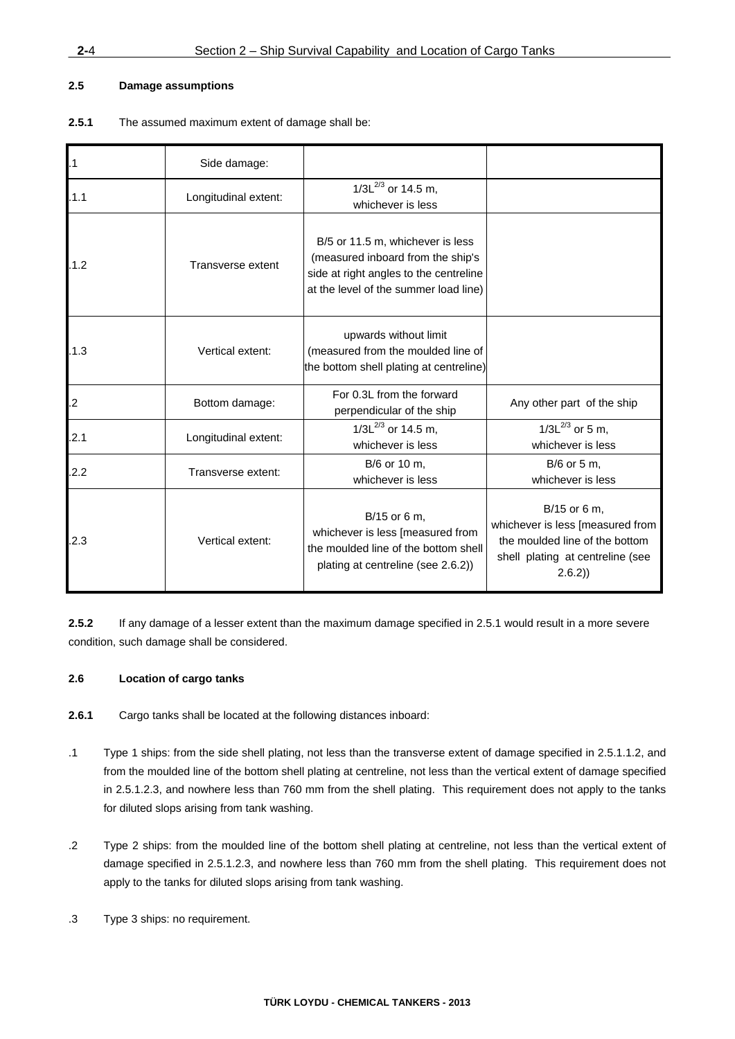### 2.5 Damage assumptions

**2.5.1** The assumed maximum extent of damage shall be:

| | | | |
|---|---|---|---|
| .1 | Side damage: | | |
| .1.1 | Longitudinal extent: | $1/3L^{2/3}$ or 14.5 m, whichever is less | |
| .1.2 | Transverse extent | B/5 or 11.5 m, whichever is less (measured inboard from the ship's side at right angles to the centreline at the level of the summer load line) | |
| .1.3 | Vertical extent: | upwards without limit (measured from the moulded line of the bottom shell plating at centreline) | |
| .2 | Bottom damage: | For 0.3L from the forward perpendicular of the ship | Any other part of the ship |
| .2.1 | Longitudinal extent: | $1/3L^{2/3}$ or 14.5 m, whichever is less | $1/3L^{2/3}$ or 5 m, whichever is less |
| .2.2 | Transverse extent: | B/6 or 10 m, whichever is less | B/6 or 5 m, whichever is less |
| .2.3 | Vertical extent: | B/15 or 6 m, whichever is less [measured from the moulded line of the bottom shell plating at centreline (see 2.6.2)) | B/15 or 6 m, whichever is less [measured from the moulded line of the bottom shell plating at centreline (see 2.6.2)) |

**2.5.2** If any damage of a lesser extent than the maximum damage specified in 2.5.1 would result in a more severe condition, such damage shall be considered.

### 2.6 Location of cargo tanks

**2.6.1** Cargo tanks shall be located at the following distances inboard:

.1 Type 1 ships: from the side shell plating, not less than the transverse extent of damage specified in 2.5.1.1.2, and from the moulded line of the bottom shell plating at centreline, not less than the vertical extent of damage specified in 2.5.1.2.3, and nowhere less than 760 mm from the shell plating. This requirement does not apply to the tanks for diluted slops arising from tank washing.

.2 Type 2 ships: from the moulded line of the bottom shell plating at centreline, not less than the vertical extent of damage specified in 2.5.1.2.3, and nowhere less than 760 mm from the shell plating. This requirement does not apply to the tanks for diluted slops arising from tank washing.

.3 Type 3 ships: no requirement.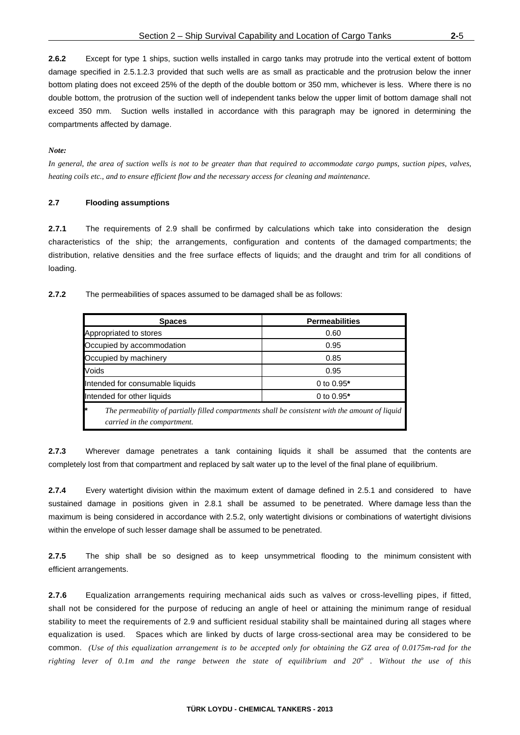**2.6.2** Except for type 1 ships, suction wells installed in cargo tanks may protrude into the vertical extent of bottom damage specified in 2.5.1.2.3 provided that such wells are as small as practicable and the protrusion below the inner bottom plating does not exceed 25% of the depth of the double bottom or 350 mm, whichever is less. Where there is no double bottom, the protrusion of the suction well of independent tanks below the upper limit of bottom damage shall not exceed 350 mm. Suction wells installed in accordance with this paragraph may be ignored in determining the compartments affected by damage.

***Note:***

*In general, the area of suction wells is not to be greater than that required to accommodate cargo pumps, suction pipes, valves, heating coils etc., and to ensure efficient flow and the necessary access for cleaning and maintenance.*

### 2.7 Flooding assumptions

**2.7.1** The requirements of 2.9 shall be confirmed by calculations which take into consideration the design characteristics of the ship; the arrangements, configuration and contents of the damaged compartments; the distribution, relative densities and the free surface effects of liquids; and the draught and trim for all conditions of loading.

**2.7.2** The permeabilities of spaces assumed to be damaged shall be as follows:

| Spaces | Permeabilities |
|---|---|
| Appropriated to stores | 0.60 |
| Occupied by accommodation | 0.95 |
| Occupied by machinery | 0.85 |
| Voids | 0.95 |
| Intended for consumable liquids | 0 to 0.95* |
| Intended for other liquids | 0 to 0.95* |

\* *The permeability of partially filled compartments shall be consistent with the amount of liquid carried in the compartment.*

**2.7.3** Wherever damage penetrates a tank containing liquids it shall be assumed that the contents are completely lost from that compartment and replaced by salt water up to the level of the final plane of equilibrium.

**2.7.4** Every watertight division within the maximum extent of damage defined in 2.5.1 and considered to have sustained damage in positions given in 2.8.1 shall be assumed to be penetrated. Where damage less than the maximum is being considered in accordance with 2.5.2, only watertight divisions or combinations of watertight divisions within the envelope of such lesser damage shall be assumed to be penetrated.

**2.7.5** The ship shall be so designed as to keep unsymmetrical flooding to the minimum consistent with efficient arrangements.

**2.7.6** Equalization arrangements requiring mechanical aids such as valves or cross-levelling pipes, if fitted, shall not be considered for the purpose of reducing an angle of heel or attaining the minimum range of residual stability to meet the requirements of 2.9 and sufficient residual stability shall be maintained during all stages where equalization is used. Spaces which are linked by ducts of large cross-sectional area may be considered to be common. *(Use of this equalization arrangement is to be accepted only for obtaining the GZ area of 0.0175m-rad for the righting lever of 0.1m and the range between the state of equilibrium and 20°. Without the use of this*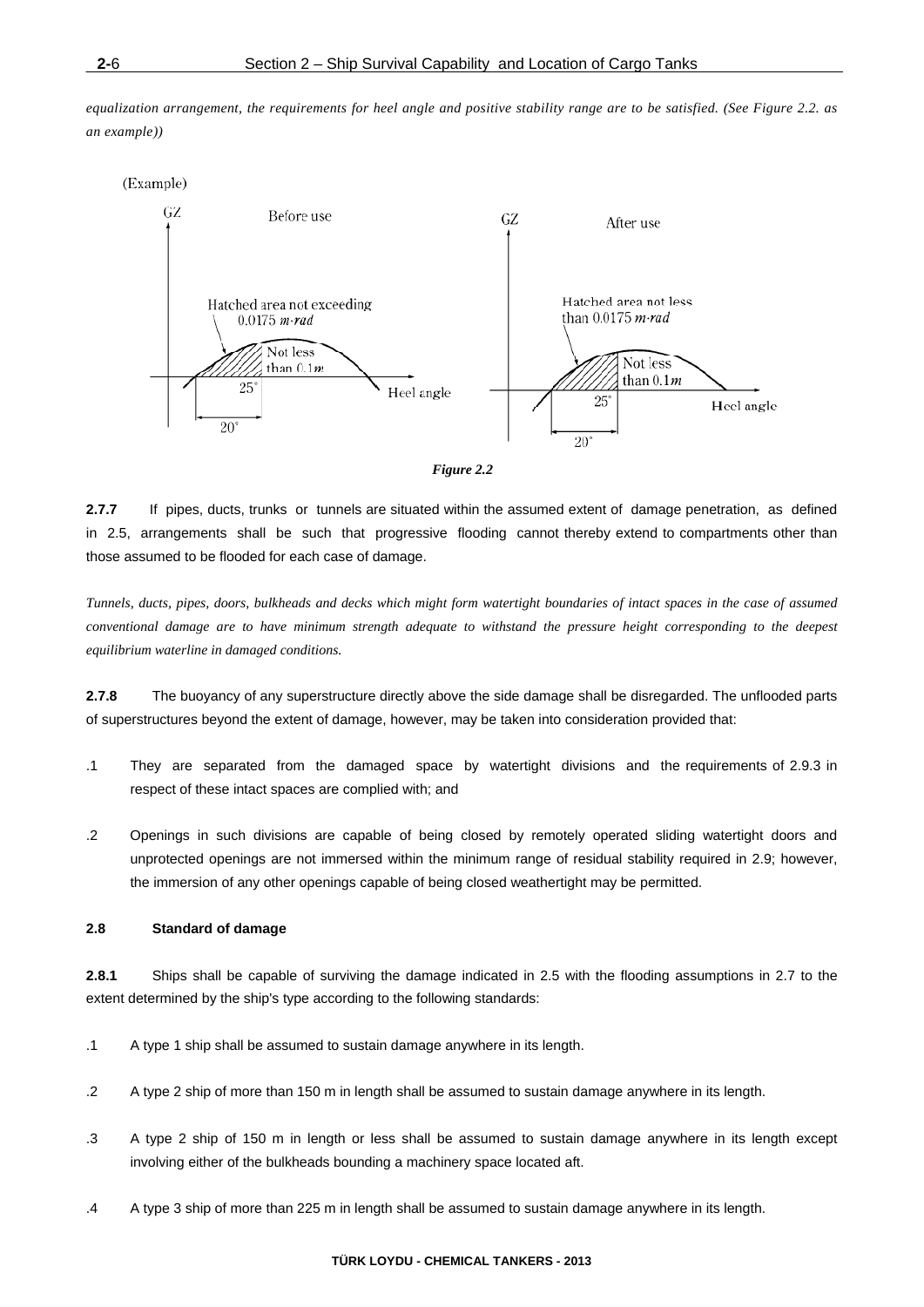*equalization arrangement, the requirements for heel angle and positive stability range are to be satisfied. (See Figure 2.2. as an example))*

*Figure 2.2*

**2.7.7** If pipes, ducts, trunks or tunnels are situated within the assumed extent of damage penetration, as defined in 2.5, arrangements shall be such that progressive flooding cannot thereby extend to compartments other than those assumed to be flooded for each case of damage.

*Tunnels, ducts, pipes, doors, bulkheads and decks which might form watertight boundaries of intact spaces in the case of assumed conventional damage are to have minimum strength adequate to withstand the pressure height corresponding to the deepest equilibrium waterline in damaged conditions.*

**2.7.8** The buoyancy of any superstructure directly above the side damage shall be disregarded. The unflooded parts of superstructures beyond the extent of damage, however, may be taken into consideration provided that:

.1 They are separated from the damaged space by watertight divisions and the requirements of 2.9.3 in respect of these intact spaces are complied with; and

.2 Openings in such divisions are capable of being closed by remotely operated sliding watertight doors and unprotected openings are not immersed within the minimum range of residual stability required in 2.9; however, the immersion of any other openings capable of being closed weathertight may be permitted.

**2.8 Standard of damage**

**2.8.1** Ships shall be capable of surviving the damage indicated in 2.5 with the flooding assumptions in 2.7 to the extent determined by the ship's type according to the following standards:

.1 A type 1 ship shall be assumed to sustain damage anywhere in its length.

.2 A type 2 ship of more than 150 m in length shall be assumed to sustain damage anywhere in its length.

.3 A type 2 ship of 150 m in length or less shall be assumed to sustain damage anywhere in its length except involving either of the bulkheads bounding a machinery space located aft.

.4 A type 3 ship of more than 225 m in length shall be assumed to sustain damage anywhere in its length.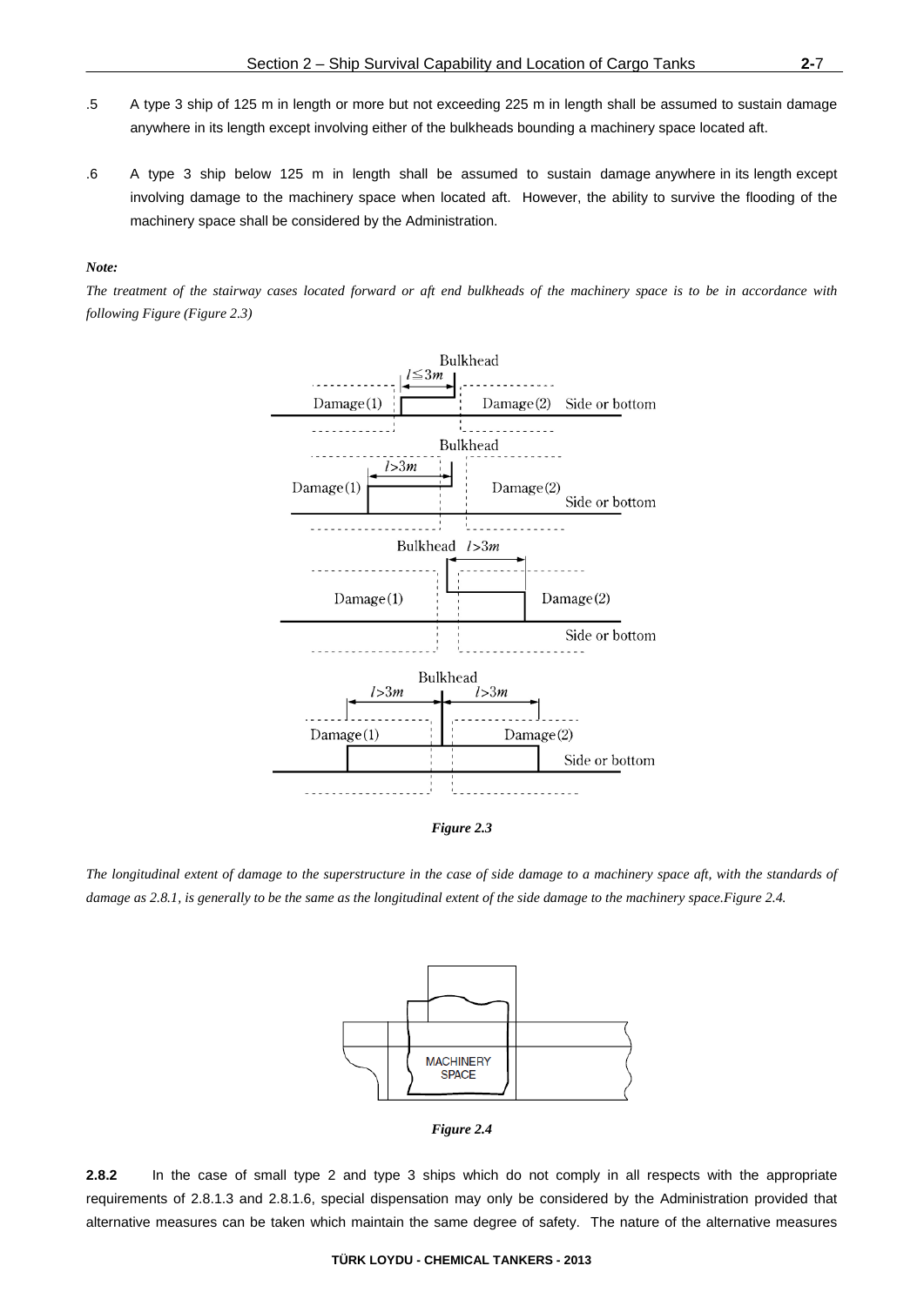.5 A type 3 ship of 125 m in length or more but not exceeding 225 m in length shall be assumed to sustain damage anywhere in its length except involving either of the bulkheads bounding a machinery space located aft.

.6 A type 3 ship below 125 m in length shall be assumed to sustain damage anywhere in its length except involving damage to the machinery space when located aft. However, the ability to survive the flooding of the machinery space shall be considered by the Administration.

***Note:***

*The treatment of the stairway cases located forward or aft end bulkheads of the machinery space is to be in accordance with following Figure (Figure 2.3)*

***Figure 2.3***

*The longitudinal extent of damage to the superstructure in the case of side damage to a machinery space aft, with the standards of damage as 2.8.1, is generally to be the same as the longitudinal extent of the side damage to the machinery space.Figure 2.4.*

***Figure 2.4***

**2.8.2** In the case of small type 2 and type 3 ships which do not comply in all respects with the appropriate requirements of 2.8.1.3 and 2.8.1.6, special dispensation may only be considered by the Administration provided that alternative measures can be taken which maintain the same degree of safety. The nature of the alternative measures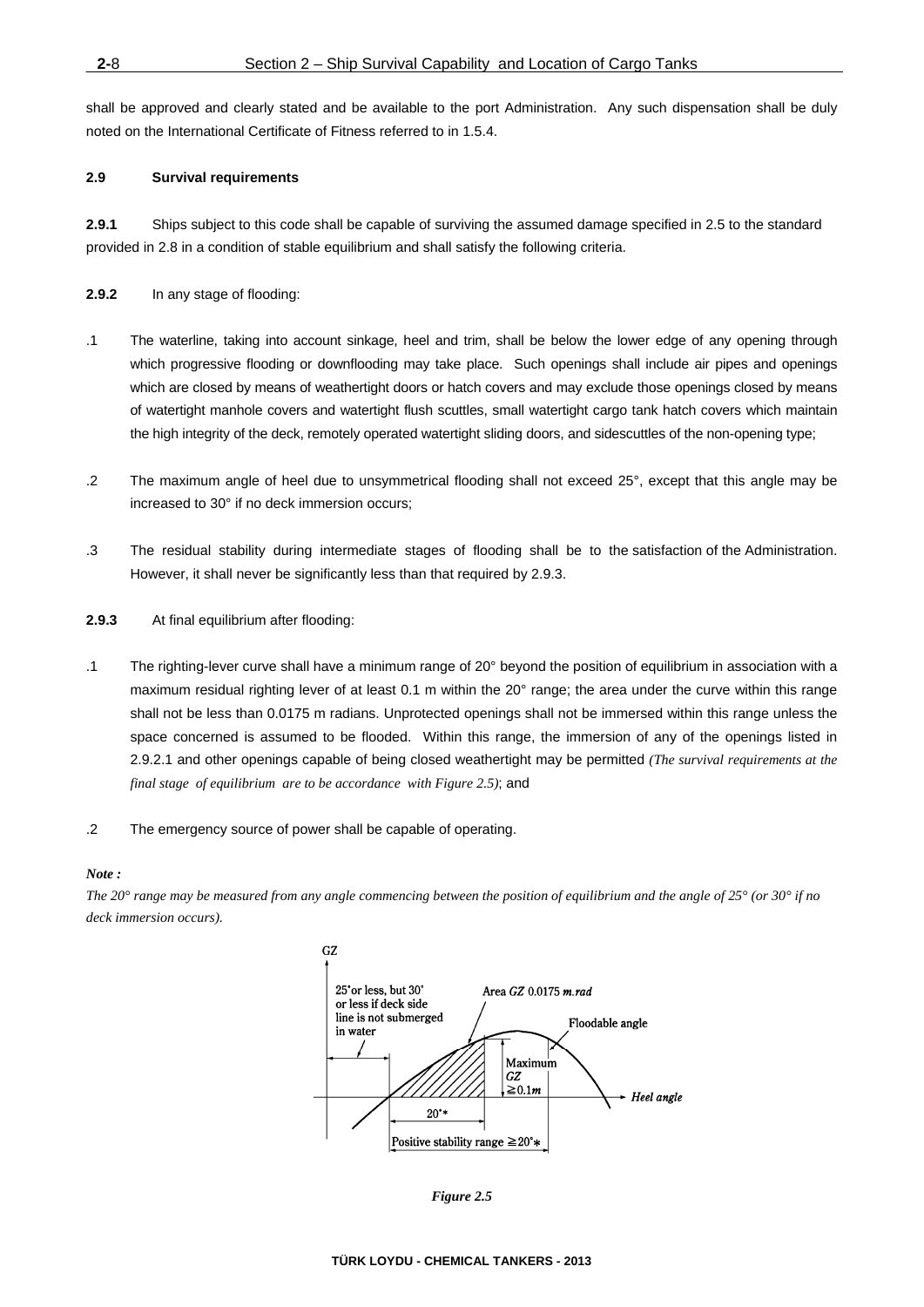shall be approved and clearly stated and be available to the port Administration. Any such dispensation shall be duly noted on the International Certificate of Fitness referred to in 1.5.4.

### 2.9 Survival requirements

**2.9.1** Ships subject to this code shall be capable of surviving the assumed damage specified in 2.5 to the standard provided in 2.8 in a condition of stable equilibrium and shall satisfy the following criteria.

**2.9.2** In any stage of flooding:

.1 The waterline, taking into account sinkage, heel and trim, shall be below the lower edge of any opening through which progressive flooding or downflooding may take place. Such openings shall include air pipes and openings which are closed by means of weathertight doors or hatch covers and may exclude those openings closed by means of watertight manhole covers and watertight flush scuttles, small watertight cargo tank hatch covers which maintain the high integrity of the deck, remotely operated watertight sliding doors, and sidescuttles of the non-opening type;

.2 The maximum angle of heel due to unsymmetrical flooding shall not exceed 25°, except that this angle may be increased to 30° if no deck immersion occurs;

.3 The residual stability during intermediate stages of flooding shall be to the satisfaction of the Administration. However, it shall never be significantly less than that required by 2.9.3.

**2.9.3** At final equilibrium after flooding:

.1 The righting-lever curve shall have a minimum range of 20° beyond the position of equilibrium in association with a maximum residual righting lever of at least 0.1 m within the 20° range; the area under the curve within this range shall not be less than 0.0175 m radians. Unprotected openings shall not be immersed within this range unless the space concerned is assumed to be flooded. Within this range, the immersion of any of the openings listed in 2.9.2.1 and other openings capable of being closed weathertight may be permitted *(The survival requirements at the final stage of equilibrium are to be accordance with Figure 2.5)*; and

.2 The emergency source of power shall be capable of operating.

***Note :***

*The 20° range may be measured from any angle commencing between the position of equilibrium and the angle of 25° (or 30° if no deck immersion occurs).*

GZ

25° or less, but 30° or less if deck side line is not submerged in water

Area $GZ$ 0.0175 *m.rad*

Floodable angle

Maximum $GZ$ $\geq 0.1m$

*Heel angle*

20°*

Positive stability range ≧20°*

***Figure 2.5***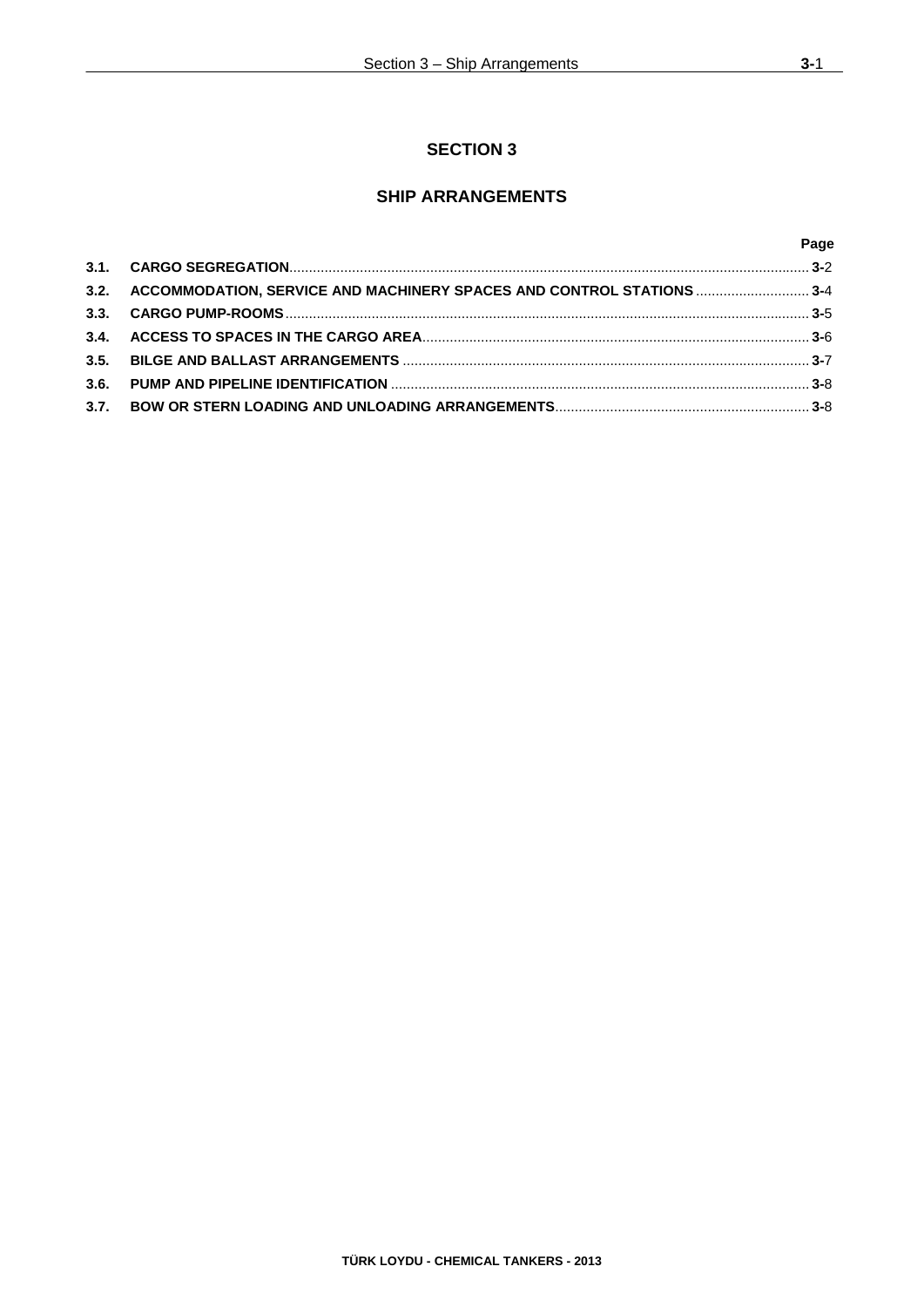# SECTION 3

## SHIP ARRANGEMENTS

| | | Page |
|---|---|---|
| **3.1.** | **CARGO SEGREGATION** | **3-**2 |
| **3.2.** | **ACCOMMODATION, SERVICE AND MACHINERY SPACES AND CONTROL STATIONS** | **3-**4 |
| **3.3.** | **CARGO PUMP-ROOMS** | **3-**5 |
| **3.4.** | **ACCESS TO SPACES IN THE CARGO AREA** | **3-**6 |
| **3.5.** | **BILGE AND BALLAST ARRANGEMENTS** | **3-**7 |
| **3.6.** | **PUMP AND PIPELINE IDENTIFICATION** | **3-**8 |
| **3.7.** | **BOW OR STERN LOADING AND UNLOADING ARRANGEMENTS** | **3-**8 |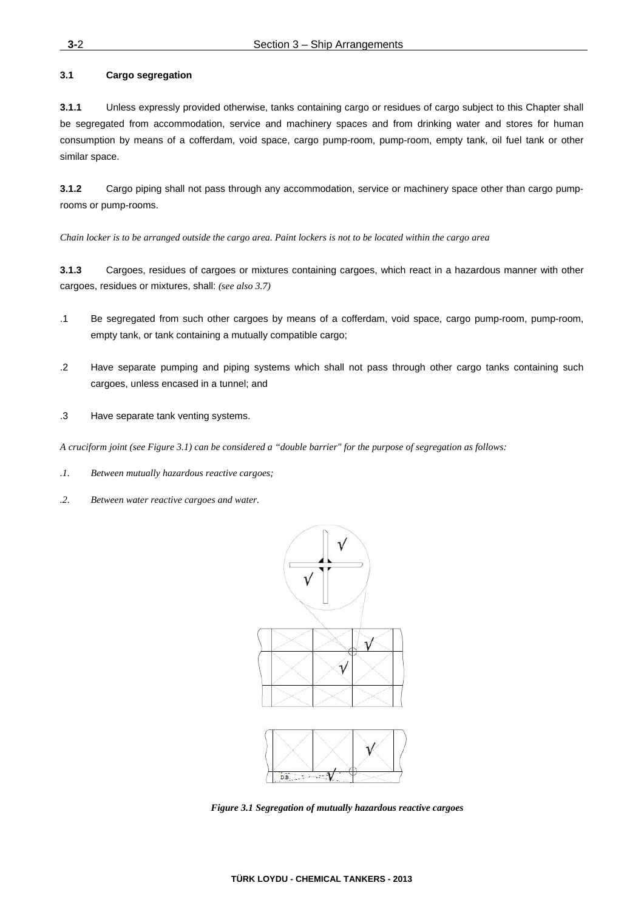### 3.1 Cargo segregation

**3.1.1** Unless expressly provided otherwise, tanks containing cargo or residues of cargo subject to this Chapter shall be segregated from accommodation, service and machinery spaces and from drinking water and stores for human consumption by means of a cofferdam, void space, cargo pump-room, pump-room, empty tank, oil fuel tank or other similar space.

**3.1.2** Cargo piping shall not pass through any accommodation, service or machinery space other than cargo pump-rooms or pump-rooms.

*Chain locker is to be arranged outside the cargo area. Paint lockers is not to be located within the cargo area*

**3.1.3** Cargoes, residues of cargoes or mixtures containing cargoes, which react in a hazardous manner with other cargoes, residues or mixtures, shall: *(see also 3.7)*

.1 Be segregated from such other cargoes by means of a cofferdam, void space, cargo pump-room, pump-room, empty tank, or tank containing a mutually compatible cargo;

.2 Have separate pumping and piping systems which shall not pass through other cargo tanks containing such cargoes, unless encased in a tunnel; and

.3 Have separate tank venting systems.

*A cruciform joint (see Figure 3.1) can be considered a "double barrier" for the purpose of segregation as follows:*

*.1. Between mutually hazardous reactive cargoes;*

*.2. Between water reactive cargoes and water.*

***Figure 3.1 Segregation of mutually hazardous reactive cargoes***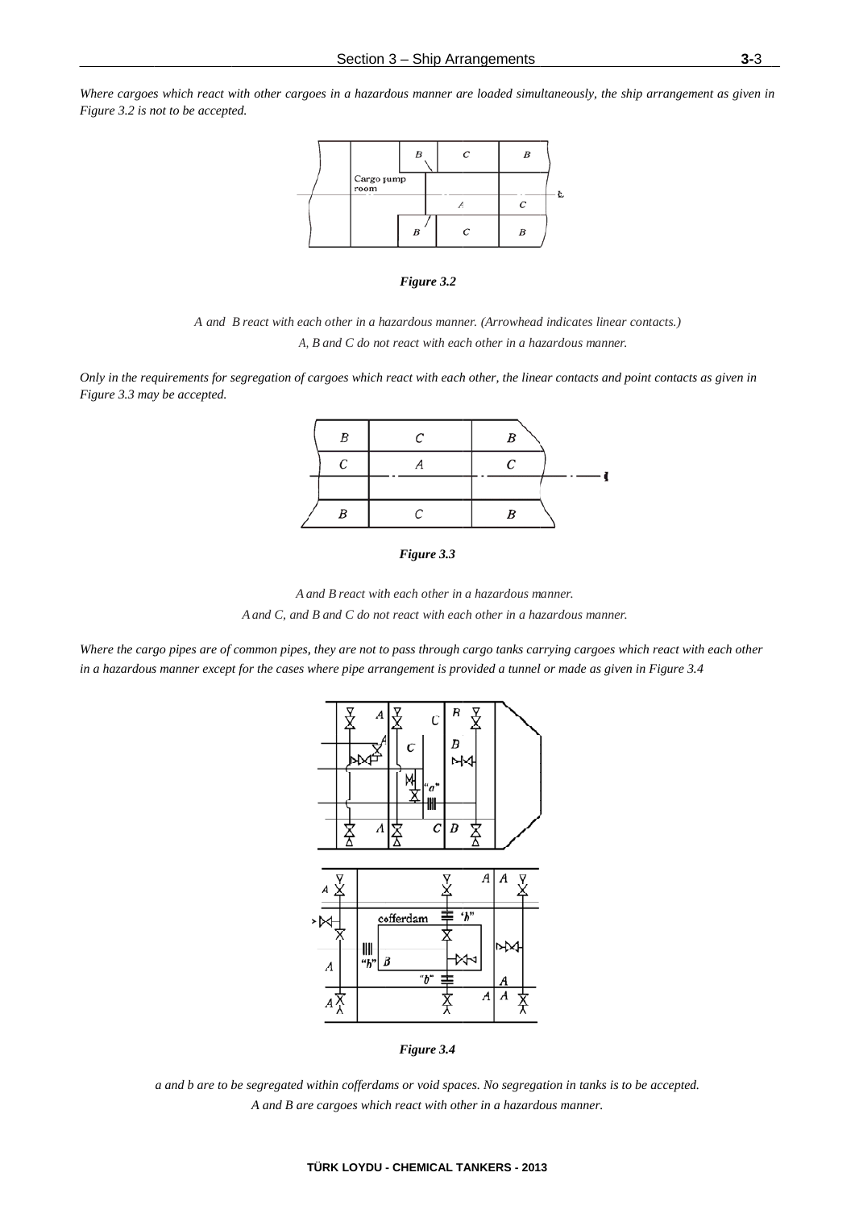*Where cargoes which react with other cargoes in a hazardous manner are loaded simultaneously, the ship arrangement as given in Figure 3.2 is not to be accepted.*

***Figure 3.2***

*A and B react with each other in a hazardous manner. (Arrowhead indicates linear contacts.)*

*A, B and C do not react with each other in a hazardous manner.*

*Only in the requirements for segregation of cargoes which react with each other, the linear contacts and point contacts as given in Figure 3.3 may be accepted.*

***Figure 3.3***

*A and B react with each other in a hazardous manner.*

*A and C, and B and C do not react with each other in a hazardous manner.*

*Where the cargo pipes are of common pipes, they are not to pass through cargo tanks carrying cargoes which react with each other in a hazardous manner except for the cases where pipe arrangement is provided a tunnel or made as given in Figure 3.4*

***Figure 3.4***

*a and b are to be segregated within cofferdams or void spaces. No segregation in tanks is to be accepted.*

*A and B are cargoes which react with other in a hazardous manner.*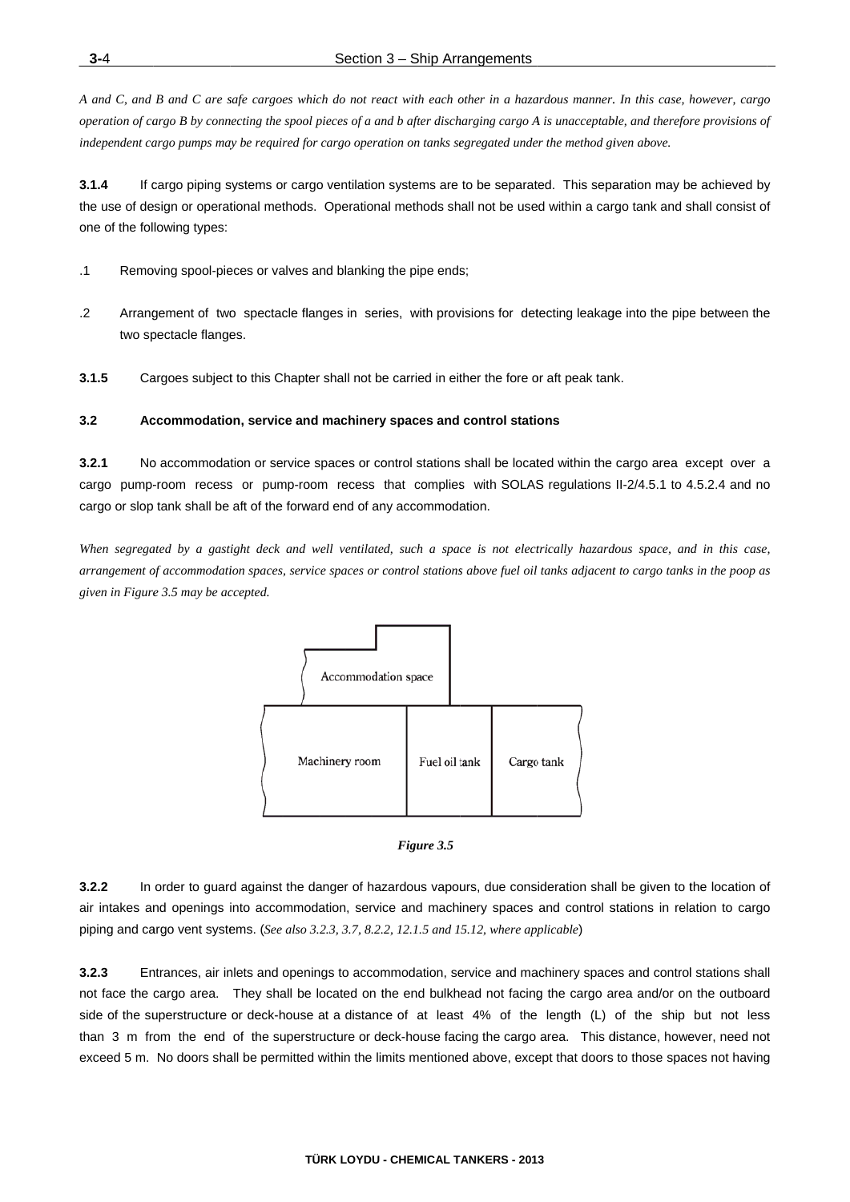*A and C, and B and C are safe cargoes which do not react with each other in a hazardous manner. In this case, however, cargo operation of cargo B by connecting the spool pieces of a and b after discharging cargo A is unacceptable, and therefore provisions of independent cargo pumps may be required for cargo operation on tanks segregated under the method given above.*

**3.1.4** If cargo piping systems or cargo ventilation systems are to be separated. This separation may be achieved by the use of design or operational methods. Operational methods shall not be used within a cargo tank and shall consist of one of the following types:

.1 Removing spool-pieces or valves and blanking the pipe ends;

.2 Arrangement of two spectacle flanges in series, with provisions for detecting leakage into the pipe between the two spectacle flanges.

**3.1.5** Cargoes subject to this Chapter shall not be carried in either the fore or aft peak tank.

### 3.2 Accommodation, service and machinery spaces and control stations

**3.2.1** No accommodation or service spaces or control stations shall be located within the cargo area except over a cargo pump-room recess or pump-room recess that complies with SOLAS regulations II-2/4.5.1 to 4.5.2.4 and no cargo or slop tank shall be aft of the forward end of any accommodation.

*When segregated by a gastight deck and well ventilated, such a space is not electrically hazardous space, and in this case, arrangement of accommodation spaces, service spaces or control stations above fuel oil tanks adjacent to cargo tanks in the poop as given in Figure 3.5 may be accepted.*

Accommodation space

Machinery room | Fuel oil tank | Cargo tank

***Figure 3.5***

**3.2.2** In order to guard against the danger of hazardous vapours, due consideration shall be given to the location of air intakes and openings into accommodation, service and machinery spaces and control stations in relation to cargo piping and cargo vent systems. (*See also 3.2.3, 3.7, 8.2.2, 12.1.5 and 15.12, where applicable*)

**3.2.3** Entrances, air inlets and openings to accommodation, service and machinery spaces and control stations shall not face the cargo area. They shall be located on the end bulkhead not facing the cargo area and/or on the outboard side of the superstructure or deck-house at a distance of at least 4% of the length (L) of the ship but not less than 3 m from the end of the superstructure or deck-house facing the cargo area. This distance, however, need not exceed 5 m. No doors shall be permitted within the limits mentioned above, except that doors to those spaces not having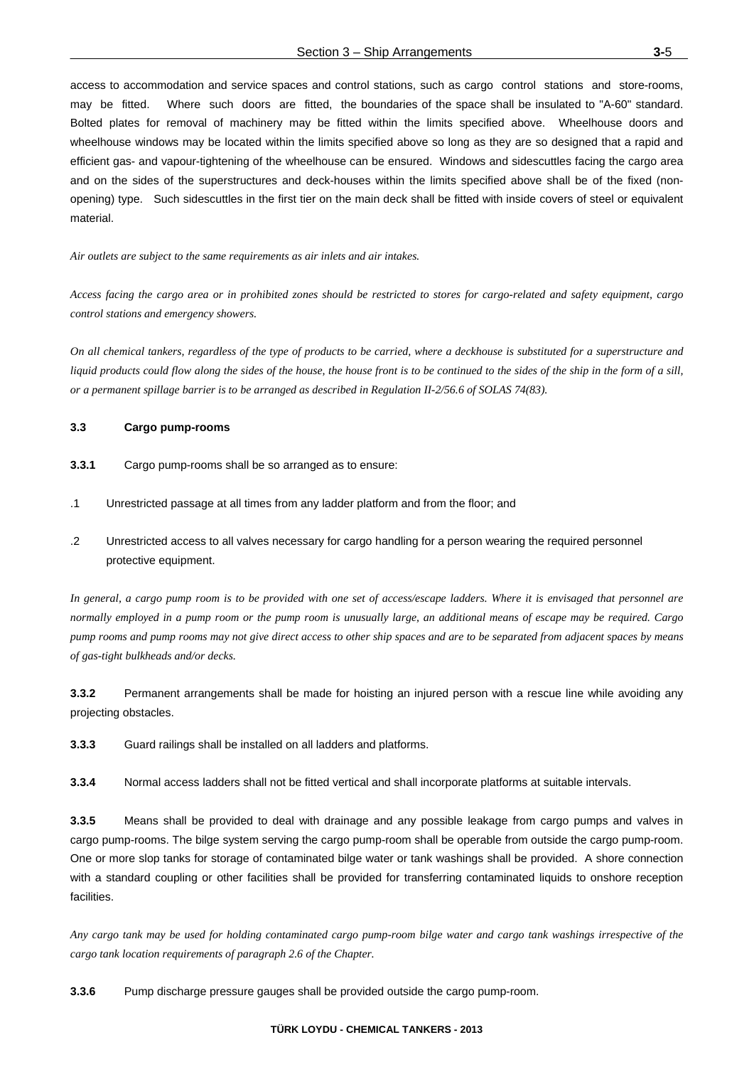access to accommodation and service spaces and control stations, such as cargo control stations and store-rooms, may be fitted. Where such doors are fitted, the boundaries of the space shall be insulated to "A-60" standard. Bolted plates for removal of machinery may be fitted within the limits specified above. Wheelhouse doors and wheelhouse windows may be located within the limits specified above so long as they are so designed that a rapid and efficient gas- and vapour-tightening of the wheelhouse can be ensured. Windows and sidescuttles facing the cargo area and on the sides of the superstructures and deck-houses within the limits specified above shall be of the fixed (non-opening) type. Such sidescuttles in the first tier on the main deck shall be fitted with inside covers of steel or equivalent material.

*Air outlets are subject to the same requirements as air inlets and air intakes.*

*Access facing the cargo area or in prohibited zones should be restricted to stores for cargo-related and safety equipment, cargo control stations and emergency showers.*

*On all chemical tankers, regardless of the type of products to be carried, where a deckhouse is substituted for a superstructure and liquid products could flow along the sides of the house, the house front is to be continued to the sides of the ship in the form of a sill, or a permanent spillage barrier is to be arranged as described in Regulation II-2/56.6 of SOLAS 74(83).*

### 3.3 Cargo pump-rooms

**3.3.1** Cargo pump-rooms shall be so arranged as to ensure:

.1 Unrestricted passage at all times from any ladder platform and from the floor; and

.2 Unrestricted access to all valves necessary for cargo handling for a person wearing the required personnel protective equipment.

*In general, a cargo pump room is to be provided with one set of access/escape ladders. Where it is envisaged that personnel are normally employed in a pump room or the pump room is unusually large, an additional means of escape may be required. Cargo pump rooms and pump rooms may not give direct access to other ship spaces and are to be separated from adjacent spaces by means of gas-tight bulkheads and/or decks.*

**3.3.2** Permanent arrangements shall be made for hoisting an injured person with a rescue line while avoiding any projecting obstacles.

**3.3.3** Guard railings shall be installed on all ladders and platforms.

**3.3.4** Normal access ladders shall not be fitted vertical and shall incorporate platforms at suitable intervals.

**3.3.5** Means shall be provided to deal with drainage and any possible leakage from cargo pumps and valves in cargo pump-rooms. The bilge system serving the cargo pump-room shall be operable from outside the cargo pump-room. One or more slop tanks for storage of contaminated bilge water or tank washings shall be provided. A shore connection with a standard coupling or other facilities shall be provided for transferring contaminated liquids to onshore reception facilities.

*Any cargo tank may be used for holding contaminated cargo pump-room bilge water and cargo tank washings irrespective of the cargo tank location requirements of paragraph 2.6 of the Chapter.*

**3.3.6** Pump discharge pressure gauges shall be provided outside the cargo pump-room.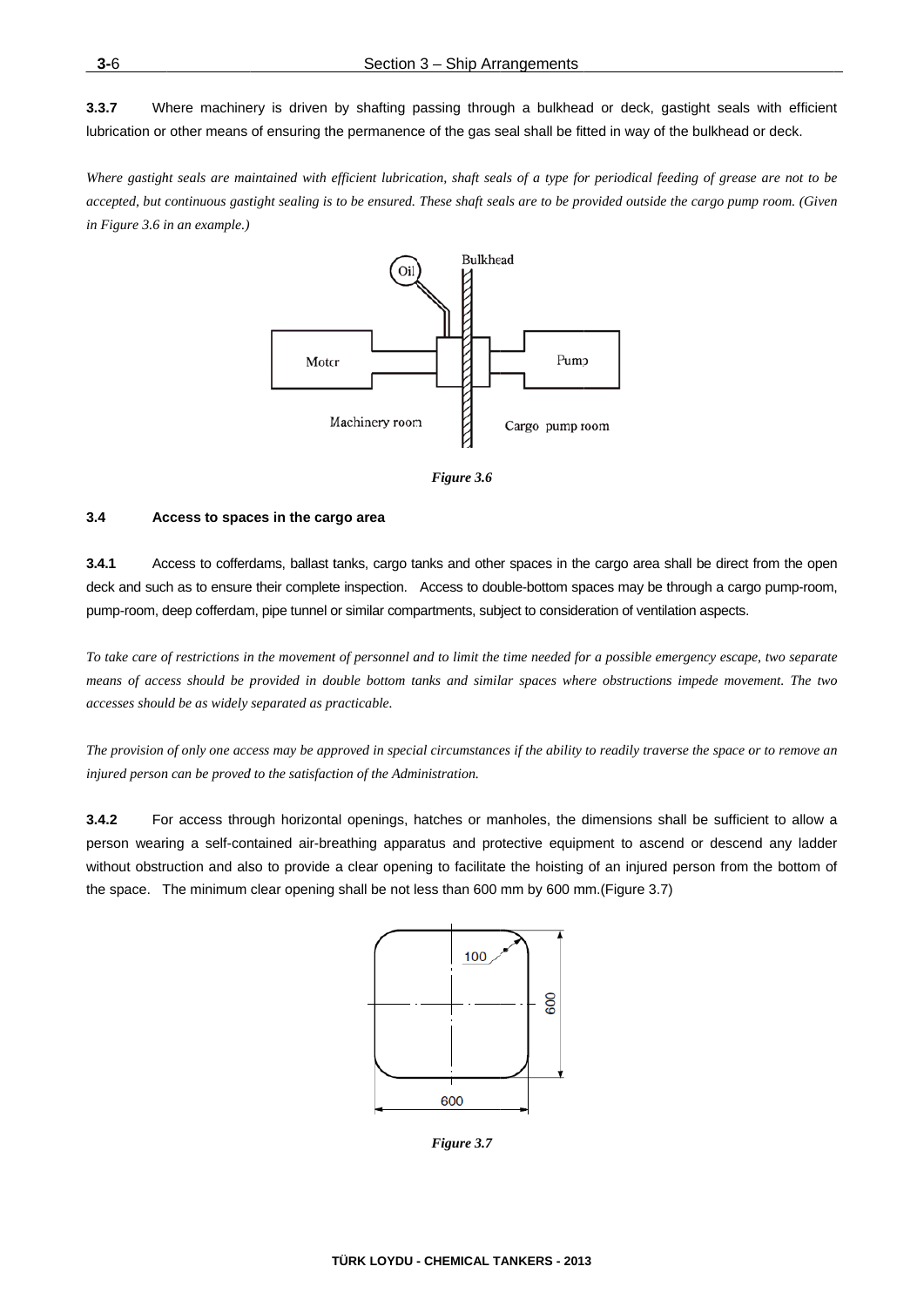**3.3.7** Where machinery is driven by shafting passing through a bulkhead or deck, gastight seals with efficient lubrication or other means of ensuring the permanence of the gas seal shall be fitted in way of the bulkhead or deck.

*Where gastight seals are maintained with efficient lubrication, shaft seals of a type for periodical feeding of grease are not to be accepted, but continuous gastight sealing is to be ensured. These shaft seals are to be provided outside the cargo pump room. (Given in Figure 3.6 in an example.)*

*Figure 3.6*

### 3.4 Access to spaces in the cargo area

**3.4.1** Access to cofferdams, ballast tanks, cargo tanks and other spaces in the cargo area shall be direct from the open deck and such as to ensure their complete inspection. Access to double-bottom spaces may be through a cargo pump-room, pump-room, deep cofferdam, pipe tunnel or similar compartments, subject to consideration of ventilation aspects.

*To take care of restrictions in the movement of personnel and to limit the time needed for a possible emergency escape, two separate means of access should be provided in double bottom tanks and similar spaces where obstructions impede movement. The two accesses should be as widely separated as practicable.*

*The provision of only one access may be approved in special circumstances if the ability to readily traverse the space or to remove an injured person can be proved to the satisfaction of the Administration.*

**3.4.2** For access through horizontal openings, hatches or manholes, the dimensions shall be sufficient to allow a person wearing a self-contained air-breathing apparatus and protective equipment to ascend or descend any ladder without obstruction and also to provide a clear opening to facilitate the hoisting of an injured person from the bottom of the space. The minimum clear opening shall be not less than 600 mm by 600 mm.(Figure 3.7)

*Figure 3.7*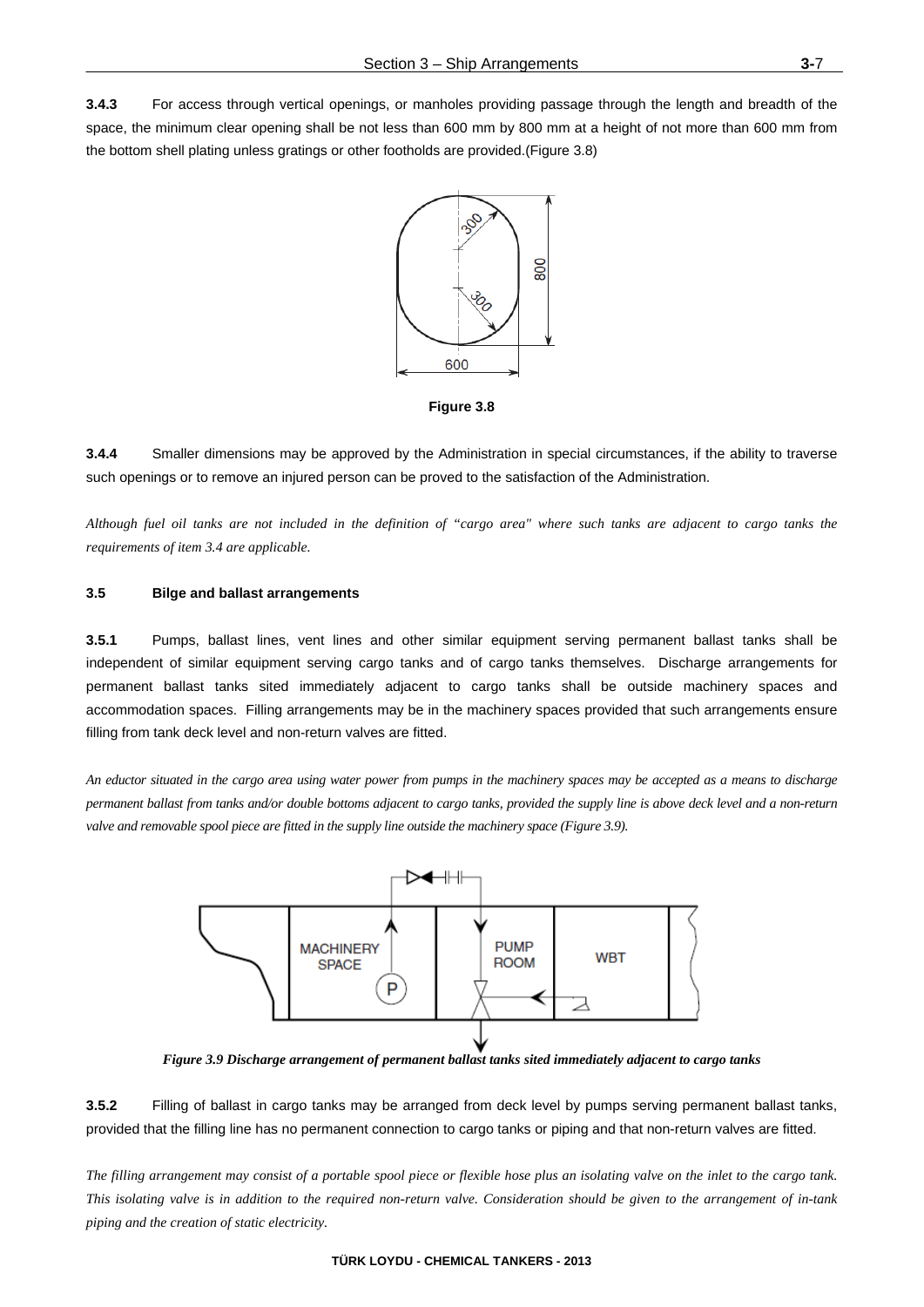**3.4.3** For access through vertical openings, or manholes providing passage through the length and breadth of the space, the minimum clear opening shall be not less than 600 mm by 800 mm at a height of not more than 600 mm from the bottom shell plating unless gratings or other footholds are provided.(Figure 3.8)

**Figure 3.8**

**3.4.4** Smaller dimensions may be approved by the Administration in special circumstances, if the ability to traverse such openings or to remove an injured person can be proved to the satisfaction of the Administration.

*Although fuel oil tanks are not included in the definition of "cargo area" where such tanks are adjacent to cargo tanks the requirements of item 3.4 are applicable.*

### 3.5 Bilge and ballast arrangements

**3.5.1** Pumps, ballast lines, vent lines and other similar equipment serving permanent ballast tanks shall be independent of similar equipment serving cargo tanks and of cargo tanks themselves. Discharge arrangements for permanent ballast tanks sited immediately adjacent to cargo tanks shall be outside machinery spaces and accommodation spaces. Filling arrangements may be in the machinery spaces provided that such arrangements ensure filling from tank deck level and non-return valves are fitted.

*An eductor situated in the cargo area using water power from pumps in the machinery spaces may be accepted as a means to discharge permanent ballast from tanks and/or double bottoms adjacent to cargo tanks, provided the supply line is above deck level and a non-return valve and removable spool piece are fitted in the supply line outside the machinery space (Figure 3.9).*

*Figure 3.9 Discharge arrangement of permanent ballast tanks sited immediately adjacent to cargo tanks*

**3.5.2** Filling of ballast in cargo tanks may be arranged from deck level by pumps serving permanent ballast tanks, provided that the filling line has no permanent connection to cargo tanks or piping and that non-return valves are fitted.

*The filling arrangement may consist of a portable spool piece or flexible hose plus an isolating valve on the inlet to the cargo tank. This isolating valve is in addition to the required non-return valve. Consideration should be given to the arrangement of in-tank piping and the creation of static electricity.*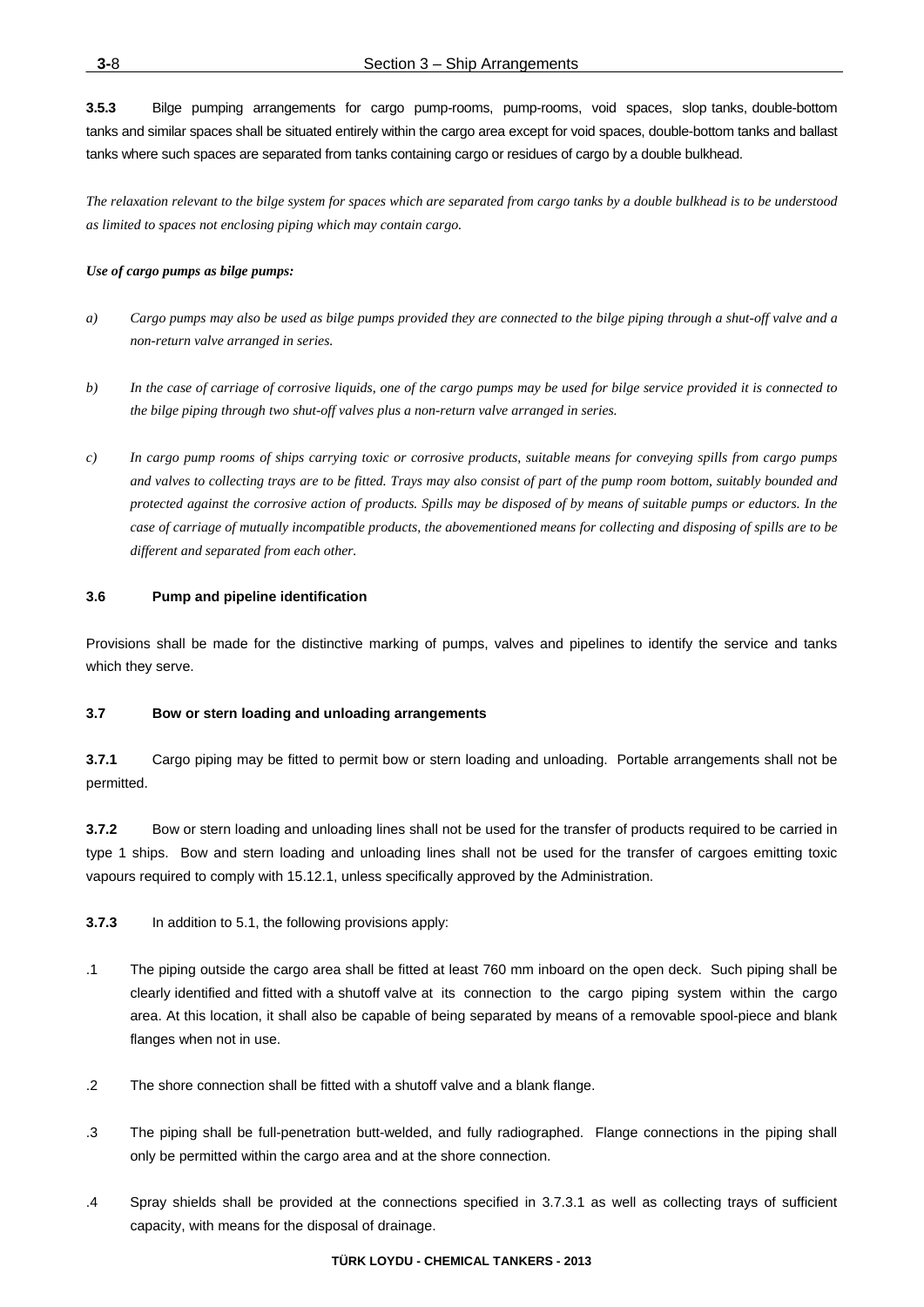**3.5.3** Bilge pumping arrangements for cargo pump-rooms, pump-rooms, void spaces, slop tanks, double-bottom tanks and similar spaces shall be situated entirely within the cargo area except for void spaces, double-bottom tanks and ballast tanks where such spaces are separated from tanks containing cargo or residues of cargo by a double bulkhead.

*The relaxation relevant to the bilge system for spaces which are separated from cargo tanks by a double bulkhead is to be understood as limited to spaces not enclosing piping which may contain cargo.*

***Use of cargo pumps as bilge pumps:***

*a) Cargo pumps may also be used as bilge pumps provided they are connected to the bilge piping through a shut-off valve and a non-return valve arranged in series.*

*b) In the case of carriage of corrosive liquids, one of the cargo pumps may be used for bilge service provided it is connected to the bilge piping through two shut-off valves plus a non-return valve arranged in series.*

*c) In cargo pump rooms of ships carrying toxic or corrosive products, suitable means for conveying spills from cargo pumps and valves to collecting trays are to be fitted. Trays may also consist of part of the pump room bottom, suitably bounded and protected against the corrosive action of products. Spills may be disposed of by means of suitable pumps or eductors. In the case of carriage of mutually incompatible products, the abovementioned means for collecting and disposing of spills are to be different and separated from each other.*

### 3.6 Pump and pipeline identification

Provisions shall be made for the distinctive marking of pumps, valves and pipelines to identify the service and tanks which they serve.

### 3.7 Bow or stern loading and unloading arrangements

**3.7.1** Cargo piping may be fitted to permit bow or stern loading and unloading. Portable arrangements shall not be permitted.

**3.7.2** Bow or stern loading and unloading lines shall not be used for the transfer of products required to be carried in type 1 ships. Bow and stern loading and unloading lines shall not be used for the transfer of cargoes emitting toxic vapours required to comply with 15.12.1, unless specifically approved by the Administration.

**3.7.3** In addition to 5.1, the following provisions apply:

.1 The piping outside the cargo area shall be fitted at least 760 mm inboard on the open deck. Such piping shall be clearly identified and fitted with a shutoff valve at its connection to the cargo piping system within the cargo area. At this location, it shall also be capable of being separated by means of a removable spool-piece and blank flanges when not in use.

.2 The shore connection shall be fitted with a shutoff valve and a blank flange.

.3 The piping shall be full-penetration butt-welded, and fully radiographed. Flange connections in the piping shall only be permitted within the cargo area and at the shore connection.

.4 Spray shields shall be provided at the connections specified in 3.7.3.1 as well as collecting trays of sufficient capacity, with means for the disposal of drainage.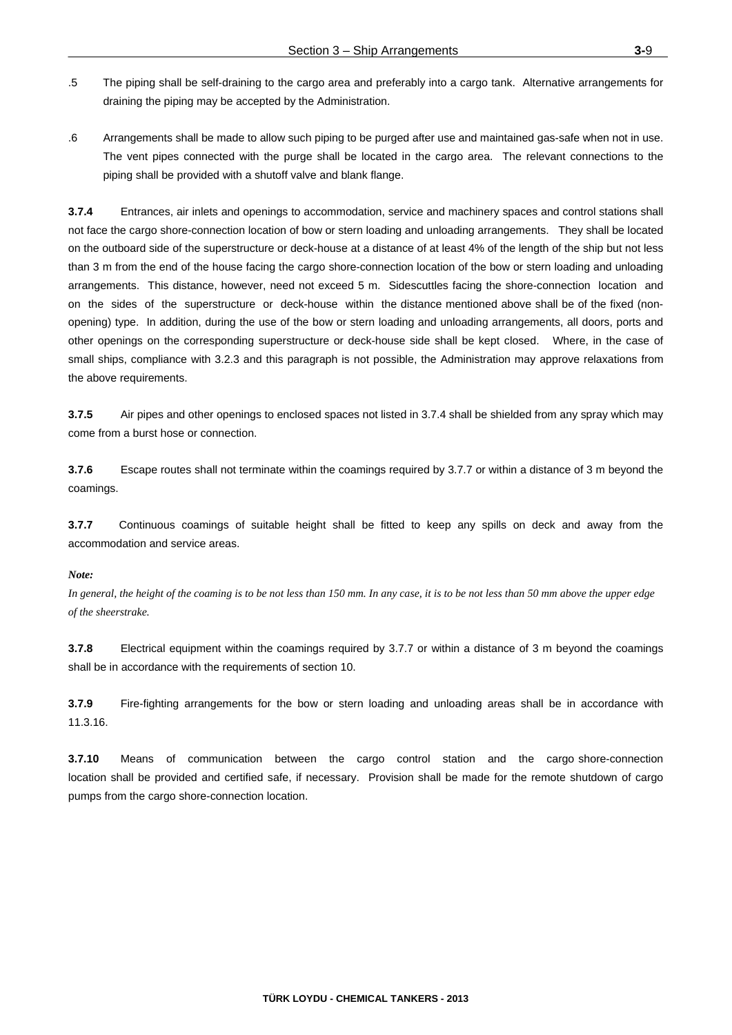.5 The piping shall be self-draining to the cargo area and preferably into a cargo tank. Alternative arrangements for draining the piping may be accepted by the Administration.

.6 Arrangements shall be made to allow such piping to be purged after use and maintained gas-safe when not in use. The vent pipes connected with the purge shall be located in the cargo area. The relevant connections to the piping shall be provided with a shutoff valve and blank flange.

**3.7.4** Entrances, air inlets and openings to accommodation, service and machinery spaces and control stations shall not face the cargo shore-connection location of bow or stern loading and unloading arrangements. They shall be located on the outboard side of the superstructure or deck-house at a distance of at least 4% of the length of the ship but not less than 3 m from the end of the house facing the cargo shore-connection location of the bow or stern loading and unloading arrangements. This distance, however, need not exceed 5 m. Sidescuttles facing the shore-connection location and on the sides of the superstructure or deck-house within the distance mentioned above shall be of the fixed (non-opening) type. In addition, during the use of the bow or stern loading and unloading arrangements, all doors, ports and other openings on the corresponding superstructure or deck-house side shall be kept closed. Where, in the case of small ships, compliance with 3.2.3 and this paragraph is not possible, the Administration may approve relaxations from the above requirements.

**3.7.5** Air pipes and other openings to enclosed spaces not listed in 3.7.4 shall be shielded from any spray which may come from a burst hose or connection.

**3.7.6** Escape routes shall not terminate within the coamings required by 3.7.7 or within a distance of 3 m beyond the coamings.

**3.7.7** Continuous coamings of suitable height shall be fitted to keep any spills on deck and away from the accommodation and service areas.

***Note:***

*In general, the height of the coaming is to be not less than 150 mm. In any case, it is to be not less than 50 mm above the upper edge of the sheerstrake.*

**3.7.8** Electrical equipment within the coamings required by 3.7.7 or within a distance of 3 m beyond the coamings shall be in accordance with the requirements of section 10.

**3.7.9** Fire-fighting arrangements for the bow or stern loading and unloading areas shall be in accordance with 11.3.16.

**3.7.10** Means of communication between the cargo control station and the cargo shore-connection location shall be provided and certified safe, if necessary. Provision shall be made for the remote shutdown of cargo pumps from the cargo shore-connection location.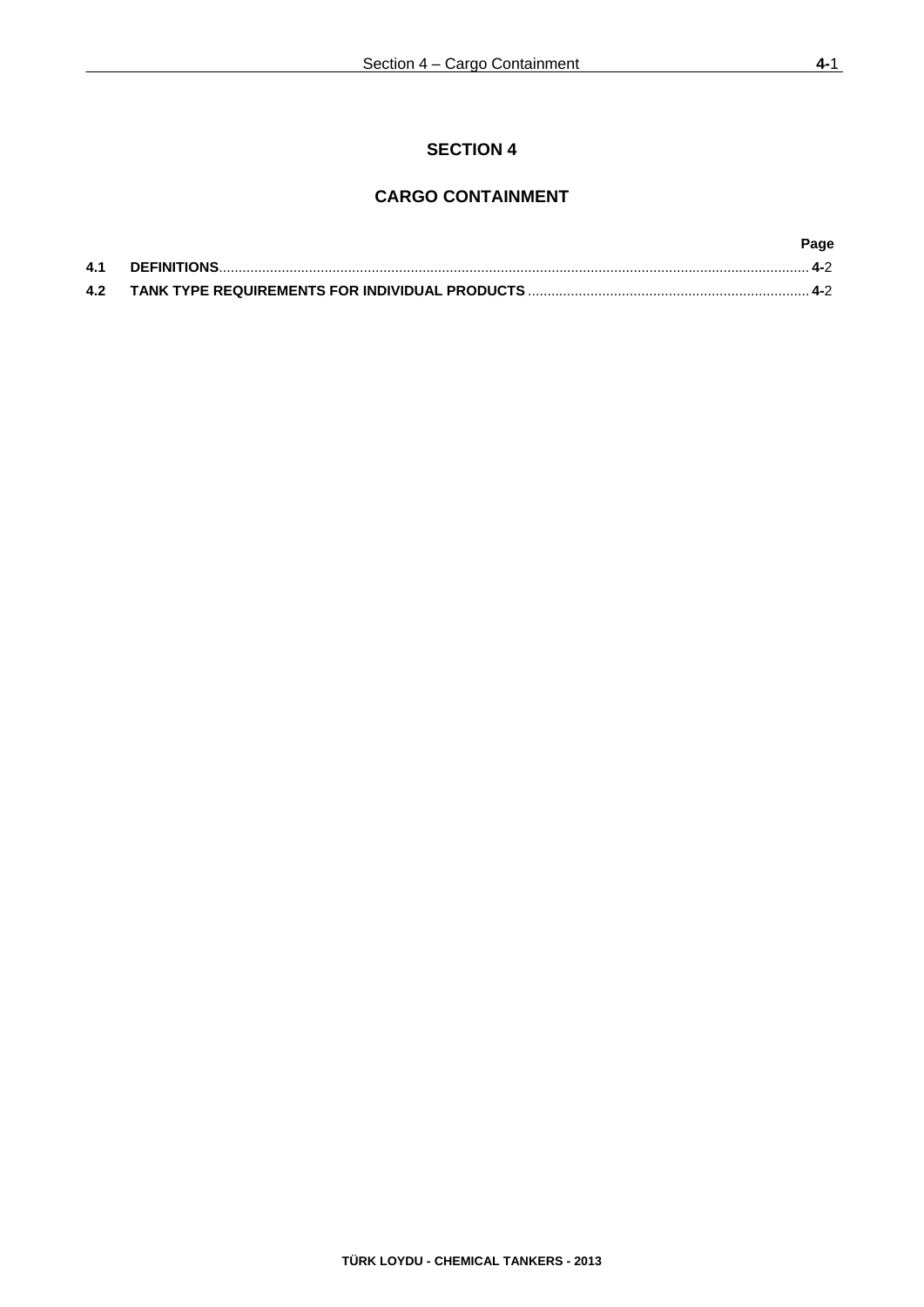# SECTION 4

## CARGO CONTAINMENT

| | | Page |
|---|---|---|
| **4.1** | **DEFINITIONS** | **4-**2 |
| **4.2** | **TANK TYPE REQUIREMENTS FOR INDIVIDUAL PRODUCTS** | **4-**2 |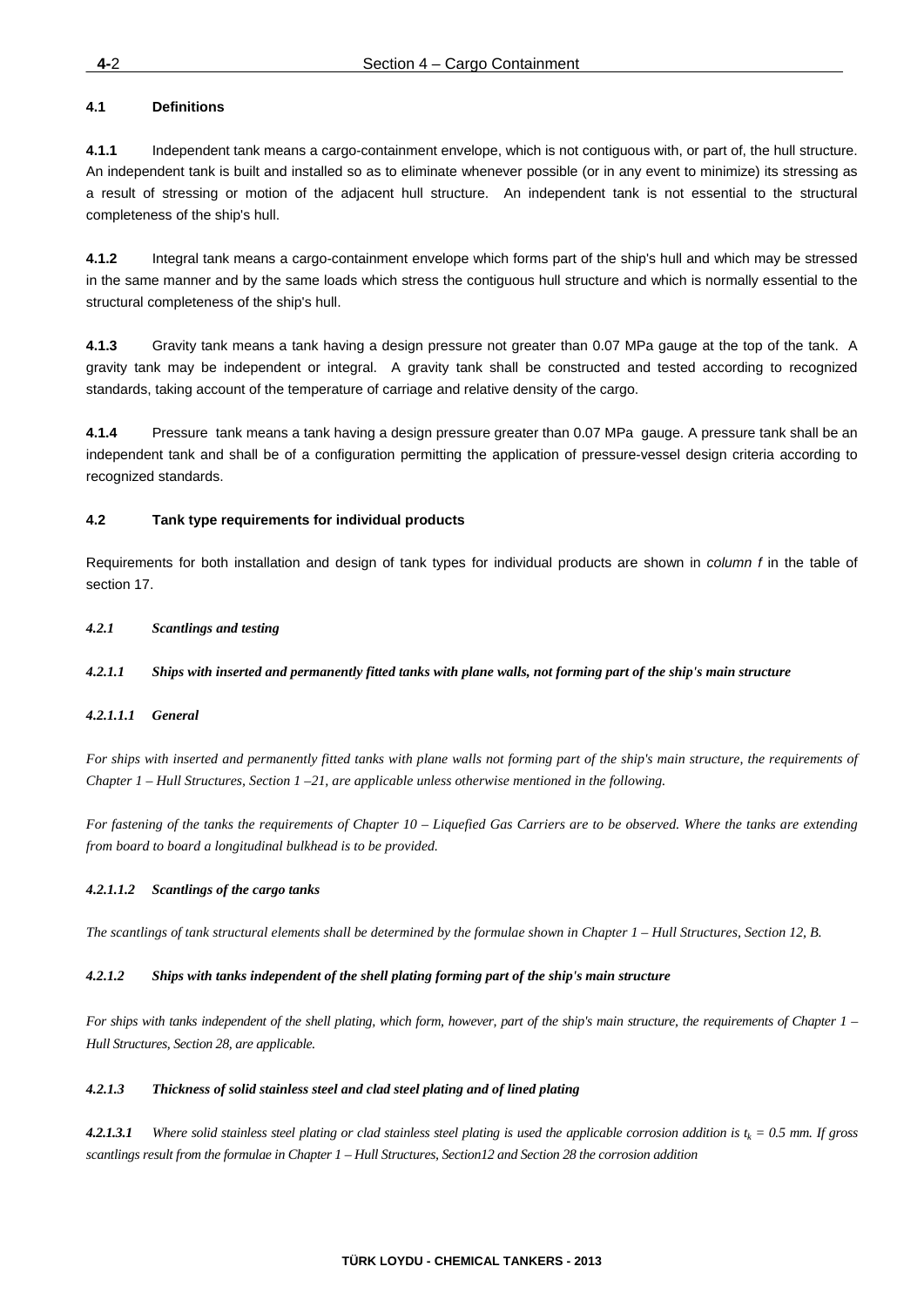### 4.1 Definitions

**4.1.1** Independent tank means a cargo-containment envelope, which is not contiguous with, or part of, the hull structure. An independent tank is built and installed so as to eliminate whenever possible (or in any event to minimize) its stressing as a result of stressing or motion of the adjacent hull structure. An independent tank is not essential to the structural completeness of the ship's hull.

**4.1.2** Integral tank means a cargo-containment envelope which forms part of the ship's hull and which may be stressed in the same manner and by the same loads which stress the contiguous hull structure and which is normally essential to the structural completeness of the ship's hull.

**4.1.3** Gravity tank means a tank having a design pressure not greater than 0.07 MPa gauge at the top of the tank. A gravity tank may be independent or integral. A gravity tank shall be constructed and tested according to recognized standards, taking account of the temperature of carriage and relative density of the cargo.

**4.1.4** Pressure tank means a tank having a design pressure greater than 0.07 MPa gauge. A pressure tank shall be an independent tank and shall be of a configuration permitting the application of pressure-vessel design criteria according to recognized standards.

### 4.2 Tank type requirements for individual products

Requirements for both installation and design of tank types for individual products are shown in *column f* in the table of section 17.

***4.2.1 Scantlings and testing***

***4.2.1.1 Ships with inserted and permanently fitted tanks with plane walls, not forming part of the ship's main structure***

***4.2.1.1.1 General***

*For ships with inserted and permanently fitted tanks with plane walls not forming part of the ship's main structure, the requirements of Chapter 1 – Hull Structures, Section 1 –21, are applicable unless otherwise mentioned in the following.*

*For fastening of the tanks the requirements of Chapter 10 – Liquefied Gas Carriers are to be observed. Where the tanks are extending from board to board a longitudinal bulkhead is to be provided.*

***4.2.1.1.2 Scantlings of the cargo tanks***

*The scantlings of tank structural elements shall be determined by the formulae shown in Chapter 1 – Hull Structures, Section 12, B.*

***4.2.1.2 Ships with tanks independent of the shell plating forming part of the ship's main structure***

*For ships with tanks independent of the shell plating, which form, however, part of the ship's main structure, the requirements of Chapter 1 – Hull Structures, Section 28, are applicable.*

***4.2.1.3 Thickness of solid stainless steel and clad steel plating and of lined plating***

***4.2.1.3.1*** *Where solid stainless steel plating or clad stainless steel plating is used the applicable corrosion addition is $t_k$ = 0.5 mm. If gross scantlings result from the formulae in Chapter 1 – Hull Structures, Section12 and Section 28 the corrosion addition*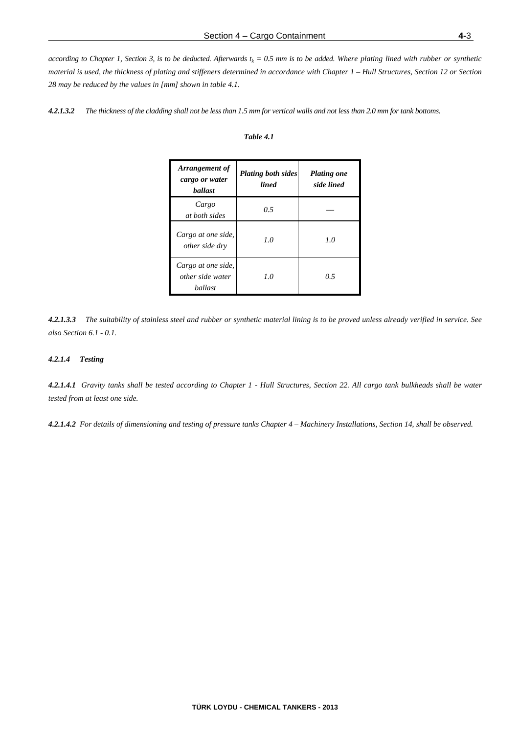*according to Chapter 1, Section 3, is to be deducted. Afterwards $t_k$ = 0.5 mm is to be added. Where plating lined with rubber or synthetic material is used, the thickness of plating and stiffeners determined in accordance with Chapter 1 – Hull Structures, Section 12 or Section 28 may be reduced by the values in [mm] shown in table 4.1.*

***4.2.1.3.2*** *The thickness of the cladding shall not be less than 1.5 mm for vertical walls and not less than 2.0 mm for tank bottoms.*

***Table 4.1***

| ***Arrangement of cargo or water ballast*** | ***Plating both sides lined*** | ***Plating one side lined*** |
|---|---|---|
| *Cargo at both sides* | *0.5* | — |
| *Cargo at one side, other side dry* | *1.0* | *1.0* |
| *Cargo at one side, other side water ballast* | *1.0* | *0.5* |

***4.2.1.3.3*** *The suitability of stainless steel and rubber or synthetic material lining is to be proved unless already verified in service. See also Section 6.1 - 0.1.*

#### ***4.2.1.4 Testing***

***4.2.1.4.1*** *Gravity tanks shall be tested according to Chapter 1 - Hull Structures, Section 22. All cargo tank bulkheads shall be water tested from at least one side.*

***4.2.1.4.2*** *For details of dimensioning and testing of pressure tanks Chapter 4 – Machinery Installations, Section 14, shall be observed.*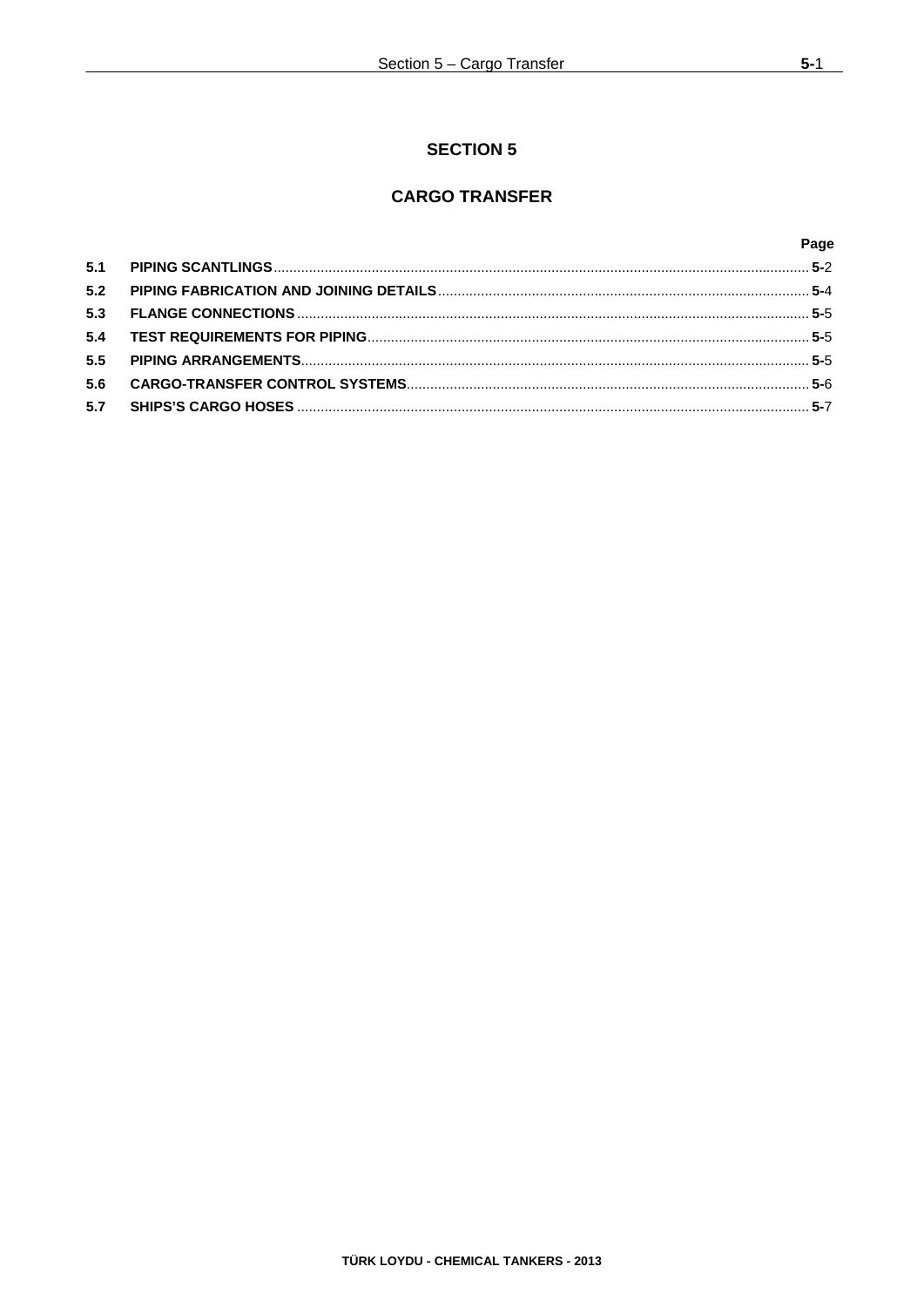# SECTION 5

## CARGO TRANSFER

| | | Page |
|---|---|---|
| 5.1 | PIPING SCANTLINGS | 5-2 |
| 5.2 | PIPING FABRICATION AND JOINING DETAILS | 5-4 |
| 5.3 | FLANGE CONNECTIONS | 5-5 |
| 5.4 | TEST REQUIREMENTS FOR PIPING | 5-5 |
| 5.5 | PIPING ARRANGEMENTS | 5-5 |
| 5.6 | CARGO-TRANSFER CONTROL SYSTEMS | 5-6 |
| 5.7 | SHIPS'S CARGO HOSES | 5-7 |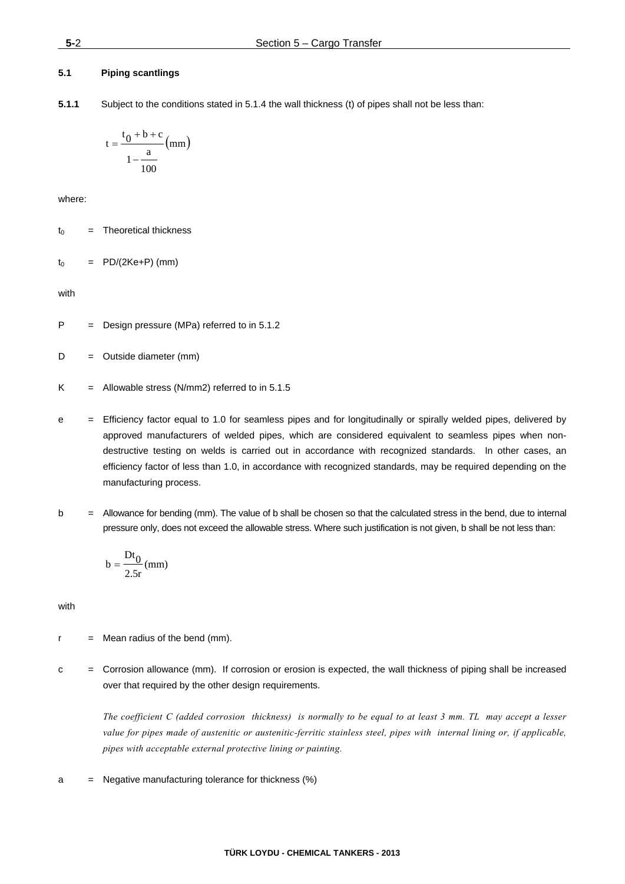### 5.1 Piping scantlings

**5.1.1** Subject to the conditions stated in 5.1.4 the wall thickness (t) of pipes shall not be less than:

$$t = \frac{t_0 + b + c}{1 - \frac{a}{100}} (\text{mm})$$

where:

$t_0$ = Theoretical thickness

$t_0$ = PD/(2Ke+P) (mm)

with

P = Design pressure (MPa) referred to in 5.1.2

D = Outside diameter (mm)

K = Allowable stress (N/mm2) referred to in 5.1.5

e = Efficiency factor equal to 1.0 for seamless pipes and for longitudinally or spirally welded pipes, delivered by approved manufacturers of welded pipes, which are considered equivalent to seamless pipes when non-destructive testing on welds is carried out in accordance with recognized standards. In other cases, an efficiency factor of less than 1.0, in accordance with recognized standards, may be required depending on the manufacturing process.

b = Allowance for bending (mm). The value of b shall be chosen so that the calculated stress in the bend, due to internal pressure only, does not exceed the allowable stress. Where such justification is not given, b shall be not less than:

$$b = \frac{Dt_0}{2.5r} (\text{mm})$$

with

r = Mean radius of the bend (mm).

c = Corrosion allowance (mm). If corrosion or erosion is expected, the wall thickness of piping shall be increased over that required by the other design requirements.

*The coefficient C (added corrosion thickness) is normally to be equal to at least 3 mm. TL may accept a lesser value for pipes made of austenitic or austenitic-ferritic stainless steel, pipes with internal lining or, if applicable, pipes with acceptable external protective lining or painting.*

a = Negative manufacturing tolerance for thickness (%)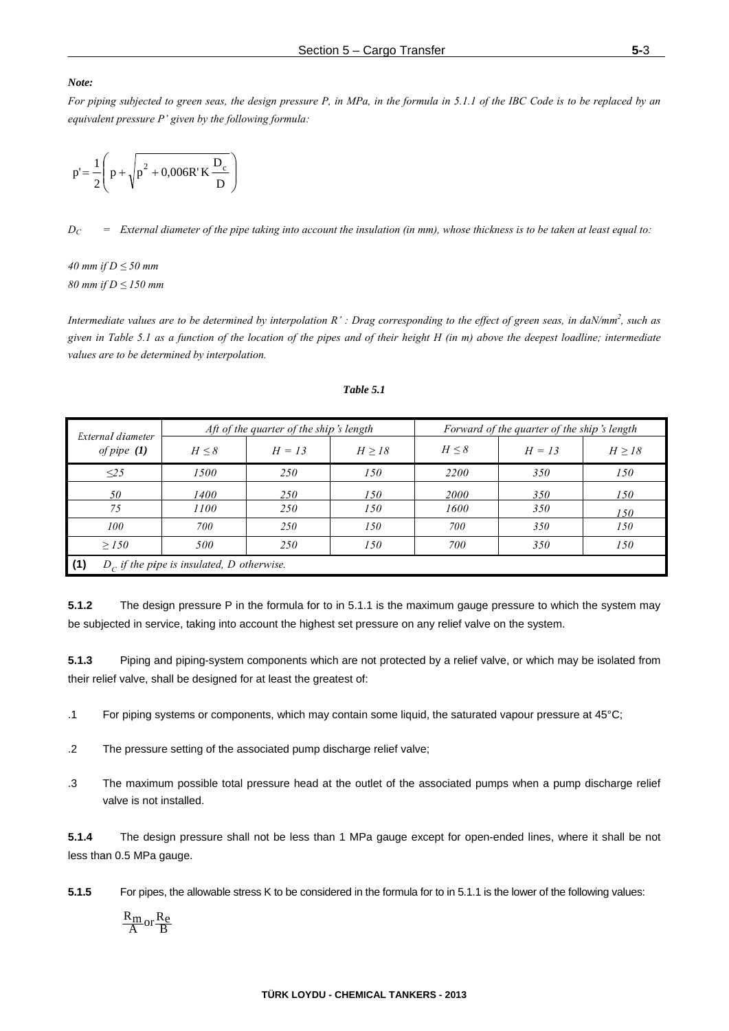*Note:*

*For piping subjected to green seas, the design pressure P, in MPa, in the formula in 5.1.1 of the IBC Code is to be replaced by an equivalent pressure P' given by the following formula:*

$$p' = \frac{1}{2}\left( p + \sqrt{p^2 + 0{,}006 R' K \frac{D_c}{D}} \right)$$

$D_C$ = *External diameter of the pipe taking into account the insulation (in mm), whose thickness is to be taken at least equal to:*

*40 mm if D ≤ 50 mm*
*80 mm if D ≤ 150 mm*

*Intermediate values are to be determined by interpolation R' : Drag corresponding to the effect of green seas, in daN/mm², such as given in Table 5.1 as a function of the location of the pipes and of their height H (in m) above the deepest loadline; intermediate values are to be determined by interpolation.*

***Table 5.1***

| *External diameter of pipe* **(1)** | *Aft of the quarter of the ship's length* | | | *Forward of the quarter of the ship's length* | | |
|---|---|---|---|---|---|---|
| | *H ≤ 8* | *H = 13* | *H ≥ 18* | *H ≤ 8* | *H = 13* | *H ≥ 18* |
| *≤25* | *1500* | *250* | *150* | *2200* | *350* | *150* |
| *50* | *1400* | *250* | *150* | *2000* | *350* | *150* |
| *75* | *1100* | *250* | *150* | *1600* | *350* | *150* |
| *100* | *700* | *250* | *150* | *700* | *350* | *150* |
| *≥ 150* | *500* | *250* | *150* | *700* | *350* | *150* |
| **(1)** $D_C$ *if the pipe is insulated, D otherwise.* | | | | | | |

**5.1.2** The design pressure P in the formula for to in 5.1.1 is the maximum gauge pressure to which the system may be subjected in service, taking into account the highest set pressure on any relief valve on the system.

**5.1.3** Piping and piping-system components which are not protected by a relief valve, or which may be isolated from their relief valve, shall be designed for at least the greatest of:

.1 For piping systems or components, which may contain some liquid, the saturated vapour pressure at 45°C;

.2 The pressure setting of the associated pump discharge relief valve;

.3 The maximum possible total pressure head at the outlet of the associated pumps when a pump discharge relief valve is not installed.

**5.1.4** The design pressure shall not be less than 1 MPa gauge except for open-ended lines, where it shall be not less than 0.5 MPa gauge.

**5.1.5** For pipes, the allowable stress K to be considered in the formula for to in 5.1.1 is the lower of the following values:

$$\frac{R_m}{A} \text{ or } \frac{R_e}{B}$$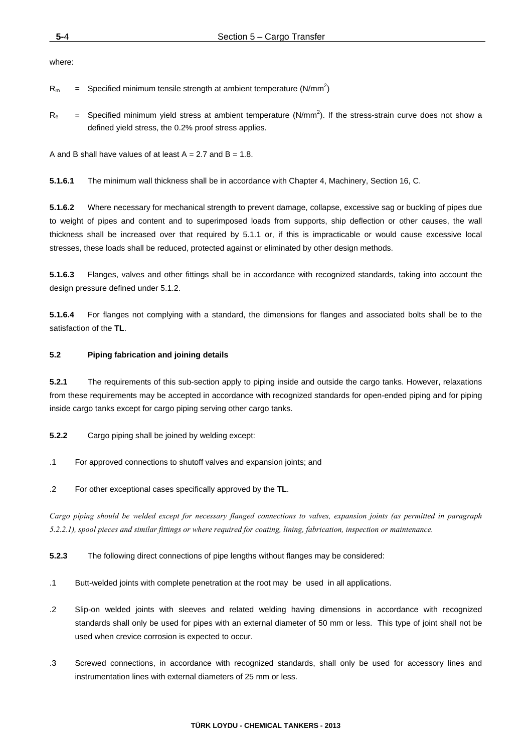where:

$R_m$ = Specified minimum tensile strength at ambient temperature (N/mm$^2$)

$R_e$ = Specified minimum yield stress at ambient temperature (N/mm$^2$). If the stress-strain curve does not show a defined yield stress, the 0.2% proof stress applies.

A and B shall have values of at least A = 2.7 and B = 1.8.

**5.1.6.1** The minimum wall thickness shall be in accordance with Chapter 4, Machinery, Section 16, C.

**5.1.6.2** Where necessary for mechanical strength to prevent damage, collapse, excessive sag or buckling of pipes due to weight of pipes and content and to superimposed loads from supports, ship deflection or other causes, the wall thickness shall be increased over that required by 5.1.1 or, if this is impracticable or would cause excessive local stresses, these loads shall be reduced, protected against or eliminated by other design methods.

**5.1.6.3** Flanges, valves and other fittings shall be in accordance with recognized standards, taking into account the design pressure defined under 5.1.2.

**5.1.6.4** For flanges not complying with a standard, the dimensions for flanges and associated bolts shall be to the satisfaction of the **TL**.

### 5.2 Piping fabrication and joining details

**5.2.1** The requirements of this sub-section apply to piping inside and outside the cargo tanks. However, relaxations from these requirements may be accepted in accordance with recognized standards for open-ended piping and for piping inside cargo tanks except for cargo piping serving other cargo tanks.

**5.2.2** Cargo piping shall be joined by welding except:

.1 For approved connections to shutoff valves and expansion joints; and

.2 For other exceptional cases specifically approved by the **TL**.

*Cargo piping should be welded except for necessary flanged connections to valves, expansion joints (as permitted in paragraph 5.2.2.1), spool pieces and similar fittings or where required for coating, lining, fabrication, inspection or maintenance.*

**5.2.3** The following direct connections of pipe lengths without flanges may be considered:

.1 Butt-welded joints with complete penetration at the root may be used in all applications.

.2 Slip-on welded joints with sleeves and related welding having dimensions in accordance with recognized standards shall only be used for pipes with an external diameter of 50 mm or less. This type of joint shall not be used when crevice corrosion is expected to occur.

.3 Screwed connections, in accordance with recognized standards, shall only be used for accessory lines and instrumentation lines with external diameters of 25 mm or less.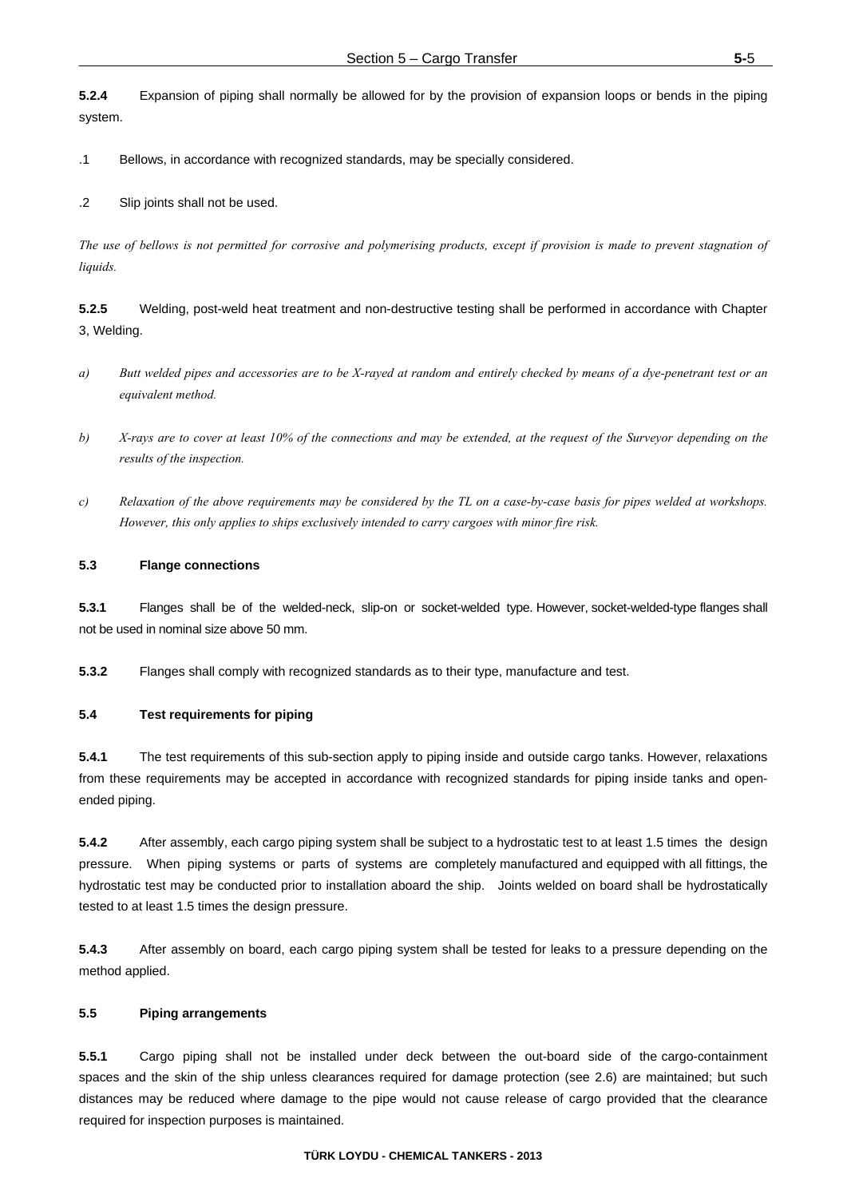**5.2.4** Expansion of piping shall normally be allowed for by the provision of expansion loops or bends in the piping system.

.1 Bellows, in accordance with recognized standards, may be specially considered.

.2 Slip joints shall not be used.

*The use of bellows is not permitted for corrosive and polymerising products, except if provision is made to prevent stagnation of liquids.*

**5.2.5** Welding, post-weld heat treatment and non-destructive testing shall be performed in accordance with Chapter 3, Welding.

*a) Butt welded pipes and accessories are to be X-rayed at random and entirely checked by means of a dye-penetrant test or an equivalent method.*

*b) X-rays are to cover at least 10% of the connections and may be extended, at the request of the Surveyor depending on the results of the inspection.*

*c) Relaxation of the above requirements may be considered by the TL on a case-by-case basis for pipes welded at workshops. However, this only applies to ships exclusively intended to carry cargoes with minor fire risk.*

### 5.3 Flange connections

**5.3.1** Flanges shall be of the welded-neck, slip-on or socket-welded type. However, socket-welded-type flanges shall not be used in nominal size above 50 mm.

**5.3.2** Flanges shall comply with recognized standards as to their type, manufacture and test.

### 5.4 Test requirements for piping

**5.4.1** The test requirements of this sub-section apply to piping inside and outside cargo tanks. However, relaxations from these requirements may be accepted in accordance with recognized standards for piping inside tanks and open-ended piping.

**5.4.2** After assembly, each cargo piping system shall be subject to a hydrostatic test to at least 1.5 times the design pressure. When piping systems or parts of systems are completely manufactured and equipped with all fittings, the hydrostatic test may be conducted prior to installation aboard the ship. Joints welded on board shall be hydrostatically tested to at least 1.5 times the design pressure.

**5.4.3** After assembly on board, each cargo piping system shall be tested for leaks to a pressure depending on the method applied.

### 5.5 Piping arrangements

**5.5.1** Cargo piping shall not be installed under deck between the out-board side of the cargo-containment spaces and the skin of the ship unless clearances required for damage protection (see 2.6) are maintained; but such distances may be reduced where damage to the pipe would not cause release of cargo provided that the clearance required for inspection purposes is maintained.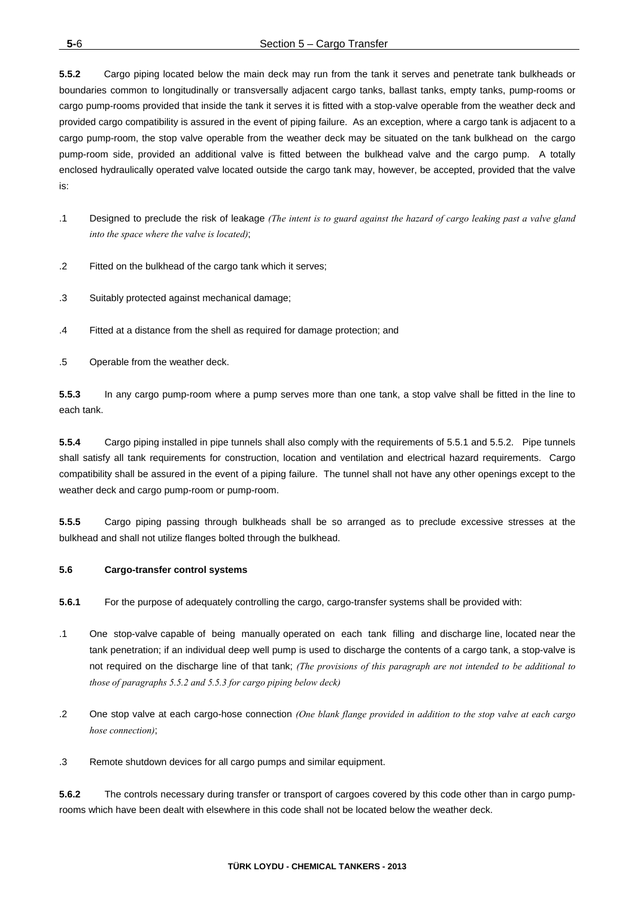**5.5.2** Cargo piping located below the main deck may run from the tank it serves and penetrate tank bulkheads or boundaries common to longitudinally or transversally adjacent cargo tanks, ballast tanks, empty tanks, pump-rooms or cargo pump-rooms provided that inside the tank it serves it is fitted with a stop-valve operable from the weather deck and provided cargo compatibility is assured in the event of piping failure. As an exception, where a cargo tank is adjacent to a cargo pump-room, the stop valve operable from the weather deck may be situated on the tank bulkhead on the cargo pump-room side, provided an additional valve is fitted between the bulkhead valve and the cargo pump. A totally enclosed hydraulically operated valve located outside the cargo tank may, however, be accepted, provided that the valve is:

.1 Designed to preclude the risk of leakage *(The intent is to guard against the hazard of cargo leaking past a valve gland into the space where the valve is located)*;

.2 Fitted on the bulkhead of the cargo tank which it serves;

.3 Suitably protected against mechanical damage;

.4 Fitted at a distance from the shell as required for damage protection; and

.5 Operable from the weather deck.

**5.5.3** In any cargo pump-room where a pump serves more than one tank, a stop valve shall be fitted in the line to each tank.

**5.5.4** Cargo piping installed in pipe tunnels shall also comply with the requirements of 5.5.1 and 5.5.2. Pipe tunnels shall satisfy all tank requirements for construction, location and ventilation and electrical hazard requirements. Cargo compatibility shall be assured in the event of a piping failure. The tunnel shall not have any other openings except to the weather deck and cargo pump-room or pump-room.

**5.5.5** Cargo piping passing through bulkheads shall be so arranged as to preclude excessive stresses at the bulkhead and shall not utilize flanges bolted through the bulkhead.

### 5.6 Cargo-transfer control systems

**5.6.1** For the purpose of adequately controlling the cargo, cargo-transfer systems shall be provided with:

.1 One stop-valve capable of being manually operated on each tank filling and discharge line, located near the tank penetration; if an individual deep well pump is used to discharge the contents of a cargo tank, a stop-valve is not required on the discharge line of that tank; *(The provisions of this paragraph are not intended to be additional to those of paragraphs 5.5.2 and 5.5.3 for cargo piping below deck)*

.2 One stop valve at each cargo-hose connection *(One blank flange provided in addition to the stop valve at each cargo hose connection)*;

.3 Remote shutdown devices for all cargo pumps and similar equipment.

**5.6.2** The controls necessary during transfer or transport of cargoes covered by this code other than in cargo pump-rooms which have been dealt with elsewhere in this code shall not be located below the weather deck.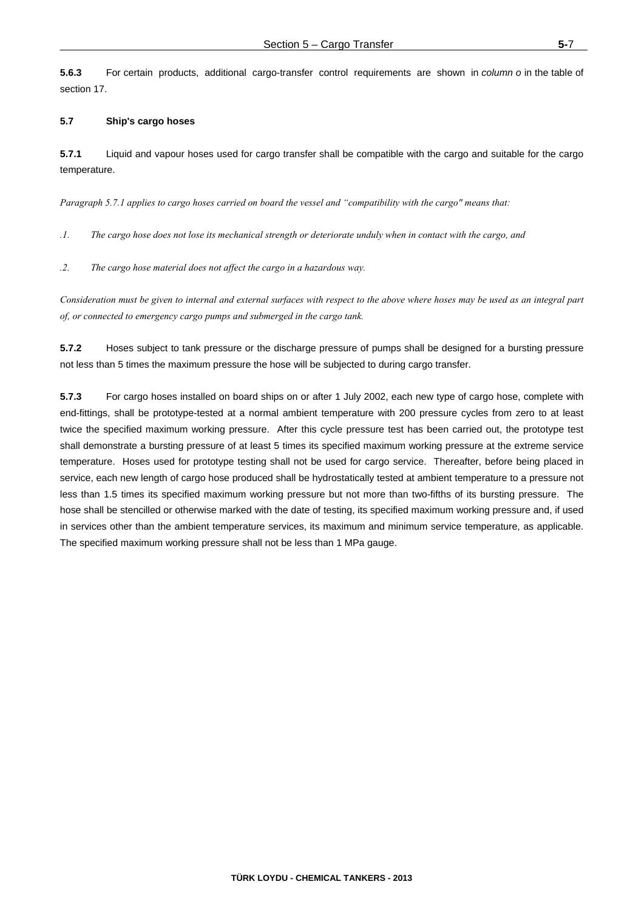**5.6.3** For certain products, additional cargo-transfer control requirements are shown in *column o* in the table of section 17.

### 5.7 Ship's cargo hoses

**5.7.1** Liquid and vapour hoses used for cargo transfer shall be compatible with the cargo and suitable for the cargo temperature.

*Paragraph 5.7.1 applies to cargo hoses carried on board the vessel and "compatibility with the cargo" means that:*

*.1. The cargo hose does not lose its mechanical strength or deteriorate unduly when in contact with the cargo, and*

*.2. The cargo hose material does not affect the cargo in a hazardous way.*

*Consideration must be given to internal and external surfaces with respect to the above where hoses may be used as an integral part of, or connected to emergency cargo pumps and submerged in the cargo tank.*

**5.7.2** Hoses subject to tank pressure or the discharge pressure of pumps shall be designed for a bursting pressure not less than 5 times the maximum pressure the hose will be subjected to during cargo transfer.

**5.7.3** For cargo hoses installed on board ships on or after 1 July 2002, each new type of cargo hose, complete with end-fittings, shall be prototype-tested at a normal ambient temperature with 200 pressure cycles from zero to at least twice the specified maximum working pressure. After this cycle pressure test has been carried out, the prototype test shall demonstrate a bursting pressure of at least 5 times its specified maximum working pressure at the extreme service temperature. Hoses used for prototype testing shall not be used for cargo service. Thereafter, before being placed in service, each new length of cargo hose produced shall be hydrostatically tested at ambient temperature to a pressure not less than 1.5 times its specified maximum working pressure but not more than two-fifths of its bursting pressure. The hose shall be stencilled or otherwise marked with the date of testing, its specified maximum working pressure and, if used in services other than the ambient temperature services, its maximum and minimum service temperature, as applicable. The specified maximum working pressure shall not be less than 1 MPa gauge.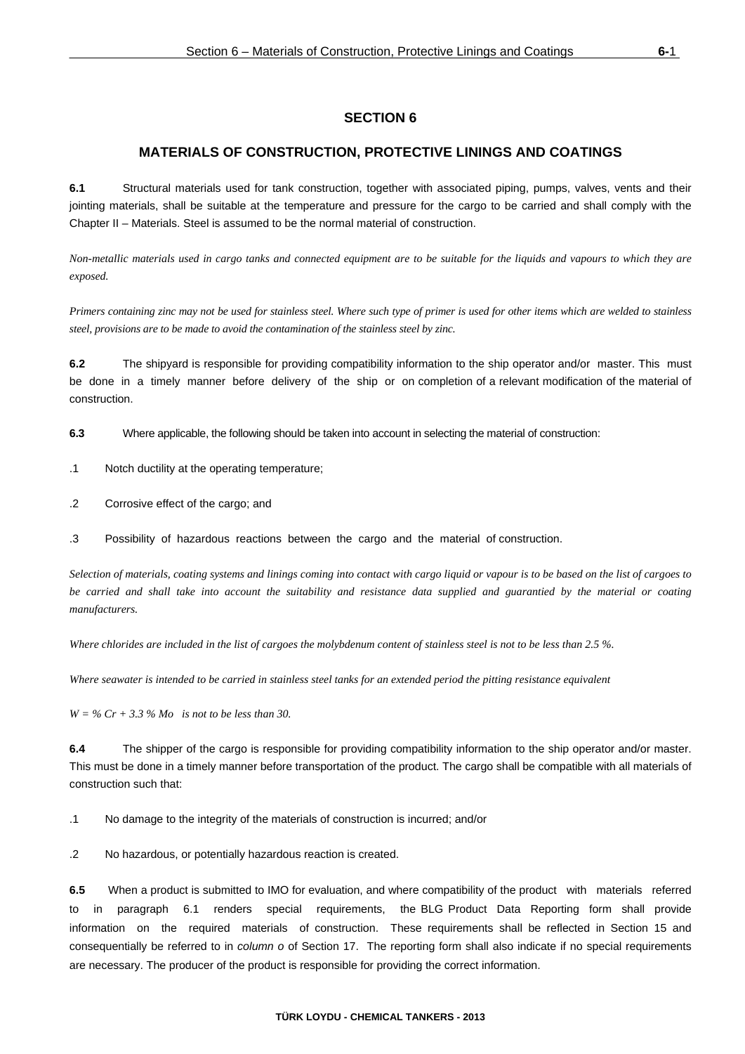# SECTION 6

## MATERIALS OF CONSTRUCTION, PROTECTIVE LININGS AND COATINGS

**6.1** Structural materials used for tank construction, together with associated piping, pumps, valves, vents and their jointing materials, shall be suitable at the temperature and pressure for the cargo to be carried and shall comply with the Chapter II – Materials. Steel is assumed to be the normal material of construction.

*Non-metallic materials used in cargo tanks and connected equipment are to be suitable for the liquids and vapours to which they are exposed.*

*Primers containing zinc may not be used for stainless steel. Where such type of primer is used for other items which are welded to stainless steel, provisions are to be made to avoid the contamination of the stainless steel by zinc.*

**6.2** The shipyard is responsible for providing compatibility information to the ship operator and/or master. This must be done in a timely manner before delivery of the ship or on completion of a relevant modification of the material of construction.

**6.3** Where applicable, the following should be taken into account in selecting the material of construction:

.1 Notch ductility at the operating temperature;

.2 Corrosive effect of the cargo; and

.3 Possibility of hazardous reactions between the cargo and the material of construction.

*Selection of materials, coating systems and linings coming into contact with cargo liquid or vapour is to be based on the list of cargoes to be carried and shall take into account the suitability and resistance data supplied and guarantied by the material or coating manufacturers.*

*Where chlorides are included in the list of cargoes the molybdenum content of stainless steel is not to be less than 2.5 %.*

*Where seawater is intended to be carried in stainless steel tanks for an extended period the pitting resistance equivalent*

*$W = \% Cr + 3.3 \% Mo$ is not to be less than 30.*

**6.4** The shipper of the cargo is responsible for providing compatibility information to the ship operator and/or master. This must be done in a timely manner before transportation of the product. The cargo shall be compatible with all materials of construction such that:

.1 No damage to the integrity of the materials of construction is incurred; and/or

.2 No hazardous, or potentially hazardous reaction is created.

**6.5** When a product is submitted to IMO for evaluation, and where compatibility of the product with materials referred to in paragraph 6.1 renders special requirements, the BLG Product Data Reporting form shall provide information on the required materials of construction. These requirements shall be reflected in Section 15 and consequentially be referred to in *column o* of Section 17. The reporting form shall also indicate if no special requirements are necessary. The producer of the product is responsible for providing the correct information.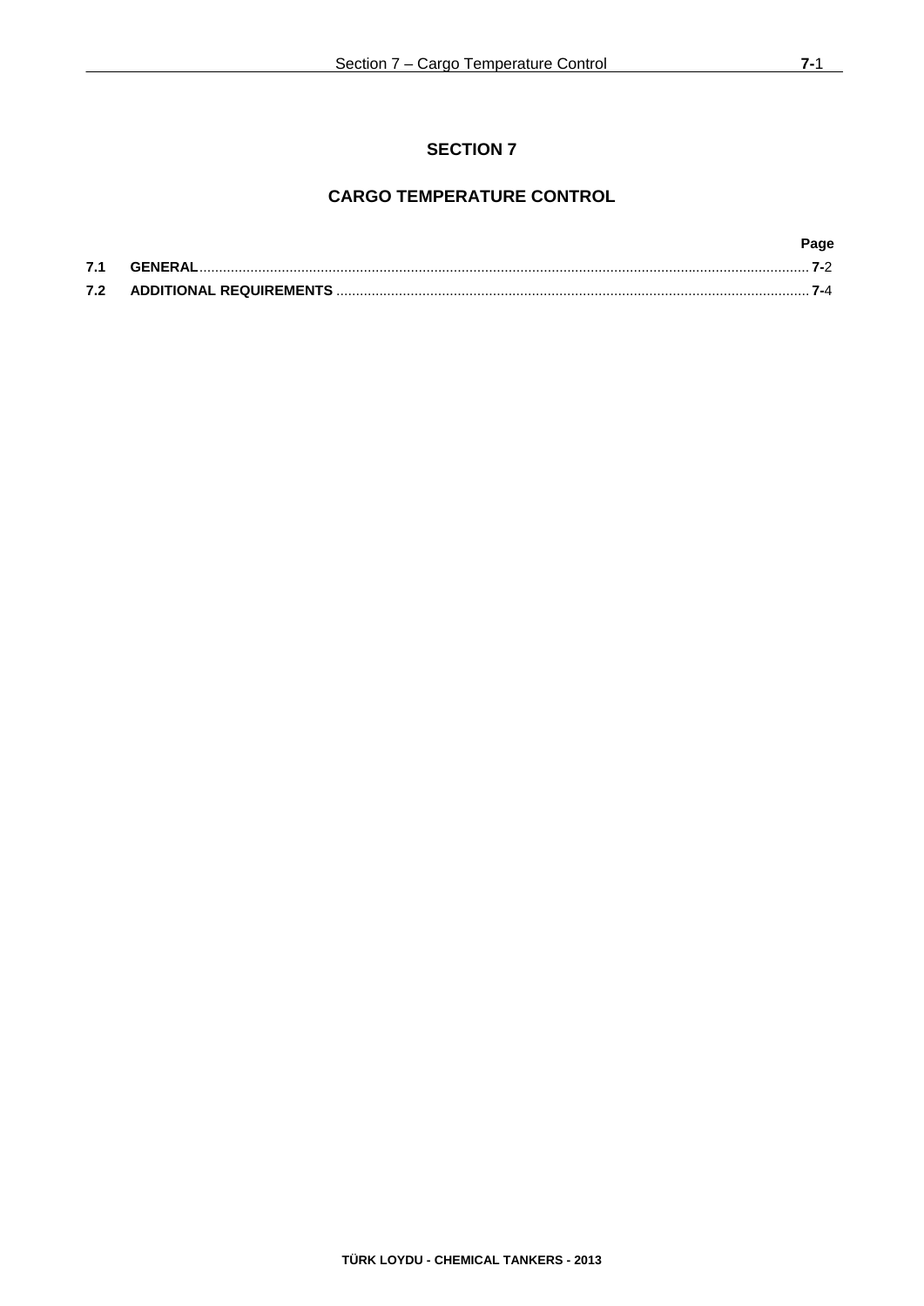# SECTION 7

## CARGO TEMPERATURE CONTROL

| | | Page |
|---|---|---|
| **7.1** | **GENERAL** | **7-**2 |
| **7.2** | **ADDITIONAL REQUIREMENTS** | **7-**4 |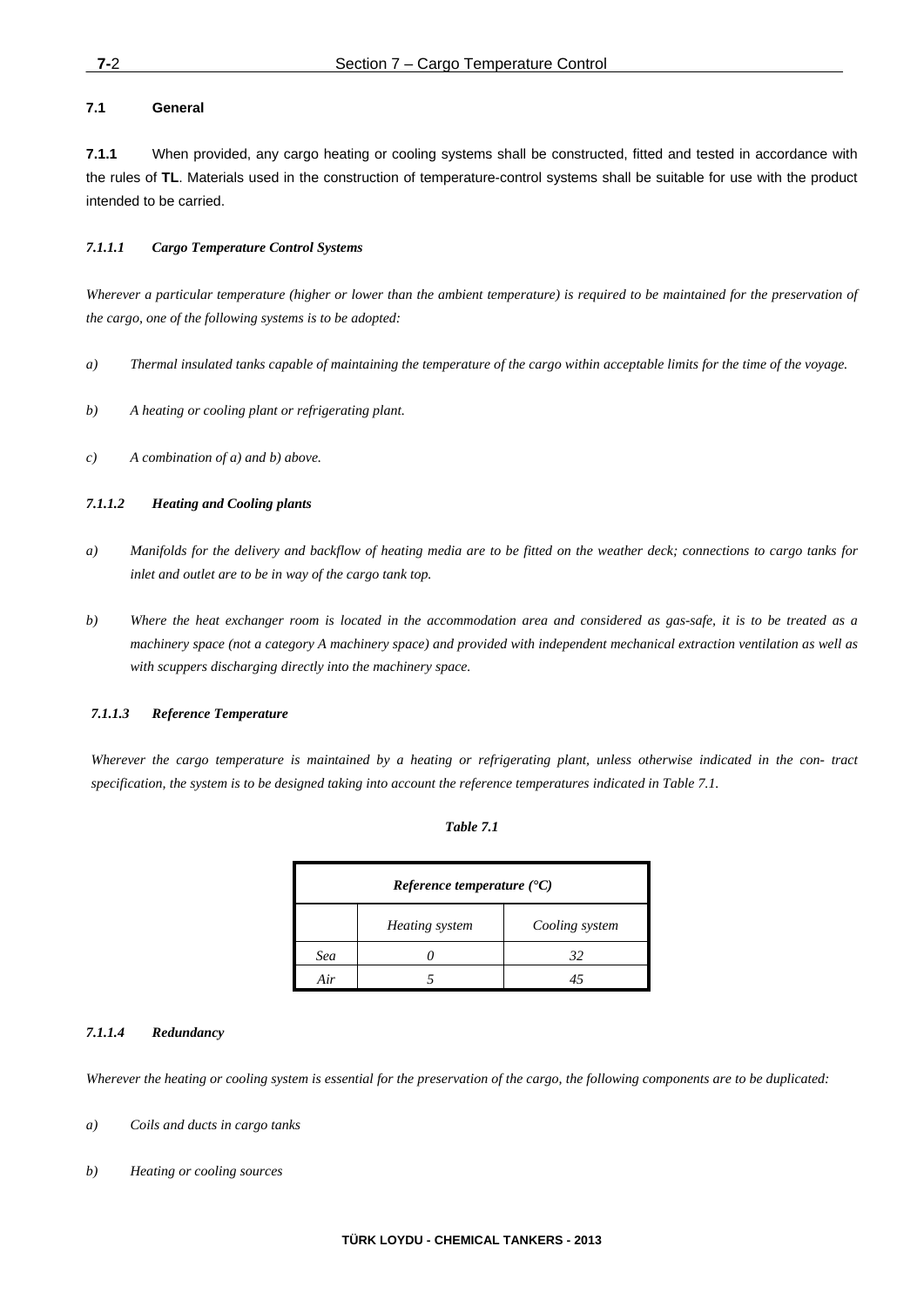### 7.1 General

**7.1.1** When provided, any cargo heating or cooling systems shall be constructed, fitted and tested in accordance with the rules of **TL**. Materials used in the construction of temperature-control systems shall be suitable for use with the product intended to be carried.

#### *7.1.1.1 Cargo Temperature Control Systems*

*Wherever a particular temperature (higher or lower than the ambient temperature) is required to be maintained for the preservation of the cargo, one of the following systems is to be adopted:*

*a) Thermal insulated tanks capable of maintaining the temperature of the cargo within acceptable limits for the time of the voyage.*

*b) A heating or cooling plant or refrigerating plant.*

*c) A combination of a) and b) above.*

#### *7.1.1.2 Heating and Cooling plants*

*a) Manifolds for the delivery and backflow of heating media are to be fitted on the weather deck; connections to cargo tanks for inlet and outlet are to be in way of the cargo tank top.*

*b) Where the heat exchanger room is located in the accommodation area and considered as gas-safe, it is to be treated as a machinery space (not a category A machinery space) and provided with independent mechanical extraction ventilation as well as with scuppers discharging directly into the machinery space.*

#### *7.1.1.3 Reference Temperature*

*Wherever the cargo temperature is maintained by a heating or refrigerating plant, unless otherwise indicated in the con- tract specification, the system is to be designed taking into account the reference temperatures indicated in Table 7.1.*

***Table 7.1***

| ***Reference temperature (°C)*** | | |
|---|---|---|
| | *Heating system* | *Cooling system* |
| *Sea* | *0* | *32* |
| *Air* | *5* | *45* |

#### *7.1.1.4 Redundancy*

*Wherever the heating or cooling system is essential for the preservation of the cargo, the following components are to be duplicated:*

*a) Coils and ducts in cargo tanks*

*b) Heating or cooling sources*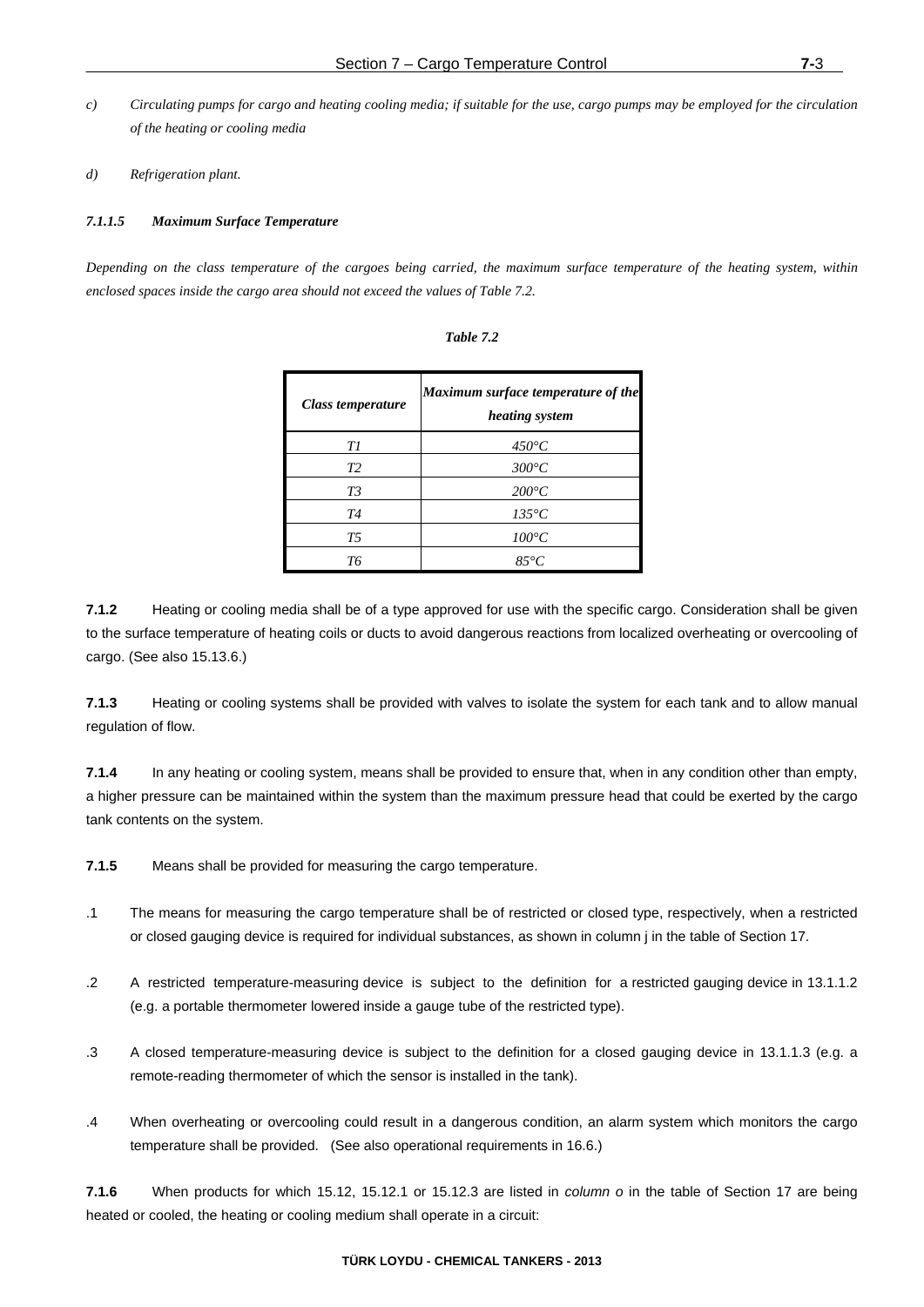*c) Circulating pumps for cargo and heating cooling media; if suitable for the use, cargo pumps may be employed for the circulation of the heating or cooling media*

*d) Refrigeration plant.*

#### *7.1.1.5 Maximum Surface Temperature*

*Depending on the class temperature of the cargoes being carried, the maximum surface temperature of the heating system, within enclosed spaces inside the cargo area should not exceed the values of Table 7.2.*

***Table 7.2***

| *Class temperature* | *Maximum surface temperature of the heating system* |
|---|---|
| *T1* | *450°C* |
| *T2* | *300°C* |
| *T3* | *200°C* |
| *T4* | *135°C* |
| *T5* | *100°C* |
| *T6* | *85°C* |

**7.1.2** Heating or cooling media shall be of a type approved for use with the specific cargo. Consideration shall be given to the surface temperature of heating coils or ducts to avoid dangerous reactions from localized overheating or overcooling of cargo. (See also 15.13.6.)

**7.1.3** Heating or cooling systems shall be provided with valves to isolate the system for each tank and to allow manual regulation of flow.

**7.1.4** In any heating or cooling system, means shall be provided to ensure that, when in any condition other than empty, a higher pressure can be maintained within the system than the maximum pressure head that could be exerted by the cargo tank contents on the system.

**7.1.5** Means shall be provided for measuring the cargo temperature.

.1 The means for measuring the cargo temperature shall be of restricted or closed type, respectively, when a restricted or closed gauging device is required for individual substances, as shown in column j in the table of Section 17.

.2 A restricted temperature-measuring device is subject to the definition for a restricted gauging device in 13.1.1.2 (e.g. a portable thermometer lowered inside a gauge tube of the restricted type).

.3 A closed temperature-measuring device is subject to the definition for a closed gauging device in 13.1.1.3 (e.g. a remote-reading thermometer of which the sensor is installed in the tank).

.4 When overheating or overcooling could result in a dangerous condition, an alarm system which monitors the cargo temperature shall be provided. (See also operational requirements in 16.6.)

**7.1.6** When products for which 15.12, 15.12.1 or 15.12.3 are listed in *column o* in the table of Section 17 are being heated or cooled, the heating or cooling medium shall operate in a circuit: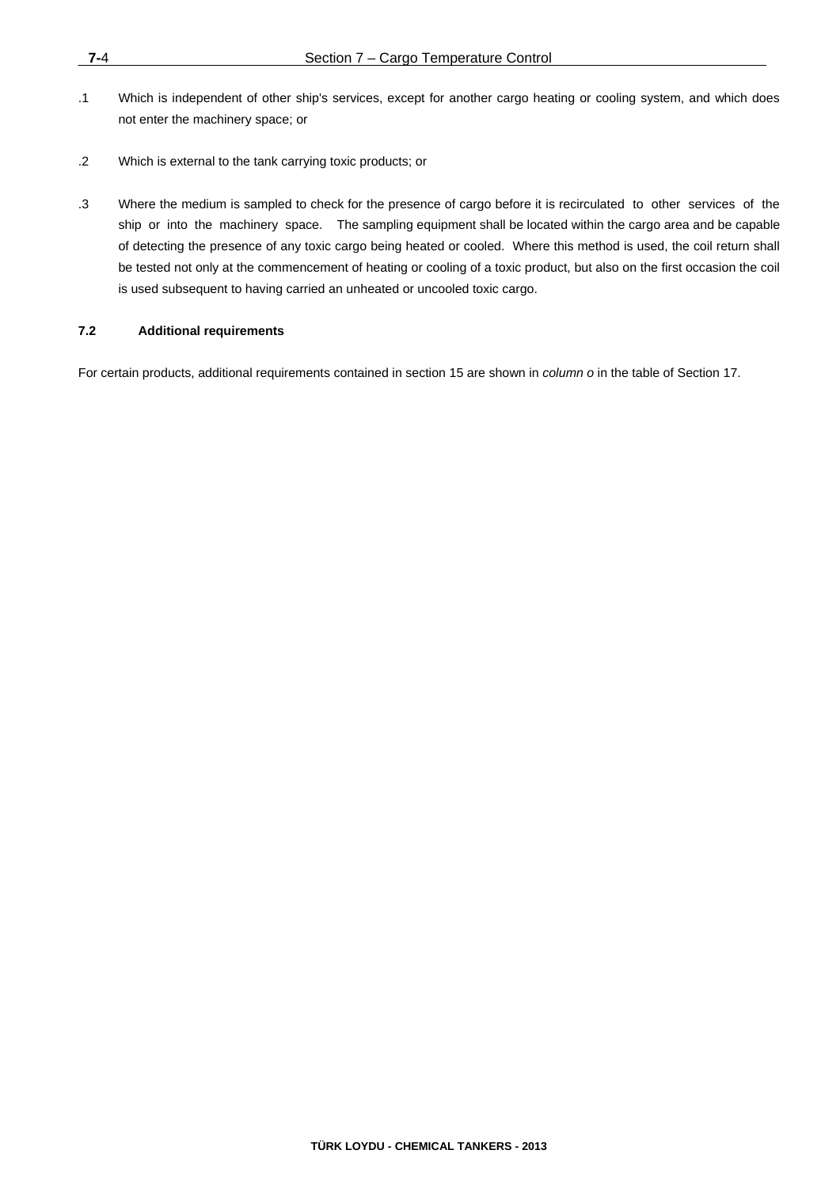.1 Which is independent of other ship's services, except for another cargo heating or cooling system, and which does not enter the machinery space; or

.2 Which is external to the tank carrying toxic products; or

.3 Where the medium is sampled to check for the presence of cargo before it is recirculated to other services of the ship or into the machinery space. The sampling equipment shall be located within the cargo area and be capable of detecting the presence of any toxic cargo being heated or cooled. Where this method is used, the coil return shall be tested not only at the commencement of heating or cooling of a toxic product, but also on the first occasion the coil is used subsequent to having carried an unheated or uncooled toxic cargo.

### 7.2 Additional requirements

For certain products, additional requirements contained in section 15 are shown in *column o* in the table of Section 17.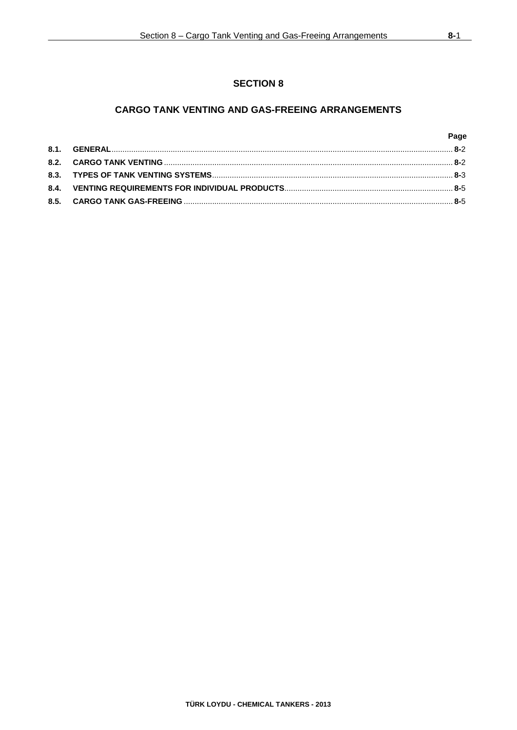# SECTION 8

## CARGO TANK VENTING AND GAS-FREEING ARRANGEMENTS

| | | Page |
|---|---|---|
| **8.1.** | **GENERAL** | **8-**2 |
| **8.2.** | **CARGO TANK VENTING** | **8-**2 |
| **8.3.** | **TYPES OF TANK VENTING SYSTEMS** | **8-**3 |
| **8.4.** | **VENTING REQUIREMENTS FOR INDIVIDUAL PRODUCTS** | **8-**5 |
| **8.5.** | **CARGO TANK GAS-FREEING** | **8-**5 |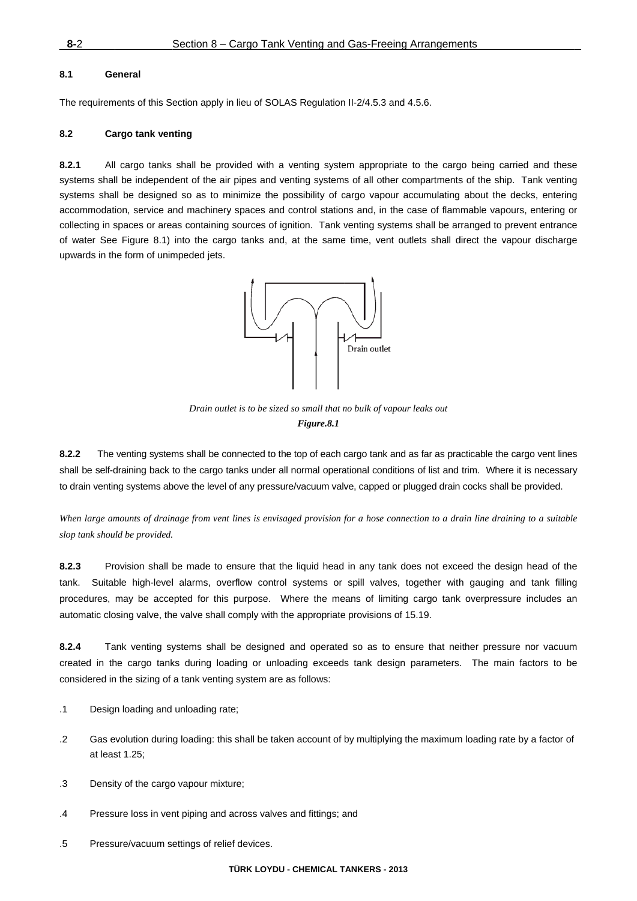### 8.1 General

The requirements of this Section apply in lieu of SOLAS Regulation II-2/4.5.3 and 4.5.6.

### 8.2 Cargo tank venting

**8.2.1** All cargo tanks shall be provided with a venting system appropriate to the cargo being carried and these systems shall be independent of the air pipes and venting systems of all other compartments of the ship. Tank venting systems shall be designed so as to minimize the possibility of cargo vapour accumulating about the decks, entering accommodation, service and machinery spaces and control stations and, in the case of flammable vapours, entering or collecting in spaces or areas containing sources of ignition. Tank venting systems shall be arranged to prevent entrance of water See Figure 8.1) into the cargo tanks and, at the same time, vent outlets shall direct the vapour discharge upwards in the form of unimpeded jets.

Drain outlet

*Drain outlet is to be sized so small that no bulk of vapour leaks out*

***Figure.8.1***

**8.2.2** The venting systems shall be connected to the top of each cargo tank and as far as practicable the cargo vent lines shall be self-draining back to the cargo tanks under all normal operational conditions of list and trim. Where it is necessary to drain venting systems above the level of any pressure/vacuum valve, capped or plugged drain cocks shall be provided.

*When large amounts of drainage from vent lines is envisaged provision for a hose connection to a drain line draining to a suitable slop tank should be provided.*

**8.2.3** Provision shall be made to ensure that the liquid head in any tank does not exceed the design head of the tank. Suitable high-level alarms, overflow control systems or spill valves, together with gauging and tank filling procedures, may be accepted for this purpose. Where the means of limiting cargo tank overpressure includes an automatic closing valve, the valve shall comply with the appropriate provisions of 15.19.

**8.2.4** Tank venting systems shall be designed and operated so as to ensure that neither pressure nor vacuum created in the cargo tanks during loading or unloading exceeds tank design parameters. The main factors to be considered in the sizing of a tank venting system are as follows:

.1 Design loading and unloading rate;

.2 Gas evolution during loading: this shall be taken account of by multiplying the maximum loading rate by a factor of at least 1.25;

.3 Density of the cargo vapour mixture;

.4 Pressure loss in vent piping and across valves and fittings; and

.5 Pressure/vacuum settings of relief devices.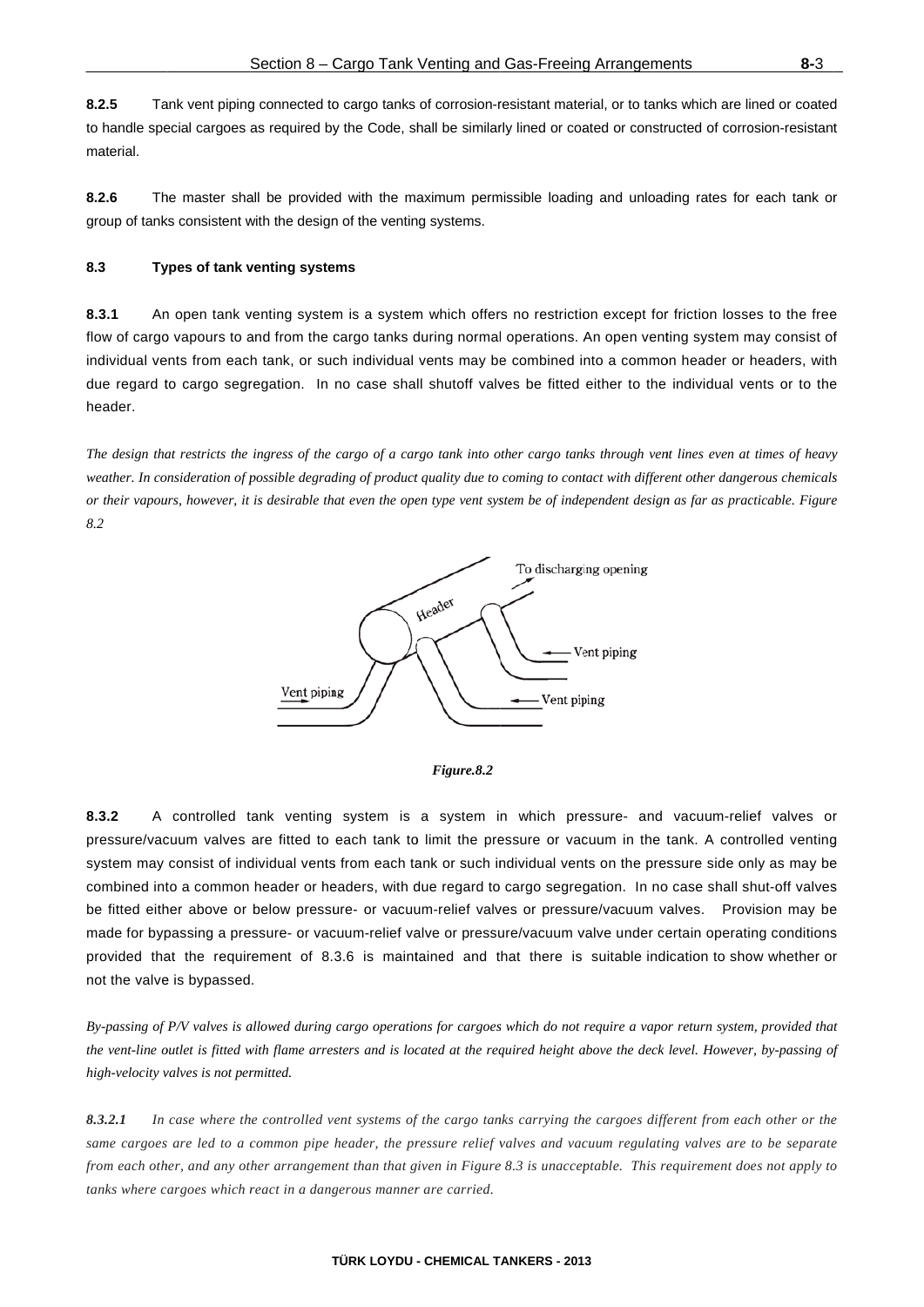**8.2.5** Tank vent piping connected to cargo tanks of corrosion-resistant material, or to tanks which are lined or coated to handle special cargoes as required by the Code, shall be similarly lined or coated or constructed of corrosion-resistant material.

**8.2.6** The master shall be provided with the maximum permissible loading and unloading rates for each tank or group of tanks consistent with the design of the venting systems.

### 8.3 Types of tank venting systems

**8.3.1** An open tank venting system is a system which offers no restriction except for friction losses to the free flow of cargo vapours to and from the cargo tanks during normal operations. An open venting system may consist of individual vents from each tank, or such individual vents may be combined into a common header or headers, with due regard to cargo segregation. In no case shall shutoff valves be fitted either to the individual vents or to the header.

*The design that restricts the ingress of the cargo of a cargo tank into other cargo tanks through vent lines even at times of heavy weather. In consideration of possible degrading of product quality due to coming to contact with different other dangerous chemicals or their vapours, however, it is desirable that even the open type vent system be of independent design as far as practicable. Figure 8.2*

To discharging opening

Header

Vent piping

Vent piping

Vent piping

***Figure.8.2***

**8.3.2** A controlled tank venting system is a system in which pressure- and vacuum-relief valves or pressure/vacuum valves are fitted to each tank to limit the pressure or vacuum in the tank. A controlled venting system may consist of individual vents from each tank or such individual vents on the pressure side only as may be combined into a common header or headers, with due regard to cargo segregation. In no case shall shut-off valves be fitted either above or below pressure- or vacuum-relief valves or pressure/vacuum valves. Provision may be made for bypassing a pressure- or vacuum-relief valve or pressure/vacuum valve under certain operating conditions provided that the requirement of 8.3.6 is maintained and that there is suitable indication to show whether or not the valve is bypassed.

*By-passing of P/V valves is allowed during cargo operations for cargoes which do not require a vapor return system, provided that the vent-line outlet is fitted with flame arresters and is located at the required height above the deck level. However, by-passing of high-velocity valves is not permitted.*

***8.3.2.1*** *In case where the controlled vent systems of the cargo tanks carrying the cargoes different from each other or the same cargoes are led to a common pipe header, the pressure relief valves and vacuum regulating valves are to be separate from each other, and any other arrangement than that given in Figure 8.3 is unacceptable. This requirement does not apply to tanks where cargoes which react in a dangerous manner are carried.*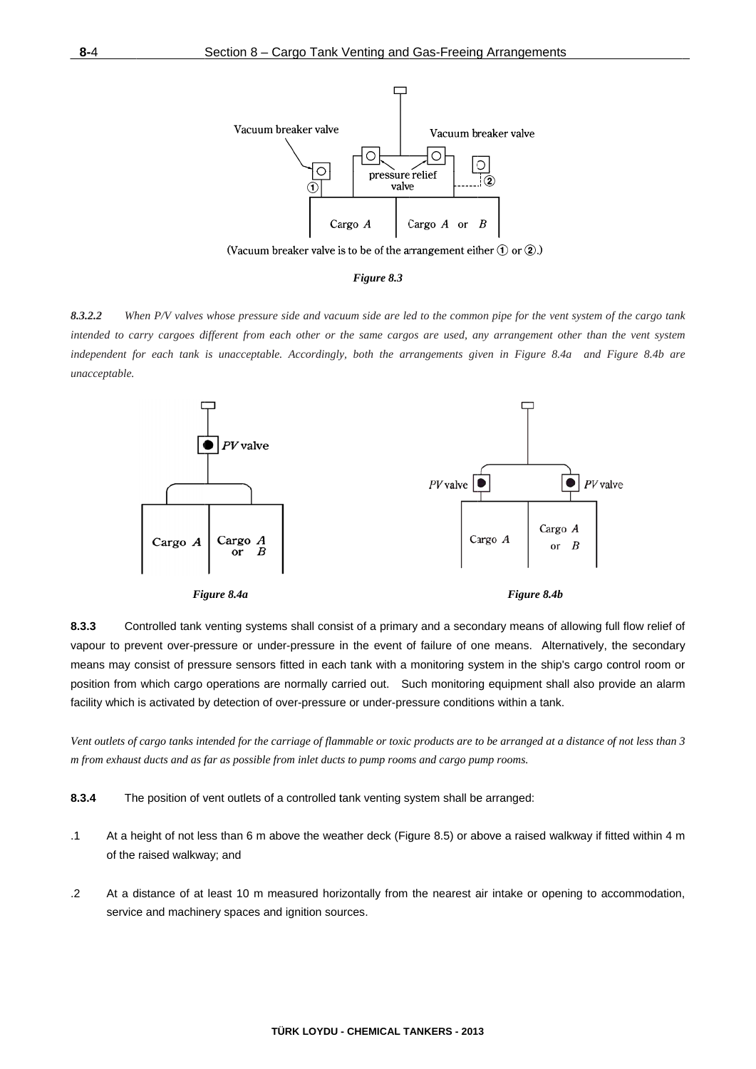(Vacuum breaker valve is to be of the arrangement either ① or ②.)

*Figure 8.3*

*8.3.2.2 When P/V valves whose pressure side and vacuum side are led to the common pipe for the vent system of the cargo tank intended to carry cargoes different from each other or the same cargos are used, any arrangement other than the vent system independent for each tank is unacceptable. Accordingly, both the arrangements given in Figure 8.4a and Figure 8.4b are unacceptable.*

*Figure 8.4a*

*Figure 8.4b*

**8.3.3** Controlled tank venting systems shall consist of a primary and a secondary means of allowing full flow relief of vapour to prevent over-pressure or under-pressure in the event of failure of one means. Alternatively, the secondary means may consist of pressure sensors fitted in each tank with a monitoring system in the ship's cargo control room or position from which cargo operations are normally carried out. Such monitoring equipment shall also provide an alarm facility which is activated by detection of over-pressure or under-pressure conditions within a tank.

*Vent outlets of cargo tanks intended for the carriage of flammable or toxic products are to be arranged at a distance of not less than 3 m from exhaust ducts and as far as possible from inlet ducts to pump rooms and cargo pump rooms.*

**8.3.4** The position of vent outlets of a controlled tank venting system shall be arranged:

.1 At a height of not less than 6 m above the weather deck (Figure 8.5) or above a raised walkway if fitted within 4 m of the raised walkway; and

.2 At a distance of at least 10 m measured horizontally from the nearest air intake or opening to accommodation, service and machinery spaces and ignition sources.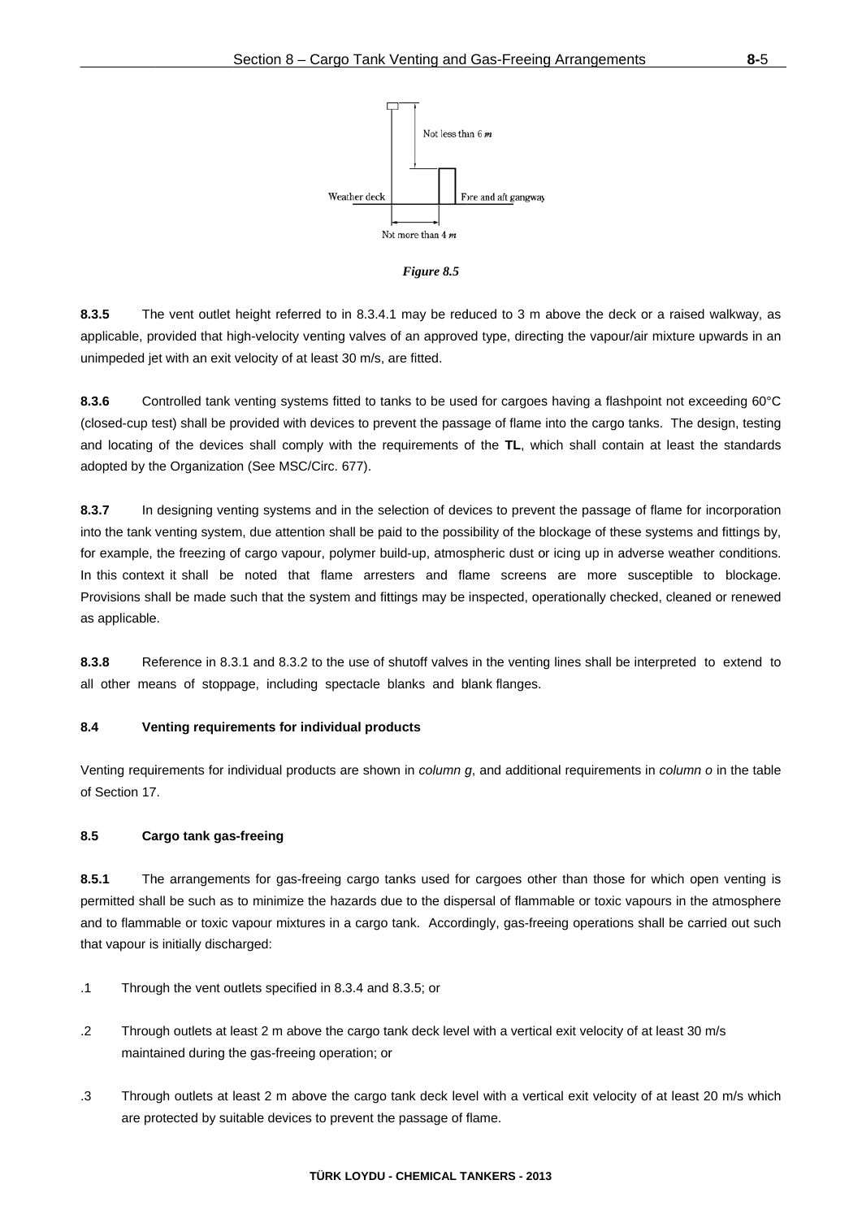*Figure 8.5*

**8.3.5** The vent outlet height referred to in 8.3.4.1 may be reduced to 3 m above the deck or a raised walkway, as applicable, provided that high-velocity venting valves of an approved type, directing the vapour/air mixture upwards in an unimpeded jet with an exit velocity of at least 30 m/s, are fitted.

**8.3.6** Controlled tank venting systems fitted to tanks to be used for cargoes having a flashpoint not exceeding 60°C (closed-cup test) shall be provided with devices to prevent the passage of flame into the cargo tanks. The design, testing and locating of the devices shall comply with the requirements of the **TL**, which shall contain at least the standards adopted by the Organization (See MSC/Circ. 677).

**8.3.7** In designing venting systems and in the selection of devices to prevent the passage of flame for incorporation into the tank venting system, due attention shall be paid to the possibility of the blockage of these systems and fittings by, for example, the freezing of cargo vapour, polymer build-up, atmospheric dust or icing up in adverse weather conditions. In this context it shall be noted that flame arresters and flame screens are more susceptible to blockage. Provisions shall be made such that the system and fittings may be inspected, operationally checked, cleaned or renewed as applicable.

**8.3.8** Reference in 8.3.1 and 8.3.2 to the use of shutoff valves in the venting lines shall be interpreted to extend to all other means of stoppage, including spectacle blanks and blank flanges.

### 8.4 Venting requirements for individual products

Venting requirements for individual products are shown in *column g*, and additional requirements in *column o* in the table of Section 17.

### 8.5 Cargo tank gas-freeing

**8.5.1** The arrangements for gas-freeing cargo tanks used for cargoes other than those for which open venting is permitted shall be such as to minimize the hazards due to the dispersal of flammable or toxic vapours in the atmosphere and to flammable or toxic vapour mixtures in a cargo tank. Accordingly, gas-freeing operations shall be carried out such that vapour is initially discharged:

.1 Through the vent outlets specified in 8.3.4 and 8.3.5; or

.2 Through outlets at least 2 m above the cargo tank deck level with a vertical exit velocity of at least 30 m/s maintained during the gas-freeing operation; or

.3 Through outlets at least 2 m above the cargo tank deck level with a vertical exit velocity of at least 20 m/s which are protected by suitable devices to prevent the passage of flame.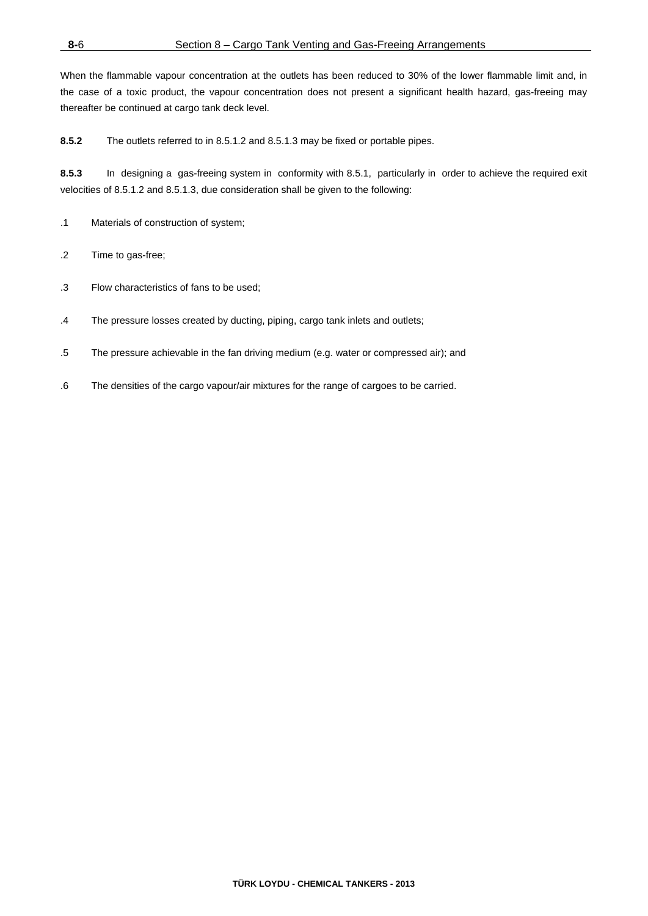When the flammable vapour concentration at the outlets has been reduced to 30% of the lower flammable limit and, in the case of a toxic product, the vapour concentration does not present a significant health hazard, gas-freeing may thereafter be continued at cargo tank deck level.

**8.5.2** The outlets referred to in 8.5.1.2 and 8.5.1.3 may be fixed or portable pipes.

**8.5.3** In designing a gas-freeing system in conformity with 8.5.1, particularly in order to achieve the required exit velocities of 8.5.1.2 and 8.5.1.3, due consideration shall be given to the following:

.1 Materials of construction of system;

.2 Time to gas-free;

.3 Flow characteristics of fans to be used;

.4 The pressure losses created by ducting, piping, cargo tank inlets and outlets;

.5 The pressure achievable in the fan driving medium (e.g. water or compressed air); and

.6 The densities of the cargo vapour/air mixtures for the range of cargoes to be carried.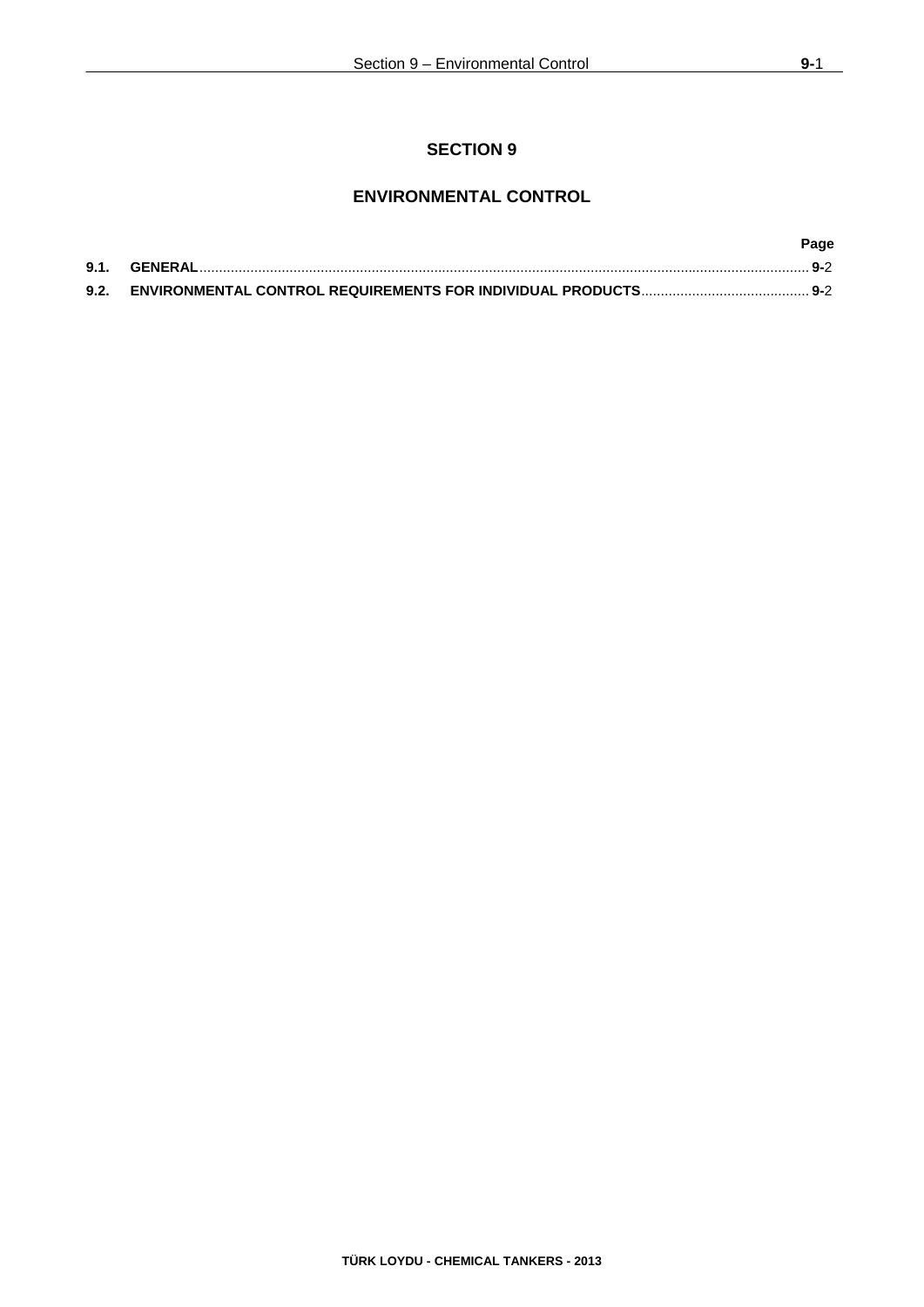# SECTION 9

## ENVIRONMENTAL CONTROL

| | | Page |
|---|---|---|
| **9.1.** | **GENERAL** | **9-**2 |
| **9.2.** | **ENVIRONMENTAL CONTROL REQUIREMENTS FOR INDIVIDUAL PRODUCTS** | **9-**2 |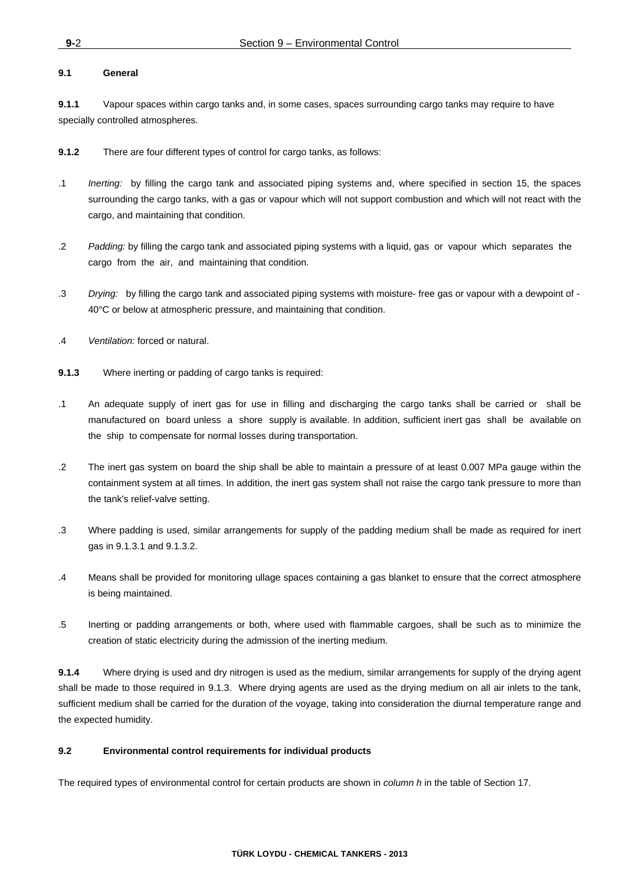### 9.1 General

**9.1.1** Vapour spaces within cargo tanks and, in some cases, spaces surrounding cargo tanks may require to have specially controlled atmospheres.

**9.1.2** There are four different types of control for cargo tanks, as follows:

.1 *Inerting:* by filling the cargo tank and associated piping systems and, where specified in section 15, the spaces surrounding the cargo tanks, with a gas or vapour which will not support combustion and which will not react with the cargo, and maintaining that condition.

.2 *Padding:* by filling the cargo tank and associated piping systems with a liquid, gas or vapour which separates the cargo from the air, and maintaining that condition.

.3 *Drying:* by filling the cargo tank and associated piping systems with moisture- free gas or vapour with a dewpoint of -40°C or below at atmospheric pressure, and maintaining that condition.

.4 *Ventilation:* forced or natural.

**9.1.3** Where inerting or padding of cargo tanks is required:

.1 An adequate supply of inert gas for use in filling and discharging the cargo tanks shall be carried or shall be manufactured on board unless a shore supply is available. In addition, sufficient inert gas shall be available on the ship to compensate for normal losses during transportation.

.2 The inert gas system on board the ship shall be able to maintain a pressure of at least 0.007 MPa gauge within the containment system at all times. In addition, the inert gas system shall not raise the cargo tank pressure to more than the tank's relief-valve setting.

.3 Where padding is used, similar arrangements for supply of the padding medium shall be made as required for inert gas in 9.1.3.1 and 9.1.3.2.

.4 Means shall be provided for monitoring ullage spaces containing a gas blanket to ensure that the correct atmosphere is being maintained.

.5 Inerting or padding arrangements or both, where used with flammable cargoes, shall be such as to minimize the creation of static electricity during the admission of the inerting medium.

**9.1.4** Where drying is used and dry nitrogen is used as the medium, similar arrangements for supply of the drying agent shall be made to those required in 9.1.3. Where drying agents are used as the drying medium on all air inlets to the tank, sufficient medium shall be carried for the duration of the voyage, taking into consideration the diurnal temperature range and the expected humidity.

### 9.2 Environmental control requirements for individual products

The required types of environmental control for certain products are shown in *column h* in the table of Section 17.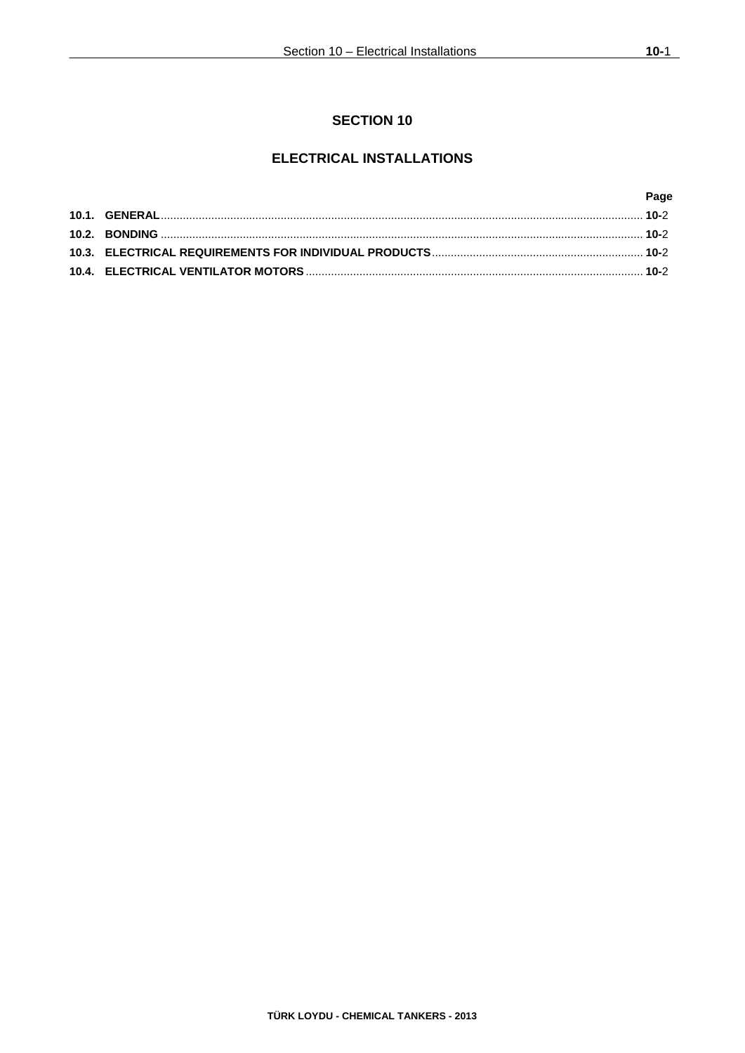# SECTION 10

## ELECTRICAL INSTALLATIONS

| | Page |
|---|---|
| **10.1. GENERAL** | **10-**2 |
| **10.2. BONDING** | **10-**2 |
| **10.3. ELECTRICAL REQUIREMENTS FOR INDIVIDUAL PRODUCTS** | **10-**2 |
| **10.4. ELECTRICAL VENTILATOR MOTORS** | **10-**2 |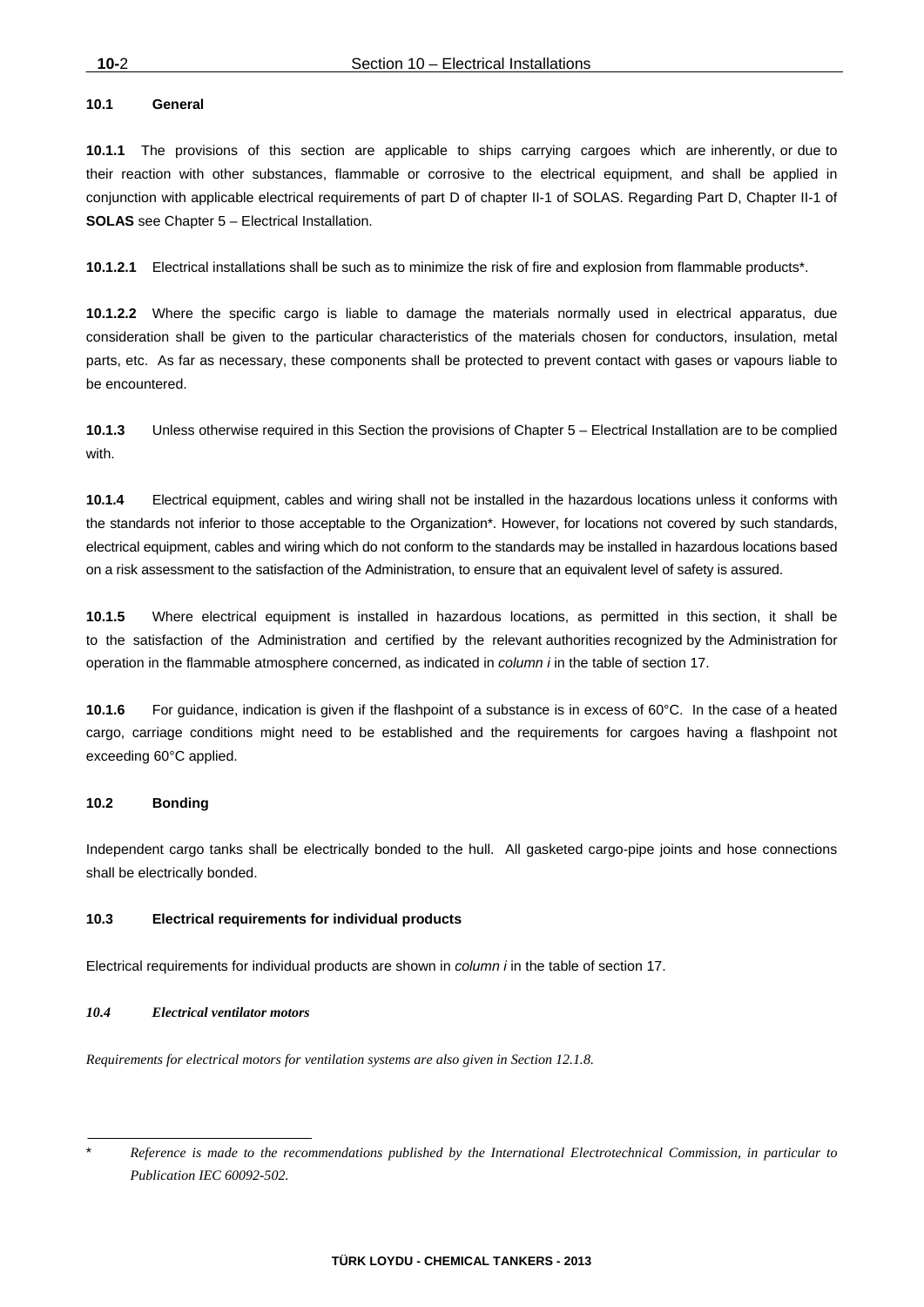### 10.1 General

**10.1.1** The provisions of this section are applicable to ships carrying cargoes which are inherently, or due to their reaction with other substances, flammable or corrosive to the electrical equipment, and shall be applied in conjunction with applicable electrical requirements of part D of chapter II-1 of SOLAS. Regarding Part D, Chapter II-1 of **SOLAS** see Chapter 5 – Electrical Installation.

**10.1.2.1** Electrical installations shall be such as to minimize the risk of fire and explosion from flammable products*.

**10.1.2.2** Where the specific cargo is liable to damage the materials normally used in electrical apparatus, due consideration shall be given to the particular characteristics of the materials chosen for conductors, insulation, metal parts, etc. As far as necessary, these components shall be protected to prevent contact with gases or vapours liable to be encountered.

**10.1.3** Unless otherwise required in this Section the provisions of Chapter 5 – Electrical Installation are to be complied with.

**10.1.4** Electrical equipment, cables and wiring shall not be installed in the hazardous locations unless it conforms with the standards not inferior to those acceptable to the Organization*. However, for locations not covered by such standards, electrical equipment, cables and wiring which do not conform to the standards may be installed in hazardous locations based on a risk assessment to the satisfaction of the Administration, to ensure that an equivalent level of safety is assured.

**10.1.5** Where electrical equipment is installed in hazardous locations, as permitted in this section, it shall be to the satisfaction of the Administration and certified by the relevant authorities recognized by the Administration for operation in the flammable atmosphere concerned, as indicated in *column i* in the table of section 17.

**10.1.6** For guidance, indication is given if the flashpoint of a substance is in excess of 60°C. In the case of a heated cargo, carriage conditions might need to be established and the requirements for cargoes having a flashpoint not exceeding 60°C applied.

### 10.2 Bonding

Independent cargo tanks shall be electrically bonded to the hull. All gasketed cargo-pipe joints and hose connections shall be electrically bonded.

### 10.3 Electrical requirements for individual products

Electrical requirements for individual products are shown in *column i* in the table of section 17.

### *10.4 Electrical ventilator motors*

*Requirements for electrical motors for ventilation systems are also given in Section 12.1.8.*

---

\* *Reference is made to the recommendations published by the International Electrotechnical Commission, in particular to Publication IEC 60092-502.*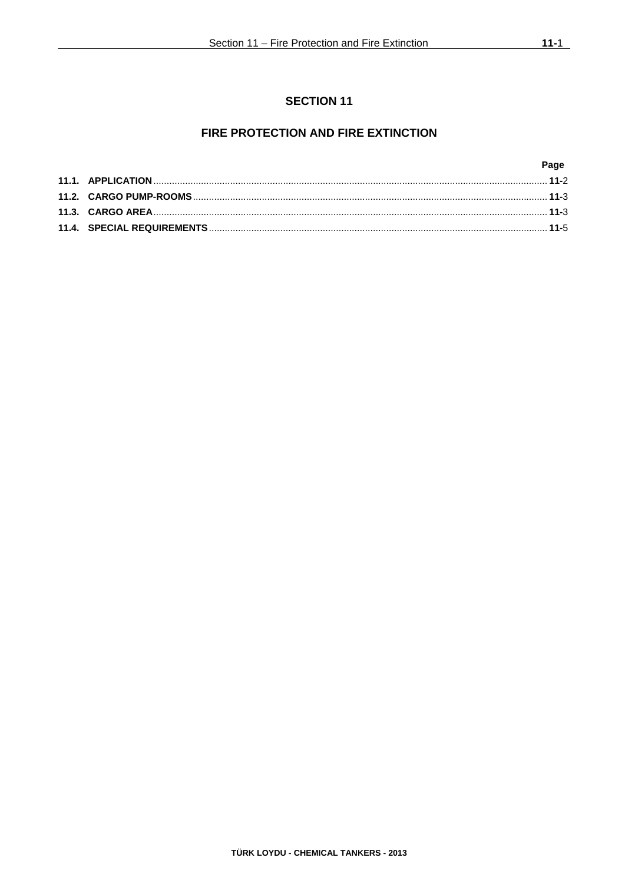# SECTION 11

## FIRE PROTECTION AND FIRE EXTINCTION

| | Page |
|---|---|
| **11.1. APPLICATION** | **11-**2 |
| **11.2. CARGO PUMP-ROOMS** | **11-**3 |
| **11.3. CARGO AREA** | **11-**3 |
| **11.4. SPECIAL REQUIREMENTS** | **11-**5 |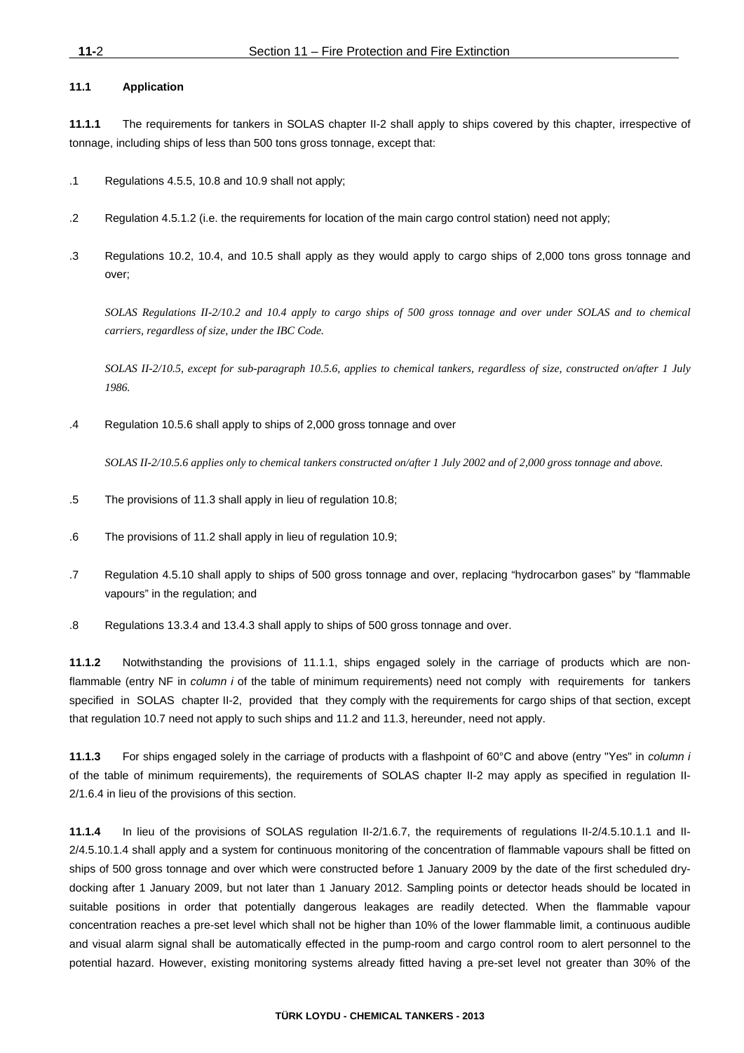### 11.1 Application

**11.1.1** The requirements for tankers in SOLAS chapter II-2 shall apply to ships covered by this chapter, irrespective of tonnage, including ships of less than 500 tons gross tonnage, except that:

.1 Regulations 4.5.5, 10.8 and 10.9 shall not apply;

.2 Regulation 4.5.1.2 (i.e. the requirements for location of the main cargo control station) need not apply;

.3 Regulations 10.2, 10.4, and 10.5 shall apply as they would apply to cargo ships of 2,000 tons gross tonnage and over;

*SOLAS Regulations II-2/10.2 and 10.4 apply to cargo ships of 500 gross tonnage and over under SOLAS and to chemical carriers, regardless of size, under the IBC Code.*

*SOLAS II-2/10.5, except for sub-paragraph 10.5.6, applies to chemical tankers, regardless of size, constructed on/after 1 July 1986.*

.4 Regulation 10.5.6 shall apply to ships of 2,000 gross tonnage and over

*SOLAS II-2/10.5.6 applies only to chemical tankers constructed on/after 1 July 2002 and of 2,000 gross tonnage and above.*

.5 The provisions of 11.3 shall apply in lieu of regulation 10.8;

.6 The provisions of 11.2 shall apply in lieu of regulation 10.9;

.7 Regulation 4.5.10 shall apply to ships of 500 gross tonnage and over, replacing "hydrocarbon gases" by "flammable vapours" in the regulation; and

.8 Regulations 13.3.4 and 13.4.3 shall apply to ships of 500 gross tonnage and over.

**11.1.2** Notwithstanding the provisions of 11.1.1, ships engaged solely in the carriage of products which are non-flammable (entry NF in *column i* of the table of minimum requirements) need not comply with requirements for tankers specified in SOLAS chapter II-2, provided that they comply with the requirements for cargo ships of that section, except that regulation 10.7 need not apply to such ships and 11.2 and 11.3, hereunder, need not apply.

**11.1.3** For ships engaged solely in the carriage of products with a flashpoint of 60°C and above (entry "Yes" in *column i* of the table of minimum requirements), the requirements of SOLAS chapter II-2 may apply as specified in regulation II-2/1.6.4 in lieu of the provisions of this section.

**11.1.4** In lieu of the provisions of SOLAS regulation II-2/1.6.7, the requirements of regulations II-2/4.5.10.1.1 and II-2/4.5.10.1.4 shall apply and a system for continuous monitoring of the concentration of flammable vapours shall be fitted on ships of 500 gross tonnage and over which were constructed before 1 January 2009 by the date of the first scheduled dry-docking after 1 January 2009, but not later than 1 January 2012. Sampling points or detector heads should be located in suitable positions in order that potentially dangerous leakages are readily detected. When the flammable vapour concentration reaches a pre-set level which shall not be higher than 10% of the lower flammable limit, a continuous audible and visual alarm signal shall be automatically effected in the pump-room and cargo control room to alert personnel to the potential hazard. However, existing monitoring systems already fitted having a pre-set level not greater than 30% of the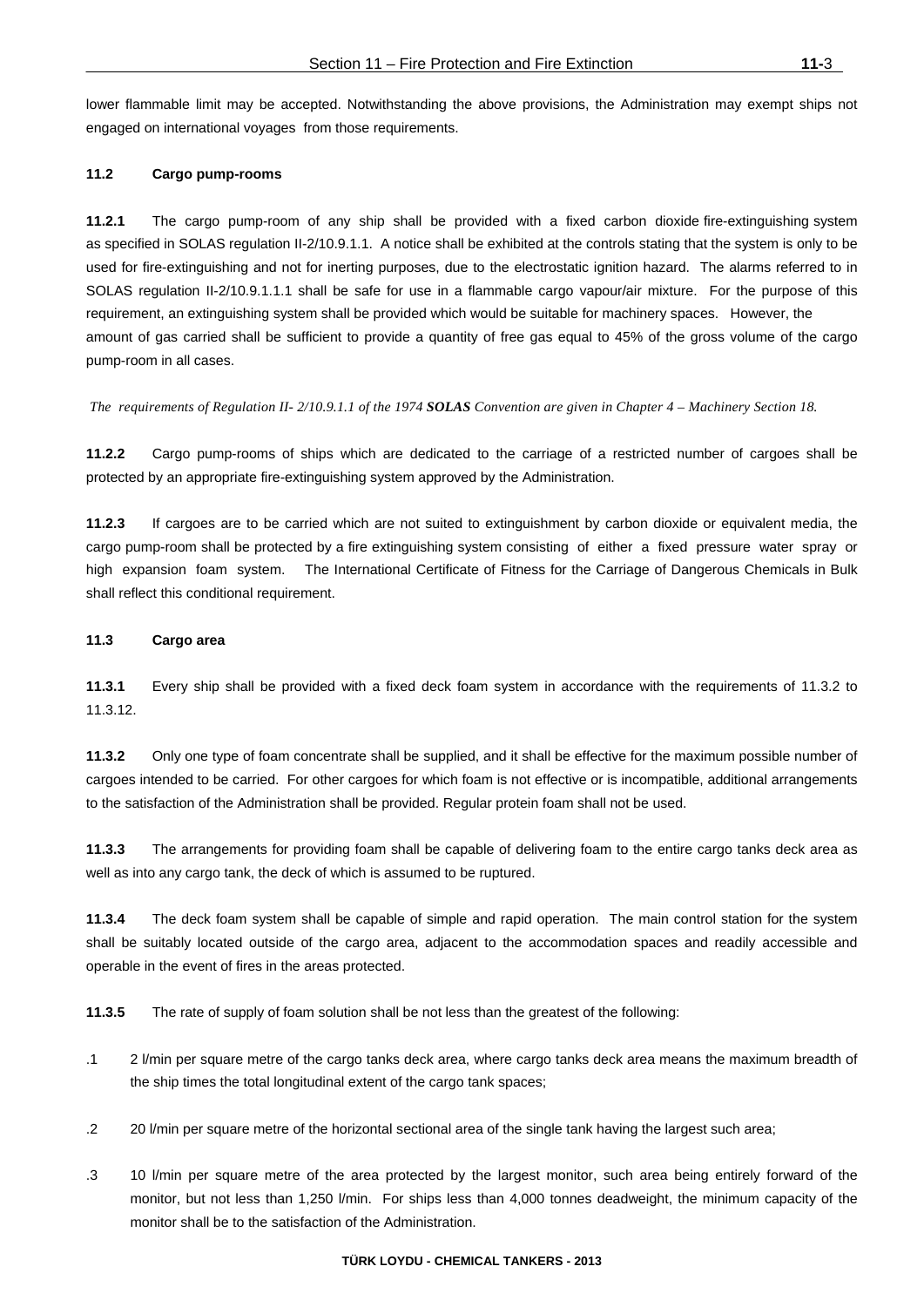lower flammable limit may be accepted. Notwithstanding the above provisions, the Administration may exempt ships not engaged on international voyages from those requirements.

### 11.2 Cargo pump-rooms

**11.2.1** The cargo pump-room of any ship shall be provided with a fixed carbon dioxide fire-extinguishing system as specified in SOLAS regulation II-2/10.9.1.1. A notice shall be exhibited at the controls stating that the system is only to be used for fire-extinguishing and not for inerting purposes, due to the electrostatic ignition hazard. The alarms referred to in SOLAS regulation II-2/10.9.1.1.1 shall be safe for use in a flammable cargo vapour/air mixture. For the purpose of this requirement, an extinguishing system shall be provided which would be suitable for machinery spaces. However, the amount of gas carried shall be sufficient to provide a quantity of free gas equal to 45% of the gross volume of the cargo pump-room in all cases.

*The requirements of Regulation II- 2/10.9.1.1 of the 1974 **SOLAS** Convention are given in Chapter 4 – Machinery Section 18.*

**11.2.2** Cargo pump-rooms of ships which are dedicated to the carriage of a restricted number of cargoes shall be protected by an appropriate fire-extinguishing system approved by the Administration.

**11.2.3** If cargoes are to be carried which are not suited to extinguishment by carbon dioxide or equivalent media, the cargo pump-room shall be protected by a fire extinguishing system consisting of either a fixed pressure water spray or high expansion foam system. The International Certificate of Fitness for the Carriage of Dangerous Chemicals in Bulk shall reflect this conditional requirement.

### 11.3 Cargo area

**11.3.1** Every ship shall be provided with a fixed deck foam system in accordance with the requirements of 11.3.2 to 11.3.12.

**11.3.2** Only one type of foam concentrate shall be supplied, and it shall be effective for the maximum possible number of cargoes intended to be carried. For other cargoes for which foam is not effective or is incompatible, additional arrangements to the satisfaction of the Administration shall be provided. Regular protein foam shall not be used.

**11.3.3** The arrangements for providing foam shall be capable of delivering foam to the entire cargo tanks deck area as well as into any cargo tank, the deck of which is assumed to be ruptured.

**11.3.4** The deck foam system shall be capable of simple and rapid operation. The main control station for the system shall be suitably located outside of the cargo area, adjacent to the accommodation spaces and readily accessible and operable in the event of fires in the areas protected.

**11.3.5** The rate of supply of foam solution shall be not less than the greatest of the following:

.1 2 l/min per square metre of the cargo tanks deck area, where cargo tanks deck area means the maximum breadth of the ship times the total longitudinal extent of the cargo tank spaces;

.2 20 l/min per square metre of the horizontal sectional area of the single tank having the largest such area;

.3 10 l/min per square metre of the area protected by the largest monitor, such area being entirely forward of the monitor, but not less than 1,250 l/min. For ships less than 4,000 tonnes deadweight, the minimum capacity of the monitor shall be to the satisfaction of the Administration.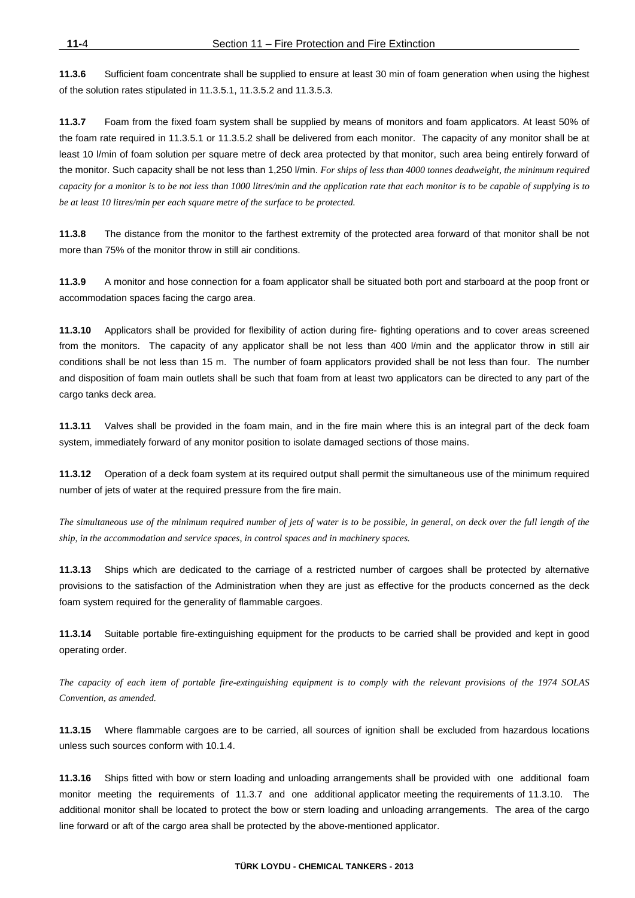**11.3.6** Sufficient foam concentrate shall be supplied to ensure at least 30 min of foam generation when using the highest of the solution rates stipulated in 11.3.5.1, 11.3.5.2 and 11.3.5.3.

**11.3.7** Foam from the fixed foam system shall be supplied by means of monitors and foam applicators. At least 50% of the foam rate required in 11.3.5.1 or 11.3.5.2 shall be delivered from each monitor. The capacity of any monitor shall be at least 10 l/min of foam solution per square metre of deck area protected by that monitor, such area being entirely forward of the monitor. Such capacity shall be not less than 1,250 l/min. *For ships of less than 4000 tonnes deadweight, the minimum required capacity for a monitor is to be not less than 1000 litres/min and the application rate that each monitor is to be capable of supplying is to be at least 10 litres/min per each square metre of the surface to be protected.*

**11.3.8** The distance from the monitor to the farthest extremity of the protected area forward of that monitor shall be not more than 75% of the monitor throw in still air conditions.

**11.3.9** A monitor and hose connection for a foam applicator shall be situated both port and starboard at the poop front or accommodation spaces facing the cargo area.

**11.3.10** Applicators shall be provided for flexibility of action during fire- fighting operations and to cover areas screened from the monitors. The capacity of any applicator shall be not less than 400 l/min and the applicator throw in still air conditions shall be not less than 15 m. The number of foam applicators provided shall be not less than four. The number and disposition of foam main outlets shall be such that foam from at least two applicators can be directed to any part of the cargo tanks deck area.

**11.3.11** Valves shall be provided in the foam main, and in the fire main where this is an integral part of the deck foam system, immediately forward of any monitor position to isolate damaged sections of those mains.

**11.3.12** Operation of a deck foam system at its required output shall permit the simultaneous use of the minimum required number of jets of water at the required pressure from the fire main.

*The simultaneous use of the minimum required number of jets of water is to be possible, in general, on deck over the full length of the ship, in the accommodation and service spaces, in control spaces and in machinery spaces.*

**11.3.13** Ships which are dedicated to the carriage of a restricted number of cargoes shall be protected by alternative provisions to the satisfaction of the Administration when they are just as effective for the products concerned as the deck foam system required for the generality of flammable cargoes.

**11.3.14** Suitable portable fire-extinguishing equipment for the products to be carried shall be provided and kept in good operating order.

*The capacity of each item of portable fire-extinguishing equipment is to comply with the relevant provisions of the 1974 SOLAS Convention, as amended.*

**11.3.15** Where flammable cargoes are to be carried, all sources of ignition shall be excluded from hazardous locations unless such sources conform with 10.1.4.

**11.3.16** Ships fitted with bow or stern loading and unloading arrangements shall be provided with one additional foam monitor meeting the requirements of 11.3.7 and one additional applicator meeting the requirements of 11.3.10. The additional monitor shall be located to protect the bow or stern loading and unloading arrangements. The area of the cargo line forward or aft of the cargo area shall be protected by the above-mentioned applicator.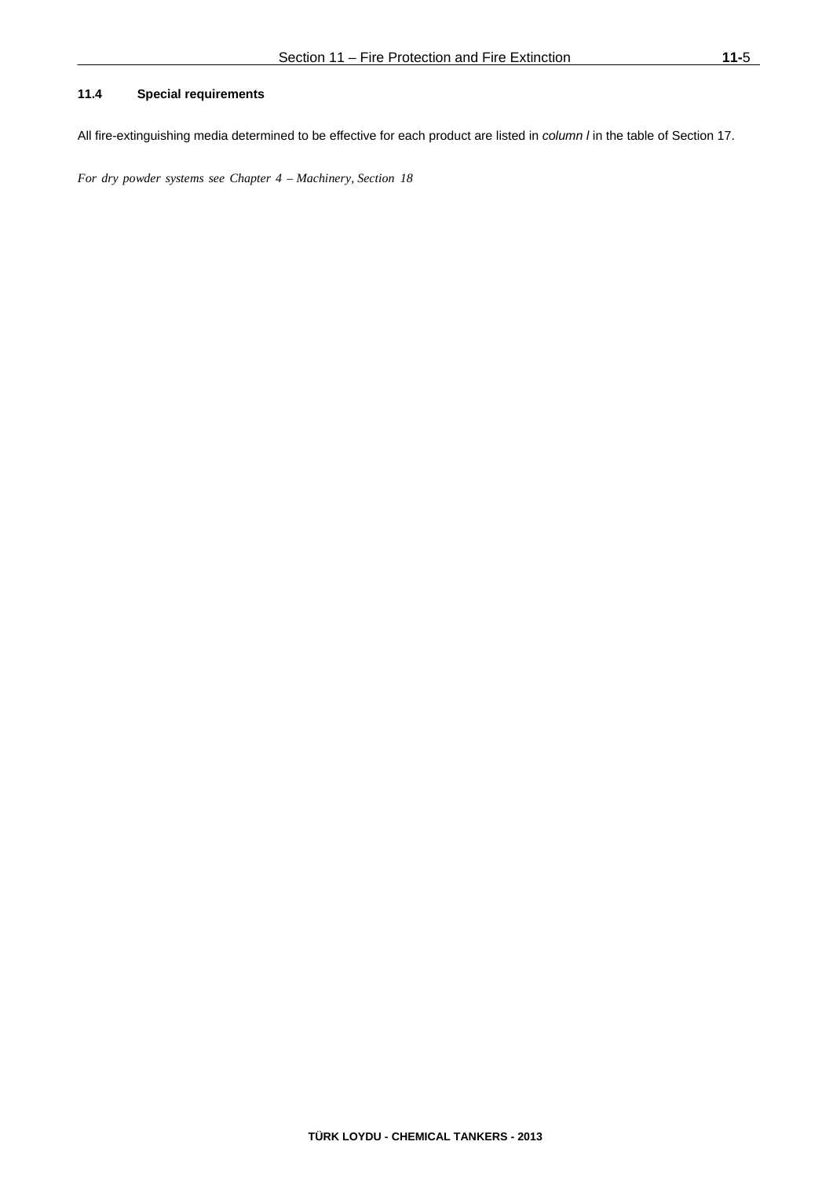### 11.4 Special requirements

All fire-extinguishing media determined to be effective for each product are listed in *column l* in the table of Section 17.

*For dry powder systems see Chapter 4 – Machinery, Section 18*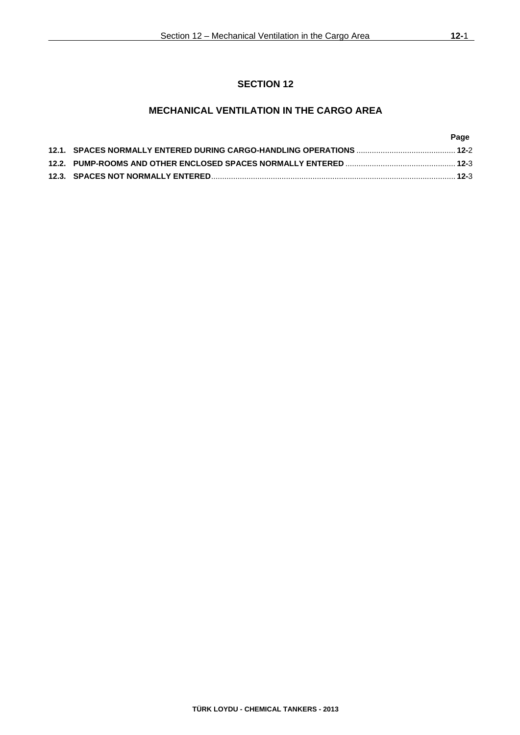# SECTION 12

## MECHANICAL VENTILATION IN THE CARGO AREA

| | | Page |
|---|---|---|
| **12.1.** | **SPACES NORMALLY ENTERED DURING CARGO-HANDLING OPERATIONS** | **12-**2 |
| **12.2.** | **PUMP-ROOMS AND OTHER ENCLOSED SPACES NORMALLY ENTERED** | **12-**3 |
| **12.3.** | **SPACES NOT NORMALLY ENTERED** | **12-**3 |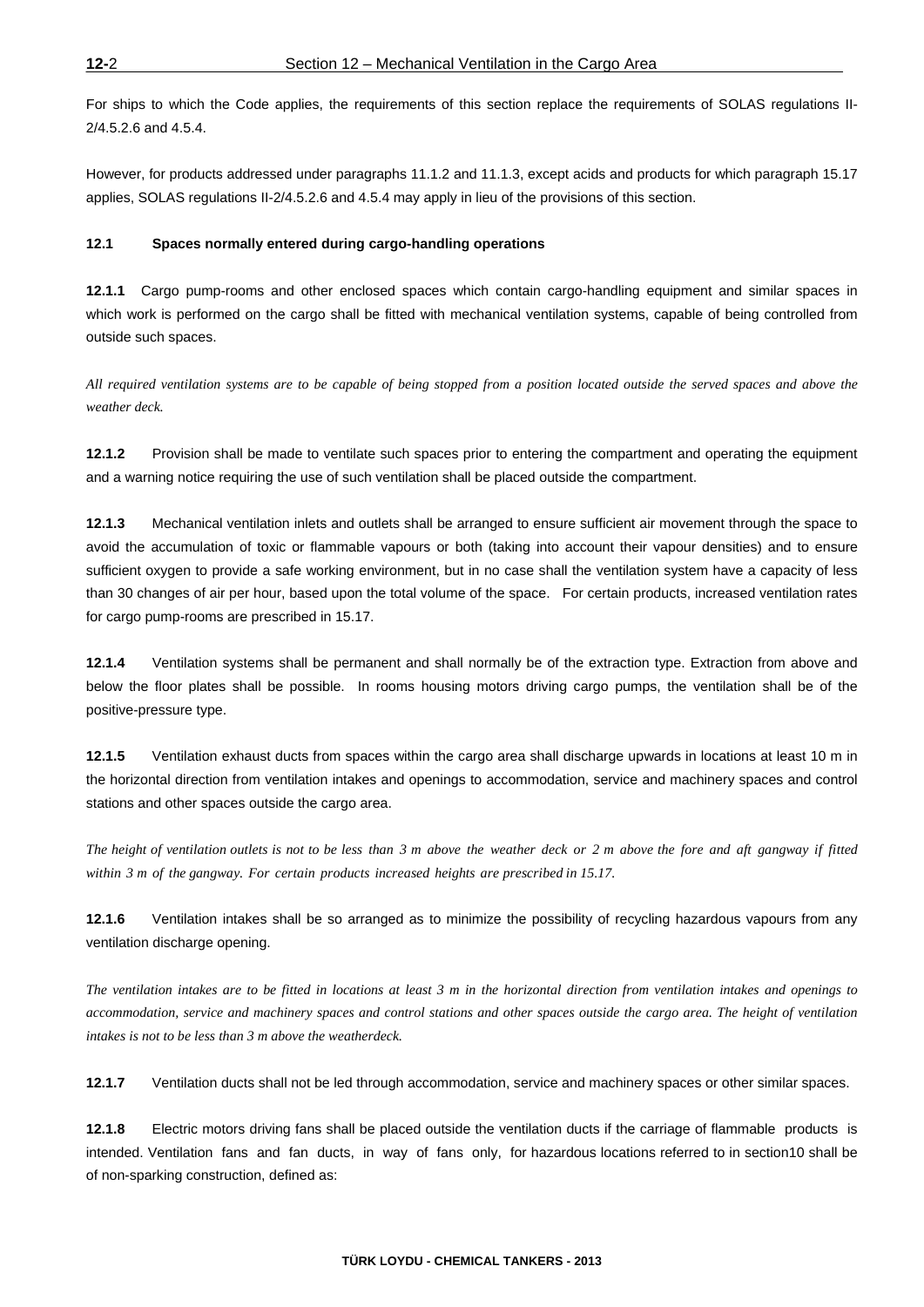For ships to which the Code applies, the requirements of this section replace the requirements of SOLAS regulations II-2/4.5.2.6 and 4.5.4.

However, for products addressed under paragraphs 11.1.2 and 11.1.3, except acids and products for which paragraph 15.17 applies, SOLAS regulations II-2/4.5.2.6 and 4.5.4 may apply in lieu of the provisions of this section.

### 12.1 Spaces normally entered during cargo-handling operations

**12.1.1** Cargo pump-rooms and other enclosed spaces which contain cargo-handling equipment and similar spaces in which work is performed on the cargo shall be fitted with mechanical ventilation systems, capable of being controlled from outside such spaces.

*All required ventilation systems are to be capable of being stopped from a position located outside the served spaces and above the weather deck.*

**12.1.2** Provision shall be made to ventilate such spaces prior to entering the compartment and operating the equipment and a warning notice requiring the use of such ventilation shall be placed outside the compartment.

**12.1.3** Mechanical ventilation inlets and outlets shall be arranged to ensure sufficient air movement through the space to avoid the accumulation of toxic or flammable vapours or both (taking into account their vapour densities) and to ensure sufficient oxygen to provide a safe working environment, but in no case shall the ventilation system have a capacity of less than 30 changes of air per hour, based upon the total volume of the space. For certain products, increased ventilation rates for cargo pump-rooms are prescribed in 15.17.

**12.1.4** Ventilation systems shall be permanent and shall normally be of the extraction type. Extraction from above and below the floor plates shall be possible. In rooms housing motors driving cargo pumps, the ventilation shall be of the positive-pressure type.

**12.1.5** Ventilation exhaust ducts from spaces within the cargo area shall discharge upwards in locations at least 10 m in the horizontal direction from ventilation intakes and openings to accommodation, service and machinery spaces and control stations and other spaces outside the cargo area.

*The height of ventilation outlets is not to be less than 3 m above the weather deck or 2 m above the fore and aft gangway if fitted within 3 m of the gangway. For certain products increased heights are prescribed in 15.17.*

**12.1.6** Ventilation intakes shall be so arranged as to minimize the possibility of recycling hazardous vapours from any ventilation discharge opening.

*The ventilation intakes are to be fitted in locations at least 3 m in the horizontal direction from ventilation intakes and openings to accommodation, service and machinery spaces and control stations and other spaces outside the cargo area. The height of ventilation intakes is not to be less than 3 m above the weatherdeck.*

**12.1.7** Ventilation ducts shall not be led through accommodation, service and machinery spaces or other similar spaces.

**12.1.8** Electric motors driving fans shall be placed outside the ventilation ducts if the carriage of flammable products is intended. Ventilation fans and fan ducts, in way of fans only, for hazardous locations referred to in section10 shall be of non-sparking construction, defined as: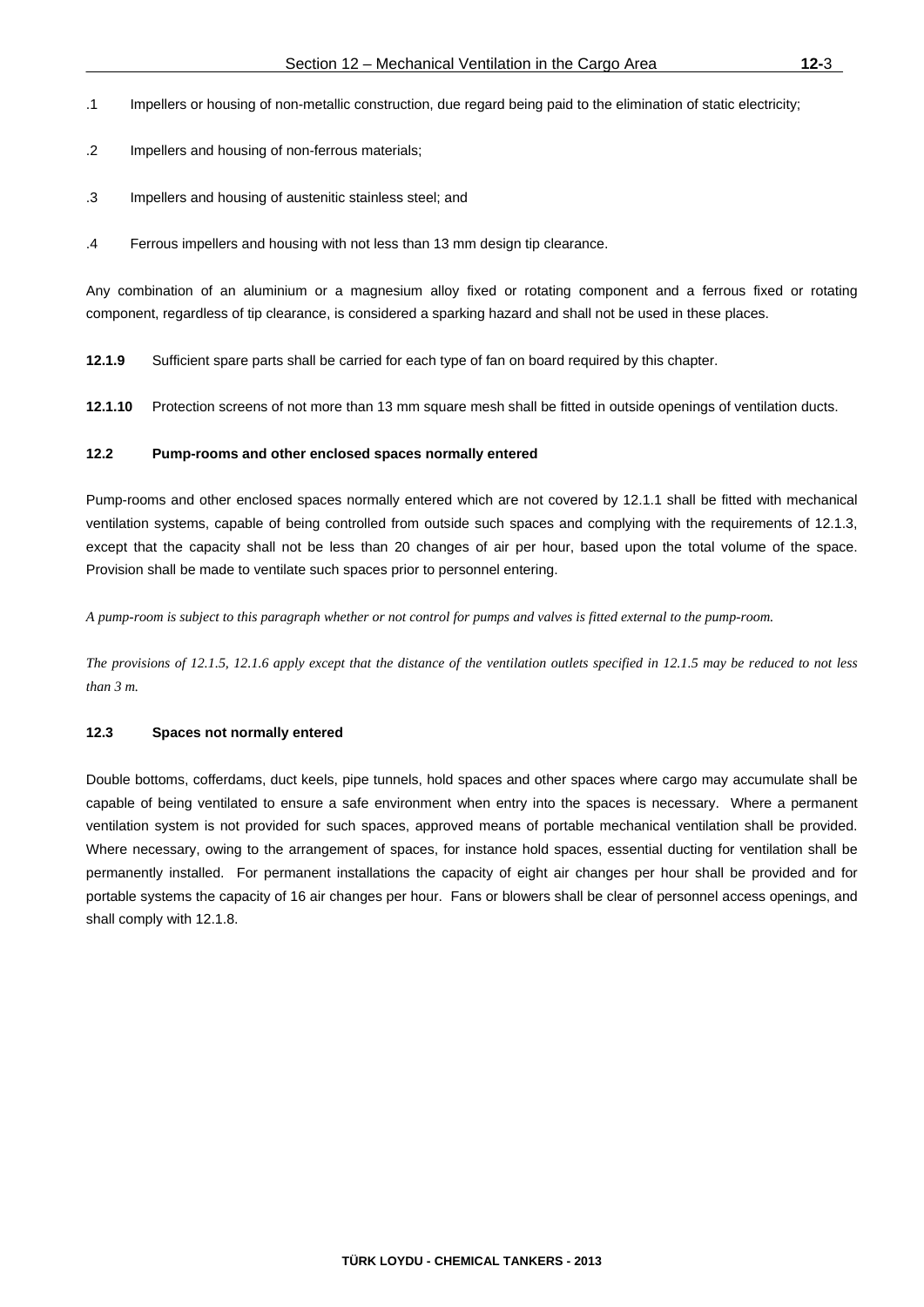.1 Impellers or housing of non-metallic construction, due regard being paid to the elimination of static electricity;

.2 Impellers and housing of non-ferrous materials;

.3 Impellers and housing of austenitic stainless steel; and

.4 Ferrous impellers and housing with not less than 13 mm design tip clearance.

Any combination of an aluminium or a magnesium alloy fixed or rotating component and a ferrous fixed or rotating component, regardless of tip clearance, is considered a sparking hazard and shall not be used in these places.

**12.1.9** Sufficient spare parts shall be carried for each type of fan on board required by this chapter.

**12.1.10** Protection screens of not more than 13 mm square mesh shall be fitted in outside openings of ventilation ducts.

### 12.2 Pump-rooms and other enclosed spaces normally entered

Pump-rooms and other enclosed spaces normally entered which are not covered by 12.1.1 shall be fitted with mechanical ventilation systems, capable of being controlled from outside such spaces and complying with the requirements of 12.1.3, except that the capacity shall not be less than 20 changes of air per hour, based upon the total volume of the space. Provision shall be made to ventilate such spaces prior to personnel entering.

*A pump-room is subject to this paragraph whether or not control for pumps and valves is fitted external to the pump-room.*

*The provisions of 12.1.5, 12.1.6 apply except that the distance of the ventilation outlets specified in 12.1.5 may be reduced to not less than 3 m.*

### 12.3 Spaces not normally entered

Double bottoms, cofferdams, duct keels, pipe tunnels, hold spaces and other spaces where cargo may accumulate shall be capable of being ventilated to ensure a safe environment when entry into the spaces is necessary. Where a permanent ventilation system is not provided for such spaces, approved means of portable mechanical ventilation shall be provided. Where necessary, owing to the arrangement of spaces, for instance hold spaces, essential ducting for ventilation shall be permanently installed. For permanent installations the capacity of eight air changes per hour shall be provided and for portable systems the capacity of 16 air changes per hour. Fans or blowers shall be clear of personnel access openings, and shall comply with 12.1.8.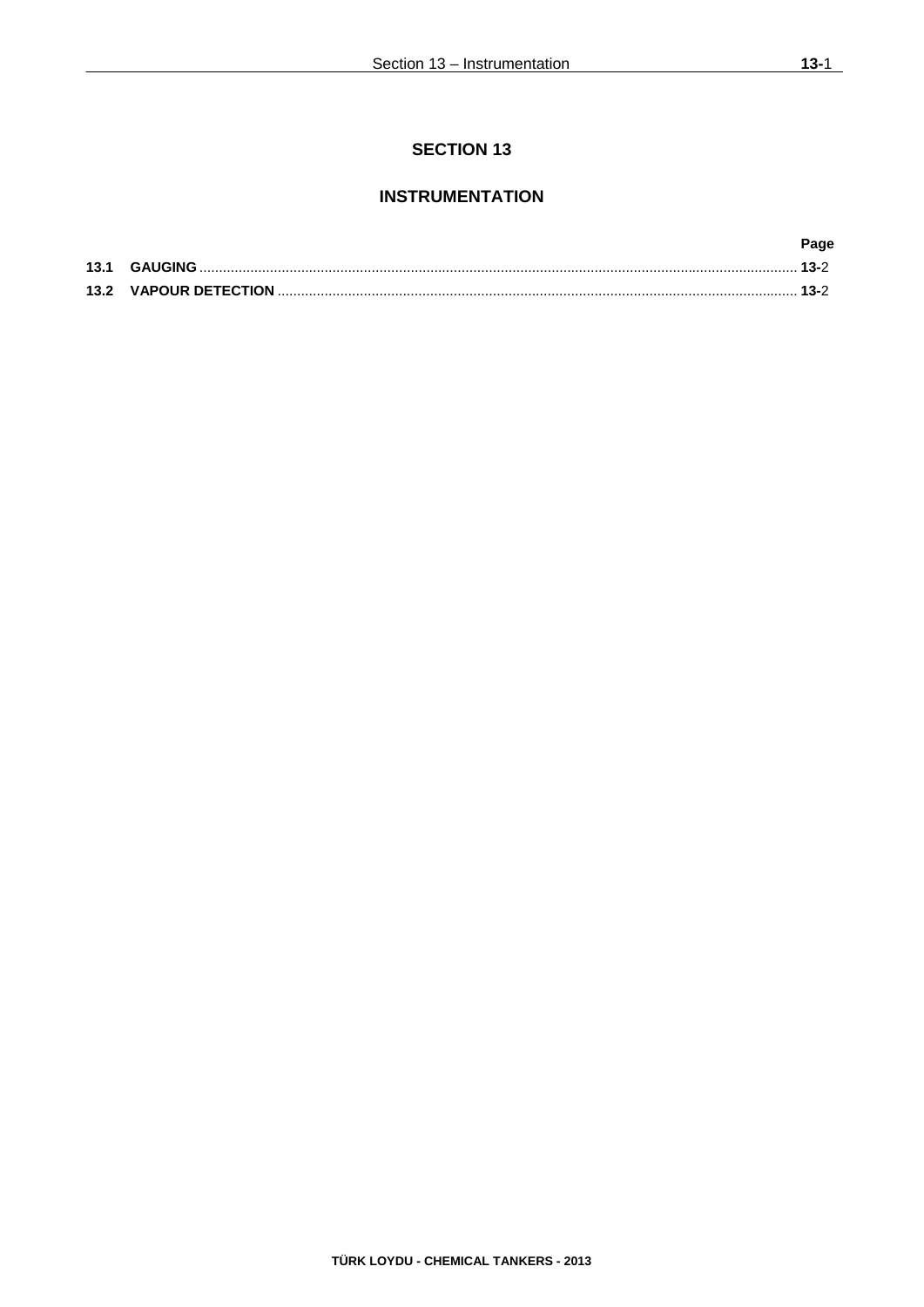# SECTION 13

## INSTRUMENTATION

| | | Page |
|---|---|---|
| **13.1** | **GAUGING** | **13-**2 |
| **13.2** | **VAPOUR DETECTION** | **13-**2 |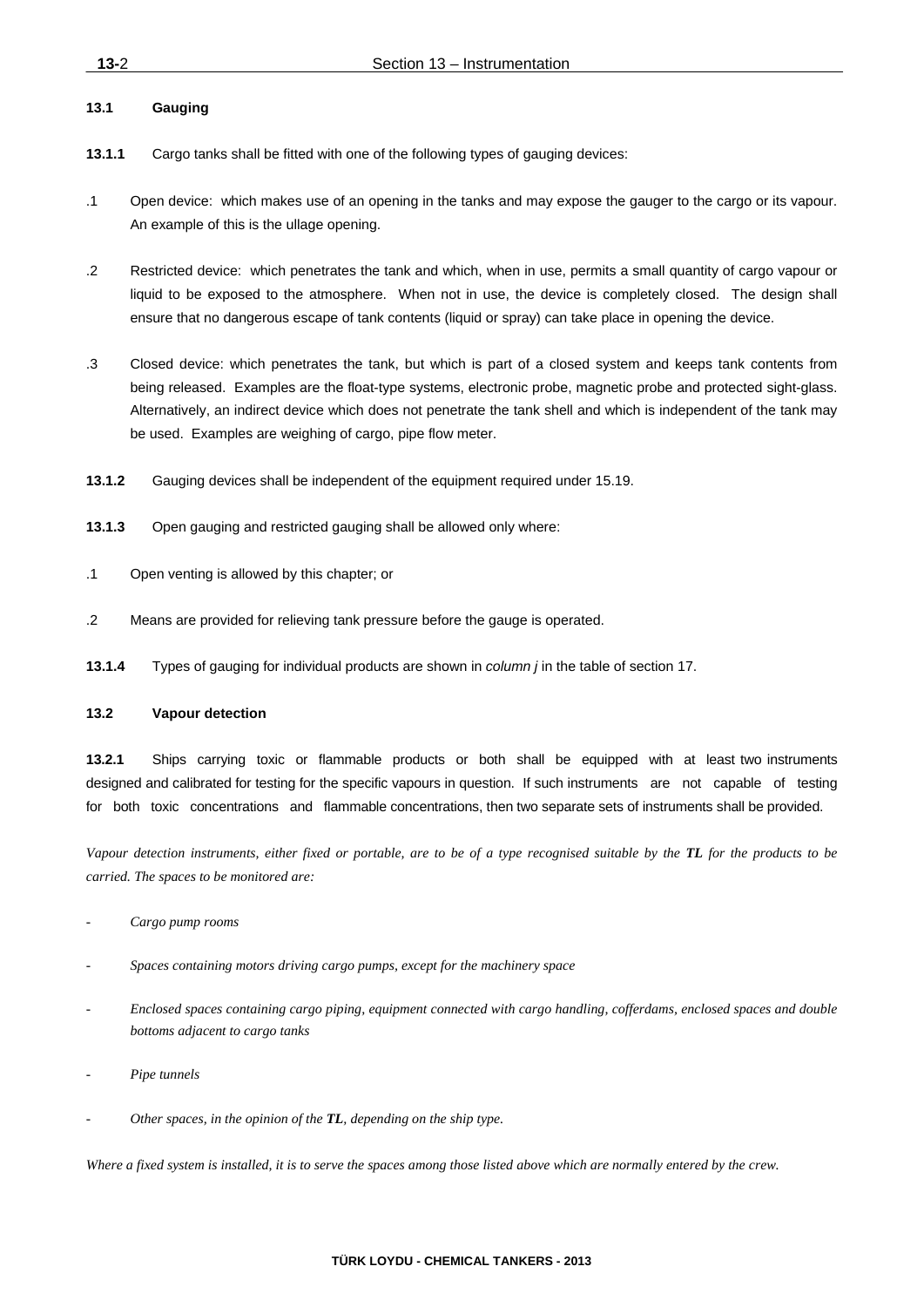### 13.1 Gauging

**13.1.1** Cargo tanks shall be fitted with one of the following types of gauging devices:

.1 Open device: which makes use of an opening in the tanks and may expose the gauger to the cargo or its vapour. An example of this is the ullage opening.

.2 Restricted device: which penetrates the tank and which, when in use, permits a small quantity of cargo vapour or liquid to be exposed to the atmosphere. When not in use, the device is completely closed. The design shall ensure that no dangerous escape of tank contents (liquid or spray) can take place in opening the device.

.3 Closed device: which penetrates the tank, but which is part of a closed system and keeps tank contents from being released. Examples are the float-type systems, electronic probe, magnetic probe and protected sight-glass. Alternatively, an indirect device which does not penetrate the tank shell and which is independent of the tank may be used. Examples are weighing of cargo, pipe flow meter.

**13.1.2** Gauging devices shall be independent of the equipment required under 15.19.

**13.1.3** Open gauging and restricted gauging shall be allowed only where:

.1 Open venting is allowed by this chapter; or

.2 Means are provided for relieving tank pressure before the gauge is operated.

**13.1.4** Types of gauging for individual products are shown in *column j* in the table of section 17.

### 13.2 Vapour detection

**13.2.1** Ships carrying toxic or flammable products or both shall be equipped with at least two instruments designed and calibrated for testing for the specific vapours in question. If such instruments are not capable of testing for both toxic concentrations and flammable concentrations, then two separate sets of instruments shall be provided.

*Vapour detection instruments, either fixed or portable, are to be of a type recognised suitable by the **TL** for the products to be carried. The spaces to be monitored are:*

- *Cargo pump rooms*
- *Spaces containing motors driving cargo pumps, except for the machinery space*
- *Enclosed spaces containing cargo piping, equipment connected with cargo handling, cofferdams, enclosed spaces and double bottoms adjacent to cargo tanks*
- *Pipe tunnels*
- *Other spaces, in the opinion of the **TL**, depending on the ship type.*

*Where a fixed system is installed, it is to serve the spaces among those listed above which are normally entered by the crew.*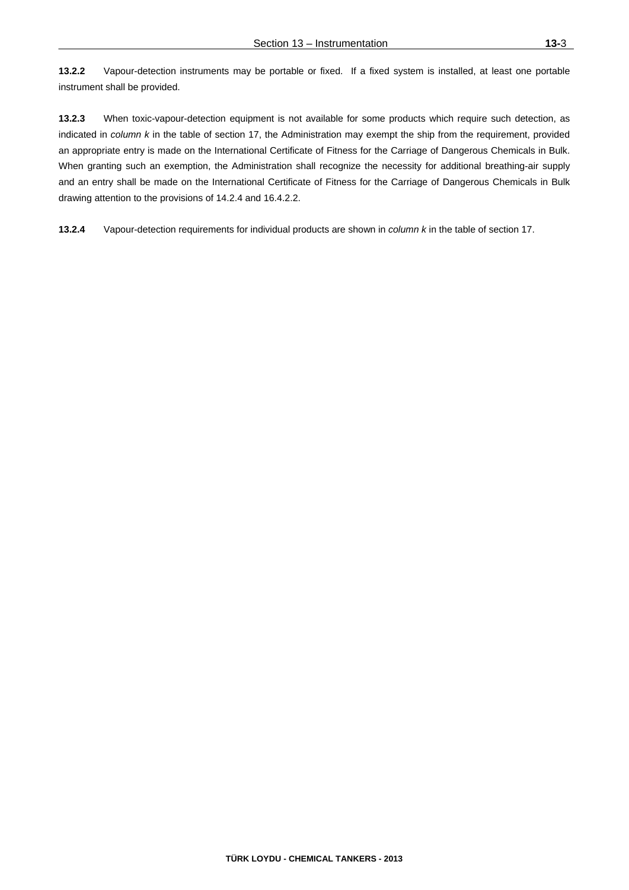**13.2.2** Vapour-detection instruments may be portable or fixed. If a fixed system is installed, at least one portable instrument shall be provided.

**13.2.3** When toxic-vapour-detection equipment is not available for some products which require such detection, as indicated in *column k* in the table of section 17, the Administration may exempt the ship from the requirement, provided an appropriate entry is made on the International Certificate of Fitness for the Carriage of Dangerous Chemicals in Bulk. When granting such an exemption, the Administration shall recognize the necessity for additional breathing-air supply and an entry shall be made on the International Certificate of Fitness for the Carriage of Dangerous Chemicals in Bulk drawing attention to the provisions of 14.2.4 and 16.4.2.2.

**13.2.4** Vapour-detection requirements for individual products are shown in *column k* in the table of section 17.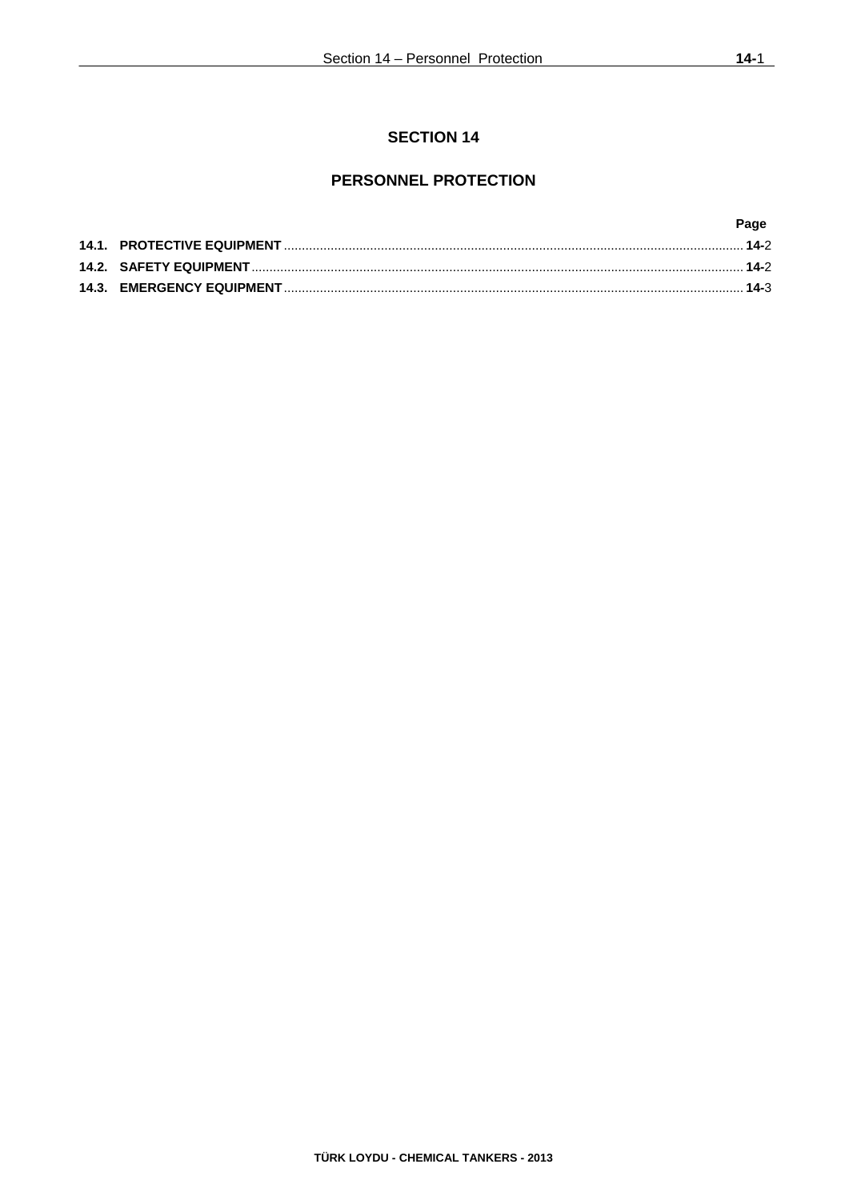# SECTION 14

## PERSONNEL PROTECTION

| | | Page |
|---|---|---|
| **14.1.** | **PROTECTIVE EQUIPMENT** | **14-**2 |
| **14.2.** | **SAFETY EQUIPMENT** | **14-**2 |
| **14.3.** | **EMERGENCY EQUIPMENT** | **14-**3 |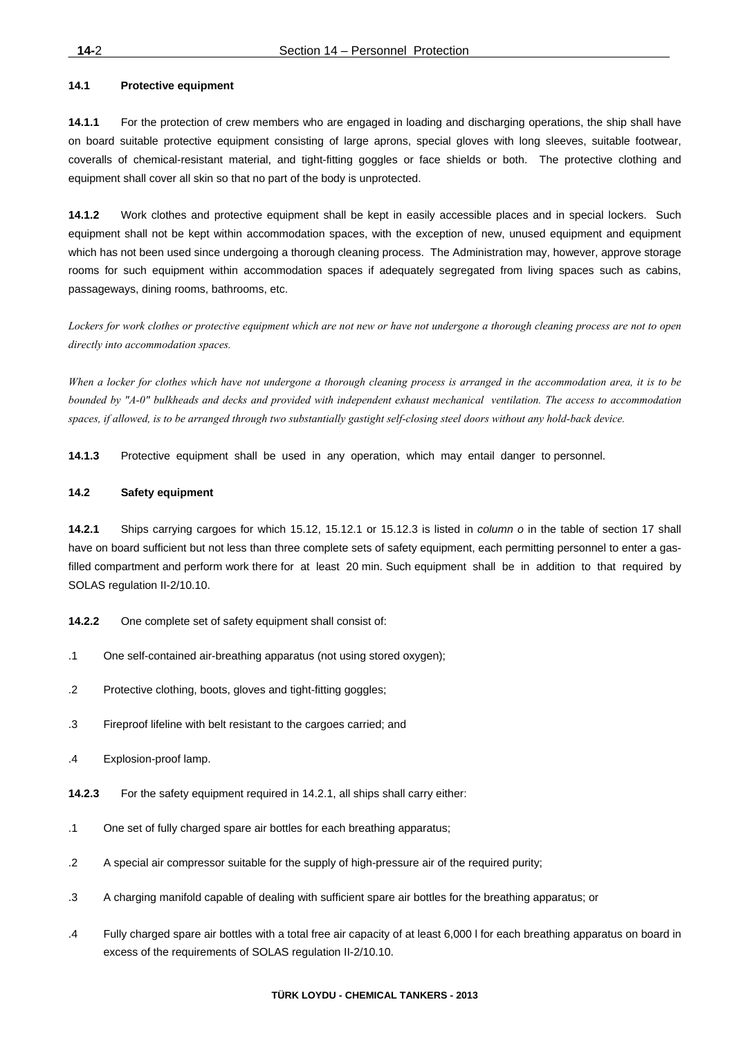### 14.1 Protective equipment

**14.1.1** For the protection of crew members who are engaged in loading and discharging operations, the ship shall have on board suitable protective equipment consisting of large aprons, special gloves with long sleeves, suitable footwear, coveralls of chemical-resistant material, and tight-fitting goggles or face shields or both. The protective clothing and equipment shall cover all skin so that no part of the body is unprotected.

**14.1.2** Work clothes and protective equipment shall be kept in easily accessible places and in special lockers. Such equipment shall not be kept within accommodation spaces, with the exception of new, unused equipment and equipment which has not been used since undergoing a thorough cleaning process. The Administration may, however, approve storage rooms for such equipment within accommodation spaces if adequately segregated from living spaces such as cabins, passageways, dining rooms, bathrooms, etc.

*Lockers for work clothes or protective equipment which are not new or have not undergone a thorough cleaning process are not to open directly into accommodation spaces.*

*When a locker for clothes which have not undergone a thorough cleaning process is arranged in the accommodation area, it is to be bounded by "A-0" bulkheads and decks and provided with independent exhaust mechanical ventilation. The access to accommodation spaces, if allowed, is to be arranged through two substantially gastight self-closing steel doors without any hold-back device.*

**14.1.3** Protective equipment shall be used in any operation, which may entail danger to personnel.

### 14.2 Safety equipment

**14.2.1** Ships carrying cargoes for which 15.12, 15.12.1 or 15.12.3 is listed in *column o* in the table of section 17 shall have on board sufficient but not less than three complete sets of safety equipment, each permitting personnel to enter a gas-filled compartment and perform work there for at least 20 min. Such equipment shall be in addition to that required by SOLAS regulation II-2/10.10.

**14.2.2** One complete set of safety equipment shall consist of:

.1 One self-contained air-breathing apparatus (not using stored oxygen);

.2 Protective clothing, boots, gloves and tight-fitting goggles;

.3 Fireproof lifeline with belt resistant to the cargoes carried; and

.4 Explosion-proof lamp.

**14.2.3** For the safety equipment required in 14.2.1, all ships shall carry either:

.1 One set of fully charged spare air bottles for each breathing apparatus;

.2 A special air compressor suitable for the supply of high-pressure air of the required purity;

.3 A charging manifold capable of dealing with sufficient spare air bottles for the breathing apparatus; or

.4 Fully charged spare air bottles with a total free air capacity of at least 6,000 l for each breathing apparatus on board in excess of the requirements of SOLAS regulation II-2/10.10.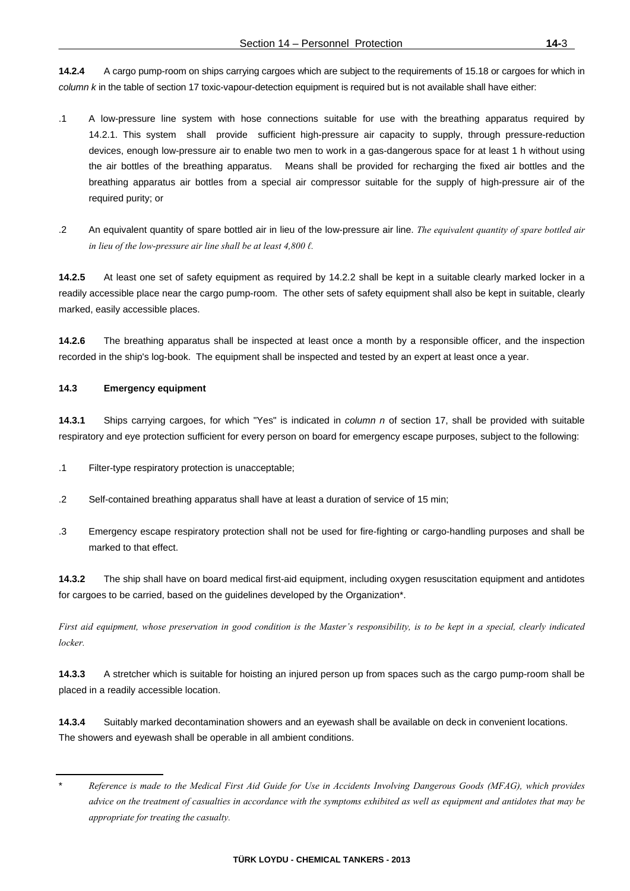**14.2.4** A cargo pump-room on ships carrying cargoes which are subject to the requirements of 15.18 or cargoes for which in *column k* in the table of section 17 toxic-vapour-detection equipment is required but is not available shall have either:

.1 A low-pressure line system with hose connections suitable for use with the breathing apparatus required by 14.2.1. This system shall provide sufficient high-pressure air capacity to supply, through pressure-reduction devices, enough low-pressure air to enable two men to work in a gas-dangerous space for at least 1 h without using the air bottles of the breathing apparatus. Means shall be provided for recharging the fixed air bottles and the breathing apparatus air bottles from a special air compressor suitable for the supply of high-pressure air of the required purity; or

.2 An equivalent quantity of spare bottled air in lieu of the low-pressure air line. *The equivalent quantity of spare bottled air in lieu of the low-pressure air line shall be at least 4,800 ℓ.*

**14.2.5** At least one set of safety equipment as required by 14.2.2 shall be kept in a suitable clearly marked locker in a readily accessible place near the cargo pump-room. The other sets of safety equipment shall also be kept in suitable, clearly marked, easily accessible places.

**14.2.6** The breathing apparatus shall be inspected at least once a month by a responsible officer, and the inspection recorded in the ship's log-book. The equipment shall be inspected and tested by an expert at least once a year.

**14.3 Emergency equipment**

**14.3.1** Ships carrying cargoes, for which "Yes" is indicated in *column n* of section 17, shall be provided with suitable respiratory and eye protection sufficient for every person on board for emergency escape purposes, subject to the following:

.1 Filter-type respiratory protection is unacceptable;

.2 Self-contained breathing apparatus shall have at least a duration of service of 15 min;

.3 Emergency escape respiratory protection shall not be used for fire-fighting or cargo-handling purposes and shall be marked to that effect.

**14.3.2** The ship shall have on board medical first-aid equipment, including oxygen resuscitation equipment and antidotes for cargoes to be carried, based on the guidelines developed by the Organization*.

*First aid equipment, whose preservation in good condition is the Master's responsibility, is to be kept in a special, clearly indicated locker.*

**14.3.3** A stretcher which is suitable for hoisting an injured person up from spaces such as the cargo pump-room shall be placed in a readily accessible location.

**14.3.4** Suitably marked decontamination showers and an eyewash shall be available on deck in convenient locations. The showers and eyewash shall be operable in all ambient conditions.

---

\* *Reference is made to the Medical First Aid Guide for Use in Accidents Involving Dangerous Goods (MFAG), which provides advice on the treatment of casualties in accordance with the symptoms exhibited as well as equipment and antidotes that may be appropriate for treating the casualty.*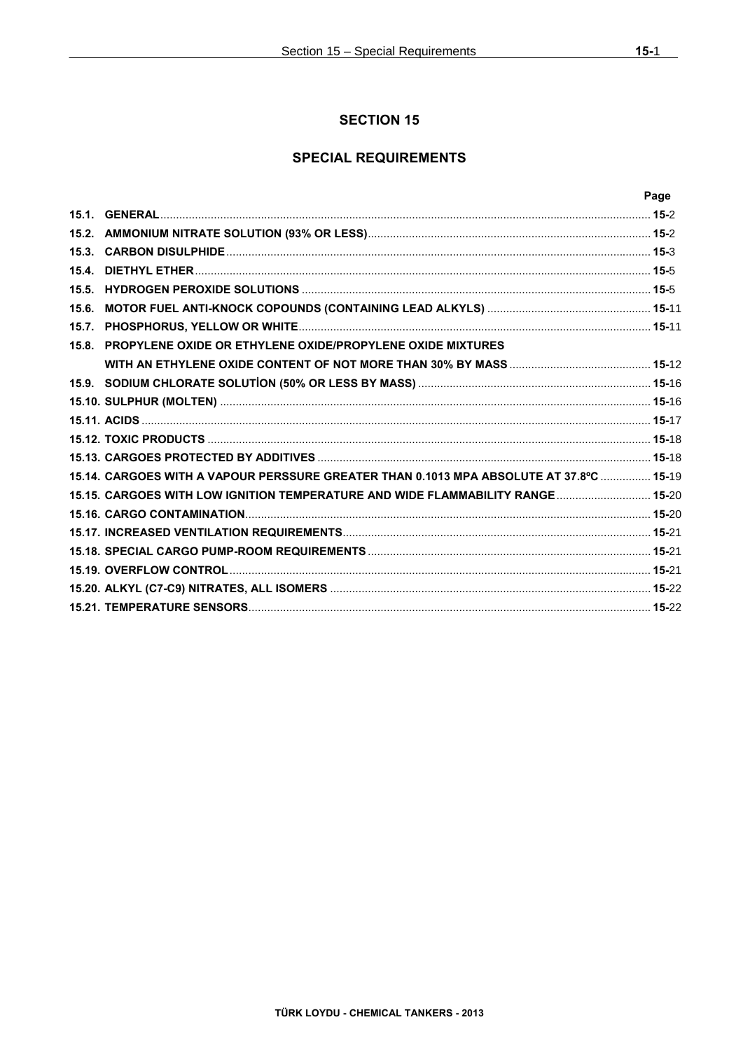# SECTION 15

## SPECIAL REQUIREMENTS

| | | Page |
|---|---|---|
| 15.1. | GENERAL | 15-2 |
| 15.2. | AMMONIUM NITRATE SOLUTION (93% OR LESS) | 15-2 |
| 15.3. | CARBON DISULPHIDE | 15-3 |
| 15.4. | DIETHYL ETHER | 15-5 |
| 15.5. | HYDROGEN PEROXIDE SOLUTIONS | 15-5 |
| 15.6. | MOTOR FUEL ANTI-KNOCK COPOUNDS (CONTAINING LEAD ALKYLS) | 15-11 |
| 15.7. | PHOSPHORUS, YELLOW OR WHITE | 15-11 |
| 15.8. | PROPYLENE OXIDE OR ETHYLENE OXIDE/PROPYLENE OXIDE MIXTURES WITH AN ETHYLENE OXIDE CONTENT OF NOT MORE THAN 30% BY MASS | 15-12 |
| 15.9. | SODIUM CHLORATE SOLUTİON (50% OR LESS BY MASS) | 15-16 |
| 15.10. | SULPHUR (MOLTEN) | 15-16 |
| 15.11. | ACIDS | 15-17 |
| 15.12. | TOXIC PRODUCTS | 15-18 |
| 15.13. | CARGOES PROTECTED BY ADDITIVES | 15-18 |
| 15.14. | CARGOES WITH A VAPOUR PERSSURE GREATER THAN 0.1013 MPA ABSOLUTE AT 37.8ºC | 15-19 |
| 15.15. | CARGOES WITH LOW IGNITION TEMPERATURE AND WIDE FLAMMABILITY RANGE | 15-20 |
| 15.16. | CARGO CONTAMINATION | 15-20 |
| 15.17. | INCREASED VENTILATION REQUIREMENTS | 15-21 |
| 15.18. | SPECIAL CARGO PUMP-ROOM REQUIREMENTS | 15-21 |
| 15.19. | OVERFLOW CONTROL | 15-21 |
| 15.20. | ALKYL (C7-C9) NITRATES, ALL ISOMERS | 15-22 |
| 15.21. | TEMPERATURE SENSORS | 15-22 |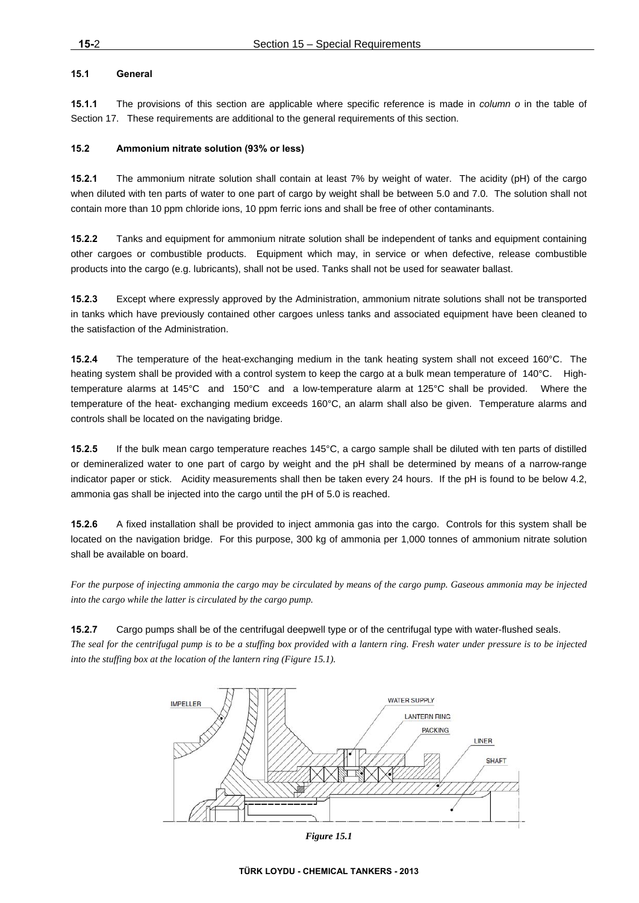### 15.1 General

**15.1.1** The provisions of this section are applicable where specific reference is made in *column o* in the table of Section 17. These requirements are additional to the general requirements of this section.

### 15.2 Ammonium nitrate solution (93% or less)

**15.2.1** The ammonium nitrate solution shall contain at least 7% by weight of water. The acidity (pH) of the cargo when diluted with ten parts of water to one part of cargo by weight shall be between 5.0 and 7.0. The solution shall not contain more than 10 ppm chloride ions, 10 ppm ferric ions and shall be free of other contaminants.

**15.2.2** Tanks and equipment for ammonium nitrate solution shall be independent of tanks and equipment containing other cargoes or combustible products. Equipment which may, in service or when defective, release combustible products into the cargo (e.g. lubricants), shall not be used. Tanks shall not be used for seawater ballast.

**15.2.3** Except where expressly approved by the Administration, ammonium nitrate solutions shall not be transported in tanks which have previously contained other cargoes unless tanks and associated equipment have been cleaned to the satisfaction of the Administration.

**15.2.4** The temperature of the heat-exchanging medium in the tank heating system shall not exceed 160°C. The heating system shall be provided with a control system to keep the cargo at a bulk mean temperature of 140°C. High-temperature alarms at 145°C and 150°C and a low-temperature alarm at 125°C shall be provided. Where the temperature of the heat- exchanging medium exceeds 160°C, an alarm shall also be given. Temperature alarms and controls shall be located on the navigating bridge.

**15.2.5** If the bulk mean cargo temperature reaches 145°C, a cargo sample shall be diluted with ten parts of distilled or demineralized water to one part of cargo by weight and the pH shall be determined by means of a narrow-range indicator paper or stick. Acidity measurements shall then be taken every 24 hours. If the pH is found to be below 4.2, ammonia gas shall be injected into the cargo until the pH of 5.0 is reached.

**15.2.6** A fixed installation shall be provided to inject ammonia gas into the cargo. Controls for this system shall be located on the navigation bridge. For this purpose, 300 kg of ammonia per 1,000 tonnes of ammonium nitrate solution shall be available on board.

*For the purpose of injecting ammonia the cargo may be circulated by means of the cargo pump. Gaseous ammonia may be injected into the cargo while the latter is circulated by the cargo pump.*

**15.2.7** Cargo pumps shall be of the centrifugal deepwell type or of the centrifugal type with water-flushed seals.
*The seal for the centrifugal pump is to be a stuffing box provided with a lantern ring. Fresh water under pressure is to be injected into the stuffing box at the location of the lantern ring (Figure 15.1).*

*Figure 15.1*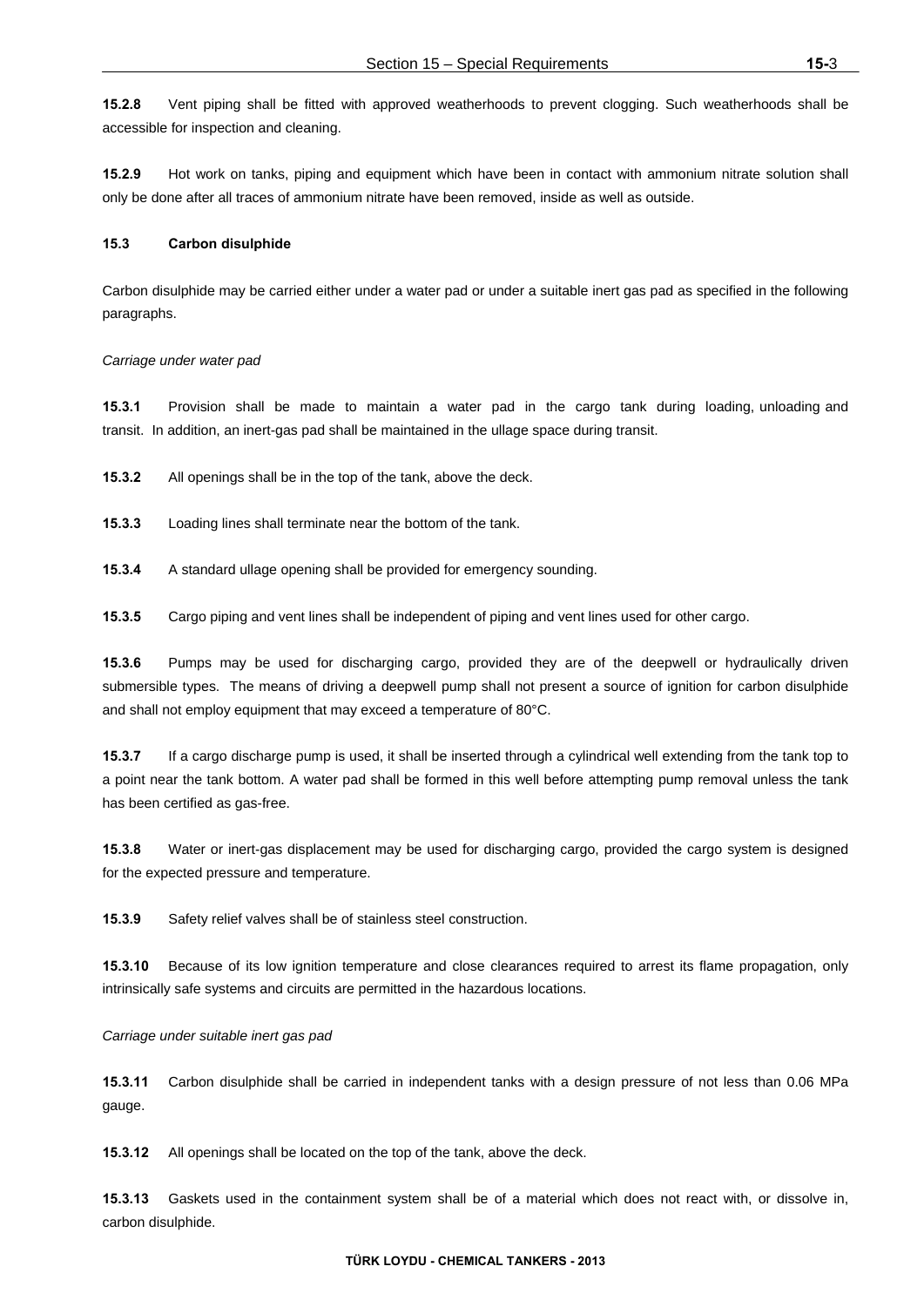**15.2.8** Vent piping shall be fitted with approved weatherhoods to prevent clogging. Such weatherhoods shall be accessible for inspection and cleaning.

**15.2.9** Hot work on tanks, piping and equipment which have been in contact with ammonium nitrate solution shall only be done after all traces of ammonium nitrate have been removed, inside as well as outside.

### 15.3 Carbon disulphide

Carbon disulphide may be carried either under a water pad or under a suitable inert gas pad as specified in the following paragraphs.

*Carriage under water pad*

**15.3.1** Provision shall be made to maintain a water pad in the cargo tank during loading, unloading and transit. In addition, an inert-gas pad shall be maintained in the ullage space during transit.

**15.3.2** All openings shall be in the top of the tank, above the deck.

**15.3.3** Loading lines shall terminate near the bottom of the tank.

**15.3.4** A standard ullage opening shall be provided for emergency sounding.

**15.3.5** Cargo piping and vent lines shall be independent of piping and vent lines used for other cargo.

**15.3.6** Pumps may be used for discharging cargo, provided they are of the deepwell or hydraulically driven submersible types. The means of driving a deepwell pump shall not present a source of ignition for carbon disulphide and shall not employ equipment that may exceed a temperature of 80°C.

**15.3.7** If a cargo discharge pump is used, it shall be inserted through a cylindrical well extending from the tank top to a point near the tank bottom. A water pad shall be formed in this well before attempting pump removal unless the tank has been certified as gas-free.

**15.3.8** Water or inert-gas displacement may be used for discharging cargo, provided the cargo system is designed for the expected pressure and temperature.

**15.3.9** Safety relief valves shall be of stainless steel construction.

**15.3.10** Because of its low ignition temperature and close clearances required to arrest its flame propagation, only intrinsically safe systems and circuits are permitted in the hazardous locations.

*Carriage under suitable inert gas pad*

**15.3.11** Carbon disulphide shall be carried in independent tanks with a design pressure of not less than 0.06 MPa gauge.

**15.3.12** All openings shall be located on the top of the tank, above the deck.

**15.3.13** Gaskets used in the containment system shall be of a material which does not react with, or dissolve in, carbon disulphide.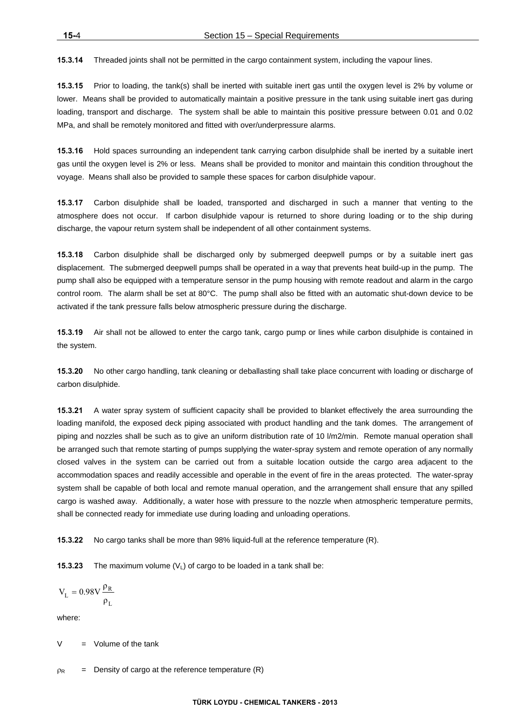**15.3.14** Threaded joints shall not be permitted in the cargo containment system, including the vapour lines.

**15.3.15** Prior to loading, the tank(s) shall be inerted with suitable inert gas until the oxygen level is 2% by volume or lower. Means shall be provided to automatically maintain a positive pressure in the tank using suitable inert gas during loading, transport and discharge. The system shall be able to maintain this positive pressure between 0.01 and 0.02 MPa, and shall be remotely monitored and fitted with over/underpressure alarms.

**15.3.16** Hold spaces surrounding an independent tank carrying carbon disulphide shall be inerted by a suitable inert gas until the oxygen level is 2% or less. Means shall be provided to monitor and maintain this condition throughout the voyage. Means shall also be provided to sample these spaces for carbon disulphide vapour.

**15.3.17** Carbon disulphide shall be loaded, transported and discharged in such a manner that venting to the atmosphere does not occur. If carbon disulphide vapour is returned to shore during loading or to the ship during discharge, the vapour return system shall be independent of all other containment systems.

**15.3.18** Carbon disulphide shall be discharged only by submerged deepwell pumps or by a suitable inert gas displacement. The submerged deepwell pumps shall be operated in a way that prevents heat build-up in the pump. The pump shall also be equipped with a temperature sensor in the pump housing with remote readout and alarm in the cargo control room. The alarm shall be set at 80°C. The pump shall also be fitted with an automatic shut-down device to be activated if the tank pressure falls below atmospheric pressure during the discharge.

**15.3.19** Air shall not be allowed to enter the cargo tank, cargo pump or lines while carbon disulphide is contained in the system.

**15.3.20** No other cargo handling, tank cleaning or deballasting shall take place concurrent with loading or discharge of carbon disulphide.

**15.3.21** A water spray system of sufficient capacity shall be provided to blanket effectively the area surrounding the loading manifold, the exposed deck piping associated with product handling and the tank domes. The arrangement of piping and nozzles shall be such as to give an uniform distribution rate of 10 l/m2/min. Remote manual operation shall be arranged such that remote starting of pumps supplying the water-spray system and remote operation of any normally closed valves in the system can be carried out from a suitable location outside the cargo area adjacent to the accommodation spaces and readily accessible and operable in the event of fire in the areas protected. The water-spray system shall be capable of both local and remote manual operation, and the arrangement shall ensure that any spilled cargo is washed away. Additionally, a water hose with pressure to the nozzle when atmospheric temperature permits, shall be connected ready for immediate use during loading and unloading operations.

**15.3.22** No cargo tanks shall be more than 98% liquid-full at the reference temperature (R).

**15.3.23** The maximum volume ($V_L$) of cargo to be loaded in a tank shall be:

$$V_L = 0.98 V \frac{\rho_R}{\rho_L}$$

where:

V = Volume of the tank

$\rho_R$ = Density of cargo at the reference temperature (R)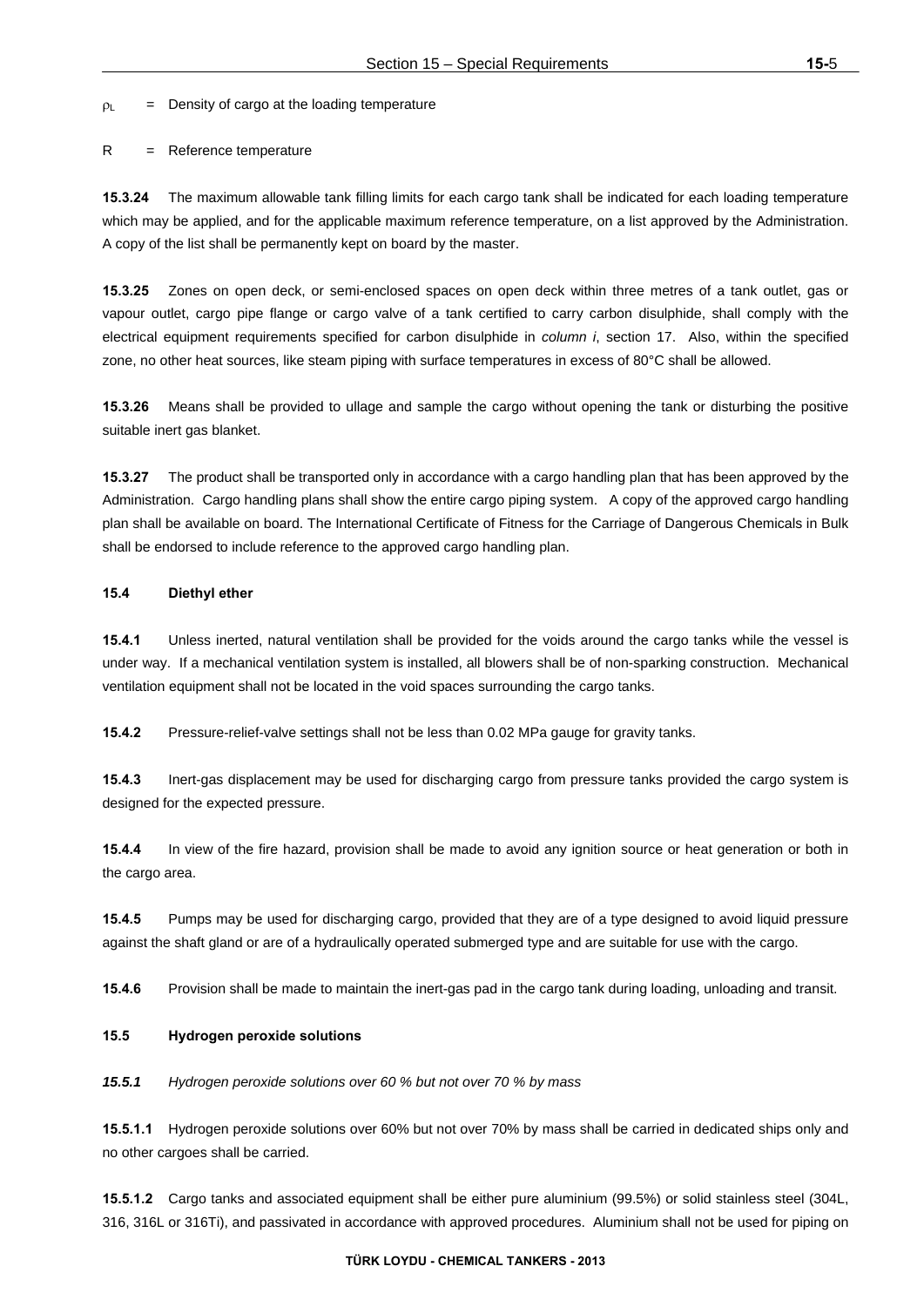$\rho_L$ = Density of cargo at the loading temperature

R = Reference temperature

**15.3.24** The maximum allowable tank filling limits for each cargo tank shall be indicated for each loading temperature which may be applied, and for the applicable maximum reference temperature, on a list approved by the Administration. A copy of the list shall be permanently kept on board by the master.

**15.3.25** Zones on open deck, or semi-enclosed spaces on open deck within three metres of a tank outlet, gas or vapour outlet, cargo pipe flange or cargo valve of a tank certified to carry carbon disulphide, shall comply with the electrical equipment requirements specified for carbon disulphide in *column i*, section 17. Also, within the specified zone, no other heat sources, like steam piping with surface temperatures in excess of 80°C shall be allowed.

**15.3.26** Means shall be provided to ullage and sample the cargo without opening the tank or disturbing the positive suitable inert gas blanket.

**15.3.27** The product shall be transported only in accordance with a cargo handling plan that has been approved by the Administration. Cargo handling plans shall show the entire cargo piping system. A copy of the approved cargo handling plan shall be available on board. The International Certificate of Fitness for the Carriage of Dangerous Chemicals in Bulk shall be endorsed to include reference to the approved cargo handling plan.

### 15.4 Diethyl ether

**15.4.1** Unless inerted, natural ventilation shall be provided for the voids around the cargo tanks while the vessel is under way. If a mechanical ventilation system is installed, all blowers shall be of non-sparking construction. Mechanical ventilation equipment shall not be located in the void spaces surrounding the cargo tanks.

**15.4.2** Pressure-relief-valve settings shall not be less than 0.02 MPa gauge for gravity tanks.

**15.4.3** Inert-gas displacement may be used for discharging cargo from pressure tanks provided the cargo system is designed for the expected pressure.

**15.4.4** In view of the fire hazard, provision shall be made to avoid any ignition source or heat generation or both in the cargo area.

**15.4.5** Pumps may be used for discharging cargo, provided that they are of a type designed to avoid liquid pressure against the shaft gland or are of a hydraulically operated submerged type and are suitable for use with the cargo.

**15.4.6** Provision shall be made to maintain the inert-gas pad in the cargo tank during loading, unloading and transit.

### 15.5 Hydrogen peroxide solutions

***15.5.1*** *Hydrogen peroxide solutions over 60 % but not over 70 % by mass*

**15.5.1.1** Hydrogen peroxide solutions over 60% but not over 70% by mass shall be carried in dedicated ships only and no other cargoes shall be carried.

**15.5.1.2** Cargo tanks and associated equipment shall be either pure aluminium (99.5%) or solid stainless steel (304L, 316, 316L or 316Ti), and passivated in accordance with approved procedures. Aluminium shall not be used for piping on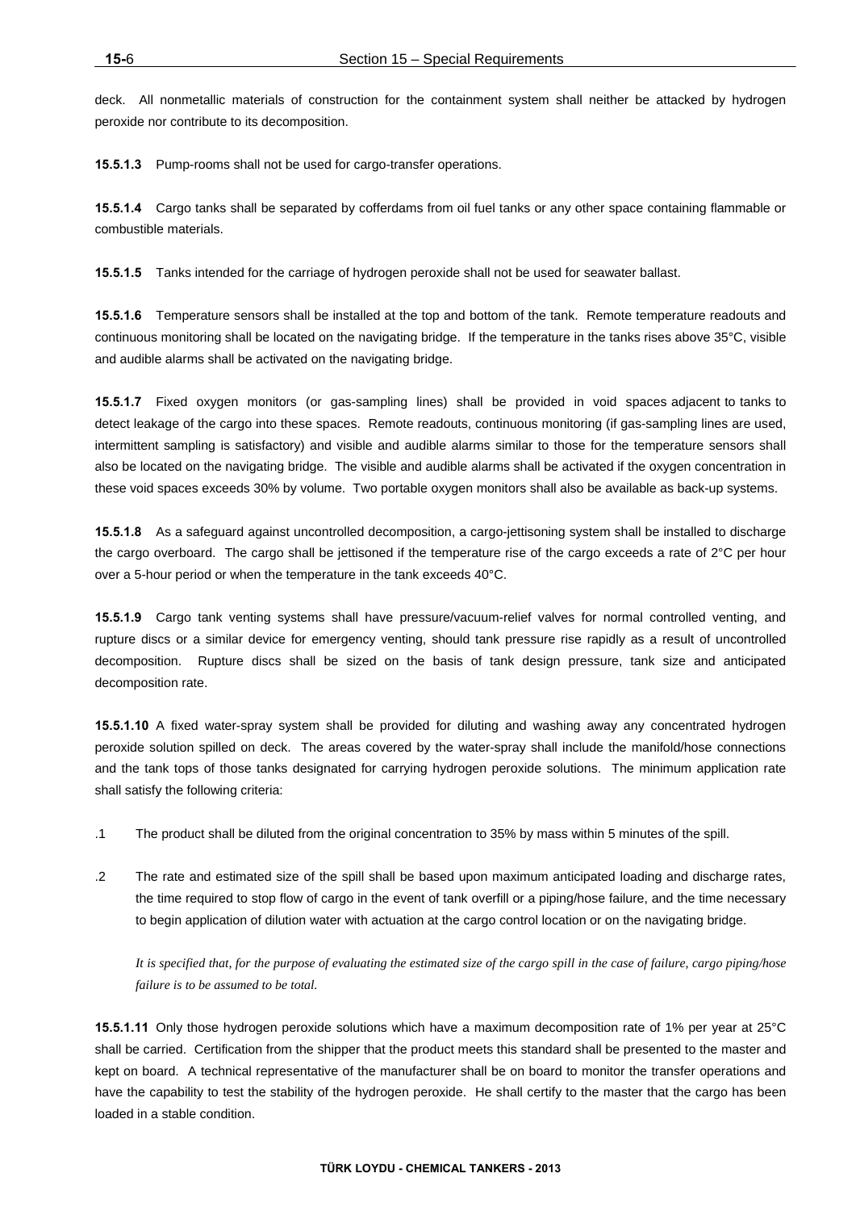deck. All nonmetallic materials of construction for the containment system shall neither be attacked by hydrogen peroxide nor contribute to its decomposition.

**15.5.1.3** Pump-rooms shall not be used for cargo-transfer operations.

**15.5.1.4** Cargo tanks shall be separated by cofferdams from oil fuel tanks or any other space containing flammable or combustible materials.

**15.5.1.5** Tanks intended for the carriage of hydrogen peroxide shall not be used for seawater ballast.

**15.5.1.6** Temperature sensors shall be installed at the top and bottom of the tank. Remote temperature readouts and continuous monitoring shall be located on the navigating bridge. If the temperature in the tanks rises above 35°C, visible and audible alarms shall be activated on the navigating bridge.

**15.5.1.7** Fixed oxygen monitors (or gas-sampling lines) shall be provided in void spaces adjacent to tanks to detect leakage of the cargo into these spaces. Remote readouts, continuous monitoring (if gas-sampling lines are used, intermittent sampling is satisfactory) and visible and audible alarms similar to those for the temperature sensors shall also be located on the navigating bridge. The visible and audible alarms shall be activated if the oxygen concentration in these void spaces exceeds 30% by volume. Two portable oxygen monitors shall also be available as back-up systems.

**15.5.1.8** As a safeguard against uncontrolled decomposition, a cargo-jettisoning system shall be installed to discharge the cargo overboard. The cargo shall be jettisoned if the temperature rise of the cargo exceeds a rate of 2°C per hour over a 5-hour period or when the temperature in the tank exceeds 40°C.

**15.5.1.9** Cargo tank venting systems shall have pressure/vacuum-relief valves for normal controlled venting, and rupture discs or a similar device for emergency venting, should tank pressure rise rapidly as a result of uncontrolled decomposition. Rupture discs shall be sized on the basis of tank design pressure, tank size and anticipated decomposition rate.

**15.5.1.10** A fixed water-spray system shall be provided for diluting and washing away any concentrated hydrogen peroxide solution spilled on deck. The areas covered by the water-spray shall include the manifold/hose connections and the tank tops of those tanks designated for carrying hydrogen peroxide solutions. The minimum application rate shall satisfy the following criteria:

.1 The product shall be diluted from the original concentration to 35% by mass within 5 minutes of the spill.

.2 The rate and estimated size of the spill shall be based upon maximum anticipated loading and discharge rates, the time required to stop flow of cargo in the event of tank overfill or a piping/hose failure, and the time necessary to begin application of dilution water with actuation at the cargo control location or on the navigating bridge.

*It is specified that, for the purpose of evaluating the estimated size of the cargo spill in the case of failure, cargo piping/hose failure is to be assumed to be total.*

**15.5.1.11** Only those hydrogen peroxide solutions which have a maximum decomposition rate of 1% per year at 25°C shall be carried. Certification from the shipper that the product meets this standard shall be presented to the master and kept on board. A technical representative of the manufacturer shall be on board to monitor the transfer operations and have the capability to test the stability of the hydrogen peroxide. He shall certify to the master that the cargo has been loaded in a stable condition.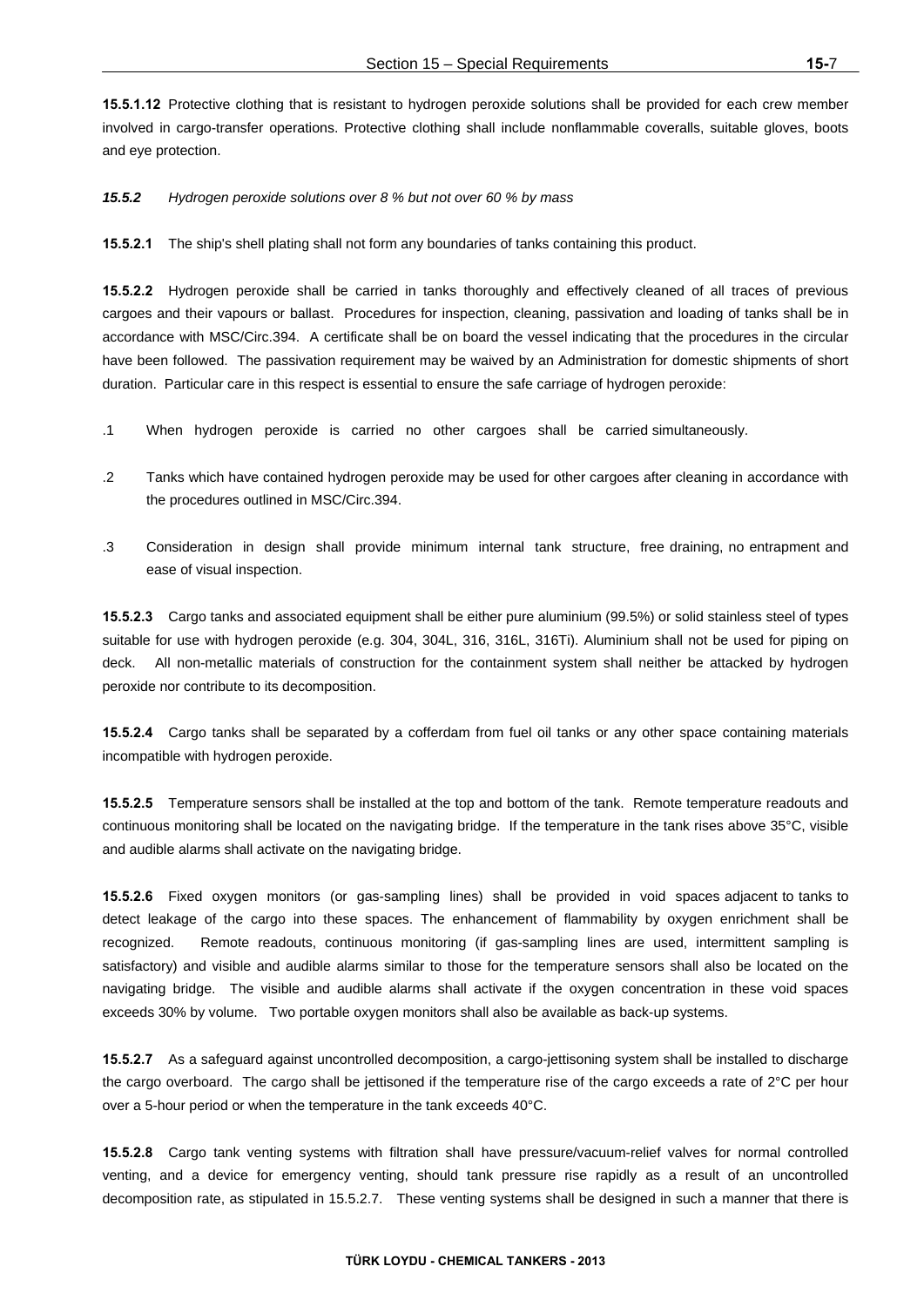**15.5.1.12** Protective clothing that is resistant to hydrogen peroxide solutions shall be provided for each crew member involved in cargo-transfer operations. Protective clothing shall include nonflammable coveralls, suitable gloves, boots and eye protection.

***15.5.2*** *Hydrogen peroxide solutions over 8 % but not over 60 % by mass*

**15.5.2.1** The ship's shell plating shall not form any boundaries of tanks containing this product.

**15.5.2.2** Hydrogen peroxide shall be carried in tanks thoroughly and effectively cleaned of all traces of previous cargoes and their vapours or ballast. Procedures for inspection, cleaning, passivation and loading of tanks shall be in accordance with MSC/Circ.394. A certificate shall be on board the vessel indicating that the procedures in the circular have been followed. The passivation requirement may be waived by an Administration for domestic shipments of short duration. Particular care in this respect is essential to ensure the safe carriage of hydrogen peroxide:

.1 When hydrogen peroxide is carried no other cargoes shall be carried simultaneously.

.2 Tanks which have contained hydrogen peroxide may be used for other cargoes after cleaning in accordance with the procedures outlined in MSC/Circ.394.

.3 Consideration in design shall provide minimum internal tank structure, free draining, no entrapment and ease of visual inspection.

**15.5.2.3** Cargo tanks and associated equipment shall be either pure aluminium (99.5%) or solid stainless steel of types suitable for use with hydrogen peroxide (e.g. 304, 304L, 316, 316L, 316Ti). Aluminium shall not be used for piping on deck. All non-metallic materials of construction for the containment system shall neither be attacked by hydrogen peroxide nor contribute to its decomposition.

**15.5.2.4** Cargo tanks shall be separated by a cofferdam from fuel oil tanks or any other space containing materials incompatible with hydrogen peroxide.

**15.5.2.5** Temperature sensors shall be installed at the top and bottom of the tank. Remote temperature readouts and continuous monitoring shall be located on the navigating bridge. If the temperature in the tank rises above 35°C, visible and audible alarms shall activate on the navigating bridge.

**15.5.2.6** Fixed oxygen monitors (or gas-sampling lines) shall be provided in void spaces adjacent to tanks to detect leakage of the cargo into these spaces. The enhancement of flammability by oxygen enrichment shall be recognized. Remote readouts, continuous monitoring (if gas-sampling lines are used, intermittent sampling is satisfactory) and visible and audible alarms similar to those for the temperature sensors shall also be located on the navigating bridge. The visible and audible alarms shall activate if the oxygen concentration in these void spaces exceeds 30% by volume. Two portable oxygen monitors shall also be available as back-up systems.

**15.5.2.7** As a safeguard against uncontrolled decomposition, a cargo-jettisoning system shall be installed to discharge the cargo overboard. The cargo shall be jettisoned if the temperature rise of the cargo exceeds a rate of 2°C per hour over a 5-hour period or when the temperature in the tank exceeds 40°C.

**15.5.2.8** Cargo tank venting systems with filtration shall have pressure/vacuum-relief valves for normal controlled venting, and a device for emergency venting, should tank pressure rise rapidly as a result of an uncontrolled decomposition rate, as stipulated in 15.5.2.7. These venting systems shall be designed in such a manner that there is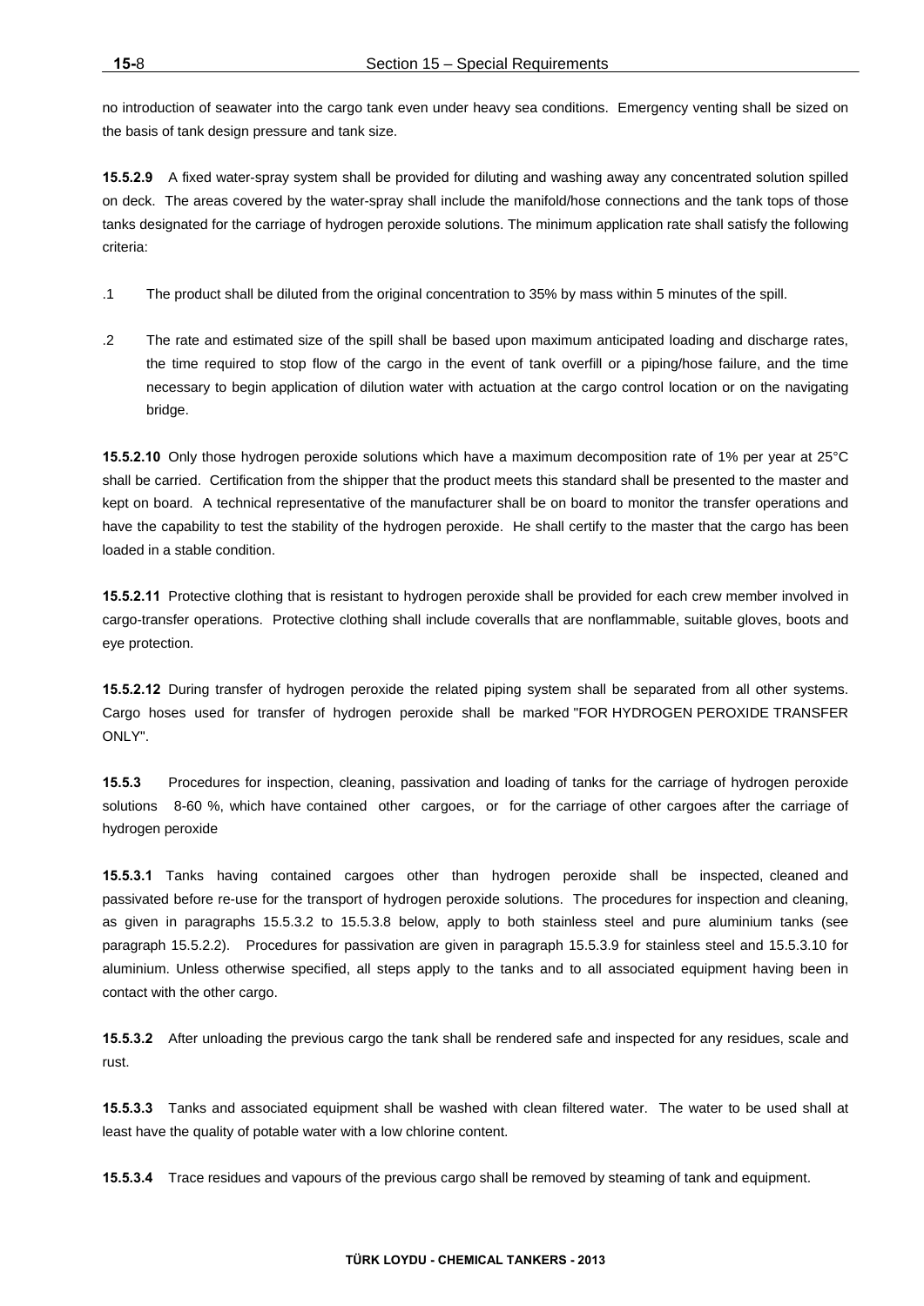no introduction of seawater into the cargo tank even under heavy sea conditions. Emergency venting shall be sized on the basis of tank design pressure and tank size.

**15.5.2.9** A fixed water-spray system shall be provided for diluting and washing away any concentrated solution spilled on deck. The areas covered by the water-spray shall include the manifold/hose connections and the tank tops of those tanks designated for the carriage of hydrogen peroxide solutions. The minimum application rate shall satisfy the following criteria:

.1 The product shall be diluted from the original concentration to 35% by mass within 5 minutes of the spill.

.2 The rate and estimated size of the spill shall be based upon maximum anticipated loading and discharge rates, the time required to stop flow of the cargo in the event of tank overfill or a piping/hose failure, and the time necessary to begin application of dilution water with actuation at the cargo control location or on the navigating bridge.

**15.5.2.10** Only those hydrogen peroxide solutions which have a maximum decomposition rate of 1% per year at 25°C shall be carried. Certification from the shipper that the product meets this standard shall be presented to the master and kept on board. A technical representative of the manufacturer shall be on board to monitor the transfer operations and have the capability to test the stability of the hydrogen peroxide. He shall certify to the master that the cargo has been loaded in a stable condition.

**15.5.2.11** Protective clothing that is resistant to hydrogen peroxide shall be provided for each crew member involved in cargo-transfer operations. Protective clothing shall include coveralls that are nonflammable, suitable gloves, boots and eye protection.

**15.5.2.12** During transfer of hydrogen peroxide the related piping system shall be separated from all other systems. Cargo hoses used for transfer of hydrogen peroxide shall be marked "FOR HYDROGEN PEROXIDE TRANSFER ONLY".

**15.5.3** Procedures for inspection, cleaning, passivation and loading of tanks for the carriage of hydrogen peroxide solutions 8-60 %, which have contained other cargoes, or for the carriage of other cargoes after the carriage of hydrogen peroxide

**15.5.3.1** Tanks having contained cargoes other than hydrogen peroxide shall be inspected, cleaned and passivated before re-use for the transport of hydrogen peroxide solutions. The procedures for inspection and cleaning, as given in paragraphs 15.5.3.2 to 15.5.3.8 below, apply to both stainless steel and pure aluminium tanks (see paragraph 15.5.2.2). Procedures for passivation are given in paragraph 15.5.3.9 for stainless steel and 15.5.3.10 for aluminium. Unless otherwise specified, all steps apply to the tanks and to all associated equipment having been in contact with the other cargo.

**15.5.3.2** After unloading the previous cargo the tank shall be rendered safe and inspected for any residues, scale and rust.

**15.5.3.3** Tanks and associated equipment shall be washed with clean filtered water. The water to be used shall at least have the quality of potable water with a low chlorine content.

**15.5.3.4** Trace residues and vapours of the previous cargo shall be removed by steaming of tank and equipment.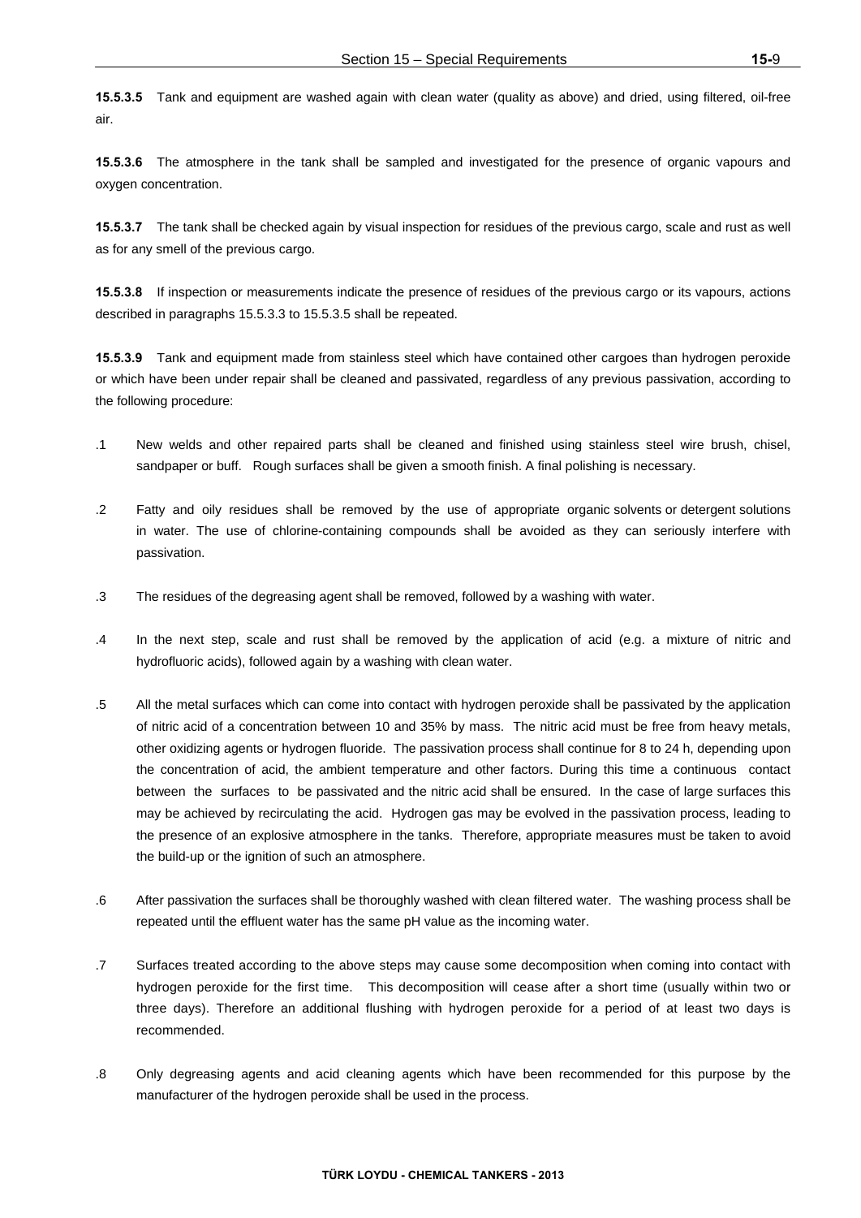**15.5.3.5** Tank and equipment are washed again with clean water (quality as above) and dried, using filtered, oil-free air.

**15.5.3.6** The atmosphere in the tank shall be sampled and investigated for the presence of organic vapours and oxygen concentration.

**15.5.3.7** The tank shall be checked again by visual inspection for residues of the previous cargo, scale and rust as well as for any smell of the previous cargo.

**15.5.3.8** If inspection or measurements indicate the presence of residues of the previous cargo or its vapours, actions described in paragraphs 15.5.3.3 to 15.5.3.5 shall be repeated.

**15.5.3.9** Tank and equipment made from stainless steel which have contained other cargoes than hydrogen peroxide or which have been under repair shall be cleaned and passivated, regardless of any previous passivation, according to the following procedure:

.1 New welds and other repaired parts shall be cleaned and finished using stainless steel wire brush, chisel, sandpaper or buff. Rough surfaces shall be given a smooth finish. A final polishing is necessary.

.2 Fatty and oily residues shall be removed by the use of appropriate organic solvents or detergent solutions in water. The use of chlorine-containing compounds shall be avoided as they can seriously interfere with passivation.

.3 The residues of the degreasing agent shall be removed, followed by a washing with water.

.4 In the next step, scale and rust shall be removed by the application of acid (e.g. a mixture of nitric and hydrofluoric acids), followed again by a washing with clean water.

.5 All the metal surfaces which can come into contact with hydrogen peroxide shall be passivated by the application of nitric acid of a concentration between 10 and 35% by mass. The nitric acid must be free from heavy metals, other oxidizing agents or hydrogen fluoride. The passivation process shall continue for 8 to 24 h, depending upon the concentration of acid, the ambient temperature and other factors. During this time a continuous contact between the surfaces to be passivated and the nitric acid shall be ensured. In the case of large surfaces this may be achieved by recirculating the acid. Hydrogen gas may be evolved in the passivation process, leading to the presence of an explosive atmosphere in the tanks. Therefore, appropriate measures must be taken to avoid the build-up or the ignition of such an atmosphere.

.6 After passivation the surfaces shall be thoroughly washed with clean filtered water. The washing process shall be repeated until the effluent water has the same pH value as the incoming water.

.7 Surfaces treated according to the above steps may cause some decomposition when coming into contact with hydrogen peroxide for the first time. This decomposition will cease after a short time (usually within two or three days). Therefore an additional flushing with hydrogen peroxide for a period of at least two days is recommended.

.8 Only degreasing agents and acid cleaning agents which have been recommended for this purpose by the manufacturer of the hydrogen peroxide shall be used in the process.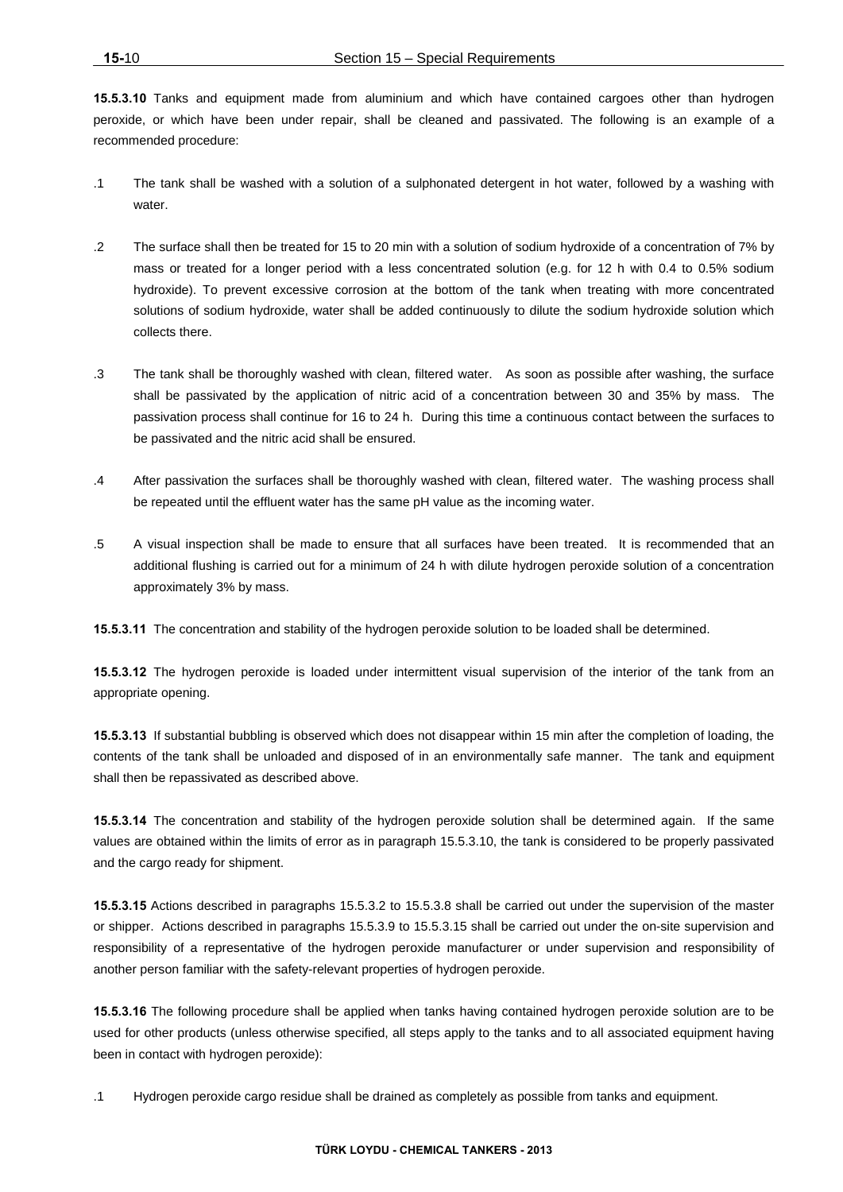**15.5.3.10** Tanks and equipment made from aluminium and which have contained cargoes other than hydrogen peroxide, or which have been under repair, shall be cleaned and passivated. The following is an example of a recommended procedure:

.1 The tank shall be washed with a solution of a sulphonated detergent in hot water, followed by a washing with water.

.2 The surface shall then be treated for 15 to 20 min with a solution of sodium hydroxide of a concentration of 7% by mass or treated for a longer period with a less concentrated solution (e.g. for 12 h with 0.4 to 0.5% sodium hydroxide). To prevent excessive corrosion at the bottom of the tank when treating with more concentrated solutions of sodium hydroxide, water shall be added continuously to dilute the sodium hydroxide solution which collects there.

.3 The tank shall be thoroughly washed with clean, filtered water. As soon as possible after washing, the surface shall be passivated by the application of nitric acid of a concentration between 30 and 35% by mass. The passivation process shall continue for 16 to 24 h. During this time a continuous contact between the surfaces to be passivated and the nitric acid shall be ensured.

.4 After passivation the surfaces shall be thoroughly washed with clean, filtered water. The washing process shall be repeated until the effluent water has the same pH value as the incoming water.

.5 A visual inspection shall be made to ensure that all surfaces have been treated. It is recommended that an additional flushing is carried out for a minimum of 24 h with dilute hydrogen peroxide solution of a concentration approximately 3% by mass.

**15.5.3.11** The concentration and stability of the hydrogen peroxide solution to be loaded shall be determined.

**15.5.3.12** The hydrogen peroxide is loaded under intermittent visual supervision of the interior of the tank from an appropriate opening.

**15.5.3.13** If substantial bubbling is observed which does not disappear within 15 min after the completion of loading, the contents of the tank shall be unloaded and disposed of in an environmentally safe manner. The tank and equipment shall then be repassivated as described above.

**15.5.3.14** The concentration and stability of the hydrogen peroxide solution shall be determined again. If the same values are obtained within the limits of error as in paragraph 15.5.3.10, the tank is considered to be properly passivated and the cargo ready for shipment.

**15.5.3.15** Actions described in paragraphs 15.5.3.2 to 15.5.3.8 shall be carried out under the supervision of the master or shipper. Actions described in paragraphs 15.5.3.9 to 15.5.3.15 shall be carried out under the on-site supervision and responsibility of a representative of the hydrogen peroxide manufacturer or under supervision and responsibility of another person familiar with the safety-relevant properties of hydrogen peroxide.

**15.5.3.16** The following procedure shall be applied when tanks having contained hydrogen peroxide solution are to be used for other products (unless otherwise specified, all steps apply to the tanks and to all associated equipment having been in contact with hydrogen peroxide):

.1 Hydrogen peroxide cargo residue shall be drained as completely as possible from tanks and equipment.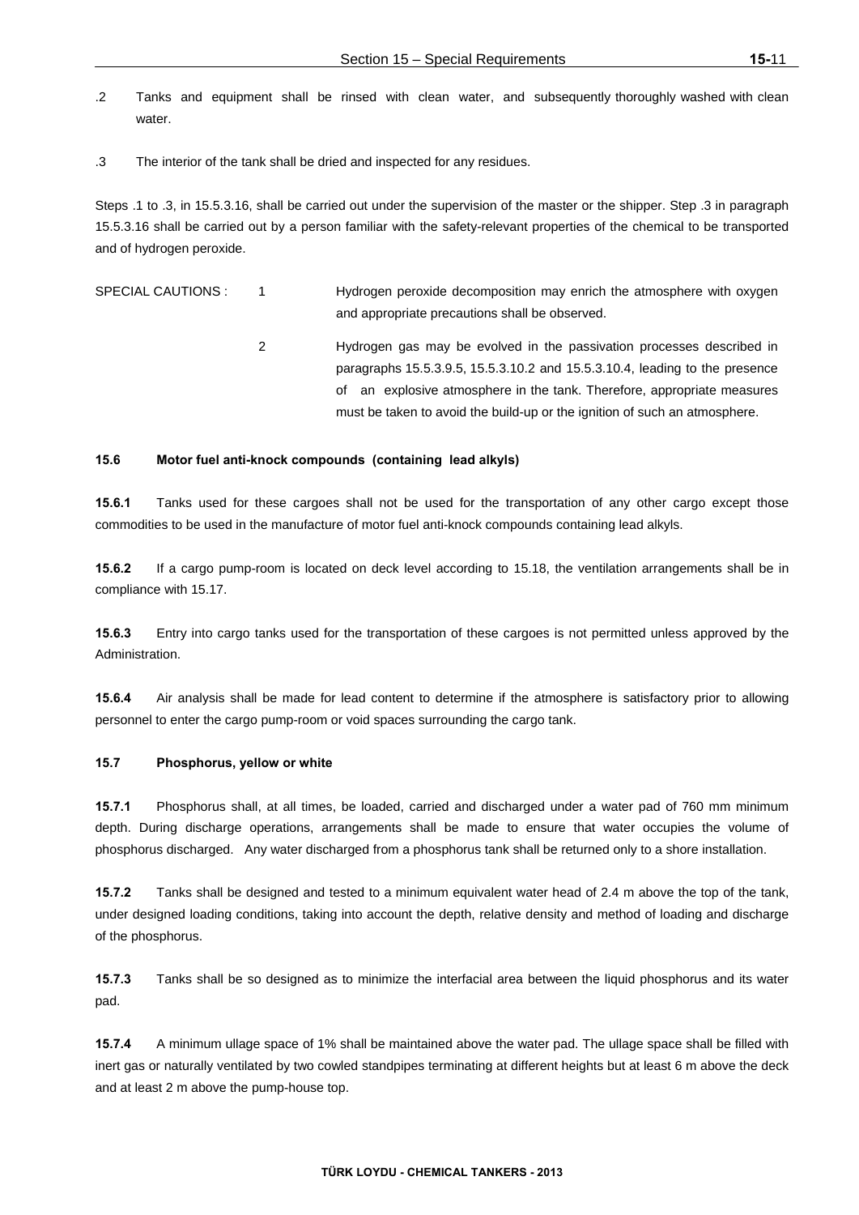.2 Tanks and equipment shall be rinsed with clean water, and subsequently thoroughly washed with clean water.

.3 The interior of the tank shall be dried and inspected for any residues.

Steps .1 to .3, in 15.5.3.16, shall be carried out under the supervision of the master or the shipper. Step .3 in paragraph 15.5.3.16 shall be carried out by a person familiar with the safety-relevant properties of the chemical to be transported and of hydrogen peroxide.

SPECIAL CAUTIONS :

1. Hydrogen peroxide decomposition may enrich the atmosphere with oxygen and appropriate precautions shall be observed.

2. Hydrogen gas may be evolved in the passivation processes described in paragraphs 15.5.3.9.5, 15.5.3.10.2 and 15.5.3.10.4, leading to the presence of an explosive atmosphere in the tank. Therefore, appropriate measures must be taken to avoid the build-up or the ignition of such an atmosphere.

### 15.6 Motor fuel anti-knock compounds (containing lead alkyls)

**15.6.1** Tanks used for these cargoes shall not be used for the transportation of any other cargo except those commodities to be used in the manufacture of motor fuel anti-knock compounds containing lead alkyls.

**15.6.2** If a cargo pump-room is located on deck level according to 15.18, the ventilation arrangements shall be in compliance with 15.17.

**15.6.3** Entry into cargo tanks used for the transportation of these cargoes is not permitted unless approved by the Administration.

**15.6.4** Air analysis shall be made for lead content to determine if the atmosphere is satisfactory prior to allowing personnel to enter the cargo pump-room or void spaces surrounding the cargo tank.

### 15.7 Phosphorus, yellow or white

**15.7.1** Phosphorus shall, at all times, be loaded, carried and discharged under a water pad of 760 mm minimum depth. During discharge operations, arrangements shall be made to ensure that water occupies the volume of phosphorus discharged. Any water discharged from a phosphorus tank shall be returned only to a shore installation.

**15.7.2** Tanks shall be designed and tested to a minimum equivalent water head of 2.4 m above the top of the tank, under designed loading conditions, taking into account the depth, relative density and method of loading and discharge of the phosphorus.

**15.7.3** Tanks shall be so designed as to minimize the interfacial area between the liquid phosphorus and its water pad.

**15.7.4** A minimum ullage space of 1% shall be maintained above the water pad. The ullage space shall be filled with inert gas or naturally ventilated by two cowled standpipes terminating at different heights but at least 6 m above the deck and at least 2 m above the pump-house top.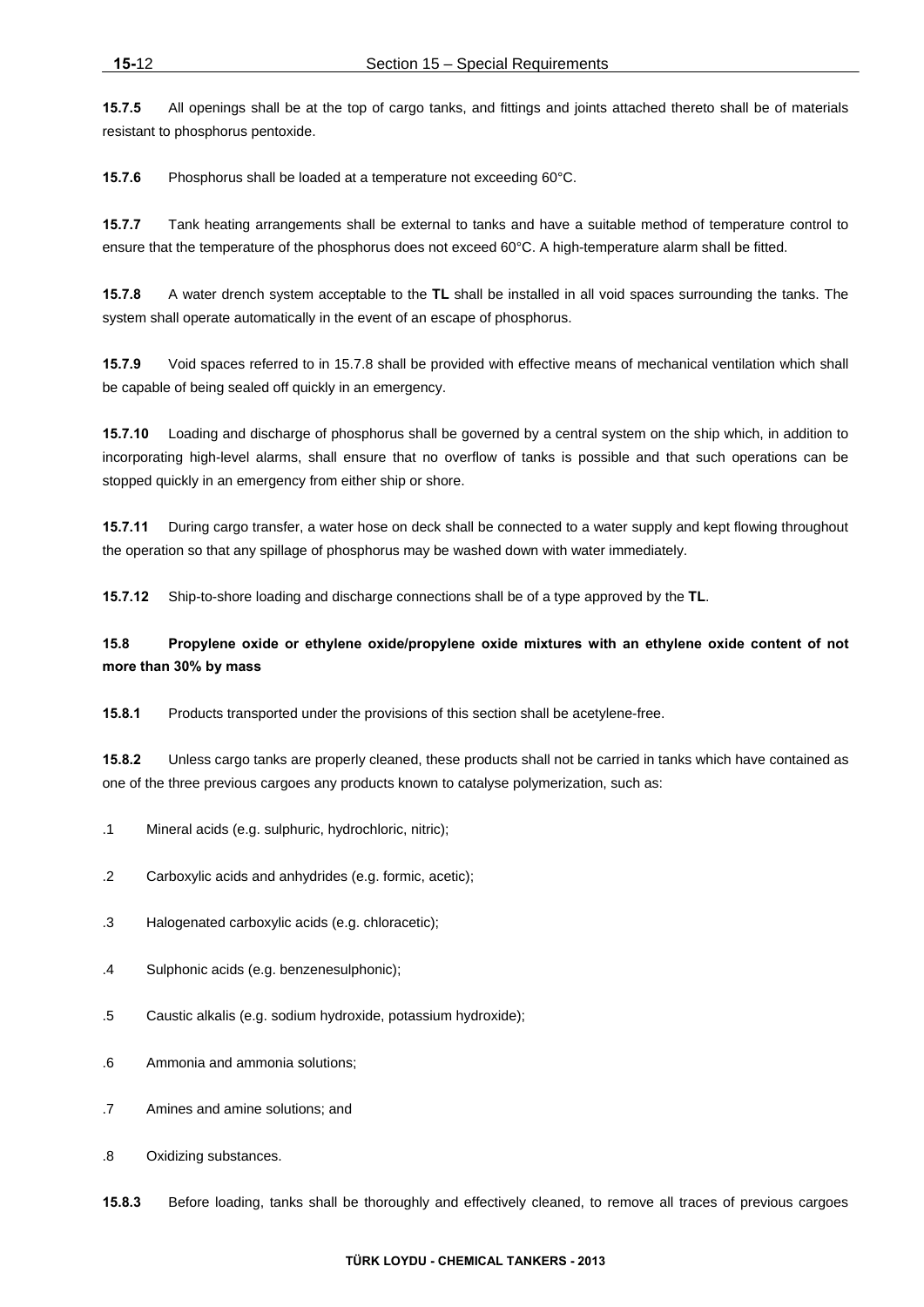**15.7.5** All openings shall be at the top of cargo tanks, and fittings and joints attached thereto shall be of materials resistant to phosphorus pentoxide.

**15.7.6** Phosphorus shall be loaded at a temperature not exceeding 60°C.

**15.7.7** Tank heating arrangements shall be external to tanks and have a suitable method of temperature control to ensure that the temperature of the phosphorus does not exceed 60°C. A high-temperature alarm shall be fitted.

**15.7.8** A water drench system acceptable to the **TL** shall be installed in all void spaces surrounding the tanks. The system shall operate automatically in the event of an escape of phosphorus.

**15.7.9** Void spaces referred to in 15.7.8 shall be provided with effective means of mechanical ventilation which shall be capable of being sealed off quickly in an emergency.

**15.7.10** Loading and discharge of phosphorus shall be governed by a central system on the ship which, in addition to incorporating high-level alarms, shall ensure that no overflow of tanks is possible and that such operations can be stopped quickly in an emergency from either ship or shore.

**15.7.11** During cargo transfer, a water hose on deck shall be connected to a water supply and kept flowing throughout the operation so that any spillage of phosphorus may be washed down with water immediately.

**15.7.12** Ship-to-shore loading and discharge connections shall be of a type approved by the **TL**.

### 15.8 Propylene oxide or ethylene oxide/propylene oxide mixtures with an ethylene oxide content of not more than 30% by mass

**15.8.1** Products transported under the provisions of this section shall be acetylene-free.

**15.8.2** Unless cargo tanks are properly cleaned, these products shall not be carried in tanks which have contained as one of the three previous cargoes any products known to catalyse polymerization, such as:

.1 Mineral acids (e.g. sulphuric, hydrochloric, nitric);

.2 Carboxylic acids and anhydrides (e.g. formic, acetic);

.3 Halogenated carboxylic acids (e.g. chloracetic);

.4 Sulphonic acids (e.g. benzenesulphonic);

.5 Caustic alkalis (e.g. sodium hydroxide, potassium hydroxide);

.6 Ammonia and ammonia solutions;

.7 Amines and amine solutions; and

.8 Oxidizing substances.

**15.8.3** Before loading, tanks shall be thoroughly and effectively cleaned, to remove all traces of previous cargoes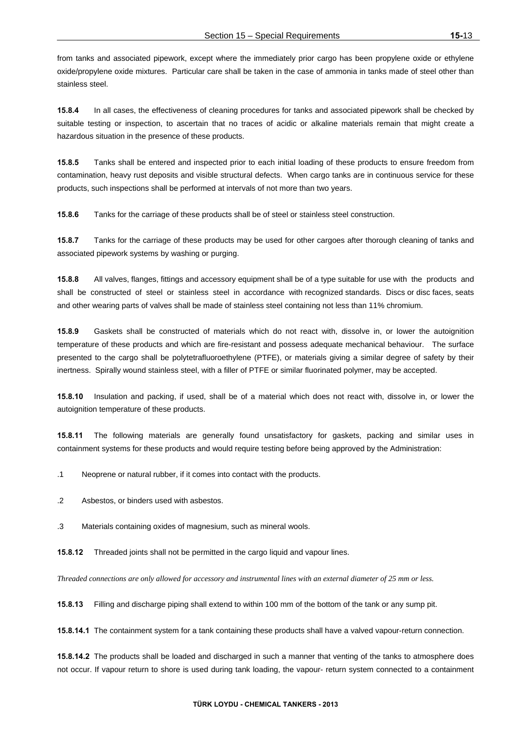from tanks and associated pipework, except where the immediately prior cargo has been propylene oxide or ethylene oxide/propylene oxide mixtures. Particular care shall be taken in the case of ammonia in tanks made of steel other than stainless steel.

**15.8.4** In all cases, the effectiveness of cleaning procedures for tanks and associated pipework shall be checked by suitable testing or inspection, to ascertain that no traces of acidic or alkaline materials remain that might create a hazardous situation in the presence of these products.

**15.8.5** Tanks shall be entered and inspected prior to each initial loading of these products to ensure freedom from contamination, heavy rust deposits and visible structural defects. When cargo tanks are in continuous service for these products, such inspections shall be performed at intervals of not more than two years.

**15.8.6** Tanks for the carriage of these products shall be of steel or stainless steel construction.

**15.8.7** Tanks for the carriage of these products may be used for other cargoes after thorough cleaning of tanks and associated pipework systems by washing or purging.

**15.8.8** All valves, flanges, fittings and accessory equipment shall be of a type suitable for use with the products and shall be constructed of steel or stainless steel in accordance with recognized standards. Discs or disc faces, seats and other wearing parts of valves shall be made of stainless steel containing not less than 11% chromium.

**15.8.9** Gaskets shall be constructed of materials which do not react with, dissolve in, or lower the autoignition temperature of these products and which are fire-resistant and possess adequate mechanical behaviour. The surface presented to the cargo shall be polytetrafluoroethylene (PTFE), or materials giving a similar degree of safety by their inertness. Spirally wound stainless steel, with a filler of PTFE or similar fluorinated polymer, may be accepted.

**15.8.10** Insulation and packing, if used, shall be of a material which does not react with, dissolve in, or lower the autoignition temperature of these products.

**15.8.11** The following materials are generally found unsatisfactory for gaskets, packing and similar uses in containment systems for these products and would require testing before being approved by the Administration:

.1 Neoprene or natural rubber, if it comes into contact with the products.

.2 Asbestos, or binders used with asbestos.

.3 Materials containing oxides of magnesium, such as mineral wools.

**15.8.12** Threaded joints shall not be permitted in the cargo liquid and vapour lines.

*Threaded connections are only allowed for accessory and instrumental lines with an external diameter of 25 mm or less.*

**15.8.13** Filling and discharge piping shall extend to within 100 mm of the bottom of the tank or any sump pit.

**15.8.14.1** The containment system for a tank containing these products shall have a valved vapour-return connection.

**15.8.14.2** The products shall be loaded and discharged in such a manner that venting of the tanks to atmosphere does not occur. If vapour return to shore is used during tank loading, the vapour- return system connected to a containment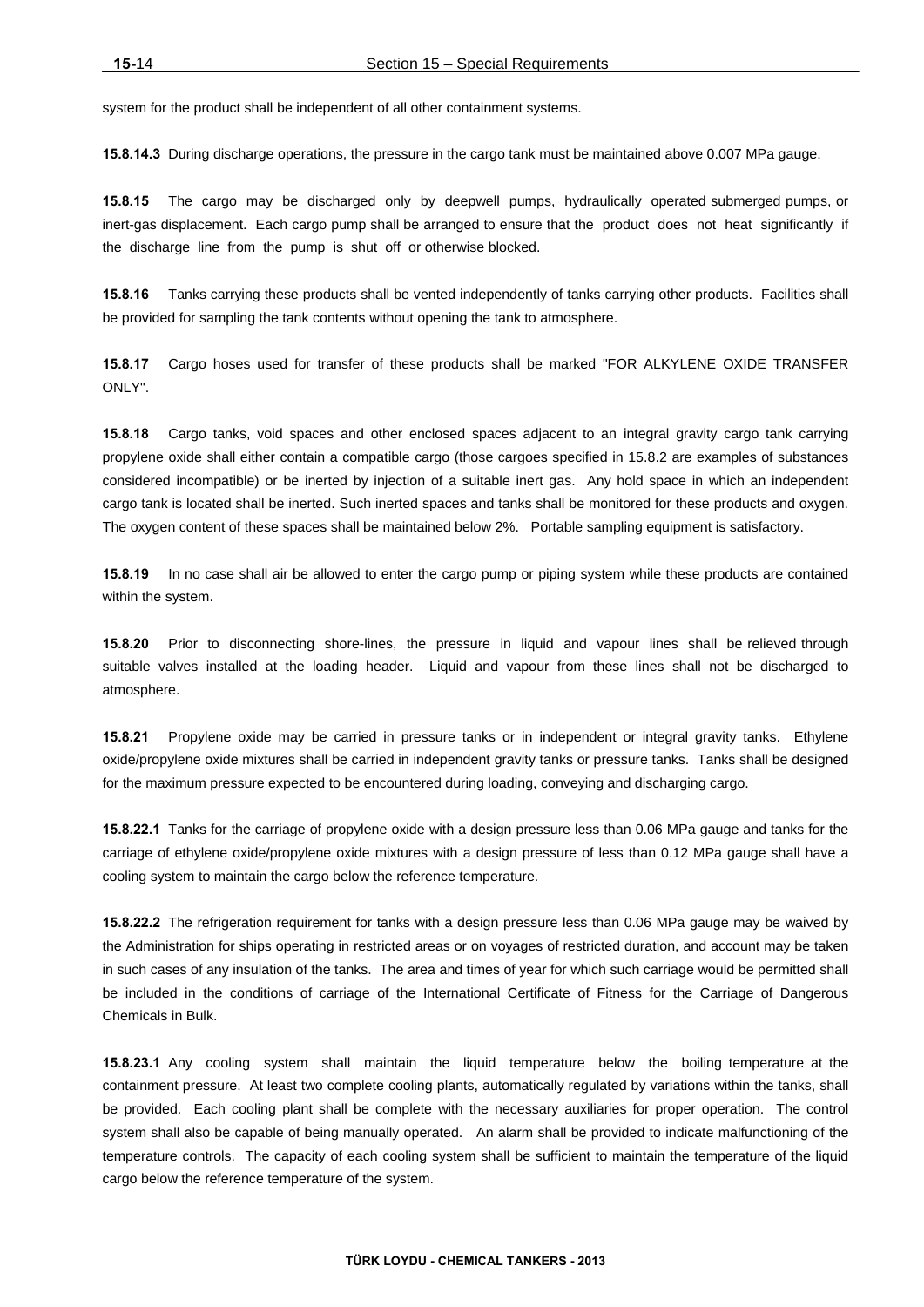system for the product shall be independent of all other containment systems.

**15.8.14.3** During discharge operations, the pressure in the cargo tank must be maintained above 0.007 MPa gauge.

**15.8.15** The cargo may be discharged only by deepwell pumps, hydraulically operated submerged pumps, or inert-gas displacement. Each cargo pump shall be arranged to ensure that the product does not heat significantly if the discharge line from the pump is shut off or otherwise blocked.

**15.8.16** Tanks carrying these products shall be vented independently of tanks carrying other products. Facilities shall be provided for sampling the tank contents without opening the tank to atmosphere.

**15.8.17** Cargo hoses used for transfer of these products shall be marked "FOR ALKYLENE OXIDE TRANSFER ONLY".

**15.8.18** Cargo tanks, void spaces and other enclosed spaces adjacent to an integral gravity cargo tank carrying propylene oxide shall either contain a compatible cargo (those cargoes specified in 15.8.2 are examples of substances considered incompatible) or be inerted by injection of a suitable inert gas. Any hold space in which an independent cargo tank is located shall be inerted. Such inerted spaces and tanks shall be monitored for these products and oxygen. The oxygen content of these spaces shall be maintained below 2%. Portable sampling equipment is satisfactory.

**15.8.19** In no case shall air be allowed to enter the cargo pump or piping system while these products are contained within the system.

**15.8.20** Prior to disconnecting shore-lines, the pressure in liquid and vapour lines shall be relieved through suitable valves installed at the loading header. Liquid and vapour from these lines shall not be discharged to atmosphere.

**15.8.21** Propylene oxide may be carried in pressure tanks or in independent or integral gravity tanks. Ethylene oxide/propylene oxide mixtures shall be carried in independent gravity tanks or pressure tanks. Tanks shall be designed for the maximum pressure expected to be encountered during loading, conveying and discharging cargo.

**15.8.22.1** Tanks for the carriage of propylene oxide with a design pressure less than 0.06 MPa gauge and tanks for the carriage of ethylene oxide/propylene oxide mixtures with a design pressure of less than 0.12 MPa gauge shall have a cooling system to maintain the cargo below the reference temperature.

**15.8.22.2** The refrigeration requirement for tanks with a design pressure less than 0.06 MPa gauge may be waived by the Administration for ships operating in restricted areas or on voyages of restricted duration, and account may be taken in such cases of any insulation of the tanks. The area and times of year for which such carriage would be permitted shall be included in the conditions of carriage of the International Certificate of Fitness for the Carriage of Dangerous Chemicals in Bulk.

**15.8.23.1** Any cooling system shall maintain the liquid temperature below the boiling temperature at the containment pressure. At least two complete cooling plants, automatically regulated by variations within the tanks, shall be provided. Each cooling plant shall be complete with the necessary auxiliaries for proper operation. The control system shall also be capable of being manually operated. An alarm shall be provided to indicate malfunctioning of the temperature controls. The capacity of each cooling system shall be sufficient to maintain the temperature of the liquid cargo below the reference temperature of the system.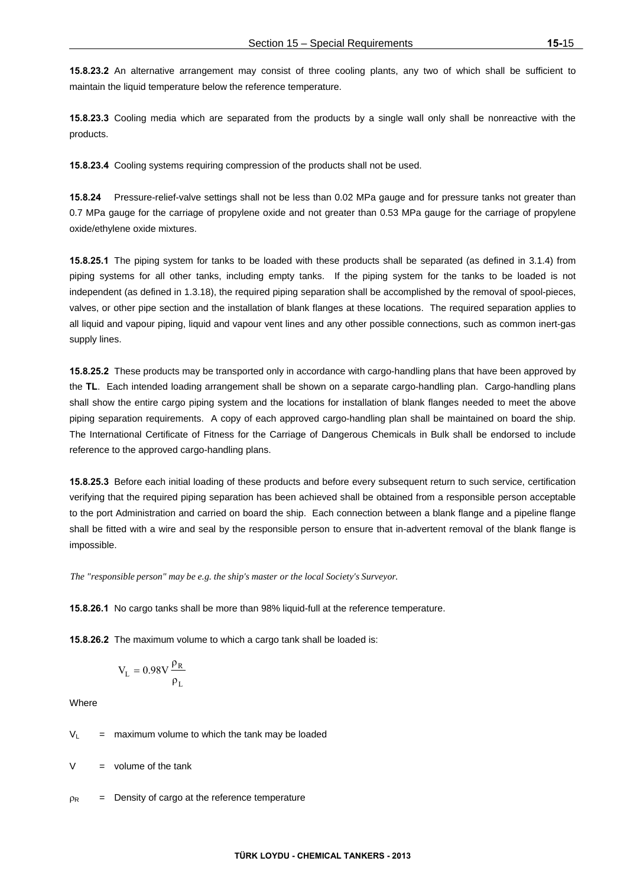**15.8.23.2** An alternative arrangement may consist of three cooling plants, any two of which shall be sufficient to maintain the liquid temperature below the reference temperature.

**15.8.23.3** Cooling media which are separated from the products by a single wall only shall be nonreactive with the products.

**15.8.23.4** Cooling systems requiring compression of the products shall not be used.

**15.8.24** Pressure-relief-valve settings shall not be less than 0.02 MPa gauge and for pressure tanks not greater than 0.7 MPa gauge for the carriage of propylene oxide and not greater than 0.53 MPa gauge for the carriage of propylene oxide/ethylene oxide mixtures.

**15.8.25.1** The piping system for tanks to be loaded with these products shall be separated (as defined in 3.1.4) from piping systems for all other tanks, including empty tanks. If the piping system for the tanks to be loaded is not independent (as defined in 1.3.18), the required piping separation shall be accomplished by the removal of spool-pieces, valves, or other pipe section and the installation of blank flanges at these locations. The required separation applies to all liquid and vapour piping, liquid and vapour vent lines and any other possible connections, such as common inert-gas supply lines.

**15.8.25.2** These products may be transported only in accordance with cargo-handling plans that have been approved by the **TL**. Each intended loading arrangement shall be shown on a separate cargo-handling plan. Cargo-handling plans shall show the entire cargo piping system and the locations for installation of blank flanges needed to meet the above piping separation requirements. A copy of each approved cargo-handling plan shall be maintained on board the ship. The International Certificate of Fitness for the Carriage of Dangerous Chemicals in Bulk shall be endorsed to include reference to the approved cargo-handling plans.

**15.8.25.3** Before each initial loading of these products and before every subsequent return to such service, certification verifying that the required piping separation has been achieved shall be obtained from a responsible person acceptable to the port Administration and carried on board the ship. Each connection between a blank flange and a pipeline flange shall be fitted with a wire and seal by the responsible person to ensure that in-advertent removal of the blank flange is impossible.

*The "responsible person" may be e.g. the ship's master or the local Society's Surveyor.*

**15.8.26.1** No cargo tanks shall be more than 98% liquid-full at the reference temperature.

**15.8.26.2** The maximum volume to which a cargo tank shall be loaded is:

$$V_L = 0.98V \frac{\rho_R}{\rho_L}$$

Where

$V_L$ = maximum volume to which the tank may be loaded

$V$ = volume of the tank

$\rho_R$ = Density of cargo at the reference temperature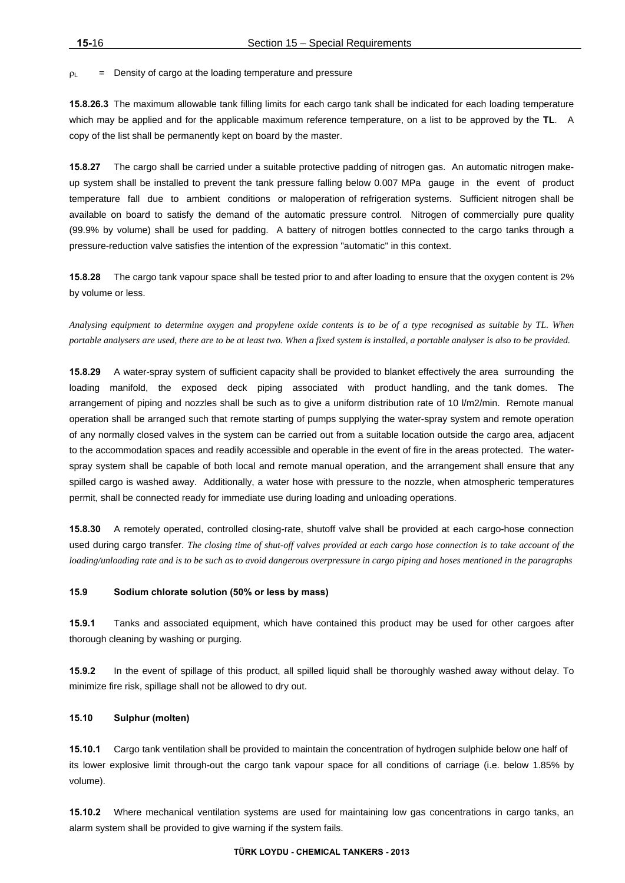$\rho_L$ = Density of cargo at the loading temperature and pressure

**15.8.26.3** The maximum allowable tank filling limits for each cargo tank shall be indicated for each loading temperature which may be applied and for the applicable maximum reference temperature, on a list to be approved by the **TL**. A copy of the list shall be permanently kept on board by the master.

**15.8.27** The cargo shall be carried under a suitable protective padding of nitrogen gas. An automatic nitrogen make-up system shall be installed to prevent the tank pressure falling below 0.007 MPa gauge in the event of product temperature fall due to ambient conditions or maloperation of refrigeration systems. Sufficient nitrogen shall be available on board to satisfy the demand of the automatic pressure control. Nitrogen of commercially pure quality (99.9% by volume) shall be used for padding. A battery of nitrogen bottles connected to the cargo tanks through a pressure-reduction valve satisfies the intention of the expression "automatic" in this context.

**15.8.28** The cargo tank vapour space shall be tested prior to and after loading to ensure that the oxygen content is 2% by volume or less.

*Analysing equipment to determine oxygen and propylene oxide contents is to be of a type recognised as suitable by TL. When portable analysers are used, there are to be at least two. When a fixed system is installed, a portable analyser is also to be provided.*

**15.8.29** A water-spray system of sufficient capacity shall be provided to blanket effectively the area surrounding the loading manifold, the exposed deck piping associated with product handling, and the tank domes. The arrangement of piping and nozzles shall be such as to give a uniform distribution rate of 10 l/m2/min. Remote manual operation shall be arranged such that remote starting of pumps supplying the water-spray system and remote operation of any normally closed valves in the system can be carried out from a suitable location outside the cargo area, adjacent to the accommodation spaces and readily accessible and operable in the event of fire in the areas protected. The water-spray system shall be capable of both local and remote manual operation, and the arrangement shall ensure that any spilled cargo is washed away. Additionally, a water hose with pressure to the nozzle, when atmospheric temperatures permit, shall be connected ready for immediate use during loading and unloading operations.

**15.8.30** A remotely operated, controlled closing-rate, shutoff valve shall be provided at each cargo-hose connection used during cargo transfer. *The closing time of shut-off valves provided at each cargo hose connection is to take account of the loading/unloading rate and is to be such as to avoid dangerous overpressure in cargo piping and hoses mentioned in the paragraphs*

#### 15.9 Sodium chlorate solution (50% or less by mass)

**15.9.1** Tanks and associated equipment, which have contained this product may be used for other cargoes after thorough cleaning by washing or purging.

**15.9.2** In the event of spillage of this product, all spilled liquid shall be thoroughly washed away without delay. To minimize fire risk, spillage shall not be allowed to dry out.

#### 15.10 Sulphur (molten)

**15.10.1** Cargo tank ventilation shall be provided to maintain the concentration of hydrogen sulphide below one half of its lower explosive limit through-out the cargo tank vapour space for all conditions of carriage (i.e. below 1.85% by volume).

**15.10.2** Where mechanical ventilation systems are used for maintaining low gas concentrations in cargo tanks, an alarm system shall be provided to give warning if the system fails.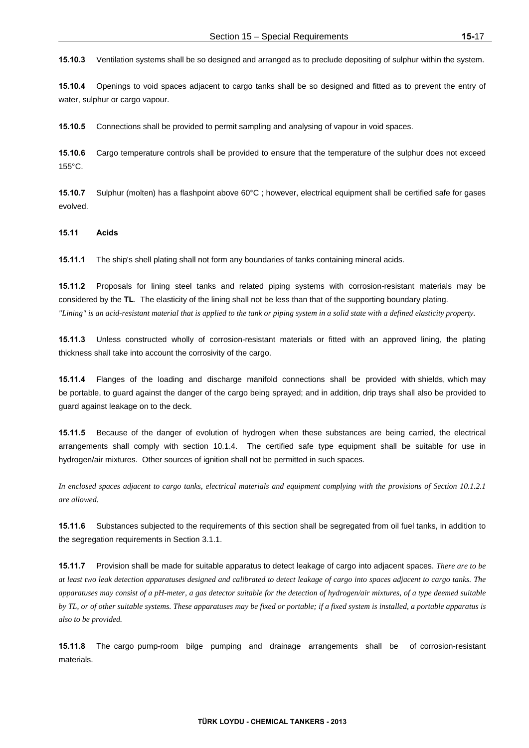**15.10.3** Ventilation systems shall be so designed and arranged as to preclude depositing of sulphur within the system.

**15.10.4** Openings to void spaces adjacent to cargo tanks shall be so designed and fitted as to prevent the entry of water, sulphur or cargo vapour.

**15.10.5** Connections shall be provided to permit sampling and analysing of vapour in void spaces.

**15.10.6** Cargo temperature controls shall be provided to ensure that the temperature of the sulphur does not exceed 155°C.

**15.10.7** Sulphur (molten) has a flashpoint above 60°C ; however, electrical equipment shall be certified safe for gases evolved.

## 15.11 Acids

**15.11.1** The ship's shell plating shall not form any boundaries of tanks containing mineral acids.

**15.11.2** Proposals for lining steel tanks and related piping systems with corrosion-resistant materials may be considered by the **TL**. The elasticity of the lining shall not be less than that of the supporting boundary plating.
*"Lining" is an acid-resistant material that is applied to the tank or piping system in a solid state with a defined elasticity property.*

**15.11.3** Unless constructed wholly of corrosion-resistant materials or fitted with an approved lining, the plating thickness shall take into account the corrosivity of the cargo.

**15.11.4** Flanges of the loading and discharge manifold connections shall be provided with shields, which may be portable, to guard against the danger of the cargo being sprayed; and in addition, drip trays shall also be provided to guard against leakage on to the deck.

**15.11.5** Because of the danger of evolution of hydrogen when these substances are being carried, the electrical arrangements shall comply with section 10.1.4. The certified safe type equipment shall be suitable for use in hydrogen/air mixtures. Other sources of ignition shall not be permitted in such spaces.

*In enclosed spaces adjacent to cargo tanks, electrical materials and equipment complying with the provisions of Section 10.1.2.1 are allowed.*

**15.11.6** Substances subjected to the requirements of this section shall be segregated from oil fuel tanks, in addition to the segregation requirements in Section 3.1.1.

**15.11.7** Provision shall be made for suitable apparatus to detect leakage of cargo into adjacent spaces. *There are to be at least two leak detection apparatuses designed and calibrated to detect leakage of cargo into spaces adjacent to cargo tanks. The apparatuses may consist of a pH-meter, a gas detector suitable for the detection of hydrogen/air mixtures, of a type deemed suitable by TL, or of other suitable systems. These apparatuses may be fixed or portable; if a fixed system is installed, a portable apparatus is also to be provided.*

**15.11.8** The cargo pump-room bilge pumping and drainage arrangements shall be of corrosion-resistant materials.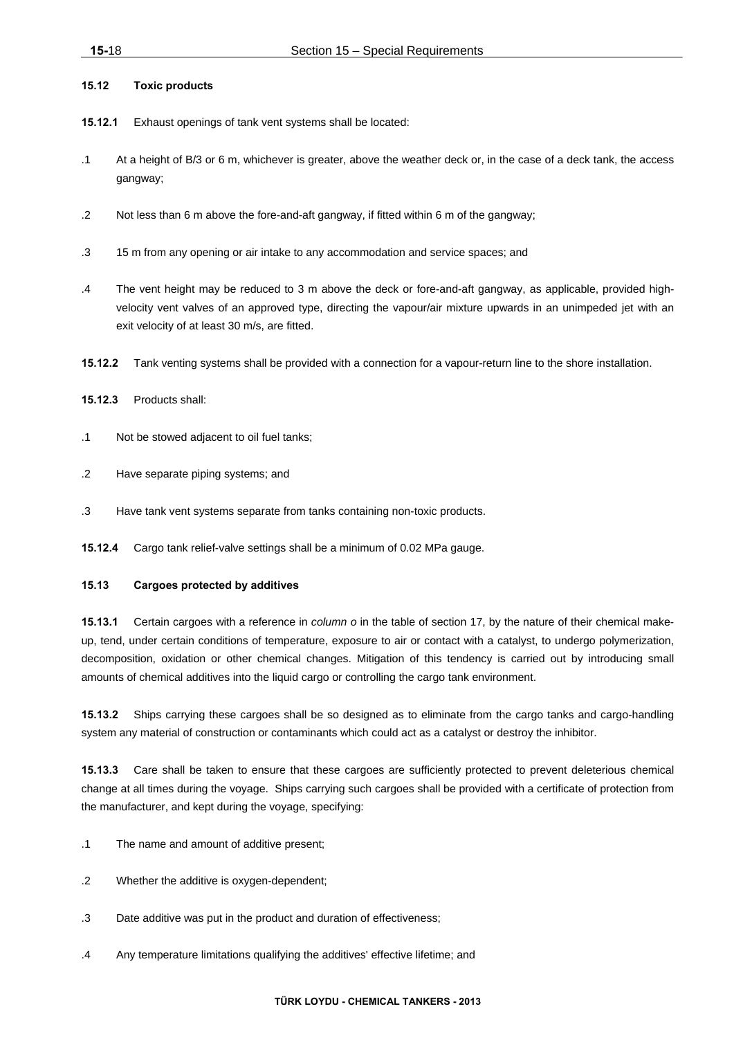### 15.12 Toxic products

**15.12.1** Exhaust openings of tank vent systems shall be located:

.1 At a height of B/3 or 6 m, whichever is greater, above the weather deck or, in the case of a deck tank, the access gangway;

.2 Not less than 6 m above the fore-and-aft gangway, if fitted within 6 m of the gangway;

.3 15 m from any opening or air intake to any accommodation and service spaces; and

.4 The vent height may be reduced to 3 m above the deck or fore-and-aft gangway, as applicable, provided high-velocity vent valves of an approved type, directing the vapour/air mixture upwards in an unimpeded jet with an exit velocity of at least 30 m/s, are fitted.

**15.12.2** Tank venting systems shall be provided with a connection for a vapour-return line to the shore installation.

**15.12.3** Products shall:

.1 Not be stowed adjacent to oil fuel tanks;

.2 Have separate piping systems; and

.3 Have tank vent systems separate from tanks containing non-toxic products.

**15.12.4** Cargo tank relief-valve settings shall be a minimum of 0.02 MPa gauge.

### 15.13 Cargoes protected by additives

**15.13.1** Certain cargoes with a reference in *column o* in the table of section 17, by the nature of their chemical make-up, tend, under certain conditions of temperature, exposure to air or contact with a catalyst, to undergo polymerization, decomposition, oxidation or other chemical changes. Mitigation of this tendency is carried out by introducing small amounts of chemical additives into the liquid cargo or controlling the cargo tank environment.

**15.13.2** Ships carrying these cargoes shall be so designed as to eliminate from the cargo tanks and cargo-handling system any material of construction or contaminants which could act as a catalyst or destroy the inhibitor.

**15.13.3** Care shall be taken to ensure that these cargoes are sufficiently protected to prevent deleterious chemical change at all times during the voyage. Ships carrying such cargoes shall be provided with a certificate of protection from the manufacturer, and kept during the voyage, specifying:

.1 The name and amount of additive present;

.2 Whether the additive is oxygen-dependent;

.3 Date additive was put in the product and duration of effectiveness;

.4 Any temperature limitations qualifying the additives' effective lifetime; and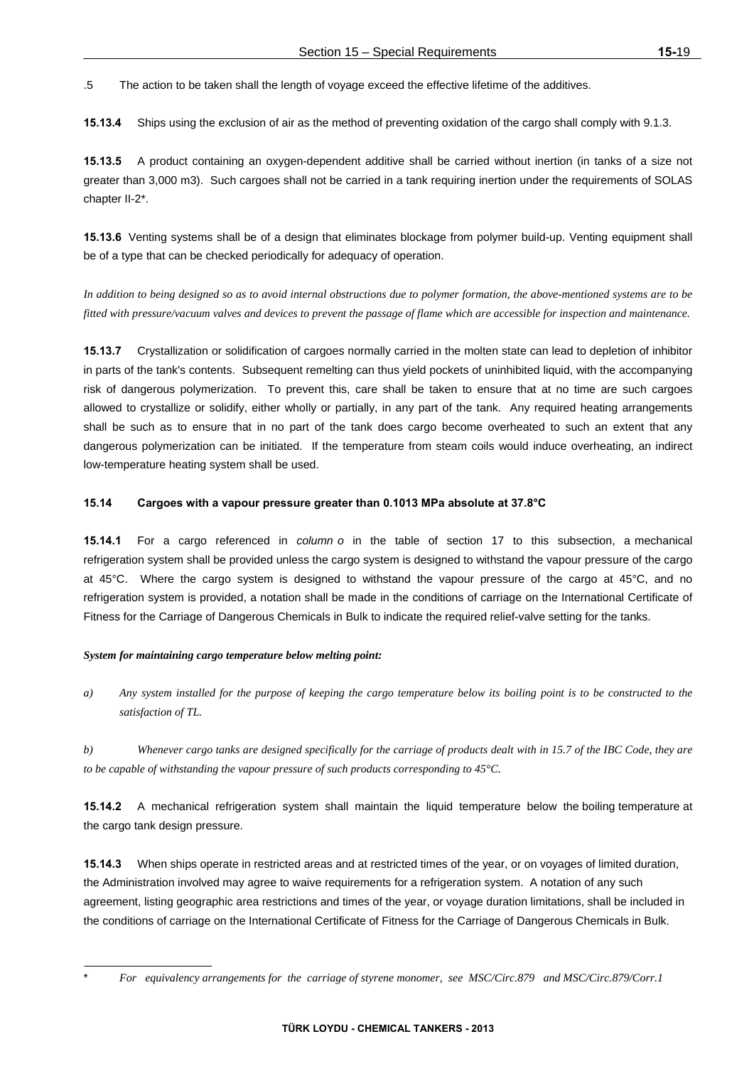.5 The action to be taken shall the length of voyage exceed the effective lifetime of the additives.

**15.13.4** Ships using the exclusion of air as the method of preventing oxidation of the cargo shall comply with 9.1.3.

**15.13.5** A product containing an oxygen-dependent additive shall be carried without inertion (in tanks of a size not greater than 3,000 m3). Such cargoes shall not be carried in a tank requiring inertion under the requirements of SOLAS chapter II-2*.

**15.13.6** Venting systems shall be of a design that eliminates blockage from polymer build-up. Venting equipment shall be of a type that can be checked periodically for adequacy of operation.

*In addition to being designed so as to avoid internal obstructions due to polymer formation, the above-mentioned systems are to be fitted with pressure/vacuum valves and devices to prevent the passage of flame which are accessible for inspection and maintenance.*

**15.13.7** Crystallization or solidification of cargoes normally carried in the molten state can lead to depletion of inhibitor in parts of the tank's contents. Subsequent remelting can thus yield pockets of uninhibited liquid, with the accompanying risk of dangerous polymerization. To prevent this, care shall be taken to ensure that at no time are such cargoes allowed to crystallize or solidify, either wholly or partially, in any part of the tank. Any required heating arrangements shall be such as to ensure that in no part of the tank does cargo become overheated to such an extent that any dangerous polymerization can be initiated. If the temperature from steam coils would induce overheating, an indirect low-temperature heating system shall be used.

### 15.14 Cargoes with a vapour pressure greater than 0.1013 MPa absolute at 37.8°C

**15.14.1** For a cargo referenced in *column o* in the table of section 17 to this subsection, a mechanical refrigeration system shall be provided unless the cargo system is designed to withstand the vapour pressure of the cargo at 45°C. Where the cargo system is designed to withstand the vapour pressure of the cargo at 45°C, and no refrigeration system is provided, a notation shall be made in the conditions of carriage on the International Certificate of Fitness for the Carriage of Dangerous Chemicals in Bulk to indicate the required relief-valve setting for the tanks.

***System for maintaining cargo temperature below melting point:***

*a) Any system installed for the purpose of keeping the cargo temperature below its boiling point is to be constructed to the satisfaction of TL.*

*b) Whenever cargo tanks are designed specifically for the carriage of products dealt with in 15.7 of the IBC Code, they are to be capable of withstanding the vapour pressure of such products corresponding to 45°C.*

**15.14.2** A mechanical refrigeration system shall maintain the liquid temperature below the boiling temperature at the cargo tank design pressure.

**15.14.3** When ships operate in restricted areas and at restricted times of the year, or on voyages of limited duration, the Administration involved may agree to waive requirements for a refrigeration system. A notation of any such agreement, listing geographic area restrictions and times of the year, or voyage duration limitations, shall be included in the conditions of carriage on the International Certificate of Fitness for the Carriage of Dangerous Chemicals in Bulk.

---

\* *For equivalency arrangements for the carriage of styrene monomer, see MSC/Circ.879 and MSC/Circ.879/Corr.1*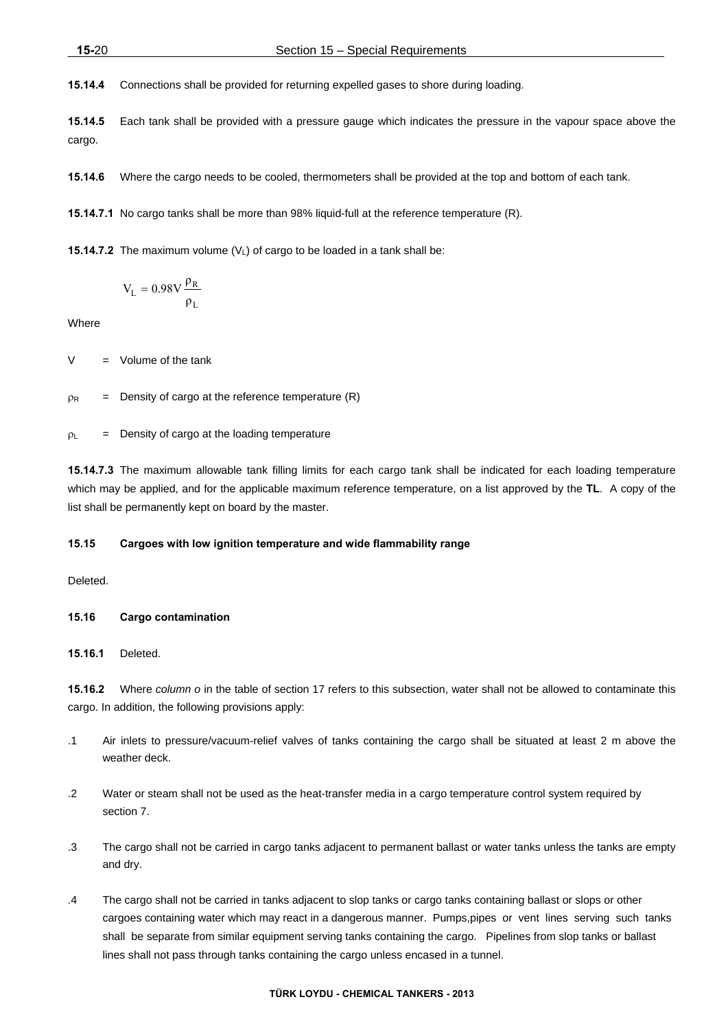**15.14.4** Connections shall be provided for returning expelled gases to shore during loading.

**15.14.5** Each tank shall be provided with a pressure gauge which indicates the pressure in the vapour space above the cargo.

**15.14.6** Where the cargo needs to be cooled, thermometers shall be provided at the top and bottom of each tank.

**15.14.7.1** No cargo tanks shall be more than 98% liquid-full at the reference temperature (R).

**15.14.7.2** The maximum volume ($V_L$) of cargo to be loaded in a tank shall be:

$$V_L = 0.98V \frac{\rho_R}{\rho_L}$$

Where

V = Volume of the tank

$\rho_R$ = Density of cargo at the reference temperature (R)

$\rho_L$ = Density of cargo at the loading temperature

**15.14.7.3** The maximum allowable tank filling limits for each cargo tank shall be indicated for each loading temperature which may be applied, and for the applicable maximum reference temperature, on a list approved by the **TL**. A copy of the list shall be permanently kept on board by the master.

#### 15.15 Cargoes with low ignition temperature and wide flammability range

Deleted.

#### 15.16 Cargo contamination

**15.16.1** Deleted.

**15.16.2** Where *column o* in the table of section 17 refers to this subsection, water shall not be allowed to contaminate this cargo. In addition, the following provisions apply:

.1 Air inlets to pressure/vacuum-relief valves of tanks containing the cargo shall be situated at least 2 m above the weather deck.

.2 Water or steam shall not be used as the heat-transfer media in a cargo temperature control system required by section 7.

.3 The cargo shall not be carried in cargo tanks adjacent to permanent ballast or water tanks unless the tanks are empty and dry.

.4 The cargo shall not be carried in tanks adjacent to slop tanks or cargo tanks containing ballast or slops or other cargoes containing water which may react in a dangerous manner. Pumps,pipes or vent lines serving such tanks shall be separate from similar equipment serving tanks containing the cargo. Pipelines from slop tanks or ballast lines shall not pass through tanks containing the cargo unless encased in a tunnel.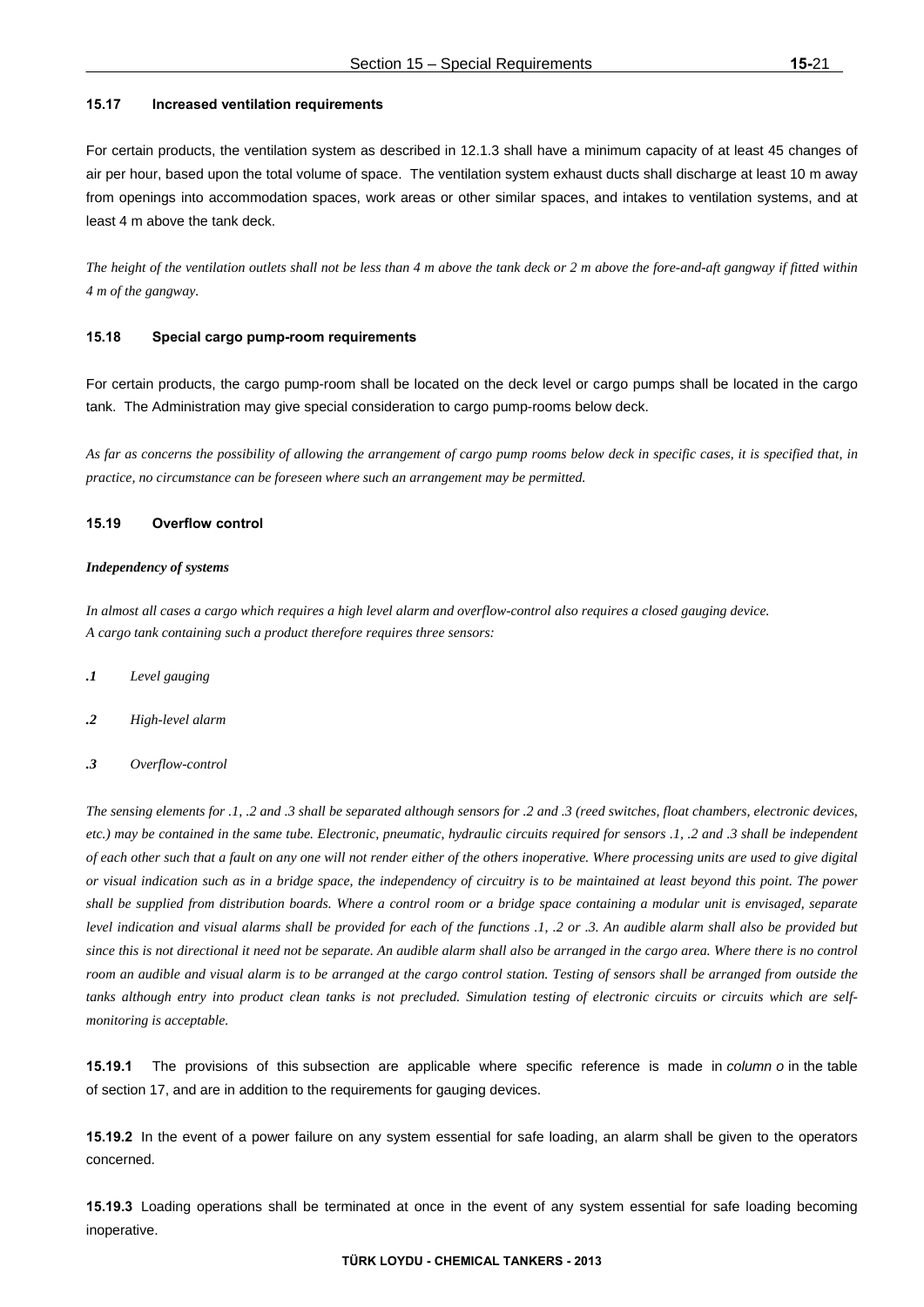### 15.17 Increased ventilation requirements

For certain products, the ventilation system as described in 12.1.3 shall have a minimum capacity of at least 45 changes of air per hour, based upon the total volume of space. The ventilation system exhaust ducts shall discharge at least 10 m away from openings into accommodation spaces, work areas or other similar spaces, and intakes to ventilation systems, and at least 4 m above the tank deck.

*The height of the ventilation outlets shall not be less than 4 m above the tank deck or 2 m above the fore-and-aft gangway if fitted within 4 m of the gangway.*

### 15.18 Special cargo pump-room requirements

For certain products, the cargo pump-room shall be located on the deck level or cargo pumps shall be located in the cargo tank. The Administration may give special consideration to cargo pump-rooms below deck.

*As far as concerns the possibility of allowing the arrangement of cargo pump rooms below deck in specific cases, it is specified that, in practice, no circumstance can be foreseen where such an arrangement may be permitted.*

### 15.19 Overflow control

***Independency of systems***

*In almost all cases a cargo which requires a high level alarm and overflow-control also requires a closed gauging device. A cargo tank containing such a product therefore requires three sensors:*

***.1*** *Level gauging*

***.2*** *High-level alarm*

***.3*** *Overflow-control*

*The sensing elements for .1, .2 and .3 shall be separated although sensors for .2 and .3 (reed switches, float chambers, electronic devices, etc.) may be contained in the same tube. Electronic, pneumatic, hydraulic circuits required for sensors .1, .2 and .3 shall be independent of each other such that a fault on any one will not render either of the others inoperative. Where processing units are used to give digital or visual indication such as in a bridge space, the independency of circuitry is to be maintained at least beyond this point. The power shall be supplied from distribution boards. Where a control room or a bridge space containing a modular unit is envisaged, separate level indication and visual alarms shall be provided for each of the functions .1, .2 or .3. An audible alarm shall also be provided but since this is not directional it need not be separate. An audible alarm shall also be arranged in the cargo area. Where there is no control room an audible and visual alarm is to be arranged at the cargo control station. Testing of sensors shall be arranged from outside the tanks although entry into product clean tanks is not precluded. Simulation testing of electronic circuits or circuits which are self-monitoring is acceptable.*

**15.19.1** The provisions of this subsection are applicable where specific reference is made in *column o* in the table of section 17, and are in addition to the requirements for gauging devices.

**15.19.2** In the event of a power failure on any system essential for safe loading, an alarm shall be given to the operators concerned.

**15.19.3** Loading operations shall be terminated at once in the event of any system essential for safe loading becoming inoperative.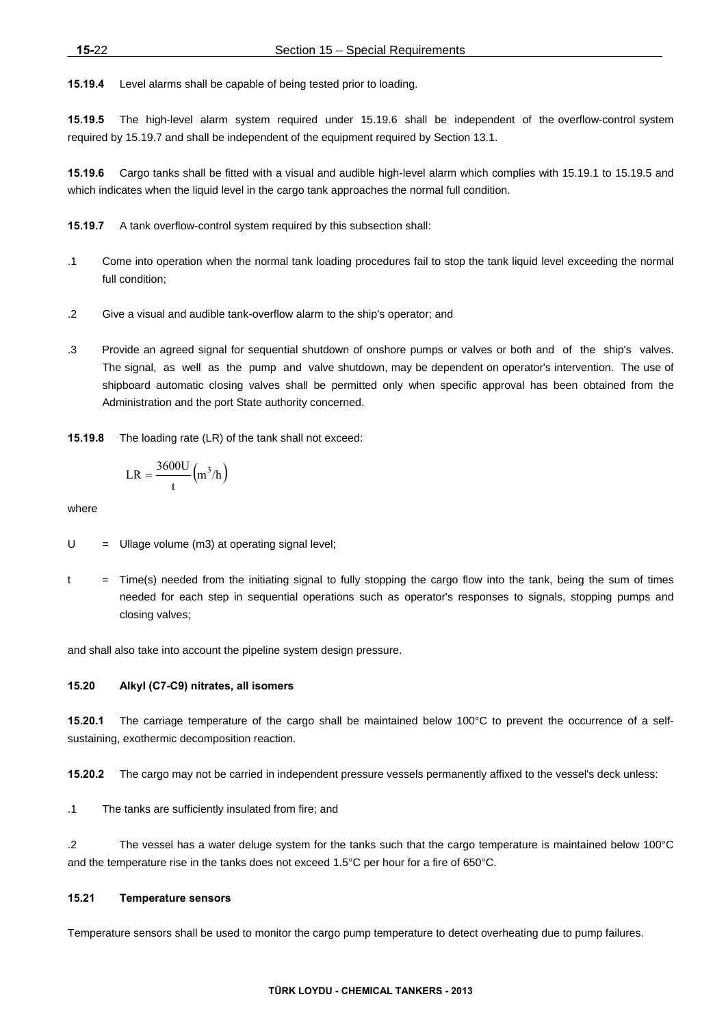**15.19.4** Level alarms shall be capable of being tested prior to loading.

**15.19.5** The high-level alarm system required under 15.19.6 shall be independent of the overflow-control system required by 15.19.7 and shall be independent of the equipment required by Section 13.1.

**15.19.6** Cargo tanks shall be fitted with a visual and audible high-level alarm which complies with 15.19.1 to 15.19.5 and which indicates when the liquid level in the cargo tank approaches the normal full condition.

**15.19.7** A tank overflow-control system required by this subsection shall:

.1 Come into operation when the normal tank loading procedures fail to stop the tank liquid level exceeding the normal full condition;

.2 Give a visual and audible tank-overflow alarm to the ship's operator; and

.3 Provide an agreed signal for sequential shutdown of onshore pumps or valves or both and of the ship's valves. The signal, as well as the pump and valve shutdown, may be dependent on operator's intervention. The use of shipboard automatic closing valves shall be permitted only when specific approval has been obtained from the Administration and the port State authority concerned.

**15.19.8** The loading rate (LR) of the tank shall not exceed:

$$LR = \frac{3600U}{t}\left(m^3/h\right)$$

where

U = Ullage volume (m3) at operating signal level;

t = Time(s) needed from the initiating signal to fully stopping the cargo flow into the tank, being the sum of times needed for each step in sequential operations such as operator's responses to signals, stopping pumps and closing valves;

and shall also take into account the pipeline system design pressure.

### 15.20 Alkyl (C7-C9) nitrates, all isomers

**15.20.1** The carriage temperature of the cargo shall be maintained below 100°C to prevent the occurrence of a self-sustaining, exothermic decomposition reaction.

**15.20.2** The cargo may not be carried in independent pressure vessels permanently affixed to the vessel's deck unless:

.1 The tanks are sufficiently insulated from fire; and

.2 The vessel has a water deluge system for the tanks such that the cargo temperature is maintained below 100°C and the temperature rise in the tanks does not exceed 1.5°C per hour for a fire of 650°C.

### 15.21 Temperature sensors

Temperature sensors shall be used to monitor the cargo pump temperature to detect overheating due to pump failures.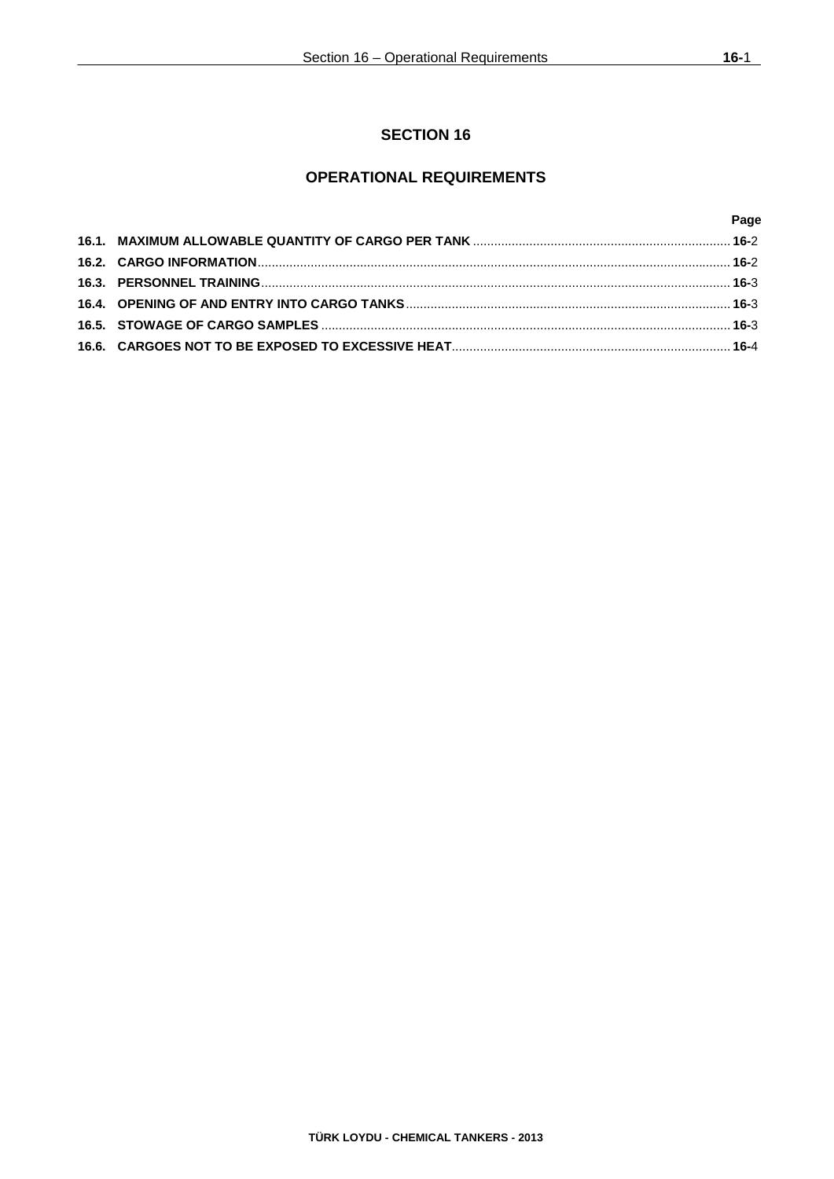# SECTION 16

## OPERATIONAL REQUIREMENTS

| | Page |
|---|---|
| **16.1. MAXIMUM ALLOWABLE QUANTITY OF CARGO PER TANK** | **16-**2 |
| **16.2. CARGO INFORMATION** | **16-**2 |
| **16.3. PERSONNEL TRAINING** | **16-**3 |
| **16.4. OPENING OF AND ENTRY INTO CARGO TANKS** | **16-**3 |
| **16.5. STOWAGE OF CARGO SAMPLES** | **16-**3 |
| **16.6. CARGOES NOT TO BE EXPOSED TO EXCESSIVE HEAT** | **16-**4 |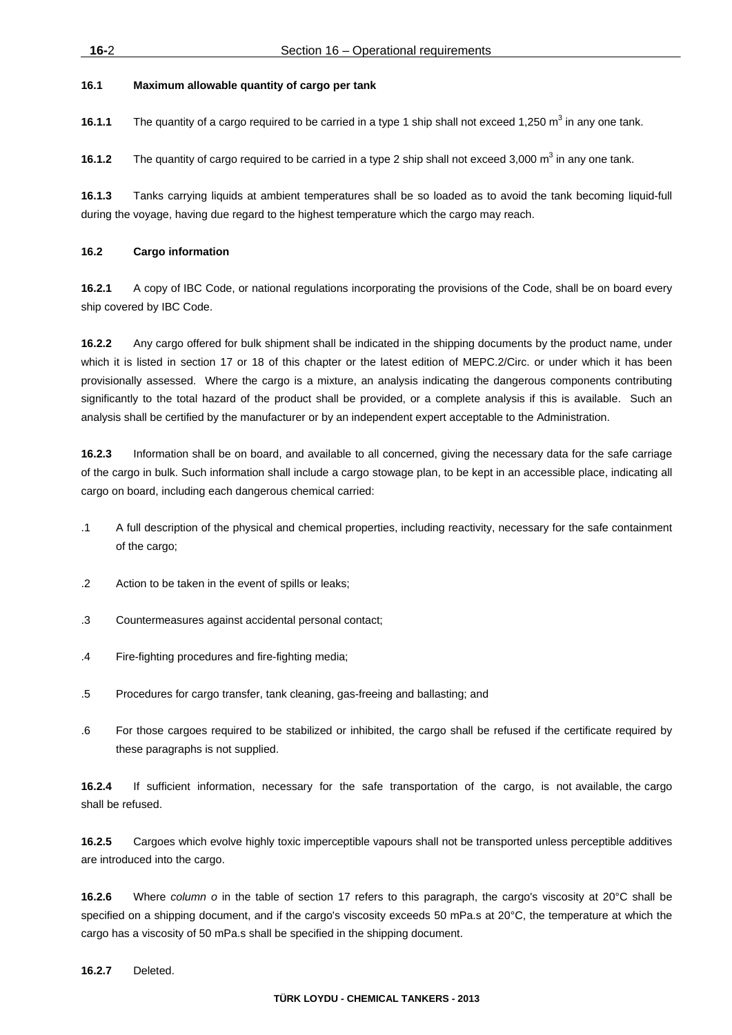### 16.1 Maximum allowable quantity of cargo per tank

**16.1.1** The quantity of a cargo required to be carried in a type 1 ship shall not exceed 1,250 $m^3$ in any one tank.

**16.1.2** The quantity of cargo required to be carried in a type 2 ship shall not exceed 3,000 $m^3$ in any one tank.

**16.1.3** Tanks carrying liquids at ambient temperatures shall be so loaded as to avoid the tank becoming liquid-full during the voyage, having due regard to the highest temperature which the cargo may reach.

### 16.2 Cargo information

**16.2.1** A copy of IBC Code, or national regulations incorporating the provisions of the Code, shall be on board every ship covered by IBC Code.

**16.2.2** Any cargo offered for bulk shipment shall be indicated in the shipping documents by the product name, under which it is listed in section 17 or 18 of this chapter or the latest edition of MEPC.2/Circ. or under which it has been provisionally assessed. Where the cargo is a mixture, an analysis indicating the dangerous components contributing significantly to the total hazard of the product shall be provided, or a complete analysis if this is available. Such an analysis shall be certified by the manufacturer or by an independent expert acceptable to the Administration.

**16.2.3** Information shall be on board, and available to all concerned, giving the necessary data for the safe carriage of the cargo in bulk. Such information shall include a cargo stowage plan, to be kept in an accessible place, indicating all cargo on board, including each dangerous chemical carried:

.1 A full description of the physical and chemical properties, including reactivity, necessary for the safe containment of the cargo;

.2 Action to be taken in the event of spills or leaks;

.3 Countermeasures against accidental personal contact;

.4 Fire-fighting procedures and fire-fighting media;

.5 Procedures for cargo transfer, tank cleaning, gas-freeing and ballasting; and

.6 For those cargoes required to be stabilized or inhibited, the cargo shall be refused if the certificate required by these paragraphs is not supplied.

**16.2.4** If sufficient information, necessary for the safe transportation of the cargo, is not available, the cargo shall be refused.

**16.2.5** Cargoes which evolve highly toxic imperceptible vapours shall not be transported unless perceptible additives are introduced into the cargo.

**16.2.6** Where *column o* in the table of section 17 refers to this paragraph, the cargo's viscosity at 20°C shall be specified on a shipping document, and if the cargo's viscosity exceeds 50 mPa.s at 20°C, the temperature at which the cargo has a viscosity of 50 mPa.s shall be specified in the shipping document.

**16.2.7** Deleted.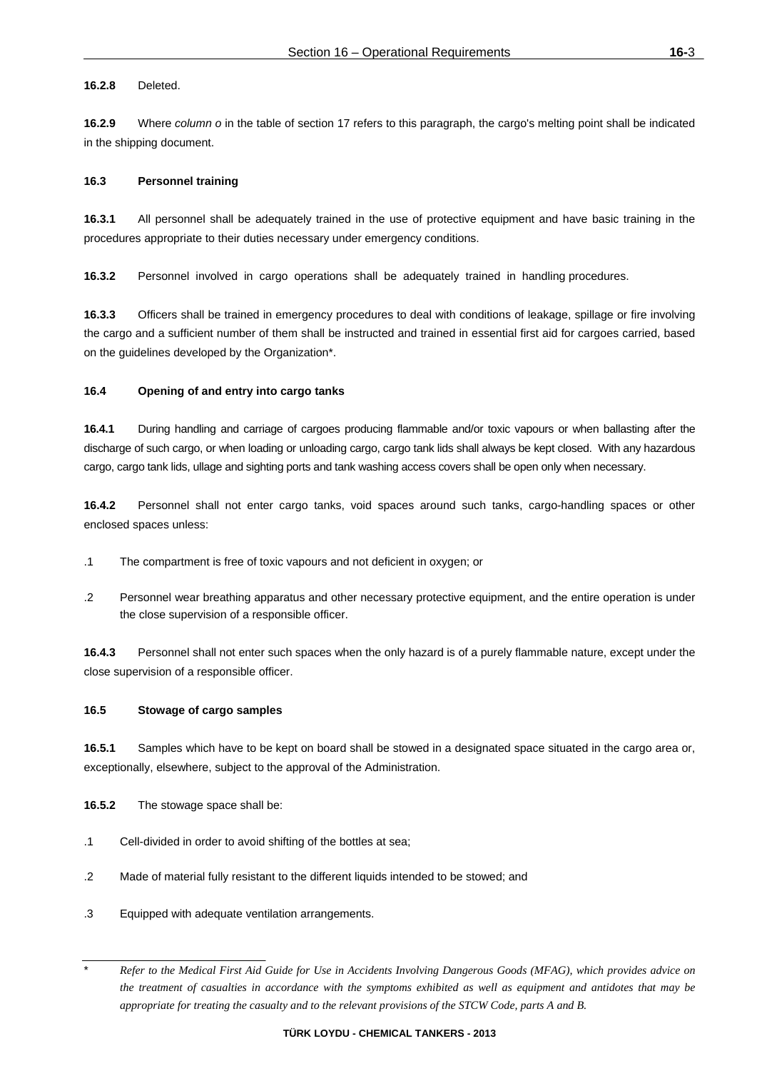**16.2.8** Deleted.

**16.2.9** Where *column o* in the table of section 17 refers to this paragraph, the cargo's melting point shall be indicated in the shipping document.

### 16.3 Personnel training

**16.3.1** All personnel shall be adequately trained in the use of protective equipment and have basic training in the procedures appropriate to their duties necessary under emergency conditions.

**16.3.2** Personnel involved in cargo operations shall be adequately trained in handling procedures.

**16.3.3** Officers shall be trained in emergency procedures to deal with conditions of leakage, spillage or fire involving the cargo and a sufficient number of them shall be instructed and trained in essential first aid for cargoes carried, based on the guidelines developed by the Organization*.

### 16.4 Opening of and entry into cargo tanks

**16.4.1** During handling and carriage of cargoes producing flammable and/or toxic vapours or when ballasting after the discharge of such cargo, or when loading or unloading cargo, cargo tank lids shall always be kept closed. With any hazardous cargo, cargo tank lids, ullage and sighting ports and tank washing access covers shall be open only when necessary.

**16.4.2** Personnel shall not enter cargo tanks, void spaces around such tanks, cargo-handling spaces or other enclosed spaces unless:

.1 The compartment is free of toxic vapours and not deficient in oxygen; or

.2 Personnel wear breathing apparatus and other necessary protective equipment, and the entire operation is under the close supervision of a responsible officer.

**16.4.3** Personnel shall not enter such spaces when the only hazard is of a purely flammable nature, except under the close supervision of a responsible officer.

### 16.5 Stowage of cargo samples

**16.5.1** Samples which have to be kept on board shall be stowed in a designated space situated in the cargo area or, exceptionally, elsewhere, subject to the approval of the Administration.

**16.5.2** The stowage space shall be:

.1 Cell-divided in order to avoid shifting of the bottles at sea;

.2 Made of material fully resistant to the different liquids intended to be stowed; and

.3 Equipped with adequate ventilation arrangements.

---

\* *Refer to the Medical First Aid Guide for Use in Accidents Involving Dangerous Goods (MFAG), which provides advice on the treatment of casualties in accordance with the symptoms exhibited as well as equipment and antidotes that may be appropriate for treating the casualty and to the relevant provisions of the STCW Code, parts A and B.*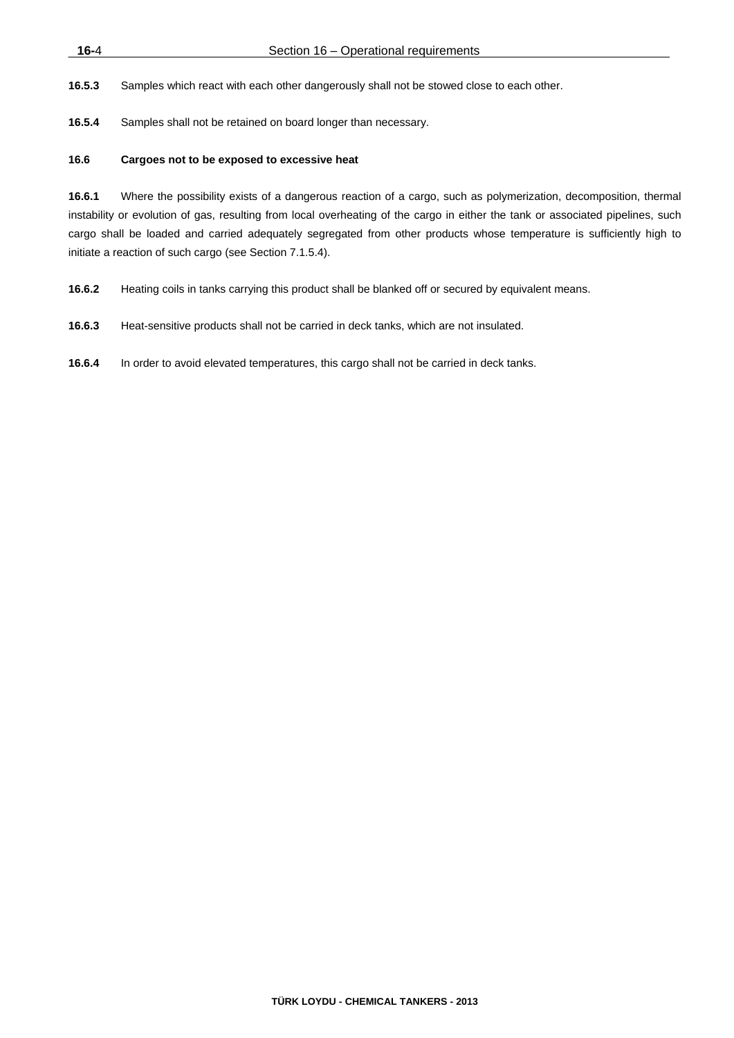**16.5.3** Samples which react with each other dangerously shall not be stowed close to each other.

**16.5.4** Samples shall not be retained on board longer than necessary.

### 16.6 Cargoes not to be exposed to excessive heat

**16.6.1** Where the possibility exists of a dangerous reaction of a cargo, such as polymerization, decomposition, thermal instability or evolution of gas, resulting from local overheating of the cargo in either the tank or associated pipelines, such cargo shall be loaded and carried adequately segregated from other products whose temperature is sufficiently high to initiate a reaction of such cargo (see Section 7.1.5.4).

**16.6.2** Heating coils in tanks carrying this product shall be blanked off or secured by equivalent means.

**16.6.3** Heat-sensitive products shall not be carried in deck tanks, which are not insulated.

**16.6.4** In order to avoid elevated temperatures, this cargo shall not be carried in deck tanks.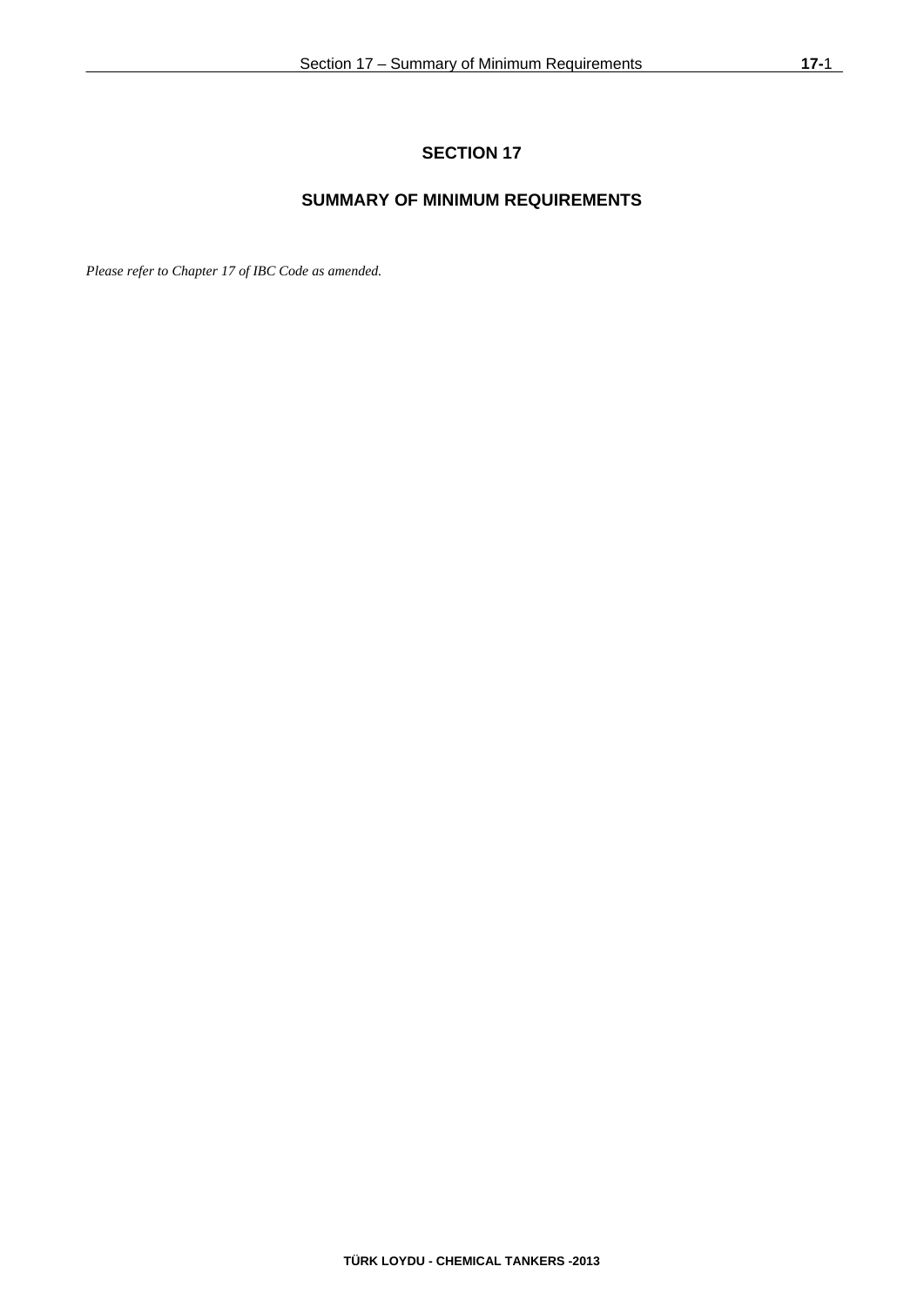# SECTION 17

## SUMMARY OF MINIMUM REQUIREMENTS

*Please refer to Chapter 17 of IBC Code as amended.*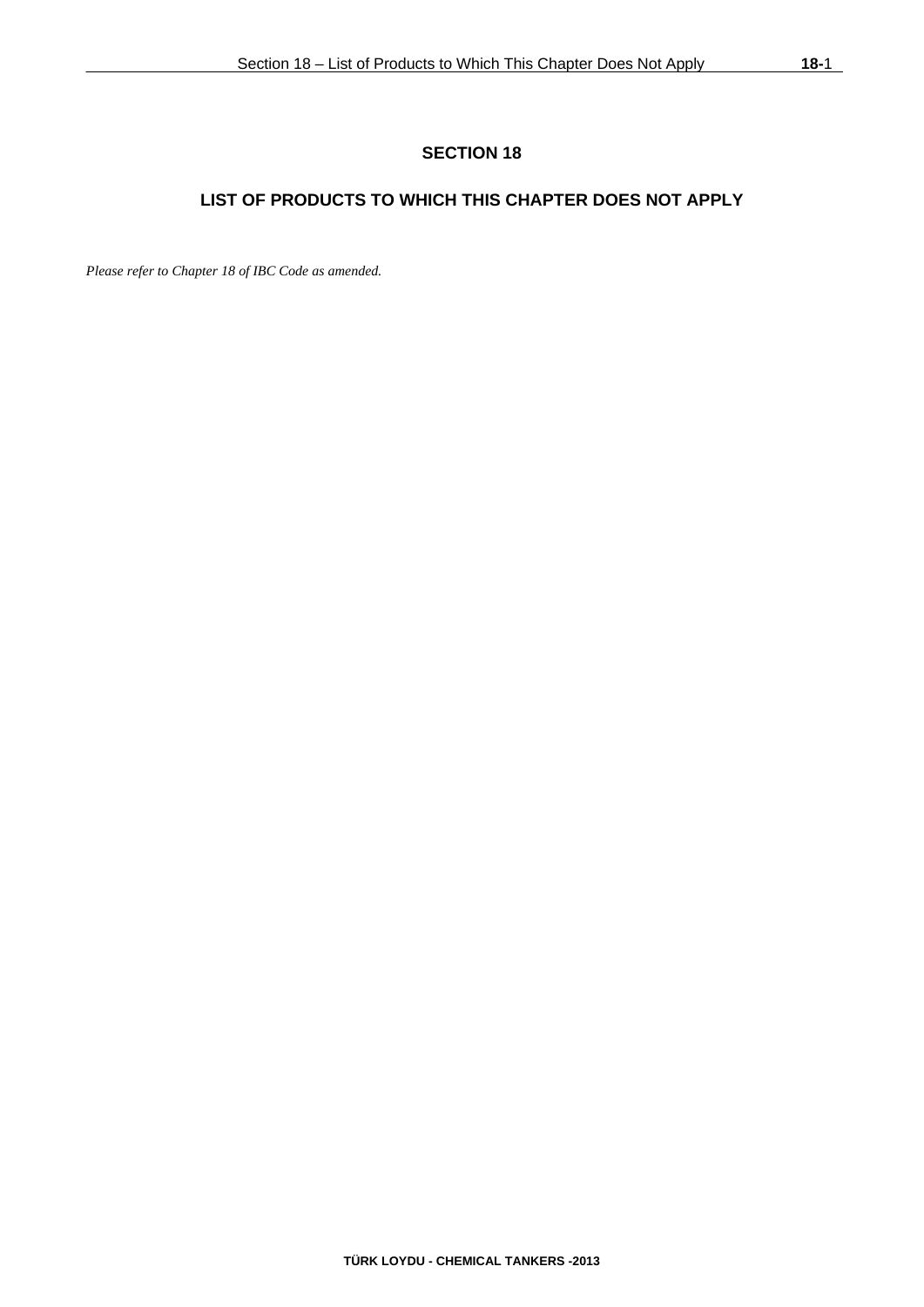# SECTION 18

## LIST OF PRODUCTS TO WHICH THIS CHAPTER DOES NOT APPLY

*Please refer to Chapter 18 of IBC Code as amended.*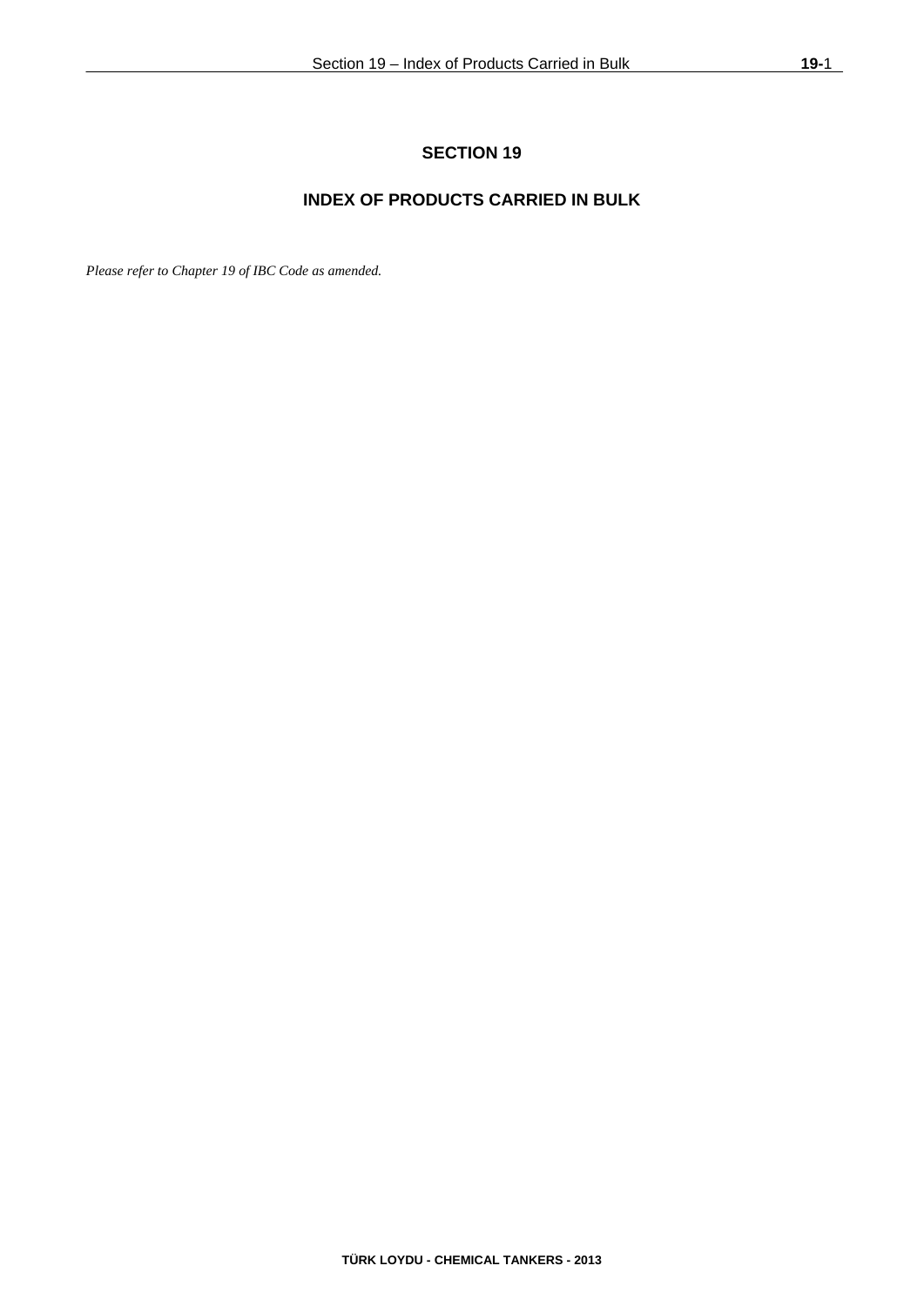# SECTION 19

## INDEX OF PRODUCTS CARRIED IN BULK

*Please refer to Chapter 19 of IBC Code as amended.*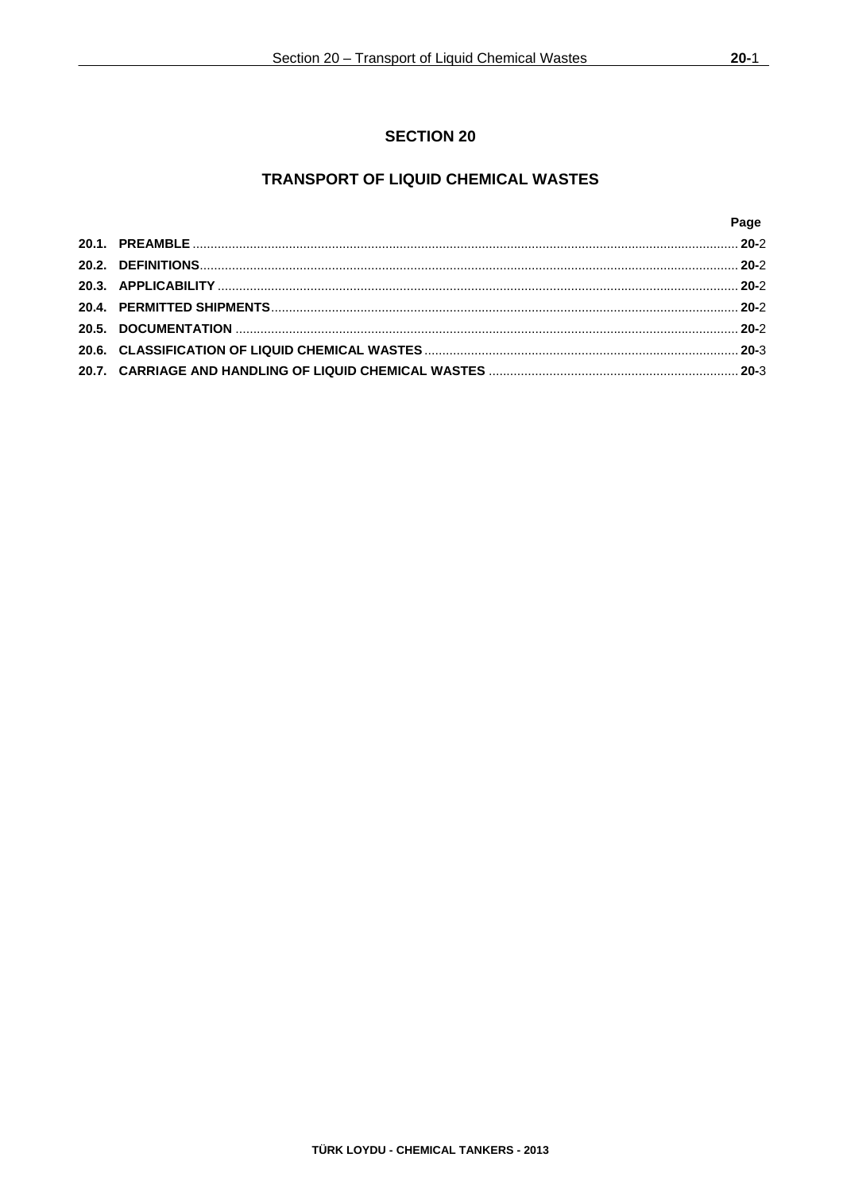# SECTION 20

## TRANSPORT OF LIQUID CHEMICAL WASTES

| | Page |
|---|---|
| **20.1. PREAMBLE** | **20-**2 |
| **20.2. DEFINITIONS** | **20-**2 |
| **20.3. APPLICABILITY** | **20-**2 |
| **20.4. PERMITTED SHIPMENTS** | **20-**2 |
| **20.5. DOCUMENTATION** | **20-**2 |
| **20.6. CLASSIFICATION OF LIQUID CHEMICAL WASTES** | **20-**3 |
| **20.7. CARRIAGE AND HANDLING OF LIQUID CHEMICAL WASTES** | **20-**3 |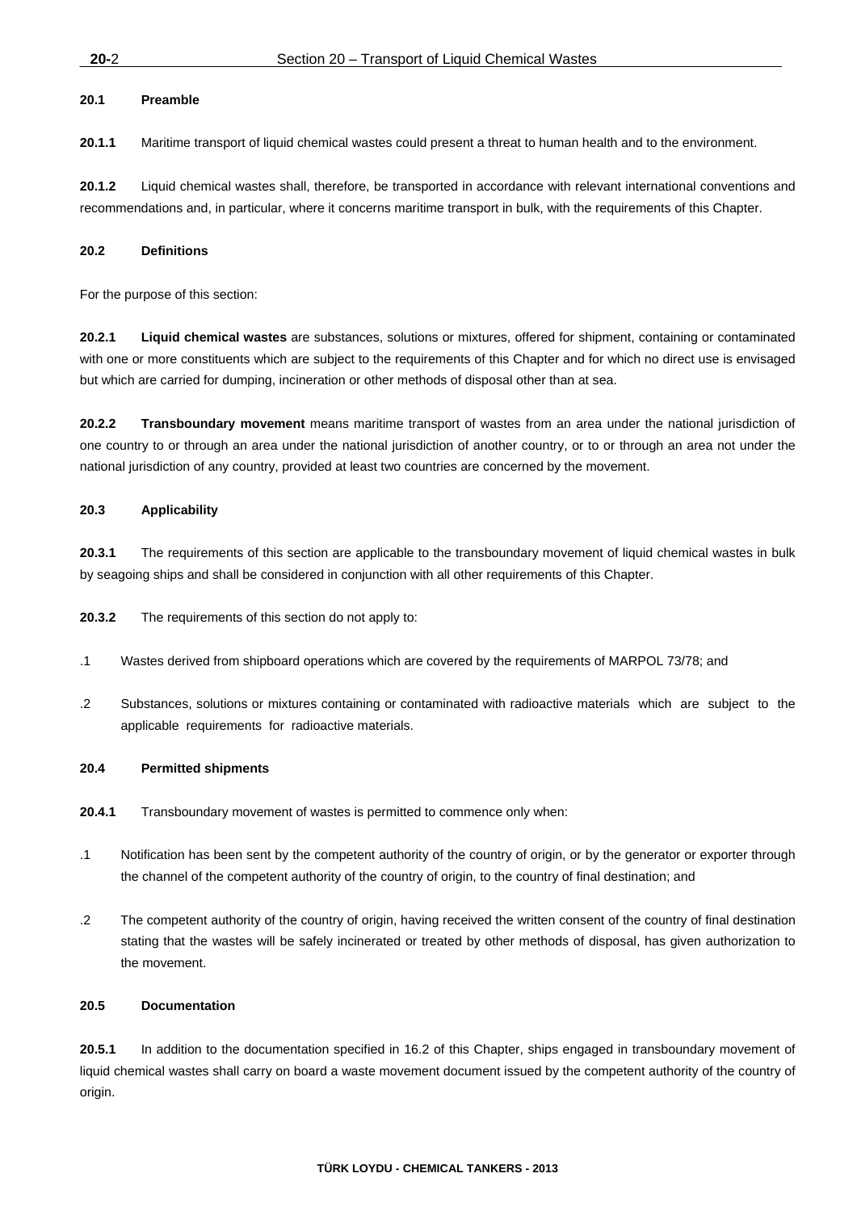## 20.1 Preamble

**20.1.1** Maritime transport of liquid chemical wastes could present a threat to human health and to the environment.

**20.1.2** Liquid chemical wastes shall, therefore, be transported in accordance with relevant international conventions and recommendations and, in particular, where it concerns maritime transport in bulk, with the requirements of this Chapter.

## 20.2 Definitions

For the purpose of this section:

**20.2.1 Liquid chemical wastes** are substances, solutions or mixtures, offered for shipment, containing or contaminated with one or more constituents which are subject to the requirements of this Chapter and for which no direct use is envisaged but which are carried for dumping, incineration or other methods of disposal other than at sea.

**20.2.2 Transboundary movement** means maritime transport of wastes from an area under the national jurisdiction of one country to or through an area under the national jurisdiction of another country, or to or through an area not under the national jurisdiction of any country, provided at least two countries are concerned by the movement.

## 20.3 Applicability

**20.3.1** The requirements of this section are applicable to the transboundary movement of liquid chemical wastes in bulk by seagoing ships and shall be considered in conjunction with all other requirements of this Chapter.

**20.3.2** The requirements of this section do not apply to:

.1 Wastes derived from shipboard operations which are covered by the requirements of MARPOL 73/78; and

.2 Substances, solutions or mixtures containing or contaminated with radioactive materials which are subject to the applicable requirements for radioactive materials.

## 20.4 Permitted shipments

**20.4.1** Transboundary movement of wastes is permitted to commence only when:

.1 Notification has been sent by the competent authority of the country of origin, or by the generator or exporter through the channel of the competent authority of the country of origin, to the country of final destination; and

.2 The competent authority of the country of origin, having received the written consent of the country of final destination stating that the wastes will be safely incinerated or treated by other methods of disposal, has given authorization to the movement.

## 20.5 Documentation

**20.5.1** In addition to the documentation specified in 16.2 of this Chapter, ships engaged in transboundary movement of liquid chemical wastes shall carry on board a waste movement document issued by the competent authority of the country of origin.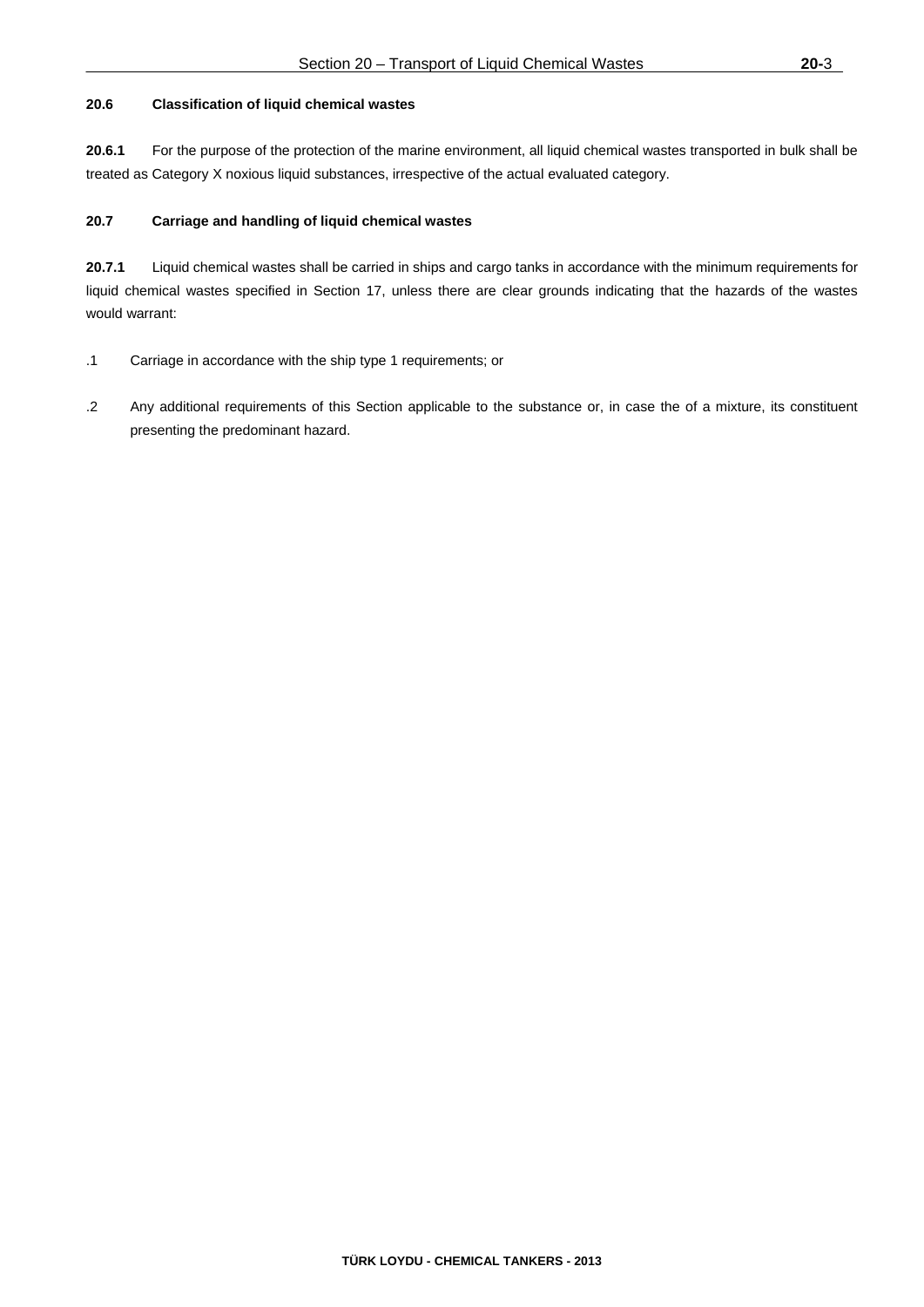### 20.6 Classification of liquid chemical wastes

**20.6.1** For the purpose of the protection of the marine environment, all liquid chemical wastes transported in bulk shall be treated as Category X noxious liquid substances, irrespective of the actual evaluated category.

### 20.7 Carriage and handling of liquid chemical wastes

**20.7.1** Liquid chemical wastes shall be carried in ships and cargo tanks in accordance with the minimum requirements for liquid chemical wastes specified in Section 17, unless there are clear grounds indicating that the hazards of the wastes would warrant:

.1 Carriage in accordance with the ship type 1 requirements; or

.2 Any additional requirements of this Section applicable to the substance or, in case the of a mixture, its constituent presenting the predominant hazard.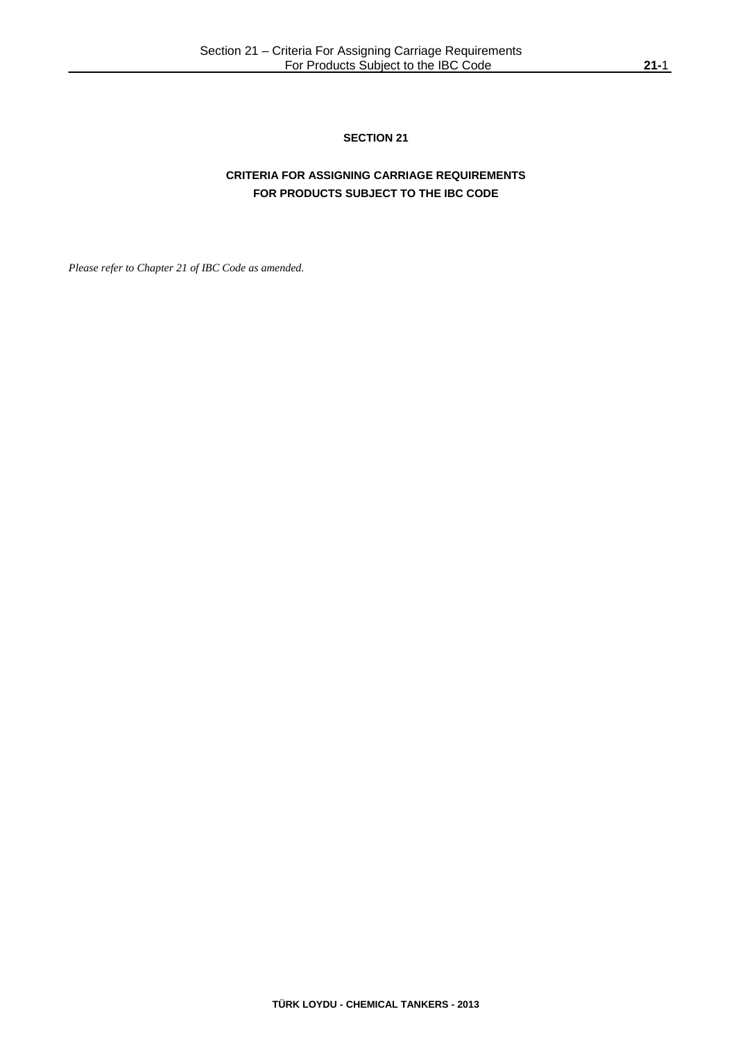# SECTION 21

## CRITERIA FOR ASSIGNING CARRIAGE REQUIREMENTS FOR PRODUCTS SUBJECT TO THE IBC CODE

*Please refer to Chapter 21 of IBC Code as amended.*